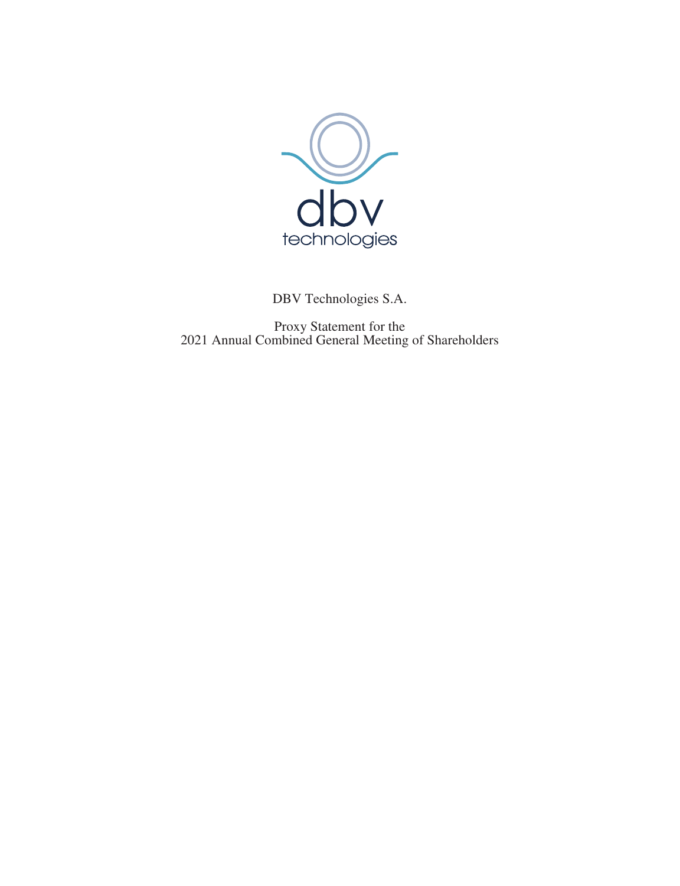DBV Technologies S.A.

Proxy Statement for the
2021 Annual Combined General Meeting of Shareholders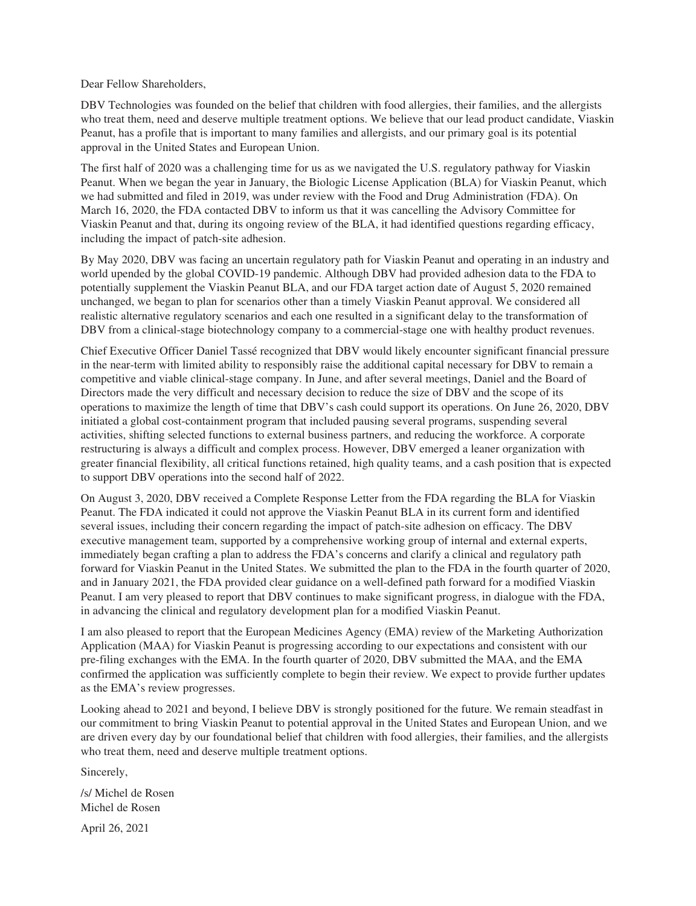Dear Fellow Shareholders,

DBV Technologies was founded on the belief that children with food allergies, their families, and the allergists who treat them, need and deserve multiple treatment options. We believe that our lead product candidate, Viaskin Peanut, has a profile that is important to many families and allergists, and our primary goal is its potential approval in the United States and European Union.

The first half of 2020 was a challenging time for us as we navigated the U.S. regulatory pathway for Viaskin Peanut. When we began the year in January, the Biologic License Application (BLA) for Viaskin Peanut, which we had submitted and filed in 2019, was under review with the Food and Drug Administration (FDA). On March 16, 2020, the FDA contacted DBV to inform us that it was cancelling the Advisory Committee for Viaskin Peanut and that, during its ongoing review of the BLA, it had identified questions regarding efficacy, including the impact of patch-site adhesion.

By May 2020, DBV was facing an uncertain regulatory path for Viaskin Peanut and operating in an industry and world upended by the global COVID-19 pandemic. Although DBV had provided adhesion data to the FDA to potentially supplement the Viaskin Peanut BLA, and our FDA target action date of August 5, 2020 remained unchanged, we began to plan for scenarios other than a timely Viaskin Peanut approval. We considered all realistic alternative regulatory scenarios and each one resulted in a significant delay to the transformation of DBV from a clinical-stage biotechnology company to a commercial-stage one with healthy product revenues.

Chief Executive Officer Daniel Tassé recognized that DBV would likely encounter significant financial pressure in the near-term with limited ability to responsibly raise the additional capital necessary for DBV to remain a competitive and viable clinical-stage company. In June, and after several meetings, Daniel and the Board of Directors made the very difficult and necessary decision to reduce the size of DBV and the scope of its operations to maximize the length of time that DBV's cash could support its operations. On June 26, 2020, DBV initiated a global cost-containment program that included pausing several programs, suspending several activities, shifting selected functions to external business partners, and reducing the workforce. A corporate restructuring is always a difficult and complex process. However, DBV emerged a leaner organization with greater financial flexibility, all critical functions retained, high quality teams, and a cash position that is expected to support DBV operations into the second half of 2022.

On August 3, 2020, DBV received a Complete Response Letter from the FDA regarding the BLA for Viaskin Peanut. The FDA indicated it could not approve the Viaskin Peanut BLA in its current form and identified several issues, including their concern regarding the impact of patch-site adhesion on efficacy. The DBV executive management team, supported by a comprehensive working group of internal and external experts, immediately began crafting a plan to address the FDA's concerns and clarify a clinical and regulatory path forward for Viaskin Peanut in the United States. We submitted the plan to the FDA in the fourth quarter of 2020, and in January 2021, the FDA provided clear guidance on a well-defined path forward for a modified Viaskin Peanut. I am very pleased to report that DBV continues to make significant progress, in dialogue with the FDA, in advancing the clinical and regulatory development plan for a modified Viaskin Peanut.

I am also pleased to report that the European Medicines Agency (EMA) review of the Marketing Authorization Application (MAA) for Viaskin Peanut is progressing according to our expectations and consistent with our pre-filing exchanges with the EMA. In the fourth quarter of 2020, DBV submitted the MAA, and the EMA confirmed the application was sufficiently complete to begin their review. We expect to provide further updates as the EMA's review progresses.

Looking ahead to 2021 and beyond, I believe DBV is strongly positioned for the future. We remain steadfast in our commitment to bring Viaskin Peanut to potential approval in the United States and European Union, and we are driven every day by our foundational belief that children with food allergies, their families, and the allergists who treat them, need and deserve multiple treatment options.

Sincerely,

/s/ Michel de Rosen
Michel de Rosen

April 26, 2021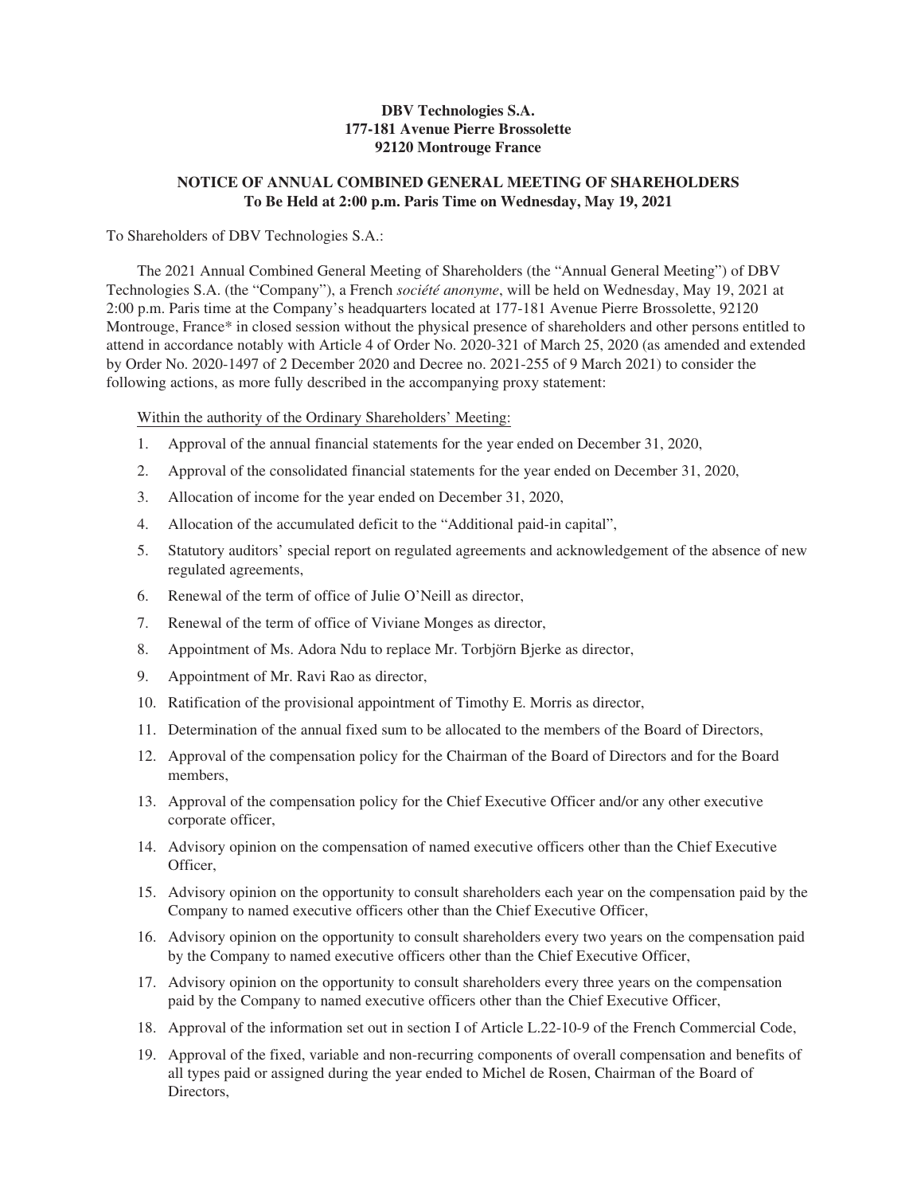**DBV Technologies S.A.**
**177-181 Avenue Pierre Brossolette**
**92120 Montrouge France**

**NOTICE OF ANNUAL COMBINED GENERAL MEETING OF SHAREHOLDERS**
**To Be Held at 2:00 p.m. Paris Time on Wednesday, May 19, 2021**

To Shareholders of DBV Technologies S.A.:

The 2021 Annual Combined General Meeting of Shareholders (the "Annual General Meeting") of DBV Technologies S.A. (the "Company"), a French *société anonyme*, will be held on Wednesday, May 19, 2021 at 2:00 p.m. Paris time at the Company's headquarters located at 177-181 Avenue Pierre Brossolette, 92120 Montrouge, France* in closed session without the physical presence of shareholders and other persons entitled to attend in accordance notably with Article 4 of Order No. 2020-321 of March 25, 2020 (as amended and extended by Order No. 2020-1497 of 2 December 2020 and Decree no. 2021-255 of 9 March 2021) to consider the following actions, as more fully described in the accompanying proxy statement:

Within the authority of the Ordinary Shareholders' Meeting:

1. Approval of the annual financial statements for the year ended on December 31, 2020,
2. Approval of the consolidated financial statements for the year ended on December 31, 2020,
3. Allocation of income for the year ended on December 31, 2020,
4. Allocation of the accumulated deficit to the "Additional paid-in capital",
5. Statutory auditors' special report on regulated agreements and acknowledgement of the absence of new regulated agreements,
6. Renewal of the term of office of Julie O'Neill as director,
7. Renewal of the term of office of Viviane Monges as director,
8. Appointment of Ms. Adora Ndu to replace Mr. Torbjörn Bjerke as director,
9. Appointment of Mr. Ravi Rao as director,
10. Ratification of the provisional appointment of Timothy E. Morris as director,
11. Determination of the annual fixed sum to be allocated to the members of the Board of Directors,
12. Approval of the compensation policy for the Chairman of the Board of Directors and for the Board members,
13. Approval of the compensation policy for the Chief Executive Officer and/or any other executive corporate officer,
14. Advisory opinion on the compensation of named executive officers other than the Chief Executive Officer,
15. Advisory opinion on the opportunity to consult shareholders each year on the compensation paid by the Company to named executive officers other than the Chief Executive Officer,
16. Advisory opinion on the opportunity to consult shareholders every two years on the compensation paid by the Company to named executive officers other than the Chief Executive Officer,
17. Advisory opinion on the opportunity to consult shareholders every three years on the compensation paid by the Company to named executive officers other than the Chief Executive Officer,
18. Approval of the information set out in section I of Article L.22-10-9 of the French Commercial Code,
19. Approval of the fixed, variable and non-recurring components of overall compensation and benefits of all types paid or assigned during the year ended to Michel de Rosen, Chairman of the Board of Directors,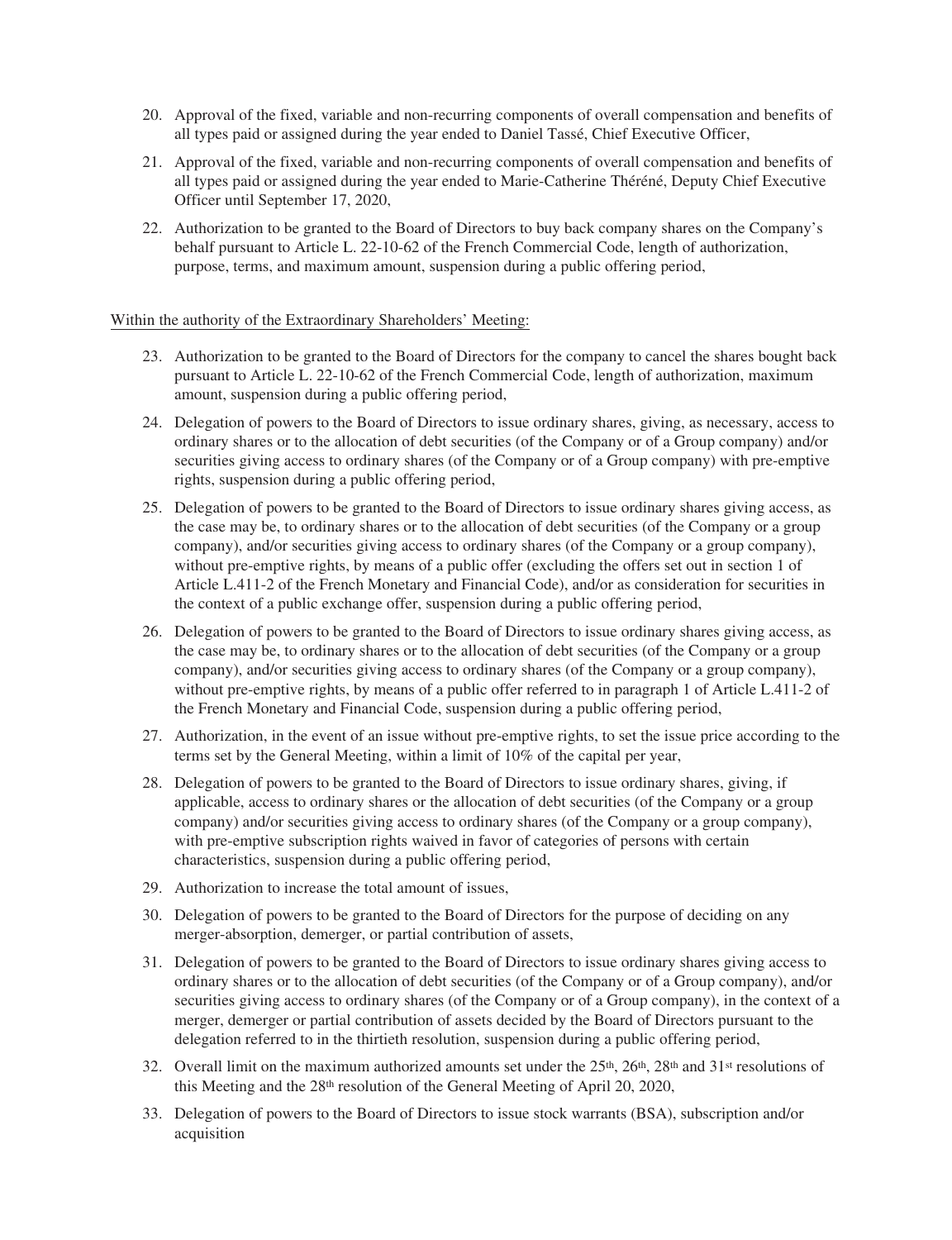20. Approval of the fixed, variable and non-recurring components of overall compensation and benefits of all types paid or assigned during the year ended to Daniel Tassé, Chief Executive Officer,
21. Approval of the fixed, variable and non-recurring components of overall compensation and benefits of all types paid or assigned during the year ended to Marie-Catherine Théréné, Deputy Chief Executive Officer until September 17, 2020,
22. Authorization to be granted to the Board of Directors to buy back company shares on the Company's behalf pursuant to Article L. 22-10-62 of the French Commercial Code, length of authorization, purpose, terms, and maximum amount, suspension during a public offering period,

Within the authority of the Extraordinary Shareholders' Meeting:

23. Authorization to be granted to the Board of Directors for the company to cancel the shares bought back pursuant to Article L. 22-10-62 of the French Commercial Code, length of authorization, maximum amount, suspension during a public offering period,
24. Delegation of powers to the Board of Directors to issue ordinary shares, giving, as necessary, access to ordinary shares or to the allocation of debt securities (of the Company or of a Group company) and/or securities giving access to ordinary shares (of the Company or of a Group company) with pre-emptive rights, suspension during a public offering period,
25. Delegation of powers to be granted to the Board of Directors to issue ordinary shares giving access, as the case may be, to ordinary shares or to the allocation of debt securities (of the Company or a group company), and/or securities giving access to ordinary shares (of the Company or a group company), without pre-emptive rights, by means of a public offer (excluding the offers set out in section 1 of Article L.411-2 of the French Monetary and Financial Code), and/or as consideration for securities in the context of a public exchange offer, suspension during a public offering period,
26. Delegation of powers to be granted to the Board of Directors to issue ordinary shares giving access, as the case may be, to ordinary shares or to the allocation of debt securities (of the Company or a group company), and/or securities giving access to ordinary shares (of the Company or a group company), without pre-emptive rights, by means of a public offer referred to in paragraph 1 of Article L.411-2 of the French Monetary and Financial Code, suspension during a public offering period,
27. Authorization, in the event of an issue without pre-emptive rights, to set the issue price according to the terms set by the General Meeting, within a limit of 10% of the capital per year,
28. Delegation of powers to be granted to the Board of Directors to issue ordinary shares, giving, if applicable, access to ordinary shares or the allocation of debt securities (of the Company or a group company) and/or securities giving access to ordinary shares (of the Company or a group company), with pre-emptive subscription rights waived in favor of categories of persons with certain characteristics, suspension during a public offering period,
29. Authorization to increase the total amount of issues,
30. Delegation of powers to be granted to the Board of Directors for the purpose of deciding on any merger-absorption, demerger, or partial contribution of assets,
31. Delegation of powers to be granted to the Board of Directors to issue ordinary shares giving access to ordinary shares or to the allocation of debt securities (of the Company or of a Group company), and/or securities giving access to ordinary shares (of the Company or of a Group company), in the context of a merger, demerger or partial contribution of assets decided by the Board of Directors pursuant to the delegation referred to in the thirtieth resolution, suspension during a public offering period,
32. Overall limit on the maximum authorized amounts set under the 25th, 26th, 28th and 31st resolutions of this Meeting and the 28th resolution of the General Meeting of April 20, 2020,
33. Delegation of powers to the Board of Directors to issue stock warrants (BSA), subscription and/or acquisition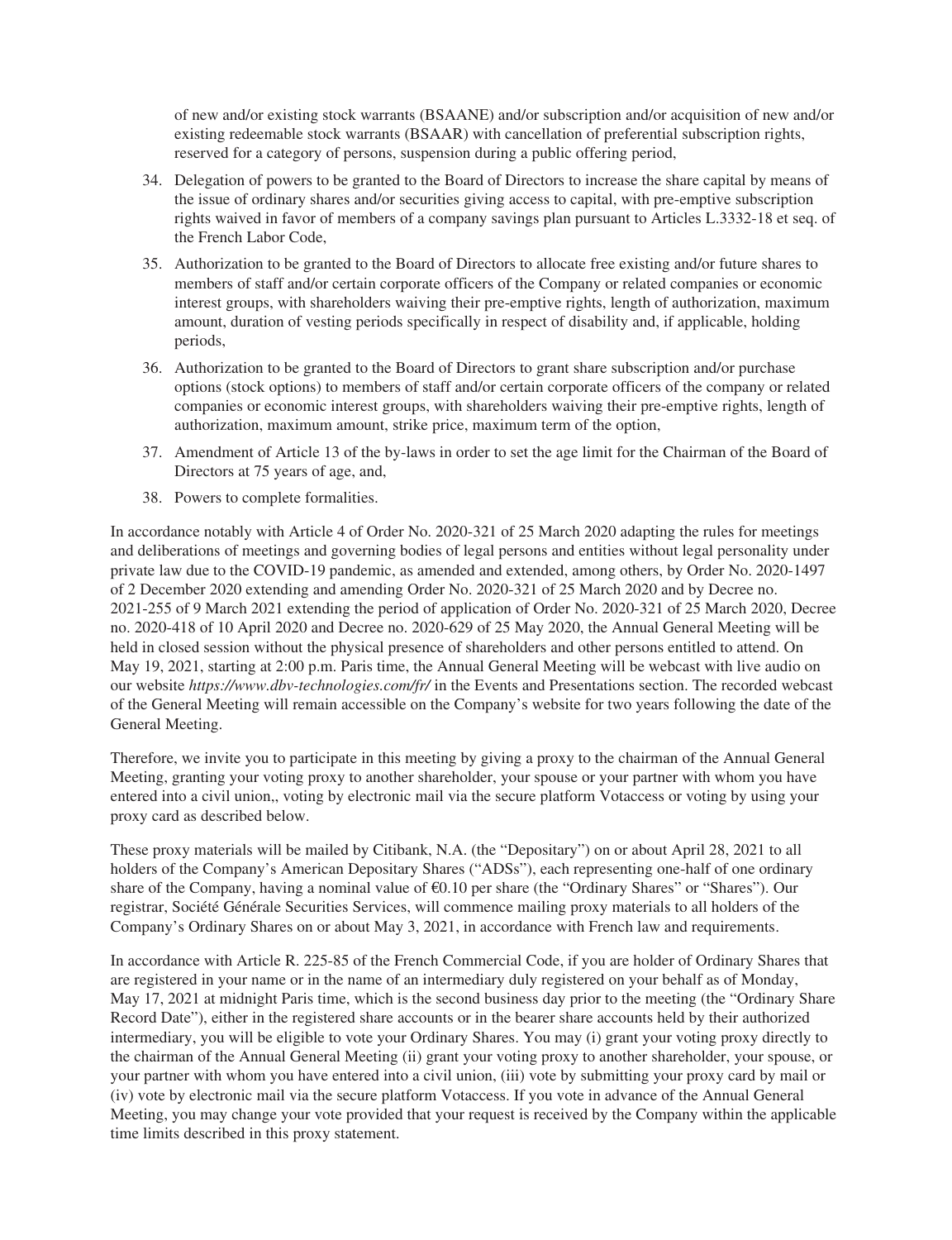of new and/or existing stock warrants (BSAANE) and/or subscription and/or acquisition of new and/or existing redeemable stock warrants (BSAAR) with cancellation of preferential subscription rights, reserved for a category of persons, suspension during a public offering period,

34. Delegation of powers to be granted to the Board of Directors to increase the share capital by means of the issue of ordinary shares and/or securities giving access to capital, with pre-emptive subscription rights waived in favor of members of a company savings plan pursuant to Articles L.3332-18 et seq. of the French Labor Code,
35. Authorization to be granted to the Board of Directors to allocate free existing and/or future shares to members of staff and/or certain corporate officers of the Company or related companies or economic interest groups, with shareholders waiving their pre-emptive rights, length of authorization, maximum amount, duration of vesting periods specifically in respect of disability and, if applicable, holding periods,
36. Authorization to be granted to the Board of Directors to grant share subscription and/or purchase options (stock options) to members of staff and/or certain corporate officers of the company or related companies or economic interest groups, with shareholders waiving their pre-emptive rights, length of authorization, maximum amount, strike price, maximum term of the option,
37. Amendment of Article 13 of the by-laws in order to set the age limit for the Chairman of the Board of Directors at 75 years of age, and,
38. Powers to complete formalities.

In accordance notably with Article 4 of Order No. 2020-321 of 25 March 2020 adapting the rules for meetings and deliberations of meetings and governing bodies of legal persons and entities without legal personality under private law due to the COVID-19 pandemic, as amended and extended, among others, by Order No. 2020-1497 of 2 December 2020 extending and amending Order No. 2020-321 of 25 March 2020 and by Decree no. 2021-255 of 9 March 2021 extending the period of application of Order No. 2020-321 of 25 March 2020, Decree no. 2020-418 of 10 April 2020 and Decree no. 2020-629 of 25 May 2020, the Annual General Meeting will be held in closed session without the physical presence of shareholders and other persons entitled to attend. On May 19, 2021, starting at 2:00 p.m. Paris time, the Annual General Meeting will be webcast with live audio on our website *https://www.dbv-technologies.com/fr/* in the Events and Presentations section. The recorded webcast of the General Meeting will remain accessible on the Company's website for two years following the date of the General Meeting.

Therefore, we invite you to participate in this meeting by giving a proxy to the chairman of the Annual General Meeting, granting your voting proxy to another shareholder, your spouse or your partner with whom you have entered into a civil union,, voting by electronic mail via the secure platform Votaccess or voting by using your proxy card as described below.

These proxy materials will be mailed by Citibank, N.A. (the "Depositary") on or about April 28, 2021 to all holders of the Company's American Depositary Shares ("ADSs"), each representing one-half of one ordinary share of the Company, having a nominal value of €0.10 per share (the "Ordinary Shares" or "Shares"). Our registrar, Société Générale Securities Services, will commence mailing proxy materials to all holders of the Company's Ordinary Shares on or about May 3, 2021, in accordance with French law and requirements.

In accordance with Article R. 225-85 of the French Commercial Code, if you are holder of Ordinary Shares that are registered in your name or in the name of an intermediary duly registered on your behalf as of Monday, May 17, 2021 at midnight Paris time, which is the second business day prior to the meeting (the "Ordinary Share Record Date"), either in the registered share accounts or in the bearer share accounts held by their authorized intermediary, you will be eligible to vote your Ordinary Shares. You may (i) grant your voting proxy directly to the chairman of the Annual General Meeting (ii) grant your voting proxy to another shareholder, your spouse, or your partner with whom you have entered into a civil union, (iii) vote by submitting your proxy card by mail or (iv) vote by electronic mail via the secure platform Votaccess. If you vote in advance of the Annual General Meeting, you may change your vote provided that your request is received by the Company within the applicable time limits described in this proxy statement.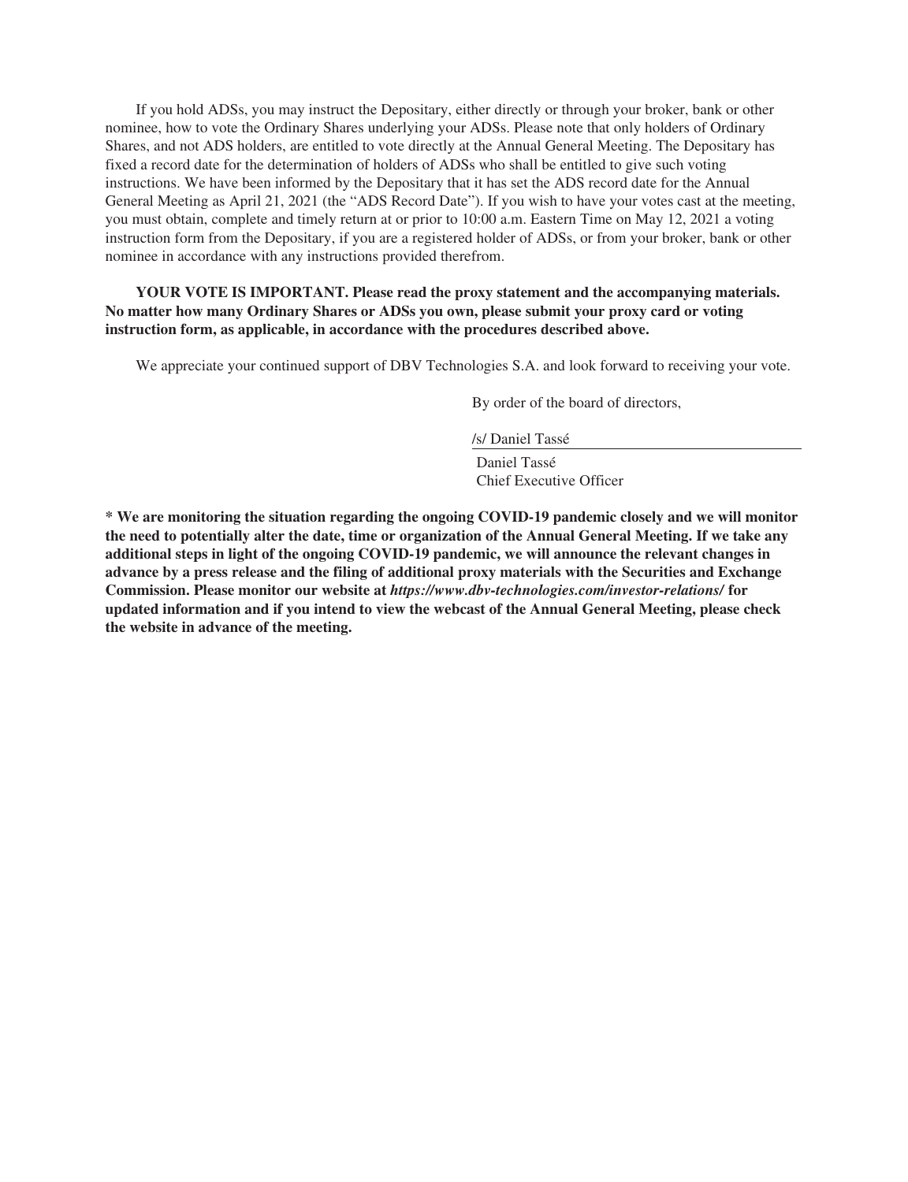If you hold ADSs, you may instruct the Depositary, either directly or through your broker, bank or other nominee, how to vote the Ordinary Shares underlying your ADSs. Please note that only holders of Ordinary Shares, and not ADS holders, are entitled to vote directly at the Annual General Meeting. The Depositary has fixed a record date for the determination of holders of ADSs who shall be entitled to give such voting instructions. We have been informed by the Depositary that it has set the ADS record date for the Annual General Meeting as April 21, 2021 (the "ADS Record Date"). If you wish to have your votes cast at the meeting, you must obtain, complete and timely return at or prior to 10:00 a.m. Eastern Time on May 12, 2021 a voting instruction form from the Depositary, if you are a registered holder of ADSs, or from your broker, bank or other nominee in accordance with any instructions provided therefrom.

**YOUR VOTE IS IMPORTANT. Please read the proxy statement and the accompanying materials. No matter how many Ordinary Shares or ADSs you own, please submit your proxy card or voting instruction form, as applicable, in accordance with the procedures described above.**

We appreciate your continued support of DBV Technologies S.A. and look forward to receiving your vote.

By order of the board of directors,

/s/ Daniel Tassé

Daniel Tassé
Chief Executive Officer

**\* We are monitoring the situation regarding the ongoing COVID-19 pandemic closely and we will monitor the need to potentially alter the date, time or organization of the Annual General Meeting. If we take any additional steps in light of the ongoing COVID-19 pandemic, we will announce the relevant changes in advance by a press release and the filing of additional proxy materials with the Securities and Exchange Commission. Please monitor our website at *https://www.dbv-technologies.com/investor-relations/* for updated information and if you intend to view the webcast of the Annual General Meeting, please check the website in advance of the meeting.**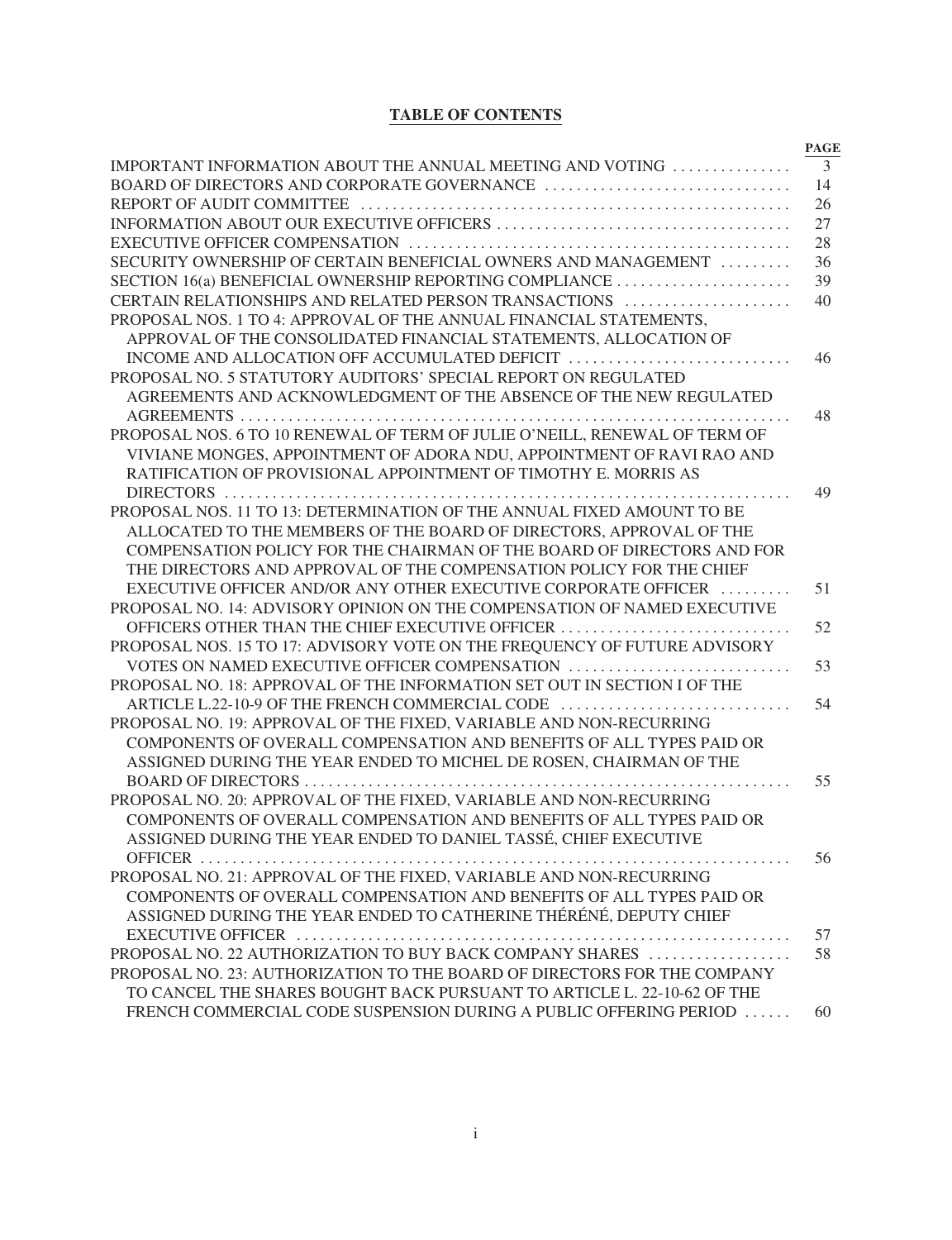## TABLE OF CONTENTS

| | PAGE |
|---|---|
| IMPORTANT INFORMATION ABOUT THE ANNUAL MEETING AND VOTING | 3 |
| BOARD OF DIRECTORS AND CORPORATE GOVERNANCE | 14 |
| REPORT OF AUDIT COMMITTEE | 26 |
| INFORMATION ABOUT OUR EXECUTIVE OFFICERS | 27 |
| EXECUTIVE OFFICER COMPENSATION | 28 |
| SECURITY OWNERSHIP OF CERTAIN BENEFICIAL OWNERS AND MANAGEMENT | 36 |
| SECTION 16(a) BENEFICIAL OWNERSHIP REPORTING COMPLIANCE | 39 |
| CERTAIN RELATIONSHIPS AND RELATED PERSON TRANSACTIONS | 40 |
| PROPOSAL NOS. 1 TO 4: APPROVAL OF THE ANNUAL FINANCIAL STATEMENTS, APPROVAL OF THE CONSOLIDATED FINANCIAL STATEMENTS, ALLOCATION OF INCOME AND ALLOCATION OFF ACCUMULATED DEFICIT | 46 |
| PROPOSAL NO. 5 STATUTORY AUDITORS' SPECIAL REPORT ON REGULATED AGREEMENTS AND ACKNOWLEDGMENT OF THE ABSENCE OF THE NEW REGULATED AGREEMENTS | 48 |
| PROPOSAL NOS. 6 TO 10 RENEWAL OF TERM OF JULIE O'NEILL, RENEWAL OF TERM OF VIVIANE MONGES, APPOINTMENT OF ADORA NDU, APPOINTMENT OF RAVI RAO AND RATIFICATION OF PROVISIONAL APPOINTMENT OF TIMOTHY E. MORRIS AS DIRECTORS | 49 |
| PROPOSAL NOS. 11 TO 13: DETERMINATION OF THE ANNUAL FIXED AMOUNT TO BE ALLOCATED TO THE MEMBERS OF THE BOARD OF DIRECTORS, APPROVAL OF THE COMPENSATION POLICY FOR THE CHAIRMAN OF THE BOARD OF DIRECTORS AND FOR THE DIRECTORS AND APPROVAL OF THE COMPENSATION POLICY FOR THE CHIEF EXECUTIVE OFFICER AND/OR ANY OTHER EXECUTIVE CORPORATE OFFICER | 51 |
| PROPOSAL NO. 14: ADVISORY OPINION ON THE COMPENSATION OF NAMED EXECUTIVE OFFICERS OTHER THAN THE CHIEF EXECUTIVE OFFICER | 52 |
| PROPOSAL NOS. 15 TO 17: ADVISORY VOTE ON THE FREQUENCY OF FUTURE ADVISORY VOTES ON NAMED EXECUTIVE OFFICER COMPENSATION | 53 |
| PROPOSAL NO. 18: APPROVAL OF THE INFORMATION SET OUT IN SECTION I OF THE ARTICLE L.22-10-9 OF THE FRENCH COMMERCIAL CODE | 54 |
| PROPOSAL NO. 19: APPROVAL OF THE FIXED, VARIABLE AND NON-RECURRING COMPONENTS OF OVERALL COMPENSATION AND BENEFITS OF ALL TYPES PAID OR ASSIGNED DURING THE YEAR ENDED TO MICHEL DE ROSEN, CHAIRMAN OF THE BOARD OF DIRECTORS | 55 |
| PROPOSAL NO. 20: APPROVAL OF THE FIXED, VARIABLE AND NON-RECURRING COMPONENTS OF OVERALL COMPENSATION AND BENEFITS OF ALL TYPES PAID OR ASSIGNED DURING THE YEAR ENDED TO DANIEL TASSÉ, CHIEF EXECUTIVE OFFICER | 56 |
| PROPOSAL NO. 21: APPROVAL OF THE FIXED, VARIABLE AND NON-RECURRING COMPONENTS OF OVERALL COMPENSATION AND BENEFITS OF ALL TYPES PAID OR ASSIGNED DURING THE YEAR ENDED TO CATHERINE THÉRÉNÉ, DEPUTY CHIEF EXECUTIVE OFFICER | 57 |
| PROPOSAL NO. 22 AUTHORIZATION TO BUY BACK COMPANY SHARES | 58 |
| PROPOSAL NO. 23: AUTHORIZATION TO THE BOARD OF DIRECTORS FOR THE COMPANY TO CANCEL THE SHARES BOUGHT BACK PURSUANT TO ARTICLE L. 22-10-62 OF THE FRENCH COMMERCIAL CODE SUSPENSION DURING A PUBLIC OFFERING PERIOD | 60 |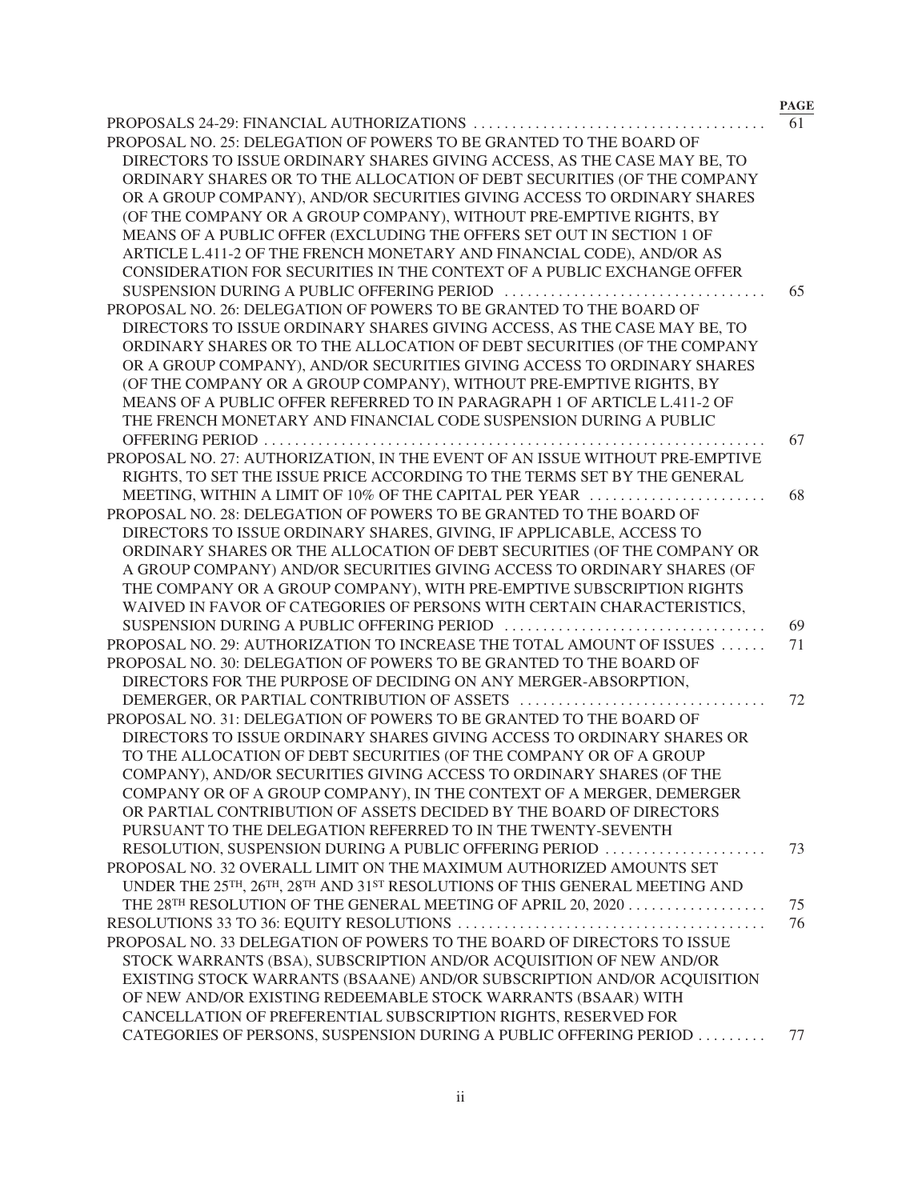| | PAGE |
|---|---|
| PROPOSALS 24-29: FINANCIAL AUTHORIZATIONS | 61 |
| PROPOSAL NO. 25: DELEGATION OF POWERS TO BE GRANTED TO THE BOARD OF DIRECTORS TO ISSUE ORDINARY SHARES GIVING ACCESS, AS THE CASE MAY BE, TO ORDINARY SHARES OR TO THE ALLOCATION OF DEBT SECURITIES (OF THE COMPANY OR A GROUP COMPANY), AND/OR SECURITIES GIVING ACCESS TO ORDINARY SHARES (OF THE COMPANY OR A GROUP COMPANY), WITHOUT PRE-EMPTIVE RIGHTS, BY MEANS OF A PUBLIC OFFER (EXCLUDING THE OFFERS SET OUT IN SECTION 1 OF ARTICLE L.411-2 OF THE FRENCH MONETARY AND FINANCIAL CODE), AND/OR AS CONSIDERATION FOR SECURITIES IN THE CONTEXT OF A PUBLIC EXCHANGE OFFER SUSPENSION DURING A PUBLIC OFFERING PERIOD | 65 |
| PROPOSAL NO. 26: DELEGATION OF POWERS TO BE GRANTED TO THE BOARD OF DIRECTORS TO ISSUE ORDINARY SHARES GIVING ACCESS, AS THE CASE MAY BE, TO ORDINARY SHARES OR TO THE ALLOCATION OF DEBT SECURITIES (OF THE COMPANY OR A GROUP COMPANY), AND/OR SECURITIES GIVING ACCESS TO ORDINARY SHARES (OF THE COMPANY OR A GROUP COMPANY), WITHOUT PRE-EMPTIVE RIGHTS, BY MEANS OF A PUBLIC OFFER REFERRED TO IN PARAGRAPH 1 OF ARTICLE L.411-2 OF THE FRENCH MONETARY AND FINANCIAL CODE SUSPENSION DURING A PUBLIC OFFERING PERIOD | 67 |
| PROPOSAL NO. 27: AUTHORIZATION, IN THE EVENT OF AN ISSUE WITHOUT PRE-EMPTIVE RIGHTS, TO SET THE ISSUE PRICE ACCORDING TO THE TERMS SET BY THE GENERAL MEETING, WITHIN A LIMIT OF 10% OF THE CAPITAL PER YEAR | 68 |
| PROPOSAL NO. 28: DELEGATION OF POWERS TO BE GRANTED TO THE BOARD OF DIRECTORS TO ISSUE ORDINARY SHARES, GIVING, IF APPLICABLE, ACCESS TO ORDINARY SHARES OR THE ALLOCATION OF DEBT SECURITIES (OF THE COMPANY OR A GROUP COMPANY) AND/OR SECURITIES GIVING ACCESS TO ORDINARY SHARES (OF THE COMPANY OR A GROUP COMPANY), WITH PRE-EMPTIVE SUBSCRIPTION RIGHTS WAIVED IN FAVOR OF CATEGORIES OF PERSONS WITH CERTAIN CHARACTERISTICS, SUSPENSION DURING A PUBLIC OFFERING PERIOD | 69 |
| PROPOSAL NO. 29: AUTHORIZATION TO INCREASE THE TOTAL AMOUNT OF ISSUES | 71 |
| PROPOSAL NO. 30: DELEGATION OF POWERS TO BE GRANTED TO THE BOARD OF DIRECTORS FOR THE PURPOSE OF DECIDING ON ANY MERGER-ABSORPTION, DEMERGER, OR PARTIAL CONTRIBUTION OF ASSETS | 72 |
| PROPOSAL NO. 31: DELEGATION OF POWERS TO BE GRANTED TO THE BOARD OF DIRECTORS TO ISSUE ORDINARY SHARES GIVING ACCESS TO ORDINARY SHARES OR TO THE ALLOCATION OF DEBT SECURITIES (OF THE COMPANY OR OF A GROUP COMPANY), AND/OR SECURITIES GIVING ACCESS TO ORDINARY SHARES (OF THE COMPANY OR OF A GROUP COMPANY), IN THE CONTEXT OF A MERGER, DEMERGER OR PARTIAL CONTRIBUTION OF ASSETS DECIDED BY THE BOARD OF DIRECTORS PURSUANT TO THE DELEGATION REFERRED TO IN THE TWENTY-SEVENTH RESOLUTION, SUSPENSION DURING A PUBLIC OFFERING PERIOD | 73 |
| PROPOSAL NO. 32 OVERALL LIMIT ON THE MAXIMUM AUTHORIZED AMOUNTS SET UNDER THE 25TH, 26TH, 28TH AND 31ST RESOLUTIONS OF THIS GENERAL MEETING AND THE 28TH RESOLUTION OF THE GENERAL MEETING OF APRIL 20, 2020 | 75 |
| RESOLUTIONS 33 TO 36: EQUITY RESOLUTIONS | 76 |
| PROPOSAL NO. 33 DELEGATION OF POWERS TO THE BOARD OF DIRECTORS TO ISSUE STOCK WARRANTS (BSA), SUBSCRIPTION AND/OR ACQUISITION OF NEW AND/OR EXISTING STOCK WARRANTS (BSAANE) AND/OR SUBSCRIPTION AND/OR ACQUISITION OF NEW AND/OR EXISTING REDEEMABLE STOCK WARRANTS (BSAAR) WITH CANCELLATION OF PREFERENTIAL SUBSCRIPTION RIGHTS, RESERVED FOR CATEGORIES OF PERSONS, SUSPENSION DURING A PUBLIC OFFERING PERIOD | 77 |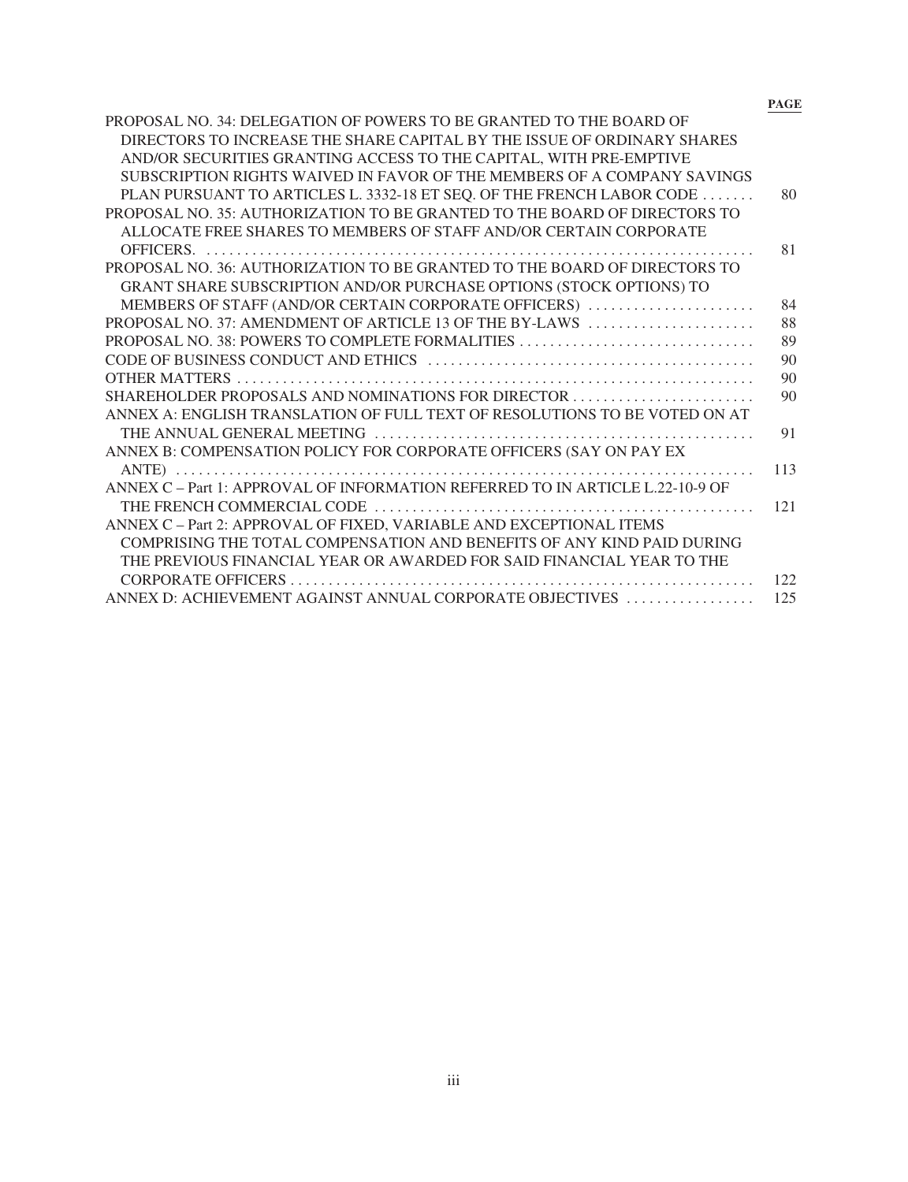| | PAGE |
|---|---|
| PROPOSAL NO. 34: DELEGATION OF POWERS TO BE GRANTED TO THE BOARD OF DIRECTORS TO INCREASE THE SHARE CAPITAL BY THE ISSUE OF ORDINARY SHARES AND/OR SECURITIES GRANTING ACCESS TO THE CAPITAL, WITH PRE-EMPTIVE SUBSCRIPTION RIGHTS WAIVED IN FAVOR OF THE MEMBERS OF A COMPANY SAVINGS PLAN PURSUANT TO ARTICLES L. 3332-18 ET SEQ. OF THE FRENCH LABOR CODE | 80 |
| PROPOSAL NO. 35: AUTHORIZATION TO BE GRANTED TO THE BOARD OF DIRECTORS TO ALLOCATE FREE SHARES TO MEMBERS OF STAFF AND/OR CERTAIN CORPORATE OFFICERS. | 81 |
| PROPOSAL NO. 36: AUTHORIZATION TO BE GRANTED TO THE BOARD OF DIRECTORS TO GRANT SHARE SUBSCRIPTION AND/OR PURCHASE OPTIONS (STOCK OPTIONS) TO MEMBERS OF STAFF (AND/OR CERTAIN CORPORATE OFFICERS) | 84 |
| PROPOSAL NO. 37: AMENDMENT OF ARTICLE 13 OF THE BY-LAWS | 88 |
| PROPOSAL NO. 38: POWERS TO COMPLETE FORMALITIES | 89 |
| CODE OF BUSINESS CONDUCT AND ETHICS | 90 |
| OTHER MATTERS | 90 |
| SHAREHOLDER PROPOSALS AND NOMINATIONS FOR DIRECTOR | 90 |
| ANNEX A: ENGLISH TRANSLATION OF FULL TEXT OF RESOLUTIONS TO BE VOTED ON AT THE ANNUAL GENERAL MEETING | 91 |
| ANNEX B: COMPENSATION POLICY FOR CORPORATE OFFICERS (SAY ON PAY EX ANTE) | 113 |
| ANNEX C – Part 1: APPROVAL OF INFORMATION REFERRED TO IN ARTICLE L.22-10-9 OF THE FRENCH COMMERCIAL CODE | 121 |
| ANNEX C – Part 2: APPROVAL OF FIXED, VARIABLE AND EXCEPTIONAL ITEMS COMPRISING THE TOTAL COMPENSATION AND BENEFITS OF ANY KIND PAID DURING THE PREVIOUS FINANCIAL YEAR OR AWARDED FOR SAID FINANCIAL YEAR TO THE CORPORATE OFFICERS | 122 |
| ANNEX D: ACHIEVEMENT AGAINST ANNUAL CORPORATE OBJECTIVES | 125 |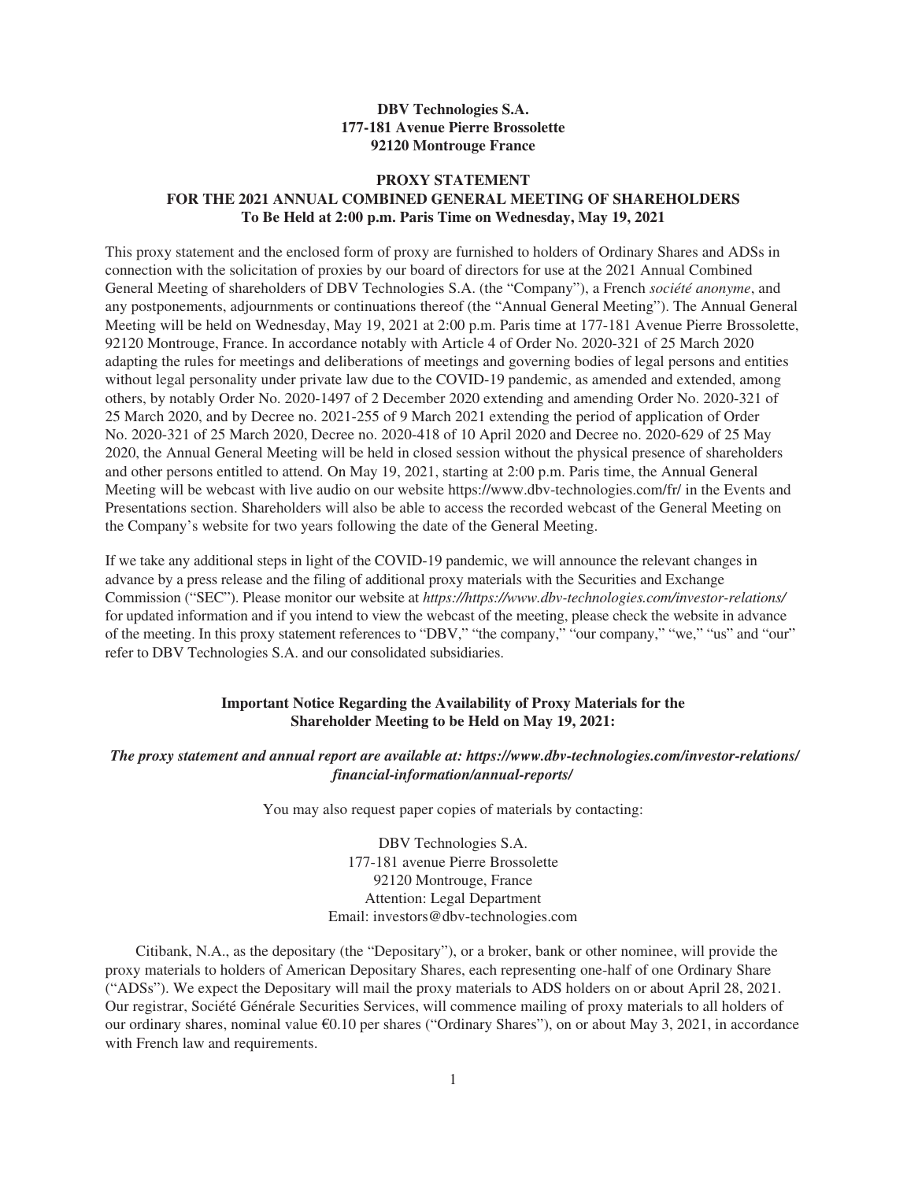**DBV Technologies S.A.**
**177-181 Avenue Pierre Brossolette**
**92120 Montrouge France**

# PROXY STATEMENT
## FOR THE 2021 ANNUAL COMBINED GENERAL MEETING OF SHAREHOLDERS
**To Be Held at 2:00 p.m. Paris Time on Wednesday, May 19, 2021**

This proxy statement and the enclosed form of proxy are furnished to holders of Ordinary Shares and ADSs in connection with the solicitation of proxies by our board of directors for use at the 2021 Annual Combined General Meeting of shareholders of DBV Technologies S.A. (the "Company"), a French *société anonyme*, and any postponements, adjournments or continuations thereof (the "Annual General Meeting"). The Annual General Meeting will be held on Wednesday, May 19, 2021 at 2:00 p.m. Paris time at 177-181 Avenue Pierre Brossolette, 92120 Montrouge, France. In accordance notably with Article 4 of Order No. 2020-321 of 25 March 2020 adapting the rules for meetings and deliberations of meetings and governing bodies of legal persons and entities without legal personality under private law due to the COVID-19 pandemic, as amended and extended, among others, by notably Order No. 2020-1497 of 2 December 2020 extending and amending Order No. 2020-321 of 25 March 2020, and by Decree no. 2021-255 of 9 March 2021 extending the period of application of Order No. 2020-321 of 25 March 2020, Decree no. 2020-418 of 10 April 2020 and Decree no. 2020-629 of 25 May 2020, the Annual General Meeting will be held in closed session without the physical presence of shareholders and other persons entitled to attend. On May 19, 2021, starting at 2:00 p.m. Paris time, the Annual General Meeting will be webcast with live audio on our website https://www.dbv-technologies.com/fr/ in the Events and Presentations section. Shareholders will also be able to access the recorded webcast of the General Meeting on the Company's website for two years following the date of the General Meeting.

If we take any additional steps in light of the COVID-19 pandemic, we will announce the relevant changes in advance by a press release and the filing of additional proxy materials with the Securities and Exchange Commission ("SEC"). Please monitor our website at *https://https://www.dbv-technologies.com/investor-relations/* for updated information and if you intend to view the webcast of the meeting, please check the website in advance of the meeting. In this proxy statement references to "DBV," "the company," "our company," "we," "us" and "our" refer to DBV Technologies S.A. and our consolidated subsidiaries.

**Important Notice Regarding the Availability of Proxy Materials for the Shareholder Meeting to be Held on May 19, 2021:**

***The proxy statement and annual report are available at: https://www.dbv-technologies.com/investor-relations/financial-information/annual-reports/***

You may also request paper copies of materials by contacting:

DBV Technologies S.A.
177-181 avenue Pierre Brossolette
92120 Montrouge, France
Attention: Legal Department
Email: investors@dbv-technologies.com

Citibank, N.A., as the depositary (the "Depositary"), or a broker, bank or other nominee, will provide the proxy materials to holders of American Depositary Shares, each representing one-half of one Ordinary Share ("ADSs"). We expect the Depositary will mail the proxy materials to ADS holders on or about April 28, 2021. Our registrar, Société Générale Securities Services, will commence mailing of proxy materials to all holders of our ordinary shares, nominal value €0.10 per shares ("Ordinary Shares"), on or about May 3, 2021, in accordance with French law and requirements.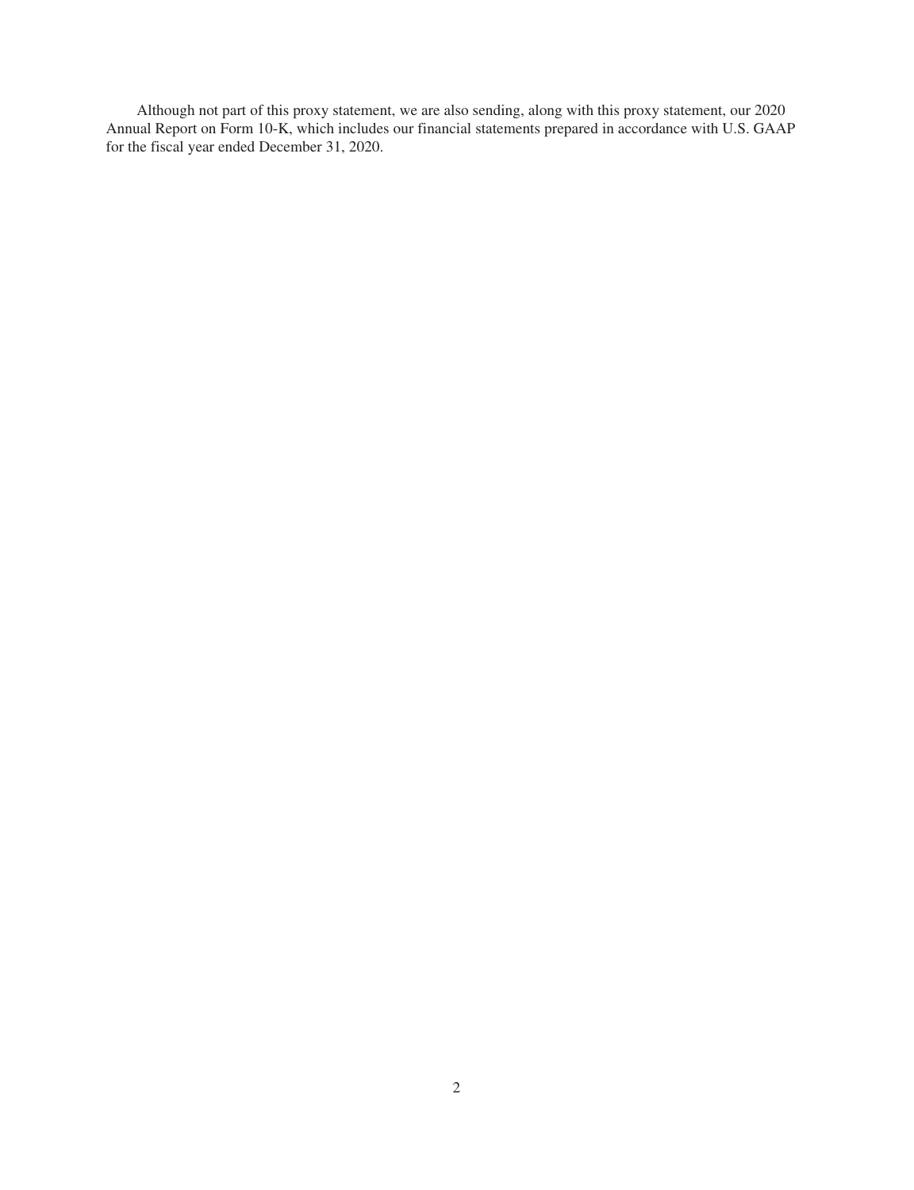Although not part of this proxy statement, we are also sending, along with this proxy statement, our 2020 Annual Report on Form 10-K, which includes our financial statements prepared in accordance with U.S. GAAP for the fiscal year ended December 31, 2020.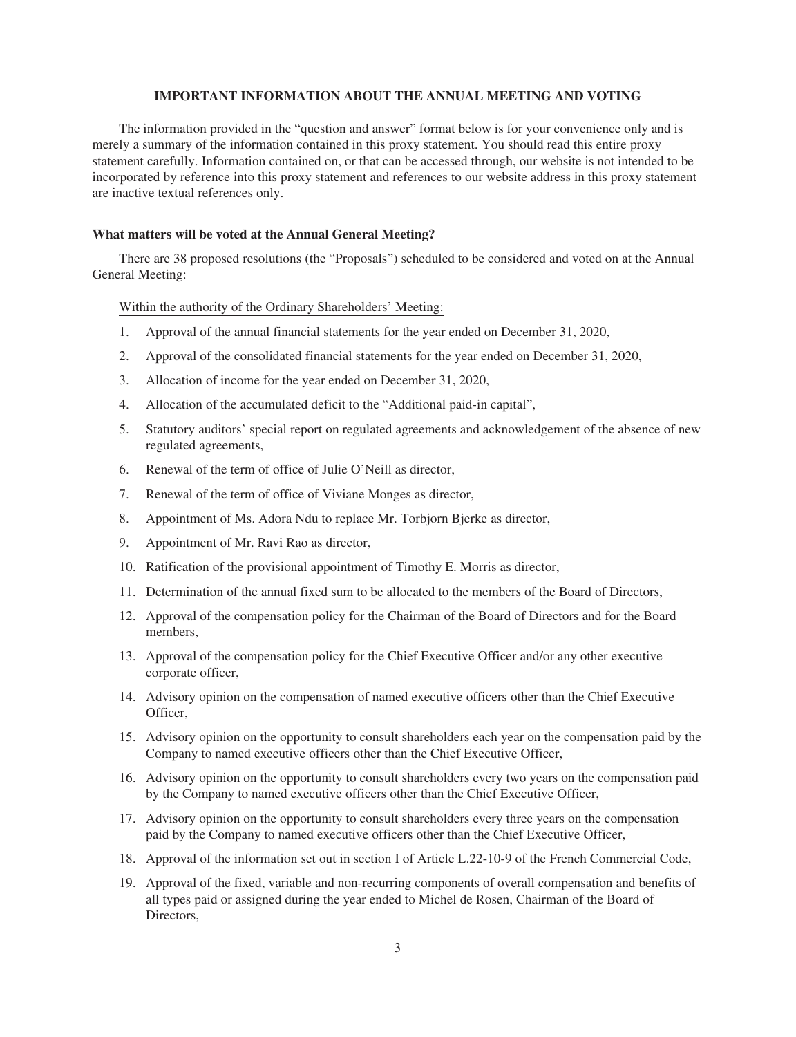## IMPORTANT INFORMATION ABOUT THE ANNUAL MEETING AND VOTING

The information provided in the "question and answer" format below is for your convenience only and is merely a summary of the information contained in this proxy statement. You should read this entire proxy statement carefully. Information contained on, or that can be accessed through, our website is not intended to be incorporated by reference into this proxy statement and references to our website address in this proxy statement are inactive textual references only.

### What matters will be voted at the Annual General Meeting?

There are 38 proposed resolutions (the "Proposals") scheduled to be considered and voted on at the Annual General Meeting:

Within the authority of the Ordinary Shareholders' Meeting:

1. Approval of the annual financial statements for the year ended on December 31, 2020,
2. Approval of the consolidated financial statements for the year ended on December 31, 2020,
3. Allocation of income for the year ended on December 31, 2020,
4. Allocation of the accumulated deficit to the "Additional paid-in capital",
5. Statutory auditors' special report on regulated agreements and acknowledgement of the absence of new regulated agreements,
6. Renewal of the term of office of Julie O'Neill as director,
7. Renewal of the term of office of Viviane Monges as director,
8. Appointment of Ms. Adora Ndu to replace Mr. Torbjorn Bjerke as director,
9. Appointment of Mr. Ravi Rao as director,
10. Ratification of the provisional appointment of Timothy E. Morris as director,
11. Determination of the annual fixed sum to be allocated to the members of the Board of Directors,
12. Approval of the compensation policy for the Chairman of the Board of Directors and for the Board members,
13. Approval of the compensation policy for the Chief Executive Officer and/or any other executive corporate officer,
14. Advisory opinion on the compensation of named executive officers other than the Chief Executive Officer,
15. Advisory opinion on the opportunity to consult shareholders each year on the compensation paid by the Company to named executive officers other than the Chief Executive Officer,
16. Advisory opinion on the opportunity to consult shareholders every two years on the compensation paid by the Company to named executive officers other than the Chief Executive Officer,
17. Advisory opinion on the opportunity to consult shareholders every three years on the compensation paid by the Company to named executive officers other than the Chief Executive Officer,
18. Approval of the information set out in section I of Article L.22-10-9 of the French Commercial Code,
19. Approval of the fixed, variable and non-recurring components of overall compensation and benefits of all types paid or assigned during the year ended to Michel de Rosen, Chairman of the Board of Directors,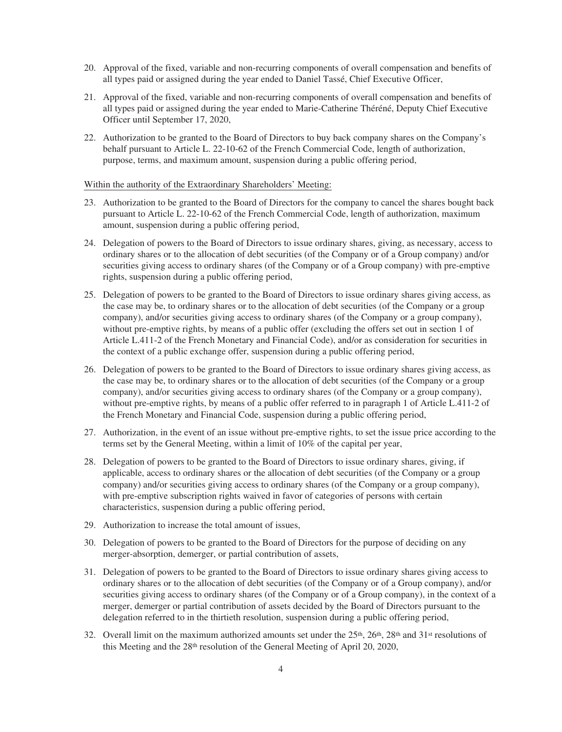20. Approval of the fixed, variable and non-recurring components of overall compensation and benefits of all types paid or assigned during the year ended to Daniel Tassé, Chief Executive Officer,

21. Approval of the fixed, variable and non-recurring components of overall compensation and benefits of all types paid or assigned during the year ended to Marie-Catherine Théréné, Deputy Chief Executive Officer until September 17, 2020,

22. Authorization to be granted to the Board of Directors to buy back company shares on the Company's behalf pursuant to Article L. 22-10-62 of the French Commercial Code, length of authorization, purpose, terms, and maximum amount, suspension during a public offering period,

Within the authority of the Extraordinary Shareholders' Meeting:

23. Authorization to be granted to the Board of Directors for the company to cancel the shares bought back pursuant to Article L. 22-10-62 of the French Commercial Code, length of authorization, maximum amount, suspension during a public offering period,

24. Delegation of powers to the Board of Directors to issue ordinary shares, giving, as necessary, access to ordinary shares or to the allocation of debt securities (of the Company or of a Group company) and/or securities giving access to ordinary shares (of the Company or of a Group company) with pre-emptive rights, suspension during a public offering period,

25. Delegation of powers to be granted to the Board of Directors to issue ordinary shares giving access, as the case may be, to ordinary shares or to the allocation of debt securities (of the Company or a group company), and/or securities giving access to ordinary shares (of the Company or a group company), without pre-emptive rights, by means of a public offer (excluding the offers set out in section 1 of Article L.411-2 of the French Monetary and Financial Code), and/or as consideration for securities in the context of a public exchange offer, suspension during a public offering period,

26. Delegation of powers to be granted to the Board of Directors to issue ordinary shares giving access, as the case may be, to ordinary shares or to the allocation of debt securities (of the Company or a group company), and/or securities giving access to ordinary shares (of the Company or a group company), without pre-emptive rights, by means of a public offer referred to in paragraph 1 of Article L.411-2 of the French Monetary and Financial Code, suspension during a public offering period,

27. Authorization, in the event of an issue without pre-emptive rights, to set the issue price according to the terms set by the General Meeting, within a limit of 10% of the capital per year,

28. Delegation of powers to be granted to the Board of Directors to issue ordinary shares, giving, if applicable, access to ordinary shares or the allocation of debt securities (of the Company or a group company) and/or securities giving access to ordinary shares (of the Company or a group company), with pre-emptive subscription rights waived in favor of categories of persons with certain characteristics, suspension during a public offering period,

29. Authorization to increase the total amount of issues,

30. Delegation of powers to be granted to the Board of Directors for the purpose of deciding on any merger-absorption, demerger, or partial contribution of assets,

31. Delegation of powers to be granted to the Board of Directors to issue ordinary shares giving access to ordinary shares or to the allocation of debt securities (of the Company or of a Group company), and/or securities giving access to ordinary shares (of the Company or of a Group company), in the context of a merger, demerger or partial contribution of assets decided by the Board of Directors pursuant to the delegation referred to in the thirtieth resolution, suspension during a public offering period,

32. Overall limit on the maximum authorized amounts set under the 25th, 26th, 28th and 31st resolutions of this Meeting and the 28th resolution of the General Meeting of April 20, 2020,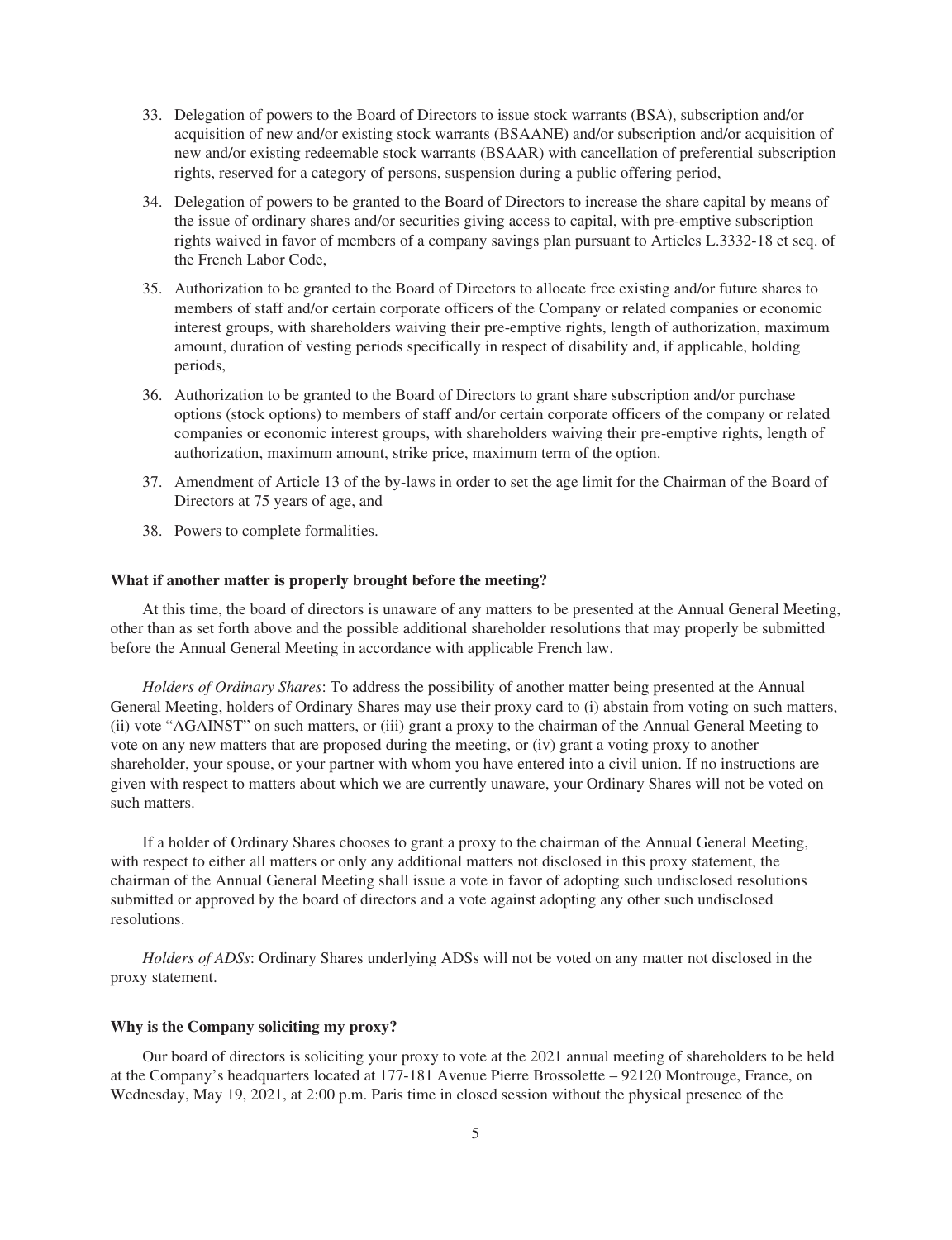33. Delegation of powers to the Board of Directors to issue stock warrants (BSA), subscription and/or acquisition of new and/or existing stock warrants (BSAANE) and/or subscription and/or acquisition of new and/or existing redeemable stock warrants (BSAAR) with cancellation of preferential subscription rights, reserved for a category of persons, suspension during a public offering period,
34. Delegation of powers to be granted to the Board of Directors to increase the share capital by means of the issue of ordinary shares and/or securities giving access to capital, with pre-emptive subscription rights waived in favor of members of a company savings plan pursuant to Articles L.3332-18 et seq. of the French Labor Code,
35. Authorization to be granted to the Board of Directors to allocate free existing and/or future shares to members of staff and/or certain corporate officers of the Company or related companies or economic interest groups, with shareholders waiving their pre-emptive rights, length of authorization, maximum amount, duration of vesting periods specifically in respect of disability and, if applicable, holding periods,
36. Authorization to be granted to the Board of Directors to grant share subscription and/or purchase options (stock options) to members of staff and/or certain corporate officers of the company or related companies or economic interest groups, with shareholders waiving their pre-emptive rights, length of authorization, maximum amount, strike price, maximum term of the option.
37. Amendment of Article 13 of the by-laws in order to set the age limit for the Chairman of the Board of Directors at 75 years of age, and
38. Powers to complete formalities.

**What if another matter is properly brought before the meeting?**

At this time, the board of directors is unaware of any matters to be presented at the Annual General Meeting, other than as set forth above and the possible additional shareholder resolutions that may properly be submitted before the Annual General Meeting in accordance with applicable French law.

*Holders of Ordinary Shares*: To address the possibility of another matter being presented at the Annual General Meeting, holders of Ordinary Shares may use their proxy card to (i) abstain from voting on such matters, (ii) vote "AGAINST" on such matters, or (iii) grant a proxy to the chairman of the Annual General Meeting to vote on any new matters that are proposed during the meeting, or (iv) grant a voting proxy to another shareholder, your spouse, or your partner with whom you have entered into a civil union. If no instructions are given with respect to matters about which we are currently unaware, your Ordinary Shares will not be voted on such matters.

If a holder of Ordinary Shares chooses to grant a proxy to the chairman of the Annual General Meeting, with respect to either all matters or only any additional matters not disclosed in this proxy statement, the chairman of the Annual General Meeting shall issue a vote in favor of adopting such undisclosed resolutions submitted or approved by the board of directors and a vote against adopting any other such undisclosed resolutions.

*Holders of ADSs*: Ordinary Shares underlying ADSs will not be voted on any matter not disclosed in the proxy statement.

**Why is the Company soliciting my proxy?**

Our board of directors is soliciting your proxy to vote at the 2021 annual meeting of shareholders to be held at the Company's headquarters located at 177-181 Avenue Pierre Brossolette – 92120 Montrouge, France, on Wednesday, May 19, 2021, at 2:00 p.m. Paris time in closed session without the physical presence of the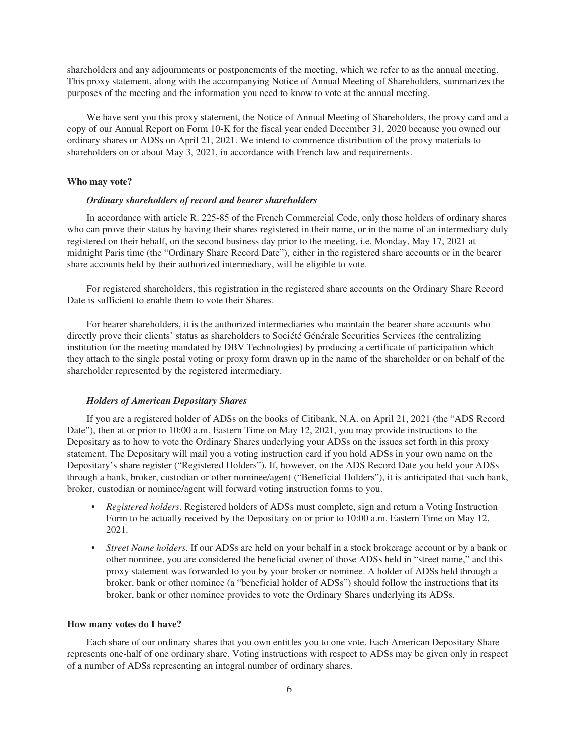shareholders and any adjournments or postponements of the meeting, which we refer to as the annual meeting. This proxy statement, along with the accompanying Notice of Annual Meeting of Shareholders, summarizes the purposes of the meeting and the information you need to know to vote at the annual meeting.

We have sent you this proxy statement, the Notice of Annual Meeting of Shareholders, the proxy card and a copy of our Annual Report on Form 10-K for the fiscal year ended December 31, 2020 because you owned our ordinary shares or ADSs on April 21, 2021. We intend to commence distribution of the proxy materials to shareholders on or about May 3, 2021, in accordance with French law and requirements.

**Who may vote?**

***Ordinary shareholders of record and bearer shareholders***

In accordance with article R. 225-85 of the French Commercial Code, only those holders of ordinary shares who can prove their status by having their shares registered in their name, or in the name of an intermediary duly registered on their behalf, on the second business day prior to the meeting, i.e. Monday, May 17, 2021 at midnight Paris time (the "Ordinary Share Record Date"), either in the registered share accounts or in the bearer share accounts held by their authorized intermediary, will be eligible to vote.

For registered shareholders, this registration in the registered share accounts on the Ordinary Share Record Date is sufficient to enable them to vote their Shares.

For bearer shareholders, it is the authorized intermediaries who maintain the bearer share accounts who directly prove their clients' status as shareholders to Société Générale Securities Services (the centralizing institution for the meeting mandated by DBV Technologies) by producing a certificate of participation which they attach to the single postal voting or proxy form drawn up in the name of the shareholder or on behalf of the shareholder represented by the registered intermediary.

***Holders of American Depositary Shares***

If you are a registered holder of ADSs on the books of Citibank, N.A. on April 21, 2021 (the "ADS Record Date"), then at or prior to 10:00 a.m. Eastern Time on May 12, 2021, you may provide instructions to the Depositary as to how to vote the Ordinary Shares underlying your ADSs on the issues set forth in this proxy statement. The Depositary will mail you a voting instruction card if you hold ADSs in your own name on the Depositary's share register ("Registered Holders"). If, however, on the ADS Record Date you held your ADSs through a bank, broker, custodian or other nominee/agent ("Beneficial Holders"), it is anticipated that such bank, broker, custodian or nominee/agent will forward voting instruction forms to you.

- *Registered holders*. Registered holders of ADSs must complete, sign and return a Voting Instruction Form to be actually received by the Depositary on or prior to 10:00 a.m. Eastern Time on May 12, 2021.
- *Street Name holders*. If our ADSs are held on your behalf in a stock brokerage account or by a bank or other nominee, you are considered the beneficial owner of those ADSs held in "street name," and this proxy statement was forwarded to you by your broker or nominee. A holder of ADSs held through a broker, bank or other nominee (a "beneficial holder of ADSs") should follow the instructions that its broker, bank or other nominee provides to vote the Ordinary Shares underlying its ADSs.

**How many votes do I have?**

Each share of our ordinary shares that you own entitles you to one vote. Each American Depositary Share represents one-half of one ordinary share. Voting instructions with respect to ADSs may be given only in respect of a number of ADSs representing an integral number of ordinary shares.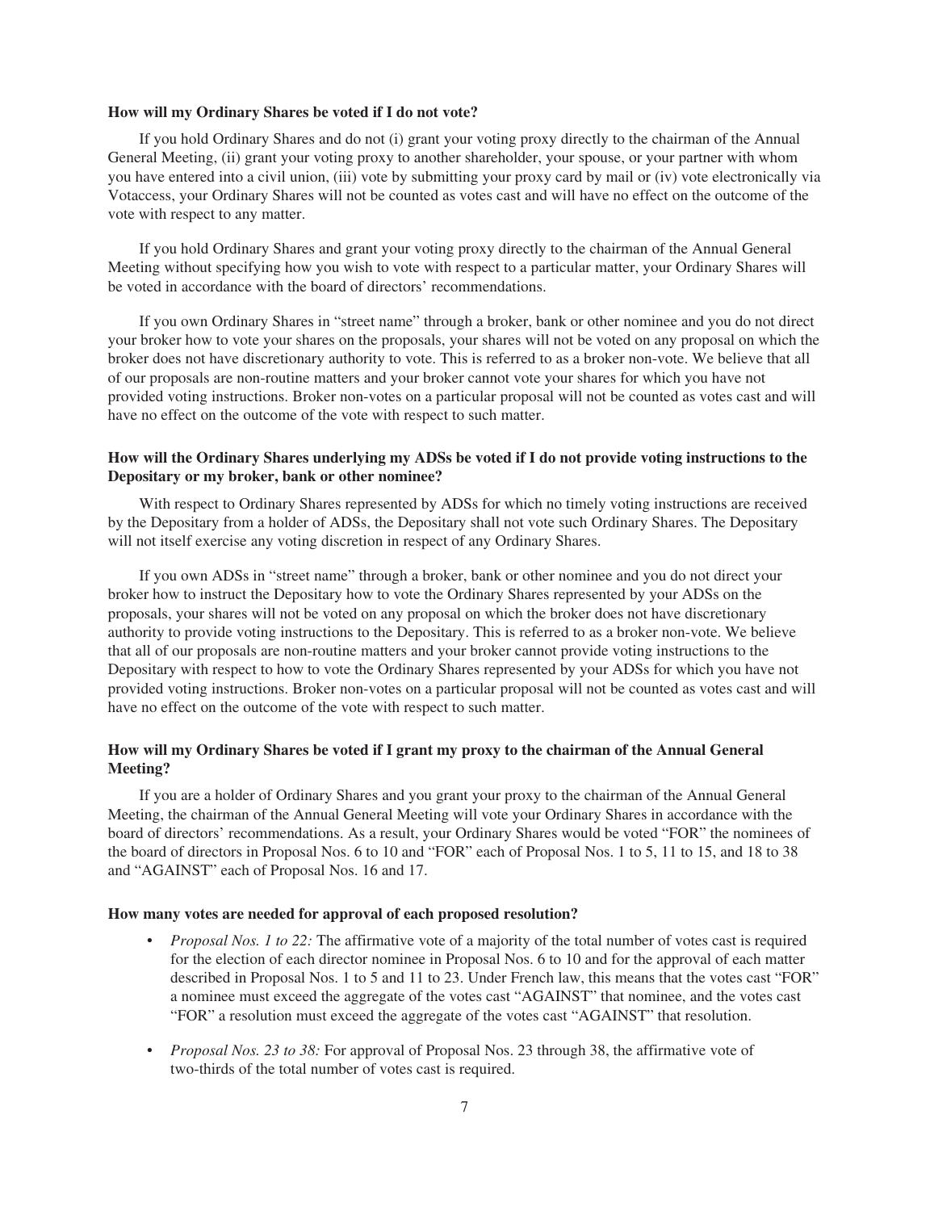**How will my Ordinary Shares be voted if I do not vote?**

If you hold Ordinary Shares and do not (i) grant your voting proxy directly to the chairman of the Annual General Meeting, (ii) grant your voting proxy to another shareholder, your spouse, or your partner with whom you have entered into a civil union, (iii) vote by submitting your proxy card by mail or (iv) vote electronically via Votaccess, your Ordinary Shares will not be counted as votes cast and will have no effect on the outcome of the vote with respect to any matter.

If you hold Ordinary Shares and grant your voting proxy directly to the chairman of the Annual General Meeting without specifying how you wish to vote with respect to a particular matter, your Ordinary Shares will be voted in accordance with the board of directors' recommendations.

If you own Ordinary Shares in "street name" through a broker, bank or other nominee and you do not direct your broker how to vote your shares on the proposals, your shares will not be voted on any proposal on which the broker does not have discretionary authority to vote. This is referred to as a broker non-vote. We believe that all of our proposals are non-routine matters and your broker cannot vote your shares for which you have not provided voting instructions. Broker non-votes on a particular proposal will not be counted as votes cast and will have no effect on the outcome of the vote with respect to such matter.

**How will the Ordinary Shares underlying my ADSs be voted if I do not provide voting instructions to the Depositary or my broker, bank or other nominee?**

With respect to Ordinary Shares represented by ADSs for which no timely voting instructions are received by the Depositary from a holder of ADSs, the Depositary shall not vote such Ordinary Shares. The Depositary will not itself exercise any voting discretion in respect of any Ordinary Shares.

If you own ADSs in "street name" through a broker, bank or other nominee and you do not direct your broker how to instruct the Depositary how to vote the Ordinary Shares represented by your ADSs on the proposals, your shares will not be voted on any proposal on which the broker does not have discretionary authority to provide voting instructions to the Depositary. This is referred to as a broker non-vote. We believe that all of our proposals are non-routine matters and your broker cannot provide voting instructions to the Depositary with respect to how to vote the Ordinary Shares represented by your ADSs for which you have not provided voting instructions. Broker non-votes on a particular proposal will not be counted as votes cast and will have no effect on the outcome of the vote with respect to such matter.

**How will my Ordinary Shares be voted if I grant my proxy to the chairman of the Annual General Meeting?**

If you are a holder of Ordinary Shares and you grant your proxy to the chairman of the Annual General Meeting, the chairman of the Annual General Meeting will vote your Ordinary Shares in accordance with the board of directors' recommendations. As a result, your Ordinary Shares would be voted "FOR" the nominees of the board of directors in Proposal Nos. 6 to 10 and "FOR" each of Proposal Nos. 1 to 5, 11 to 15, and 18 to 38 and "AGAINST" each of Proposal Nos. 16 and 17.

**How many votes are needed for approval of each proposed resolution?**

- *Proposal Nos. 1 to 22:* The affirmative vote of a majority of the total number of votes cast is required for the election of each director nominee in Proposal Nos. 6 to 10 and for the approval of each matter described in Proposal Nos. 1 to 5 and 11 to 23. Under French law, this means that the votes cast "FOR" a nominee must exceed the aggregate of the votes cast "AGAINST" that nominee, and the votes cast "FOR" a resolution must exceed the aggregate of the votes cast "AGAINST" that resolution.

- *Proposal Nos. 23 to 38:* For approval of Proposal Nos. 23 through 38, the affirmative vote of two-thirds of the total number of votes cast is required.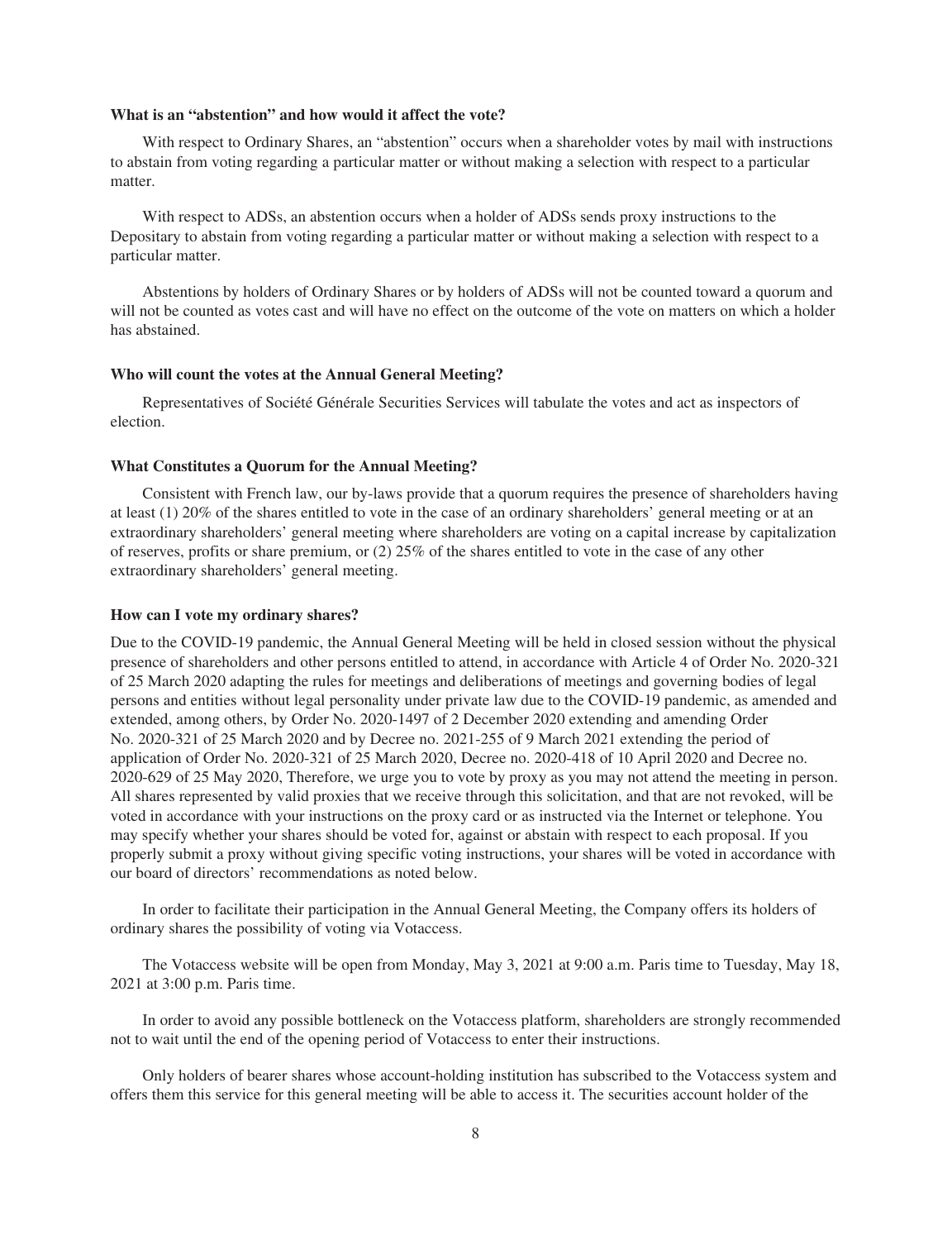**What is an "abstention" and how would it affect the vote?**

With respect to Ordinary Shares, an "abstention" occurs when a shareholder votes by mail with instructions to abstain from voting regarding a particular matter or without making a selection with respect to a particular matter.

With respect to ADSs, an abstention occurs when a holder of ADSs sends proxy instructions to the Depositary to abstain from voting regarding a particular matter or without making a selection with respect to a particular matter.

Abstentions by holders of Ordinary Shares or by holders of ADSs will not be counted toward a quorum and will not be counted as votes cast and will have no effect on the outcome of the vote on matters on which a holder has abstained.

**Who will count the votes at the Annual General Meeting?**

Representatives of Société Générale Securities Services will tabulate the votes and act as inspectors of election.

**What Constitutes a Quorum for the Annual Meeting?**

Consistent with French law, our by-laws provide that a quorum requires the presence of shareholders having at least (1) 20% of the shares entitled to vote in the case of an ordinary shareholders' general meeting or at an extraordinary shareholders' general meeting where shareholders are voting on a capital increase by capitalization of reserves, profits or share premium, or (2) 25% of the shares entitled to vote in the case of any other extraordinary shareholders' general meeting.

**How can I vote my ordinary shares?**

Due to the COVID-19 pandemic, the Annual General Meeting will be held in closed session without the physical presence of shareholders and other persons entitled to attend, in accordance with Article 4 of Order No. 2020-321 of 25 March 2020 adapting the rules for meetings and deliberations of meetings and governing bodies of legal persons and entities without legal personality under private law due to the COVID-19 pandemic, as amended and extended, among others, by Order No. 2020-1497 of 2 December 2020 extending and amending Order No. 2020-321 of 25 March 2020 and by Decree no. 2021-255 of 9 March 2021 extending the period of application of Order No. 2020-321 of 25 March 2020, Decree no. 2020-418 of 10 April 2020 and Decree no. 2020-629 of 25 May 2020, Therefore, we urge you to vote by proxy as you may not attend the meeting in person. All shares represented by valid proxies that we receive through this solicitation, and that are not revoked, will be voted in accordance with your instructions on the proxy card or as instructed via the Internet or telephone. You may specify whether your shares should be voted for, against or abstain with respect to each proposal. If you properly submit a proxy without giving specific voting instructions, your shares will be voted in accordance with our board of directors' recommendations as noted below.

In order to facilitate their participation in the Annual General Meeting, the Company offers its holders of ordinary shares the possibility of voting via Votaccess.

The Votaccess website will be open from Monday, May 3, 2021 at 9:00 a.m. Paris time to Tuesday, May 18, 2021 at 3:00 p.m. Paris time.

In order to avoid any possible bottleneck on the Votaccess platform, shareholders are strongly recommended not to wait until the end of the opening period of Votaccess to enter their instructions.

Only holders of bearer shares whose account-holding institution has subscribed to the Votaccess system and offers them this service for this general meeting will be able to access it. The securities account holder of the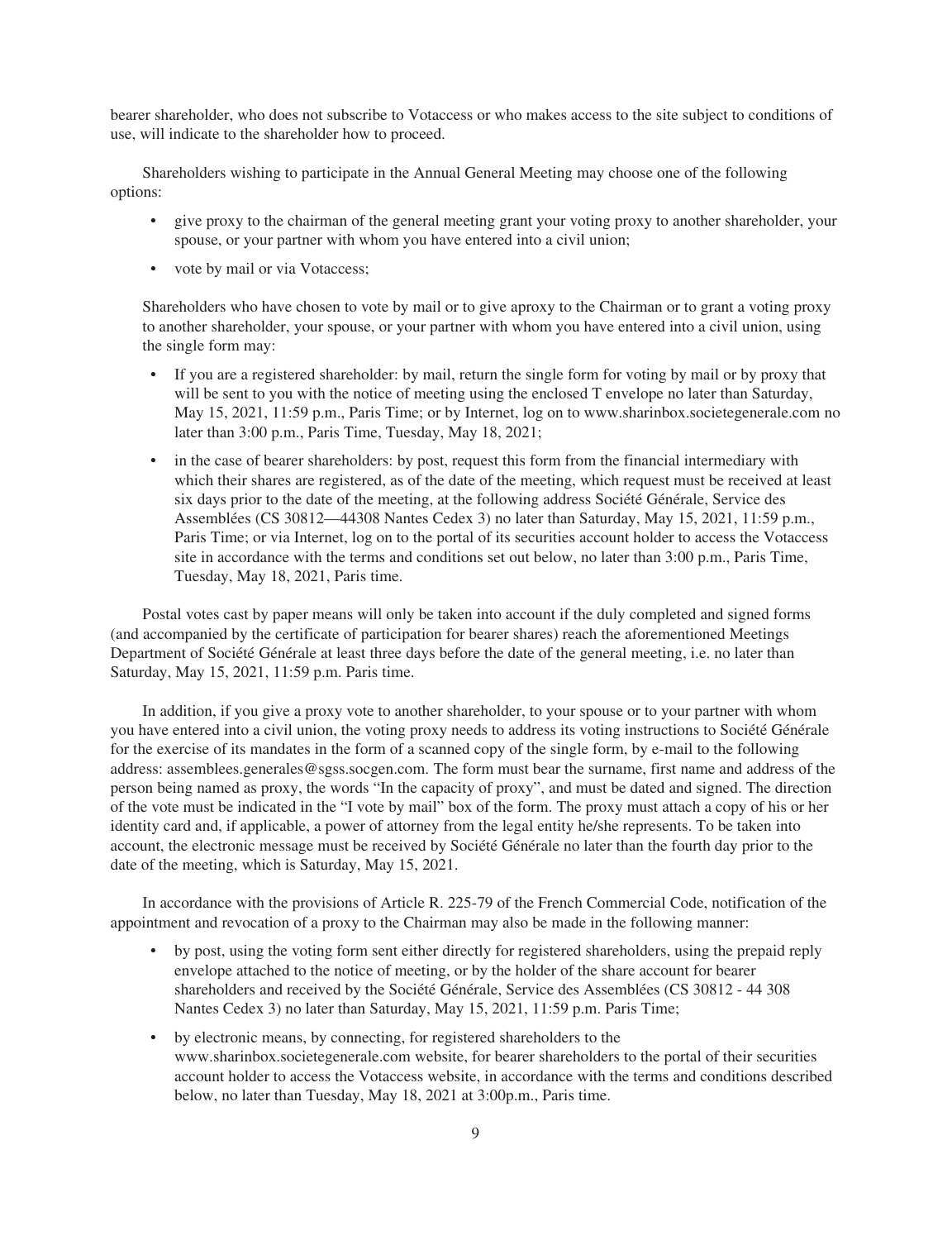bearer shareholder, who does not subscribe to Votaccess or who makes access to the site subject to conditions of use, will indicate to the shareholder how to proceed.

Shareholders wishing to participate in the Annual General Meeting may choose one of the following options:

- give proxy to the chairman of the general meeting grant your voting proxy to another shareholder, your spouse, or your partner with whom you have entered into a civil union;
- vote by mail or via Votaccess;

Shareholders who have chosen to vote by mail or to give aproxy to the Chairman or to grant a voting proxy to another shareholder, your spouse, or your partner with whom you have entered into a civil union, using the single form may:

- If you are a registered shareholder: by mail, return the single form for voting by mail or by proxy that will be sent to you with the notice of meeting using the enclosed T envelope no later than Saturday, May 15, 2021, 11:59 p.m., Paris Time; or by Internet, log on to www.sharinbox.societegenerale.com no later than 3:00 p.m., Paris Time, Tuesday, May 18, 2021;
- in the case of bearer shareholders: by post, request this form from the financial intermediary with which their shares are registered, as of the date of the meeting, which request must be received at least six days prior to the date of the meeting, at the following address Société Générale, Service des Assemblées (CS 30812—44308 Nantes Cedex 3) no later than Saturday, May 15, 2021, 11:59 p.m., Paris Time; or via Internet, log on to the portal of its securities account holder to access the Votaccess site in accordance with the terms and conditions set out below, no later than 3:00 p.m., Paris Time, Tuesday, May 18, 2021, Paris time.

Postal votes cast by paper means will only be taken into account if the duly completed and signed forms (and accompanied by the certificate of participation for bearer shares) reach the aforementioned Meetings Department of Société Générale at least three days before the date of the general meeting, i.e. no later than Saturday, May 15, 2021, 11:59 p.m. Paris time.

In addition, if you give a proxy vote to another shareholder, to your spouse or to your partner with whom you have entered into a civil union, the voting proxy needs to address its voting instructions to Société Générale for the exercise of its mandates in the form of a scanned copy of the single form, by e-mail to the following address: assemblees.generales@sgss.socgen.com. The form must bear the surname, first name and address of the person being named as proxy, the words "In the capacity of proxy", and must be dated and signed. The direction of the vote must be indicated in the "I vote by mail" box of the form. The proxy must attach a copy of his or her identity card and, if applicable, a power of attorney from the legal entity he/she represents. To be taken into account, the electronic message must be received by Société Générale no later than the fourth day prior to the date of the meeting, which is Saturday, May 15, 2021.

In accordance with the provisions of Article R. 225-79 of the French Commercial Code, notification of the appointment and revocation of a proxy to the Chairman may also be made in the following manner:

- by post, using the voting form sent either directly for registered shareholders, using the prepaid reply envelope attached to the notice of meeting, or by the holder of the share account for bearer shareholders and received by the Société Générale, Service des Assemblées (CS 30812 - 44 308 Nantes Cedex 3) no later than Saturday, May 15, 2021, 11:59 p.m. Paris Time;
- by electronic means, by connecting, for registered shareholders to the www.sharinbox.societegenerale.com website, for bearer shareholders to the portal of their securities account holder to access the Votaccess website, in accordance with the terms and conditions described below, no later than Tuesday, May 18, 2021 at 3:00p.m., Paris time.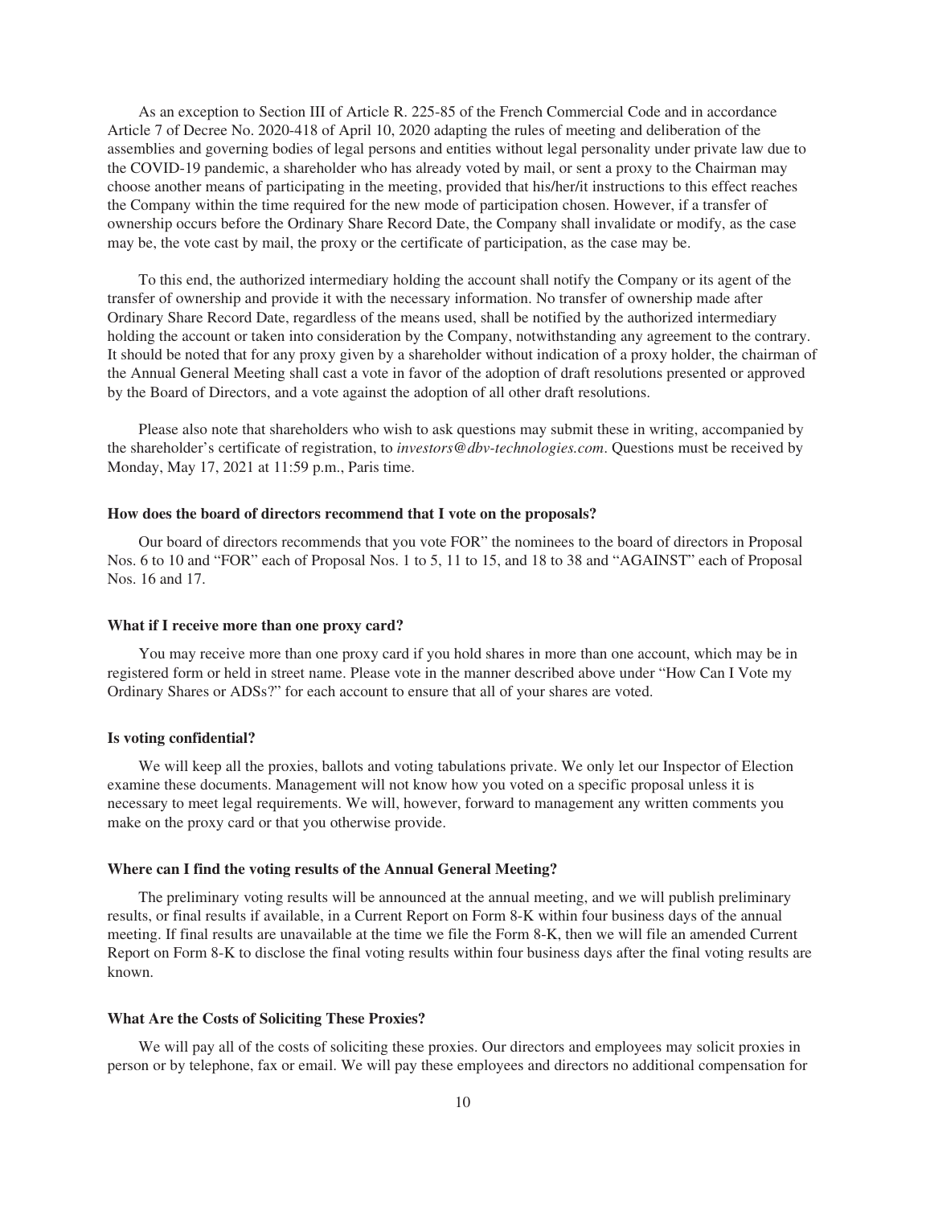As an exception to Section III of Article R. 225-85 of the French Commercial Code and in accordance Article 7 of Decree No. 2020-418 of April 10, 2020 adapting the rules of meeting and deliberation of the assemblies and governing bodies of legal persons and entities without legal personality under private law due to the COVID-19 pandemic, a shareholder who has already voted by mail, or sent a proxy to the Chairman may choose another means of participating in the meeting, provided that his/her/it instructions to this effect reaches the Company within the time required for the new mode of participation chosen. However, if a transfer of ownership occurs before the Ordinary Share Record Date, the Company shall invalidate or modify, as the case may be, the vote cast by mail, the proxy or the certificate of participation, as the case may be.

To this end, the authorized intermediary holding the account shall notify the Company or its agent of the transfer of ownership and provide it with the necessary information. No transfer of ownership made after Ordinary Share Record Date, regardless of the means used, shall be notified by the authorized intermediary holding the account or taken into consideration by the Company, notwithstanding any agreement to the contrary. It should be noted that for any proxy given by a shareholder without indication of a proxy holder, the chairman of the Annual General Meeting shall cast a vote in favor of the adoption of draft resolutions presented or approved by the Board of Directors, and a vote against the adoption of all other draft resolutions.

Please also note that shareholders who wish to ask questions may submit these in writing, accompanied by the shareholder's certificate of registration, to *investors@dbv-technologies.com*. Questions must be received by Monday, May 17, 2021 at 11:59 p.m., Paris time.

**How does the board of directors recommend that I vote on the proposals?**

Our board of directors recommends that you vote FOR" the nominees to the board of directors in Proposal Nos. 6 to 10 and "FOR" each of Proposal Nos. 1 to 5, 11 to 15, and 18 to 38 and "AGAINST" each of Proposal Nos. 16 and 17.

**What if I receive more than one proxy card?**

You may receive more than one proxy card if you hold shares in more than one account, which may be in registered form or held in street name. Please vote in the manner described above under "How Can I Vote my Ordinary Shares or ADSs?" for each account to ensure that all of your shares are voted.

**Is voting confidential?**

We will keep all the proxies, ballots and voting tabulations private. We only let our Inspector of Election examine these documents. Management will not know how you voted on a specific proposal unless it is necessary to meet legal requirements. We will, however, forward to management any written comments you make on the proxy card or that you otherwise provide.

**Where can I find the voting results of the Annual General Meeting?**

The preliminary voting results will be announced at the annual meeting, and we will publish preliminary results, or final results if available, in a Current Report on Form 8-K within four business days of the annual meeting. If final results are unavailable at the time we file the Form 8-K, then we will file an amended Current Report on Form 8-K to disclose the final voting results within four business days after the final voting results are known.

**What Are the Costs of Soliciting These Proxies?**

We will pay all of the costs of soliciting these proxies. Our directors and employees may solicit proxies in person or by telephone, fax or email. We will pay these employees and directors no additional compensation for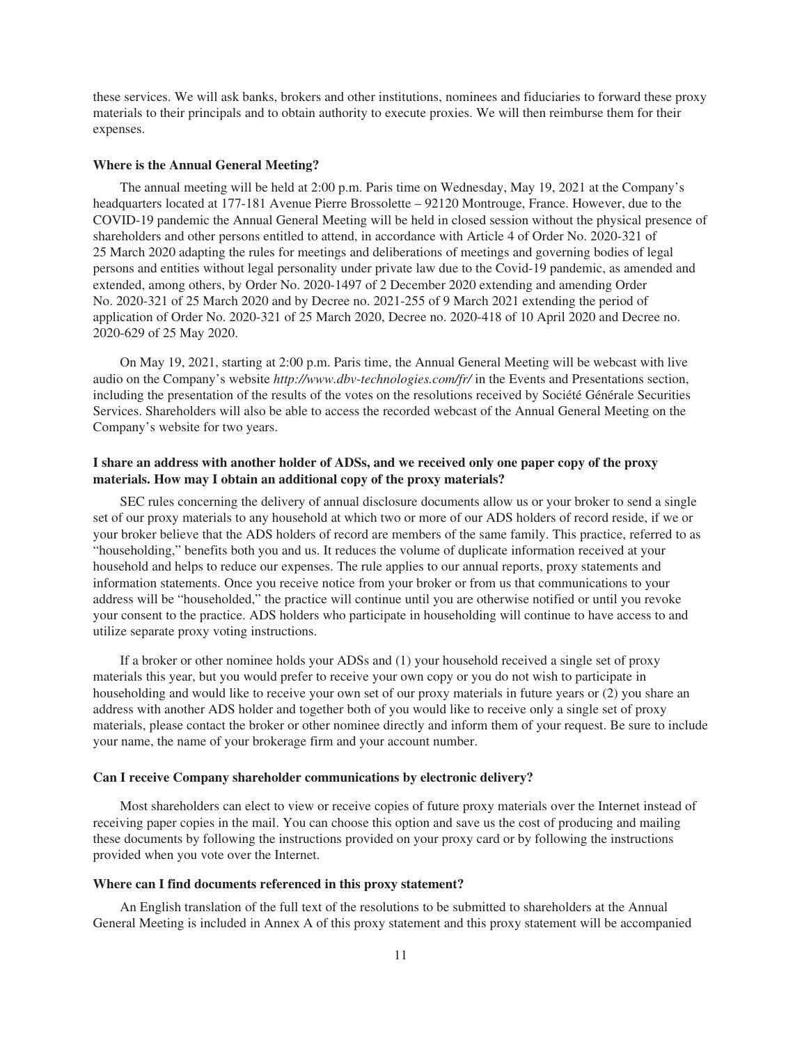these services. We will ask banks, brokers and other institutions, nominees and fiduciaries to forward these proxy materials to their principals and to obtain authority to execute proxies. We will then reimburse them for their expenses.

**Where is the Annual General Meeting?**

The annual meeting will be held at 2:00 p.m. Paris time on Wednesday, May 19, 2021 at the Company's headquarters located at 177-181 Avenue Pierre Brossolette – 92120 Montrouge, France. However, due to the COVID-19 pandemic the Annual General Meeting will be held in closed session without the physical presence of shareholders and other persons entitled to attend, in accordance with Article 4 of Order No. 2020-321 of 25 March 2020 adapting the rules for meetings and deliberations of meetings and governing bodies of legal persons and entities without legal personality under private law due to the Covid-19 pandemic, as amended and extended, among others, by Order No. 2020-1497 of 2 December 2020 extending and amending Order No. 2020-321 of 25 March 2020 and by Decree no. 2021-255 of 9 March 2021 extending the period of application of Order No. 2020-321 of 25 March 2020, Decree no. 2020-418 of 10 April 2020 and Decree no. 2020-629 of 25 May 2020.

On May 19, 2021, starting at 2:00 p.m. Paris time, the Annual General Meeting will be webcast with live audio on the Company's website *http://www.dbv-technologies.com/fr/* in the Events and Presentations section, including the presentation of the results of the votes on the resolutions received by Société Générale Securities Services. Shareholders will also be able to access the recorded webcast of the Annual General Meeting on the Company's website for two years.

**I share an address with another holder of ADSs, and we received only one paper copy of the proxy materials. How may I obtain an additional copy of the proxy materials?**

SEC rules concerning the delivery of annual disclosure documents allow us or your broker to send a single set of our proxy materials to any household at which two or more of our ADS holders of record reside, if we or your broker believe that the ADS holders of record are members of the same family. This practice, referred to as "householding," benefits both you and us. It reduces the volume of duplicate information received at your household and helps to reduce our expenses. The rule applies to our annual reports, proxy statements and information statements. Once you receive notice from your broker or from us that communications to your address will be "householded," the practice will continue until you are otherwise notified or until you revoke your consent to the practice. ADS holders who participate in householding will continue to have access to and utilize separate proxy voting instructions.

If a broker or other nominee holds your ADSs and (1) your household received a single set of proxy materials this year, but you would prefer to receive your own copy or you do not wish to participate in householding and would like to receive your own set of our proxy materials in future years or (2) you share an address with another ADS holder and together both of you would like to receive only a single set of proxy materials, please contact the broker or other nominee directly and inform them of your request. Be sure to include your name, the name of your brokerage firm and your account number.

**Can I receive Company shareholder communications by electronic delivery?**

Most shareholders can elect to view or receive copies of future proxy materials over the Internet instead of receiving paper copies in the mail. You can choose this option and save us the cost of producing and mailing these documents by following the instructions provided on your proxy card or by following the instructions provided when you vote over the Internet.

**Where can I find documents referenced in this proxy statement?**

An English translation of the full text of the resolutions to be submitted to shareholders at the Annual General Meeting is included in Annex A of this proxy statement and this proxy statement will be accompanied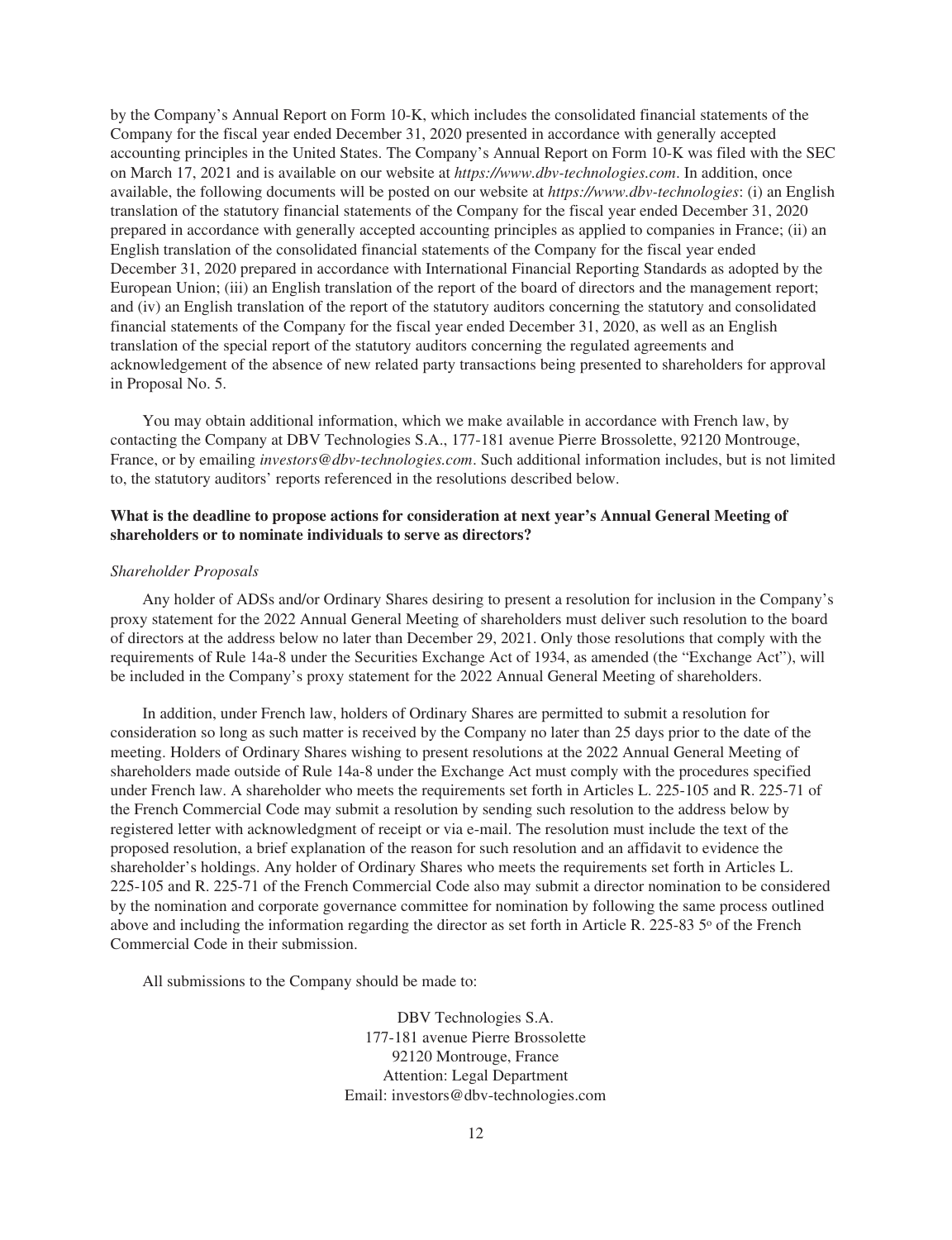by the Company's Annual Report on Form 10-K, which includes the consolidated financial statements of the Company for the fiscal year ended December 31, 2020 presented in accordance with generally accepted accounting principles in the United States. The Company's Annual Report on Form 10-K was filed with the SEC on March 17, 2021 and is available on our website at *https://www.dbv-technologies.com*. In addition, once available, the following documents will be posted on our website at *https://www.dbv-technologies*: (i) an English translation of the statutory financial statements of the Company for the fiscal year ended December 31, 2020 prepared in accordance with generally accepted accounting principles as applied to companies in France; (ii) an English translation of the consolidated financial statements of the Company for the fiscal year ended December 31, 2020 prepared in accordance with International Financial Reporting Standards as adopted by the European Union; (iii) an English translation of the report of the board of directors and the management report; and (iv) an English translation of the report of the statutory auditors concerning the statutory and consolidated financial statements of the Company for the fiscal year ended December 31, 2020, as well as an English translation of the special report of the statutory auditors concerning the regulated agreements and acknowledgement of the absence of new related party transactions being presented to shareholders for approval in Proposal No. 5.

You may obtain additional information, which we make available in accordance with French law, by contacting the Company at DBV Technologies S.A., 177-181 avenue Pierre Brossolette, 92120 Montrouge, France, or by emailing *investors@dbv-technologies.com*. Such additional information includes, but is not limited to, the statutory auditors' reports referenced in the resolutions described below.

**What is the deadline to propose actions for consideration at next year's Annual General Meeting of shareholders or to nominate individuals to serve as directors?**

*Shareholder Proposals*

Any holder of ADSs and/or Ordinary Shares desiring to present a resolution for inclusion in the Company's proxy statement for the 2022 Annual General Meeting of shareholders must deliver such resolution to the board of directors at the address below no later than December 29, 2021. Only those resolutions that comply with the requirements of Rule 14a-8 under the Securities Exchange Act of 1934, as amended (the "Exchange Act"), will be included in the Company's proxy statement for the 2022 Annual General Meeting of shareholders.

In addition, under French law, holders of Ordinary Shares are permitted to submit a resolution for consideration so long as such matter is received by the Company no later than 25 days prior to the date of the meeting. Holders of Ordinary Shares wishing to present resolutions at the 2022 Annual General Meeting of shareholders made outside of Rule 14a-8 under the Exchange Act must comply with the procedures specified under French law. A shareholder who meets the requirements set forth in Articles L. 225-105 and R. 225-71 of the French Commercial Code may submit a resolution by sending such resolution to the address below by registered letter with acknowledgment of receipt or via e-mail. The resolution must include the text of the proposed resolution, a brief explanation of the reason for such resolution and an affidavit to evidence the shareholder's holdings. Any holder of Ordinary Shares who meets the requirements set forth in Articles L. 225-105 and R. 225-71 of the French Commercial Code also may submit a director nomination to be considered by the nomination and corporate governance committee for nomination by following the same process outlined above and including the information regarding the director as set forth in Article R. 225-83 5º of the French Commercial Code in their submission.

All submissions to the Company should be made to:

DBV Technologies S.A.
177-181 avenue Pierre Brossolette
92120 Montrouge, France
Attention: Legal Department
Email: investors@dbv-technologies.com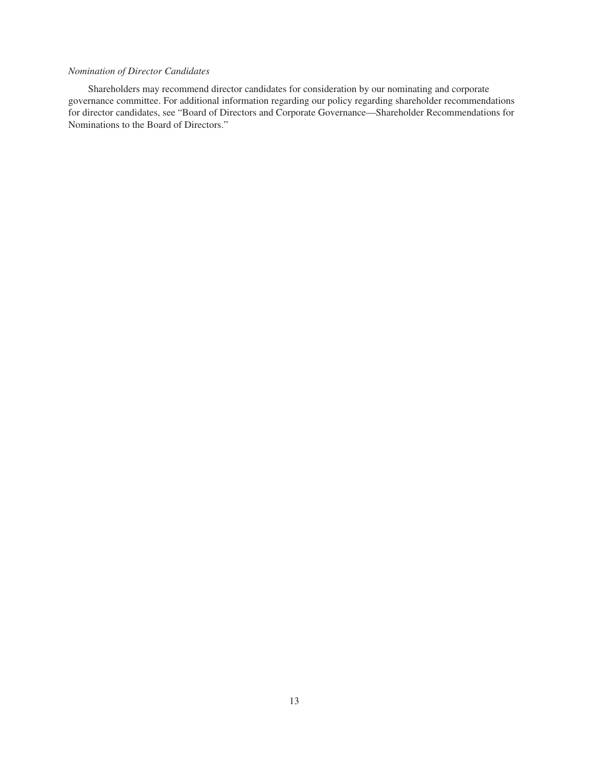*Nomination of Director Candidates*

Shareholders may recommend director candidates for consideration by our nominating and corporate governance committee. For additional information regarding our policy regarding shareholder recommendations for director candidates, see "Board of Directors and Corporate Governance—Shareholder Recommendations for Nominations to the Board of Directors."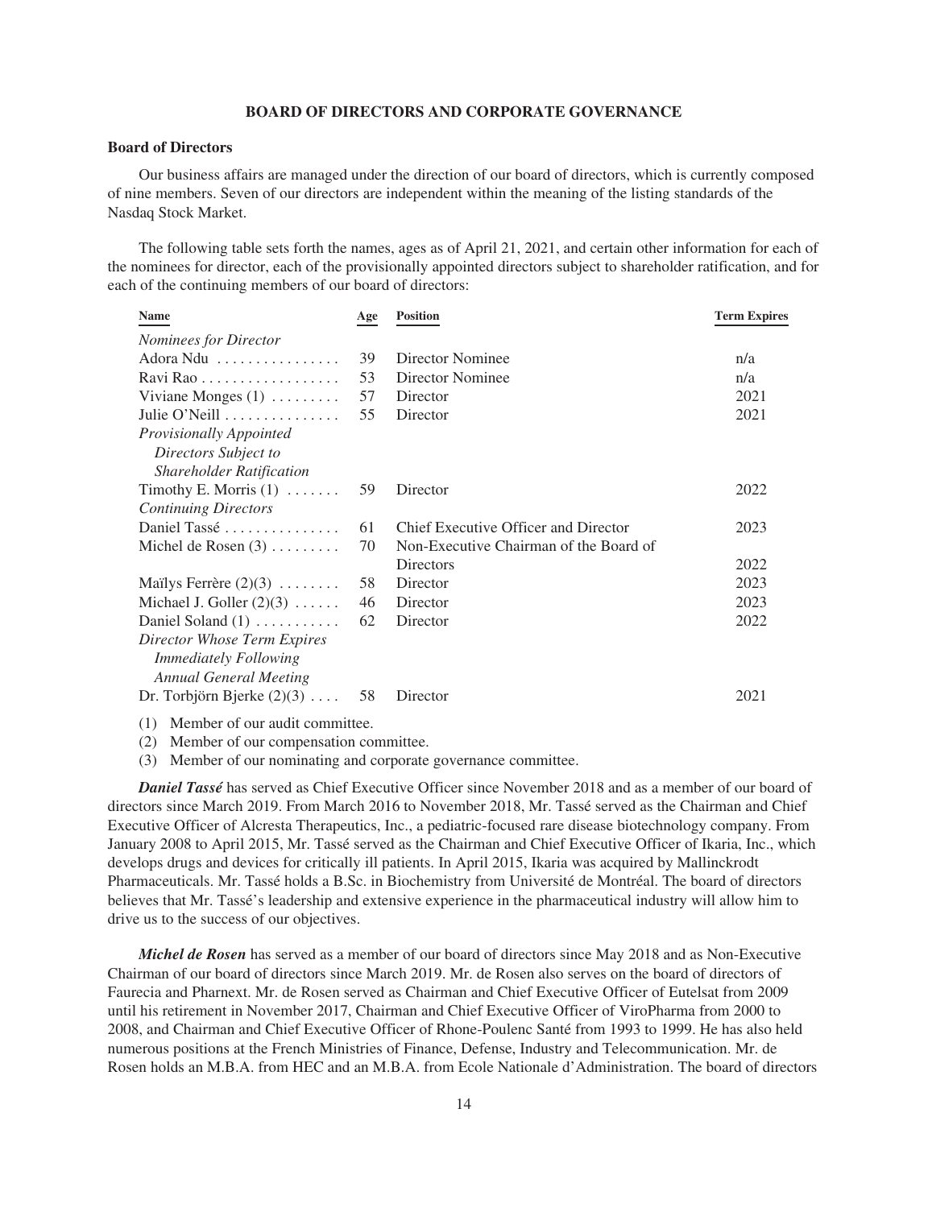## BOARD OF DIRECTORS AND CORPORATE GOVERNANCE

### Board of Directors

Our business affairs are managed under the direction of our board of directors, which is currently composed of nine members. Seven of our directors are independent within the meaning of the listing standards of the Nasdaq Stock Market.

The following table sets forth the names, ages as of April 21, 2021, and certain other information for each of the nominees for director, each of the provisionally appointed directors subject to shareholder ratification, and for each of the continuing members of our board of directors:

| Name | Age | Position | Term Expires |
|---|---|---|---|
| *Nominees for Director* | | | |
| Adora Ndu | 39 | Director Nominee | n/a |
| Ravi Rao | 53 | Director Nominee | n/a |
| Viviane Monges (1) | 57 | Director | 2021 |
| Julie O'Neill | 55 | Director | 2021 |
| *Provisionally Appointed Directors Subject to Shareholder Ratification* | | | |
| Timothy E. Morris (1) | 59 | Director | 2022 |
| *Continuing Directors* | | | |
| Daniel Tassé | 61 | Chief Executive Officer and Director | 2023 |
| Michel de Rosen (3) | 70 | Non-Executive Chairman of the Board of Directors | 2022 |
| Maïlys Ferrère (2)(3) | 58 | Director | 2023 |
| Michael J. Goller (2)(3) | 46 | Director | 2023 |
| Daniel Soland (1) | 62 | Director | 2022 |
| *Director Whose Term Expires Immediately Following Annual General Meeting* | | | |
| Dr. Torbjörn Bjerke (2)(3) | 58 | Director | 2021 |

(1) Member of our audit committee.

(2) Member of our compensation committee.

(3) Member of our nominating and corporate governance committee.

***Daniel Tassé*** has served as Chief Executive Officer since November 2018 and as a member of our board of directors since March 2019. From March 2016 to November 2018, Mr. Tassé served as the Chairman and Chief Executive Officer of Alcresta Therapeutics, Inc., a pediatric-focused rare disease biotechnology company. From January 2008 to April 2015, Mr. Tassé served as the Chairman and Chief Executive Officer of Ikaria, Inc., which develops drugs and devices for critically ill patients. In April 2015, Ikaria was acquired by Mallinckrodt Pharmaceuticals. Mr. Tassé holds a B.Sc. in Biochemistry from Université de Montréal. The board of directors believes that Mr. Tassé's leadership and extensive experience in the pharmaceutical industry will allow him to drive us to the success of our objectives.

***Michel de Rosen*** has served as a member of our board of directors since May 2018 and as Non-Executive Chairman of our board of directors since March 2019. Mr. de Rosen also serves on the board of directors of Faurecia and Pharnext. Mr. de Rosen served as Chairman and Chief Executive Officer of Eutelsat from 2009 until his retirement in November 2017, Chairman and Chief Executive Officer of ViroPharma from 2000 to 2008, and Chairman and Chief Executive Officer of Rhone-Poulenc Santé from 1993 to 1999. He has also held numerous positions at the French Ministries of Finance, Defense, Industry and Telecommunication. Mr. de Rosen holds an M.B.A. from HEC and an M.B.A. from Ecole Nationale d'Administration. The board of directors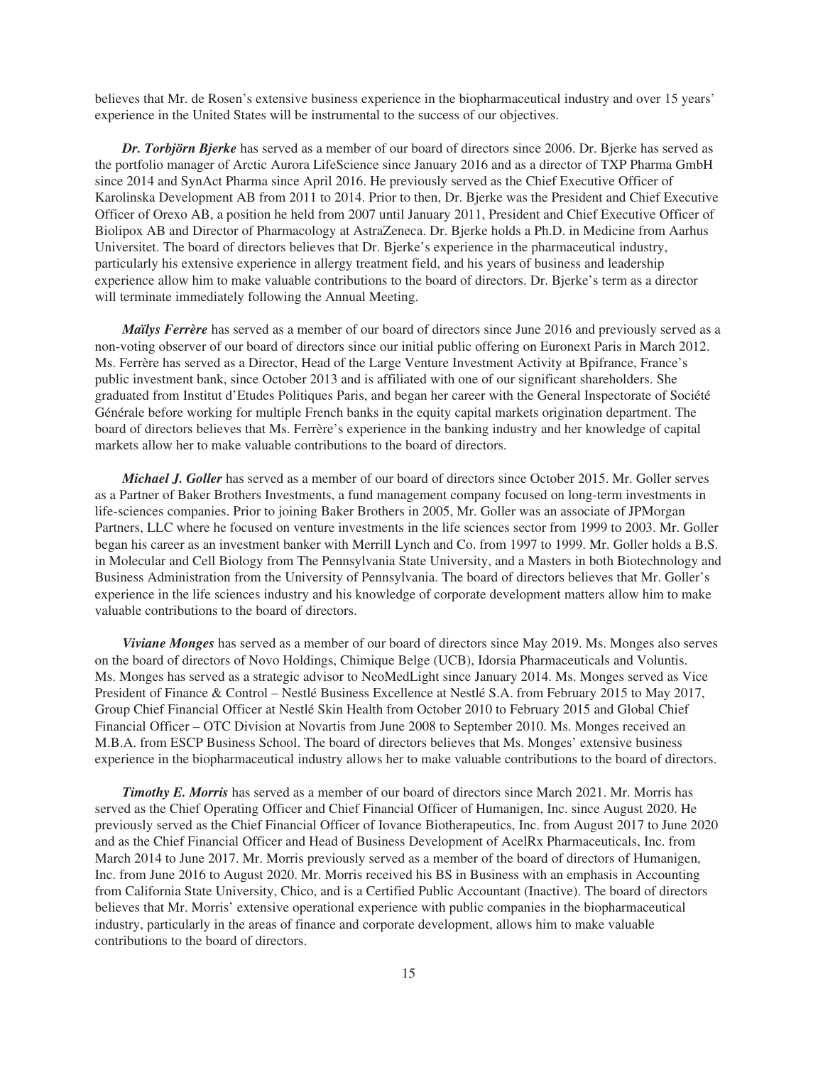believes that Mr. de Rosen's extensive business experience in the biopharmaceutical industry and over 15 years' experience in the United States will be instrumental to the success of our objectives.

***Dr. Torbjörn Bjerke*** has served as a member of our board of directors since 2006. Dr. Bjerke has served as the portfolio manager of Arctic Aurora LifeScience since January 2016 and as a director of TXP Pharma GmbH since 2014 and SynAct Pharma since April 2016. He previously served as the Chief Executive Officer of Karolinska Development AB from 2011 to 2014. Prior to then, Dr. Bjerke was the President and Chief Executive Officer of Orexo AB, a position he held from 2007 until January 2011, President and Chief Executive Officer of Biolipox AB and Director of Pharmacology at AstraZeneca. Dr. Bjerke holds a Ph.D. in Medicine from Aarhus Universitet. The board of directors believes that Dr. Bjerke's experience in the pharmaceutical industry, particularly his extensive experience in allergy treatment field, and his years of business and leadership experience allow him to make valuable contributions to the board of directors. Dr. Bjerke's term as a director will terminate immediately following the Annual Meeting.

***Maïlys Ferrère*** has served as a member of our board of directors since June 2016 and previously served as a non-voting observer of our board of directors since our initial public offering on Euronext Paris in March 2012. Ms. Ferrère has served as a Director, Head of the Large Venture Investment Activity at Bpifrance, France's public investment bank, since October 2013 and is affiliated with one of our significant shareholders. She graduated from Institut d'Etudes Politiques Paris, and began her career with the General Inspectorate of Société Générale before working for multiple French banks in the equity capital markets origination department. The board of directors believes that Ms. Ferrère's experience in the banking industry and her knowledge of capital markets allow her to make valuable contributions to the board of directors.

***Michael J. Goller*** has served as a member of our board of directors since October 2015. Mr. Goller serves as a Partner of Baker Brothers Investments, a fund management company focused on long-term investments in life-sciences companies. Prior to joining Baker Brothers in 2005, Mr. Goller was an associate of JPMorgan Partners, LLC where he focused on venture investments in the life sciences sector from 1999 to 2003. Mr. Goller began his career as an investment banker with Merrill Lynch and Co. from 1997 to 1999. Mr. Goller holds a B.S. in Molecular and Cell Biology from The Pennsylvania State University, and a Masters in both Biotechnology and Business Administration from the University of Pennsylvania. The board of directors believes that Mr. Goller's experience in the life sciences industry and his knowledge of corporate development matters allow him to make valuable contributions to the board of directors.

***Viviane Monges*** has served as a member of our board of directors since May 2019. Ms. Monges also serves on the board of directors of Novo Holdings, Chimique Belge (UCB), Idorsia Pharmaceuticals and Voluntis. Ms. Monges has served as a strategic advisor to NeoMedLight since January 2014. Ms. Monges served as Vice President of Finance & Control – Nestlé Business Excellence at Nestlé S.A. from February 2015 to May 2017, Group Chief Financial Officer at Nestlé Skin Health from October 2010 to February 2015 and Global Chief Financial Officer – OTC Division at Novartis from June 2008 to September 2010. Ms. Monges received an M.B.A. from ESCP Business School. The board of directors believes that Ms. Monges' extensive business experience in the biopharmaceutical industry allows her to make valuable contributions to the board of directors.

***Timothy E. Morris*** has served as a member of our board of directors since March 2021. Mr. Morris has served as the Chief Operating Officer and Chief Financial Officer of Humanigen, Inc. since August 2020. He previously served as the Chief Financial Officer of Iovance Biotherapeutics, Inc. from August 2017 to June 2020 and as the Chief Financial Officer and Head of Business Development of AcelRx Pharmaceuticals, Inc. from March 2014 to June 2017. Mr. Morris previously served as a member of the board of directors of Humanigen, Inc. from June 2016 to August 2020. Mr. Morris received his BS in Business with an emphasis in Accounting from California State University, Chico, and is a Certified Public Accountant (Inactive). The board of directors believes that Mr. Morris' extensive operational experience with public companies in the biopharmaceutical industry, particularly in the areas of finance and corporate development, allows him to make valuable contributions to the board of directors.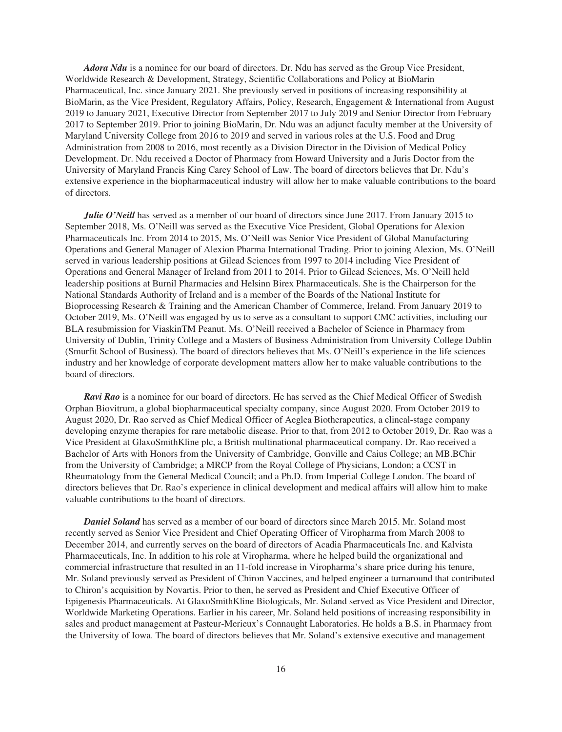***Adora Ndu*** is a nominee for our board of directors. Dr. Ndu has served as the Group Vice President, Worldwide Research & Development, Strategy, Scientific Collaborations and Policy at BioMarin Pharmaceutical, Inc. since January 2021. She previously served in positions of increasing responsibility at BioMarin, as the Vice President, Regulatory Affairs, Policy, Research, Engagement & International from August 2019 to January 2021, Executive Director from September 2017 to July 2019 and Senior Director from February 2017 to September 2019. Prior to joining BioMarin, Dr. Ndu was an adjunct faculty member at the University of Maryland University College from 2016 to 2019 and served in various roles at the U.S. Food and Drug Administration from 2008 to 2016, most recently as a Division Director in the Division of Medical Policy Development. Dr. Ndu received a Doctor of Pharmacy from Howard University and a Juris Doctor from the University of Maryland Francis King Carey School of Law. The board of directors believes that Dr. Ndu's extensive experience in the biopharmaceutical industry will allow her to make valuable contributions to the board of directors.

***Julie O'Neill*** has served as a member of our board of directors since June 2017. From January 2015 to September 2018, Ms. O'Neill was served as the Executive Vice President, Global Operations for Alexion Pharmaceuticals Inc. From 2014 to 2015, Ms. O'Neill was Senior Vice President of Global Manufacturing Operations and General Manager of Alexion Pharma International Trading. Prior to joining Alexion, Ms. O'Neill served in various leadership positions at Gilead Sciences from 1997 to 2014 including Vice President of Operations and General Manager of Ireland from 2011 to 2014. Prior to Gilead Sciences, Ms. O'Neill held leadership positions at Burnil Pharmacies and Helsinn Birex Pharmaceuticals. She is the Chairperson for the National Standards Authority of Ireland and is a member of the Boards of the National Institute for Bioprocessing Research & Training and the American Chamber of Commerce, Ireland. From January 2019 to October 2019, Ms. O'Neill was engaged by us to serve as a consultant to support CMC activities, including our BLA resubmission for ViaskinTM Peanut. Ms. O'Neill received a Bachelor of Science in Pharmacy from University of Dublin, Trinity College and a Masters of Business Administration from University College Dublin (Smurfit School of Business). The board of directors believes that Ms. O'Neill's experience in the life sciences industry and her knowledge of corporate development matters allow her to make valuable contributions to the board of directors.

***Ravi Rao*** is a nominee for our board of directors. He has served as the Chief Medical Officer of Swedish Orphan Biovitrum, a global biopharmaceutical specialty company, since August 2020. From October 2019 to August 2020, Dr. Rao served as Chief Medical Officer of Aeglea Biotherapeutics, a clincal-stage company developing enzyme therapies for rare metabolic disease. Prior to that, from 2012 to October 2019, Dr. Rao was a Vice President at GlaxoSmithKline plc, a British multinational pharmaceutical company. Dr. Rao received a Bachelor of Arts with Honors from the University of Cambridge, Gonville and Caius College; an MB.BChir from the University of Cambridge; a MRCP from the Royal College of Physicians, London; a CCST in Rheumatology from the General Medical Council; and a Ph.D. from Imperial College London. The board of directors believes that Dr. Rao's experience in clinical development and medical affairs will allow him to make valuable contributions to the board of directors.

***Daniel Soland*** has served as a member of our board of directors since March 2015. Mr. Soland most recently served as Senior Vice President and Chief Operating Officer of Viropharma from March 2008 to December 2014, and currently serves on the board of directors of Acadia Pharmaceuticals Inc. and Kalvista Pharmaceuticals, Inc. In addition to his role at Viropharma, where he helped build the organizational and commercial infrastructure that resulted in an 11-fold increase in Viropharma's share price during his tenure, Mr. Soland previously served as President of Chiron Vaccines, and helped engineer a turnaround that contributed to Chiron's acquisition by Novartis. Prior to then, he served as President and Chief Executive Officer of Epigenesis Pharmaceuticals. At GlaxoSmithKline Biologicals, Mr. Soland served as Vice President and Director, Worldwide Marketing Operations. Earlier in his career, Mr. Soland held positions of increasing responsibility in sales and product management at Pasteur-Merieux's Connaught Laboratories. He holds a B.S. in Pharmacy from the University of Iowa. The board of directors believes that Mr. Soland's extensive executive and management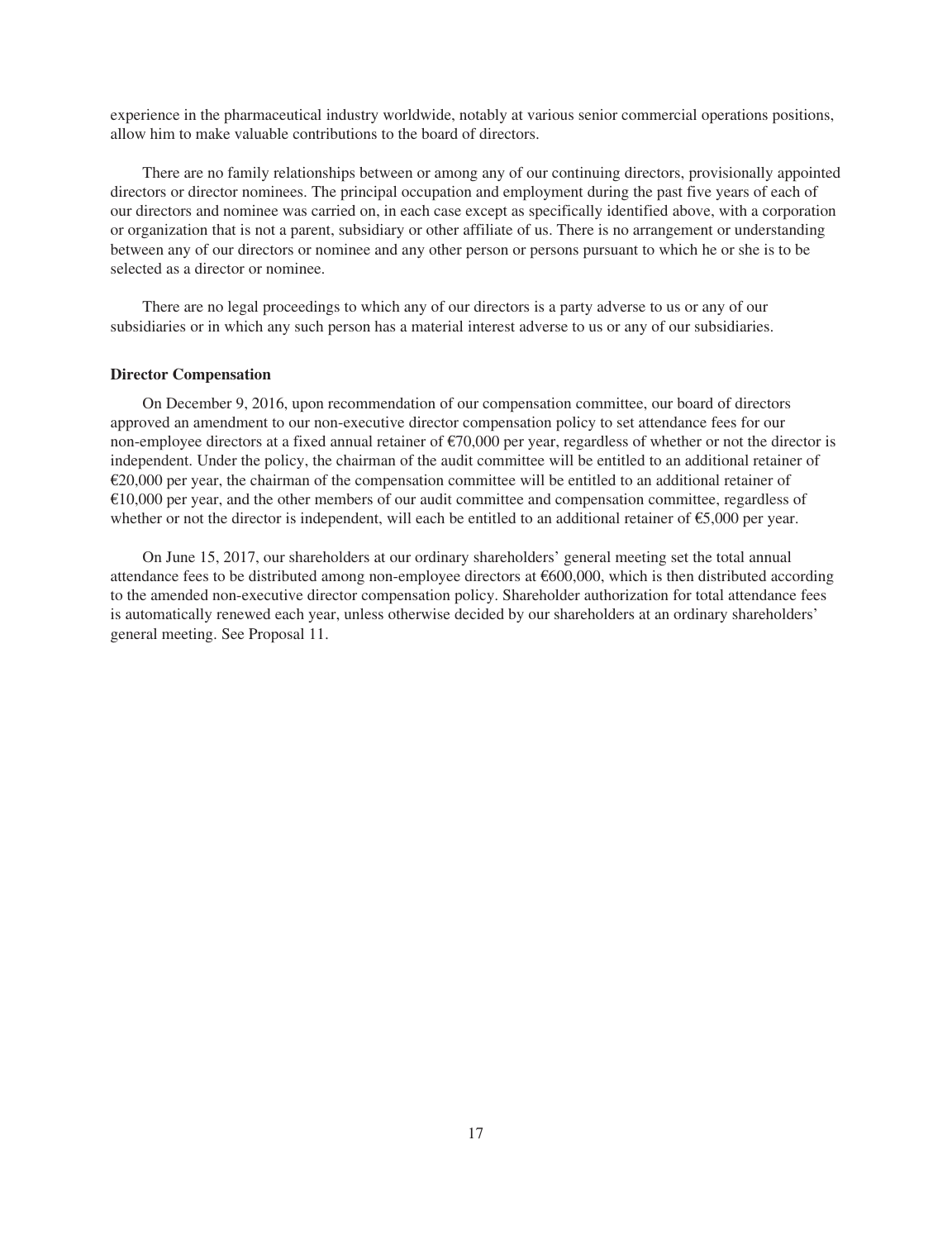experience in the pharmaceutical industry worldwide, notably at various senior commercial operations positions, allow him to make valuable contributions to the board of directors.

There are no family relationships between or among any of our continuing directors, provisionally appointed directors or director nominees. The principal occupation and employment during the past five years of each of our directors and nominee was carried on, in each case except as specifically identified above, with a corporation or organization that is not a parent, subsidiary or other affiliate of us. There is no arrangement or understanding between any of our directors or nominee and any other person or persons pursuant to which he or she is to be selected as a director or nominee.

There are no legal proceedings to which any of our directors is a party adverse to us or any of our subsidiaries or in which any such person has a material interest adverse to us or any of our subsidiaries.

**Director Compensation**

On December 9, 2016, upon recommendation of our compensation committee, our board of directors approved an amendment to our non-executive director compensation policy to set attendance fees for our non-employee directors at a fixed annual retainer of €70,000 per year, regardless of whether or not the director is independent. Under the policy, the chairman of the audit committee will be entitled to an additional retainer of €20,000 per year, the chairman of the compensation committee will be entitled to an additional retainer of €10,000 per year, and the other members of our audit committee and compensation committee, regardless of whether or not the director is independent, will each be entitled to an additional retainer of €5,000 per year.

On June 15, 2017, our shareholders at our ordinary shareholders' general meeting set the total annual attendance fees to be distributed among non-employee directors at €600,000, which is then distributed according to the amended non-executive director compensation policy. Shareholder authorization for total attendance fees is automatically renewed each year, unless otherwise decided by our shareholders at an ordinary shareholders' general meeting. See Proposal 11.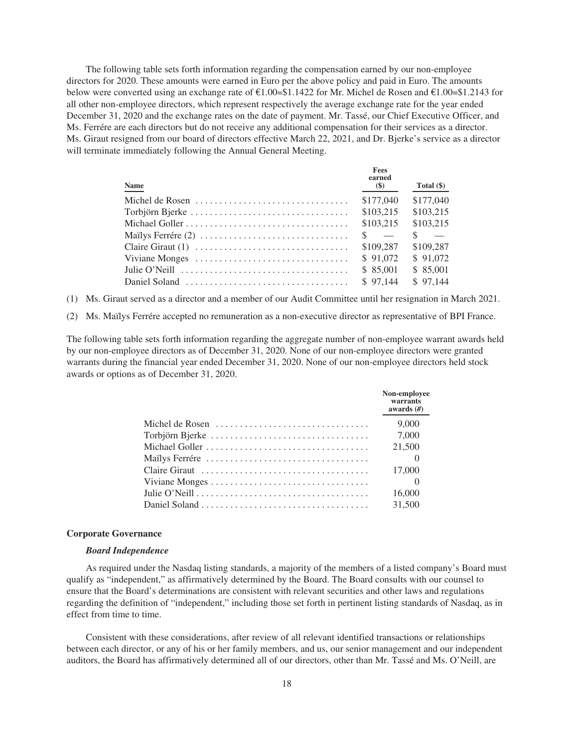The following table sets forth information regarding the compensation earned by our non-employee directors for 2020. These amounts were earned in Euro per the above policy and paid in Euro. The amounts below were converted using an exchange rate of €1.00=$1.1422 for Mr. Michel de Rosen and €1.00=$1.2143 for all other non-employee directors, which represent respectively the average exchange rate for the year ended December 31, 2020 and the exchange rates on the date of payment. Mr. Tassé, our Chief Executive Officer, and Ms. Ferrére are each directors but do not receive any additional compensation for their services as a director. Ms. Giraut resigned from our board of directors effective March 22, 2021, and Dr. Bjerke's service as a director will terminate immediately following the Annual General Meeting.

| Name | Fees earned ($) | Total ($) |
| --- | --- | --- |
| Michel de Rosen | $177,040 | $177,040 |
| Torbjörn Bjerke | $103,215 | $103,215 |
| Michael Goller | $103,215 | $103,215 |
| Maïlys Ferrére (2) | $ — | $ — |
| Claire Giraut (1) | $109,287 | $109,287 |
| Viviane Monges | $ 91,072 | $ 91,072 |
| Julie O'Neill | $ 85,001 | $ 85,001 |
| Daniel Soland | $ 97,144 | $ 97,144 |

(1) Ms. Giraut served as a director and a member of our Audit Committee until her resignation in March 2021.

(2) Ms. Maïlys Ferrére accepted no remuneration as a non-executive director as representative of BPI France.

The following table sets forth information regarding the aggregate number of non-employee warrant awards held by our non-employee directors as of December 31, 2020. None of our non-employee directors were granted warrants during the financial year ended December 31, 2020. None of our non-employee directors held stock awards or options as of December 31, 2020.

| | Non-employee warrants awards (#) |
| --- | --- |
| Michel de Rosen | 9,000 |
| Torbjörn Bjerke | 7,000 |
| Michael Goller | 21,500 |
| Maïlys Ferrére | 0 |
| Claire Giraut | 17,000 |
| Viviane Monges | 0 |
| Julie O'Neill | 16,000 |
| Daniel Soland | 31,500 |

### Corporate Governance

#### *Board Independence*

As required under the Nasdaq listing standards, a majority of the members of a listed company's Board must qualify as "independent," as affirmatively determined by the Board. The Board consults with our counsel to ensure that the Board's determinations are consistent with relevant securities and other laws and regulations regarding the definition of "independent," including those set forth in pertinent listing standards of Nasdaq, as in effect from time to time.

Consistent with these considerations, after review of all relevant identified transactions or relationships between each director, or any of his or her family members, and us, our senior management and our independent auditors, the Board has affirmatively determined all of our directors, other than Mr. Tassé and Ms. O'Neill, are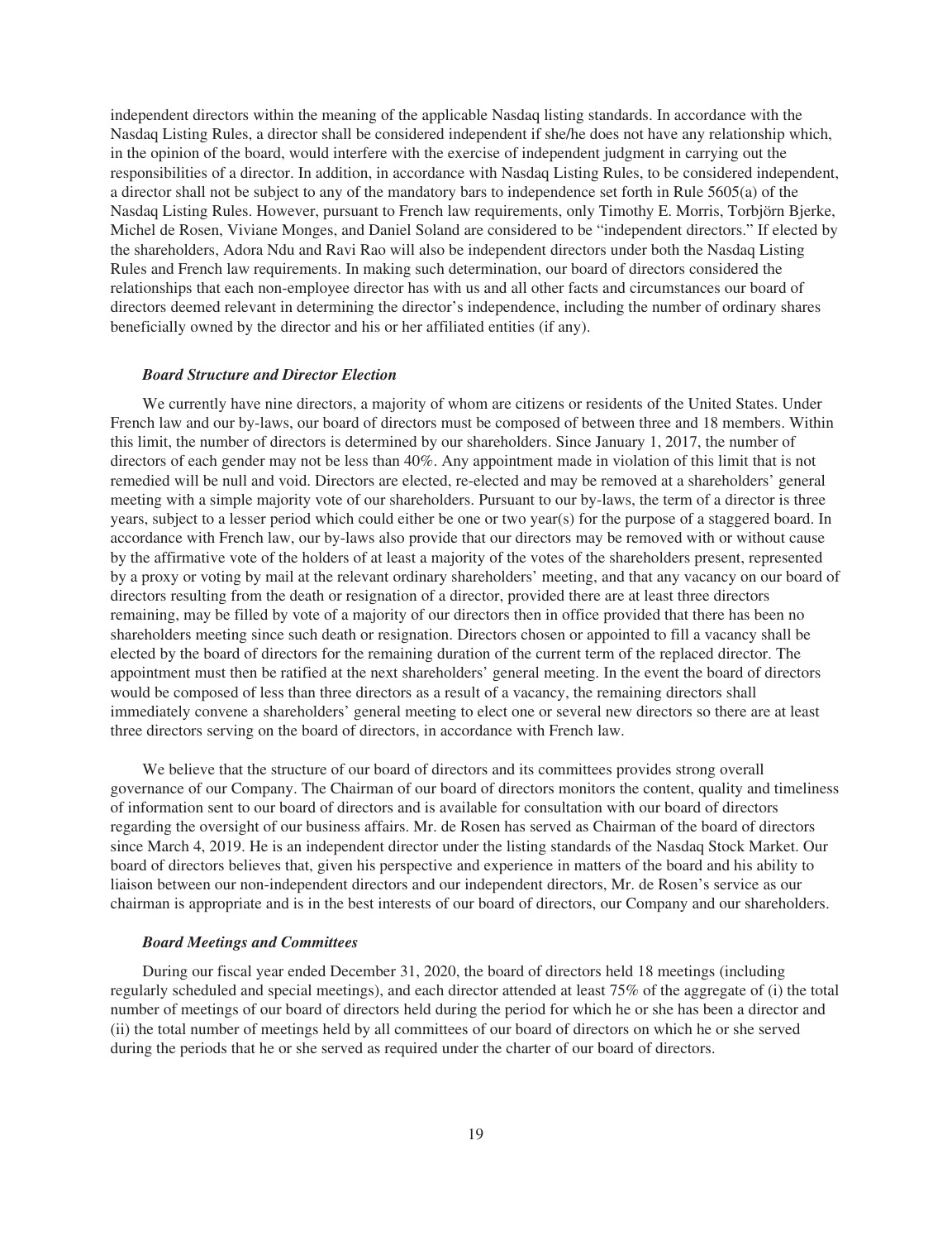independent directors within the meaning of the applicable Nasdaq listing standards. In accordance with the Nasdaq Listing Rules, a director shall be considered independent if she/he does not have any relationship which, in the opinion of the board, would interfere with the exercise of independent judgment in carrying out the responsibilities of a director. In addition, in accordance with Nasdaq Listing Rules, to be considered independent, a director shall not be subject to any of the mandatory bars to independence set forth in Rule 5605(a) of the Nasdaq Listing Rules. However, pursuant to French law requirements, only Timothy E. Morris, Torbjörn Bjerke, Michel de Rosen, Viviane Monges, and Daniel Soland are considered to be "independent directors." If elected by the shareholders, Adora Ndu and Ravi Rao will also be independent directors under both the Nasdaq Listing Rules and French law requirements. In making such determination, our board of directors considered the relationships that each non-employee director has with us and all other facts and circumstances our board of directors deemed relevant in determining the director's independence, including the number of ordinary shares beneficially owned by the director and his or her affiliated entities (if any).

***Board Structure and Director Election***

We currently have nine directors, a majority of whom are citizens or residents of the United States. Under French law and our by-laws, our board of directors must be composed of between three and 18 members. Within this limit, the number of directors is determined by our shareholders. Since January 1, 2017, the number of directors of each gender may not be less than 40%. Any appointment made in violation of this limit that is not remedied will be null and void. Directors are elected, re-elected and may be removed at a shareholders' general meeting with a simple majority vote of our shareholders. Pursuant to our by-laws, the term of a director is three years, subject to a lesser period which could either be one or two year(s) for the purpose of a staggered board. In accordance with French law, our by-laws also provide that our directors may be removed with or without cause by the affirmative vote of the holders of at least a majority of the votes of the shareholders present, represented by a proxy or voting by mail at the relevant ordinary shareholders' meeting, and that any vacancy on our board of directors resulting from the death or resignation of a director, provided there are at least three directors remaining, may be filled by vote of a majority of our directors then in office provided that there has been no shareholders meeting since such death or resignation. Directors chosen or appointed to fill a vacancy shall be elected by the board of directors for the remaining duration of the current term of the replaced director. The appointment must then be ratified at the next shareholders' general meeting. In the event the board of directors would be composed of less than three directors as a result of a vacancy, the remaining directors shall immediately convene a shareholders' general meeting to elect one or several new directors so there are at least three directors serving on the board of directors, in accordance with French law.

We believe that the structure of our board of directors and its committees provides strong overall governance of our Company. The Chairman of our board of directors monitors the content, quality and timeliness of information sent to our board of directors and is available for consultation with our board of directors regarding the oversight of our business affairs. Mr. de Rosen has served as Chairman of the board of directors since March 4, 2019. He is an independent director under the listing standards of the Nasdaq Stock Market. Our board of directors believes that, given his perspective and experience in matters of the board and his ability to liaison between our non-independent directors and our independent directors, Mr. de Rosen's service as our chairman is appropriate and is in the best interests of our board of directors, our Company and our shareholders.

***Board Meetings and Committees***

During our fiscal year ended December 31, 2020, the board of directors held 18 meetings (including regularly scheduled and special meetings), and each director attended at least 75% of the aggregate of (i) the total number of meetings of our board of directors held during the period for which he or she has been a director and (ii) the total number of meetings held by all committees of our board of directors on which he or she served during the periods that he or she served as required under the charter of our board of directors.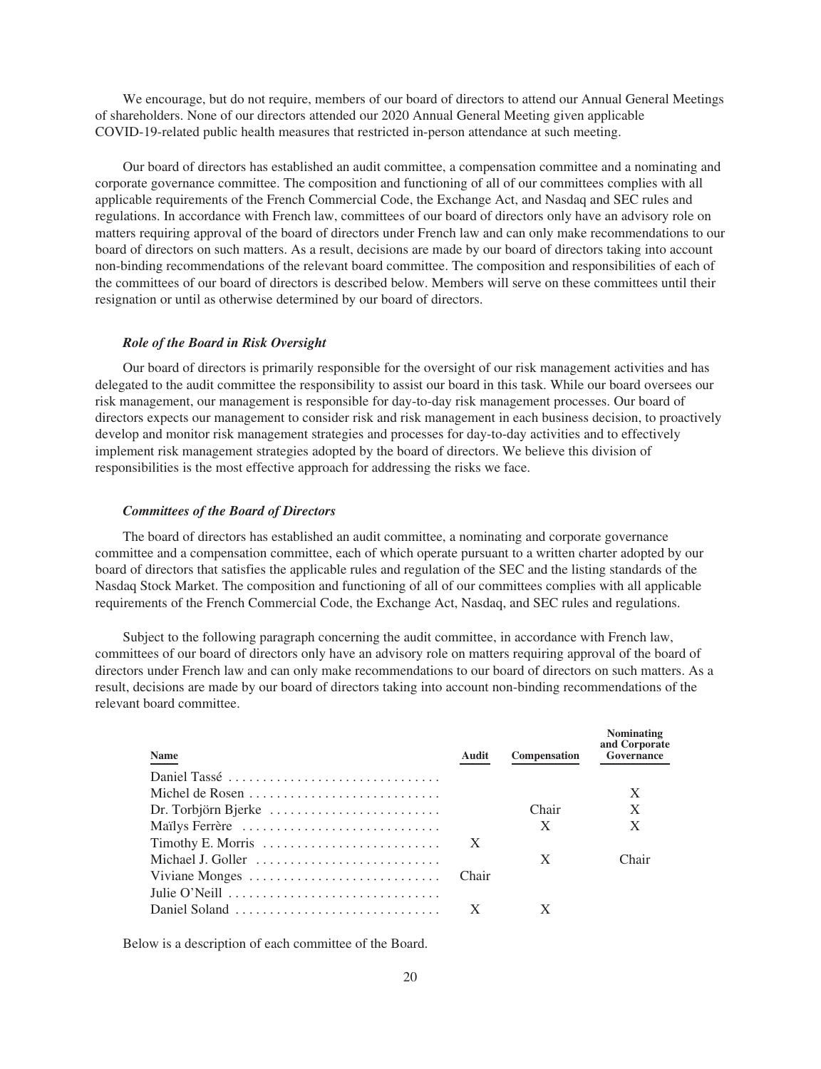We encourage, but do not require, members of our board of directors to attend our Annual General Meetings of shareholders. None of our directors attended our 2020 Annual General Meeting given applicable COVID-19-related public health measures that restricted in-person attendance at such meeting.

Our board of directors has established an audit committee, a compensation committee and a nominating and corporate governance committee. The composition and functioning of all of our committees complies with all applicable requirements of the French Commercial Code, the Exchange Act, and Nasdaq and SEC rules and regulations. In accordance with French law, committees of our board of directors only have an advisory role on matters requiring approval of the board of directors under French law and can only make recommendations to our board of directors on such matters. As a result, decisions are made by our board of directors taking into account non-binding recommendations of the relevant board committee. The composition and responsibilities of each of the committees of our board of directors is described below. Members will serve on these committees until their resignation or until as otherwise determined by our board of directors.

***Role of the Board in Risk Oversight***

Our board of directors is primarily responsible for the oversight of our risk management activities and has delegated to the audit committee the responsibility to assist our board in this task. While our board oversees our risk management, our management is responsible for day-to-day risk management processes. Our board of directors expects our management to consider risk and risk management in each business decision, to proactively develop and monitor risk management strategies and processes for day-to-day activities and to effectively implement risk management strategies adopted by the board of directors. We believe this division of responsibilities is the most effective approach for addressing the risks we face.

***Committees of the Board of Directors***

The board of directors has established an audit committee, a nominating and corporate governance committee and a compensation committee, each of which operate pursuant to a written charter adopted by our board of directors that satisfies the applicable rules and regulation of the SEC and the listing standards of the Nasdaq Stock Market. The composition and functioning of all of our committees complies with all applicable requirements of the French Commercial Code, the Exchange Act, Nasdaq, and SEC rules and regulations.

Subject to the following paragraph concerning the audit committee, in accordance with French law, committees of our board of directors only have an advisory role on matters requiring approval of the board of directors under French law and can only make recommendations to our board of directors on such matters. As a result, decisions are made by our board of directors taking into account non-binding recommendations of the relevant board committee.

| Name | Audit | Compensation | Nominating and Corporate Governance |
|---|---|---|---|
| Daniel Tassé | | | |
| Michel de Rosen | | | X |
| Dr. Torbjörn Bjerke | | Chair | X |
| Maïlys Ferrère | | X | X |
| Timothy E. Morris | X | | |
| Michael J. Goller | | X | Chair |
| Viviane Monges | Chair | | |
| Julie O'Neill | | | |
| Daniel Soland | X | X | |

Below is a description of each committee of the Board.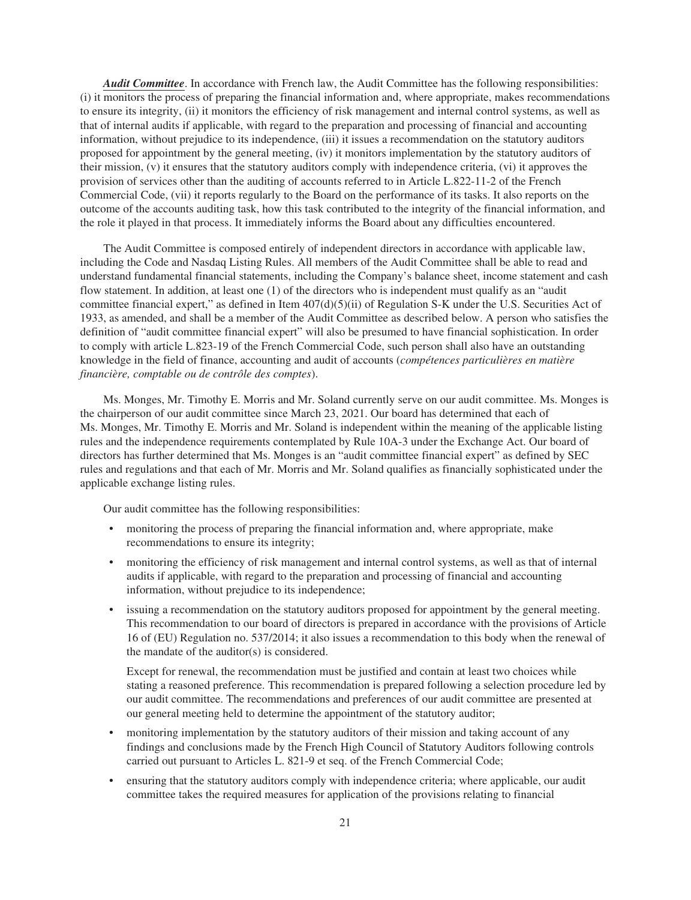***Audit Committee***. In accordance with French law, the Audit Committee has the following responsibilities: (i) it monitors the process of preparing the financial information and, where appropriate, makes recommendations to ensure its integrity, (ii) it monitors the efficiency of risk management and internal control systems, as well as that of internal audits if applicable, with regard to the preparation and processing of financial and accounting information, without prejudice to its independence, (iii) it issues a recommendation on the statutory auditors proposed for appointment by the general meeting, (iv) it monitors implementation by the statutory auditors of their mission, (v) it ensures that the statutory auditors comply with independence criteria, (vi) it approves the provision of services other than the auditing of accounts referred to in Article L.822-11-2 of the French Commercial Code, (vii) it reports regularly to the Board on the performance of its tasks. It also reports on the outcome of the accounts auditing task, how this task contributed to the integrity of the financial information, and the role it played in that process. It immediately informs the Board about any difficulties encountered.

The Audit Committee is composed entirely of independent directors in accordance with applicable law, including the Code and Nasdaq Listing Rules. All members of the Audit Committee shall be able to read and understand fundamental financial statements, including the Company's balance sheet, income statement and cash flow statement. In addition, at least one (1) of the directors who is independent must qualify as an "audit committee financial expert," as defined in Item 407(d)(5)(ii) of Regulation S-K under the U.S. Securities Act of 1933, as amended, and shall be a member of the Audit Committee as described below. A person who satisfies the definition of "audit committee financial expert" will also be presumed to have financial sophistication. In order to comply with article L.823-19 of the French Commercial Code, such person shall also have an outstanding knowledge in the field of finance, accounting and audit of accounts (*compétences particulières en matière financière, comptable ou de contrôle des comptes*).

Ms. Monges, Mr. Timothy E. Morris and Mr. Soland currently serve on our audit committee. Ms. Monges is the chairperson of our audit committee since March 23, 2021. Our board has determined that each of Ms. Monges, Mr. Timothy E. Morris and Mr. Soland is independent within the meaning of the applicable listing rules and the independence requirements contemplated by Rule 10A-3 under the Exchange Act. Our board of directors has further determined that Ms. Monges is an "audit committee financial expert" as defined by SEC rules and regulations and that each of Mr. Morris and Mr. Soland qualifies as financially sophisticated under the applicable exchange listing rules.

Our audit committee has the following responsibilities:

- monitoring the process of preparing the financial information and, where appropriate, make recommendations to ensure its integrity;
- monitoring the efficiency of risk management and internal control systems, as well as that of internal audits if applicable, with regard to the preparation and processing of financial and accounting information, without prejudice to its independence;
- issuing a recommendation on the statutory auditors proposed for appointment by the general meeting. This recommendation to our board of directors is prepared in accordance with the provisions of Article 16 of (EU) Regulation no. 537/2014; it also issues a recommendation to this body when the renewal of the mandate of the auditor(s) is considered.

  Except for renewal, the recommendation must be justified and contain at least two choices while stating a reasoned preference. This recommendation is prepared following a selection procedure led by our audit committee. The recommendations and preferences of our audit committee are presented at our general meeting held to determine the appointment of the statutory auditor;
- monitoring implementation by the statutory auditors of their mission and taking account of any findings and conclusions made by the French High Council of Statutory Auditors following controls carried out pursuant to Articles L. 821-9 et seq. of the French Commercial Code;
- ensuring that the statutory auditors comply with independence criteria; where applicable, our audit committee takes the required measures for application of the provisions relating to financial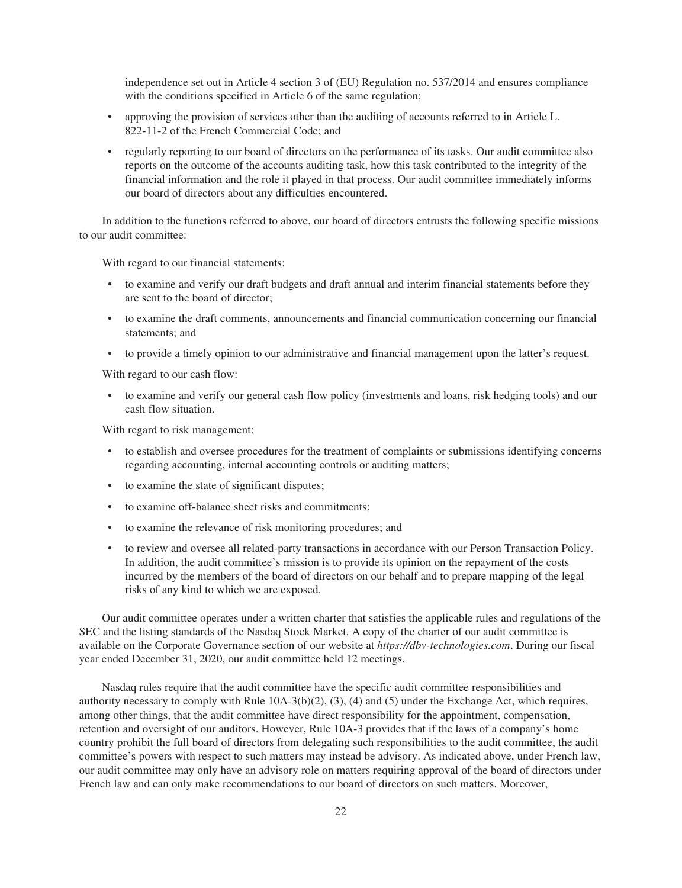independence set out in Article 4 section 3 of (EU) Regulation no. 537/2014 and ensures compliance with the conditions specified in Article 6 of the same regulation;

- approving the provision of services other than the auditing of accounts referred to in Article L. 822-11-2 of the French Commercial Code; and
- regularly reporting to our board of directors on the performance of its tasks. Our audit committee also reports on the outcome of the accounts auditing task, how this task contributed to the integrity of the financial information and the role it played in that process. Our audit committee immediately informs our board of directors about any difficulties encountered.

In addition to the functions referred to above, our board of directors entrusts the following specific missions to our audit committee:

With regard to our financial statements:

- to examine and verify our draft budgets and draft annual and interim financial statements before they are sent to the board of director;
- to examine the draft comments, announcements and financial communication concerning our financial statements; and
- to provide a timely opinion to our administrative and financial management upon the latter's request.

With regard to our cash flow:

- to examine and verify our general cash flow policy (investments and loans, risk hedging tools) and our cash flow situation.

With regard to risk management:

- to establish and oversee procedures for the treatment of complaints or submissions identifying concerns regarding accounting, internal accounting controls or auditing matters;
- to examine the state of significant disputes;
- to examine off-balance sheet risks and commitments;
- to examine the relevance of risk monitoring procedures; and
- to review and oversee all related-party transactions in accordance with our Person Transaction Policy. In addition, the audit committee's mission is to provide its opinion on the repayment of the costs incurred by the members of the board of directors on our behalf and to prepare mapping of the legal risks of any kind to which we are exposed.

Our audit committee operates under a written charter that satisfies the applicable rules and regulations of the SEC and the listing standards of the Nasdaq Stock Market. A copy of the charter of our audit committee is available on the Corporate Governance section of our website at *https://dbv-technologies.com*. During our fiscal year ended December 31, 2020, our audit committee held 12 meetings.

Nasdaq rules require that the audit committee have the specific audit committee responsibilities and authority necessary to comply with Rule 10A-3(b)(2), (3), (4) and (5) under the Exchange Act, which requires, among other things, that the audit committee have direct responsibility for the appointment, compensation, retention and oversight of our auditors. However, Rule 10A-3 provides that if the laws of a company's home country prohibit the full board of directors from delegating such responsibilities to the audit committee, the audit committee's powers with respect to such matters may instead be advisory. As indicated above, under French law, our audit committee may only have an advisory role on matters requiring approval of the board of directors under French law and can only make recommendations to our board of directors on such matters. Moreover,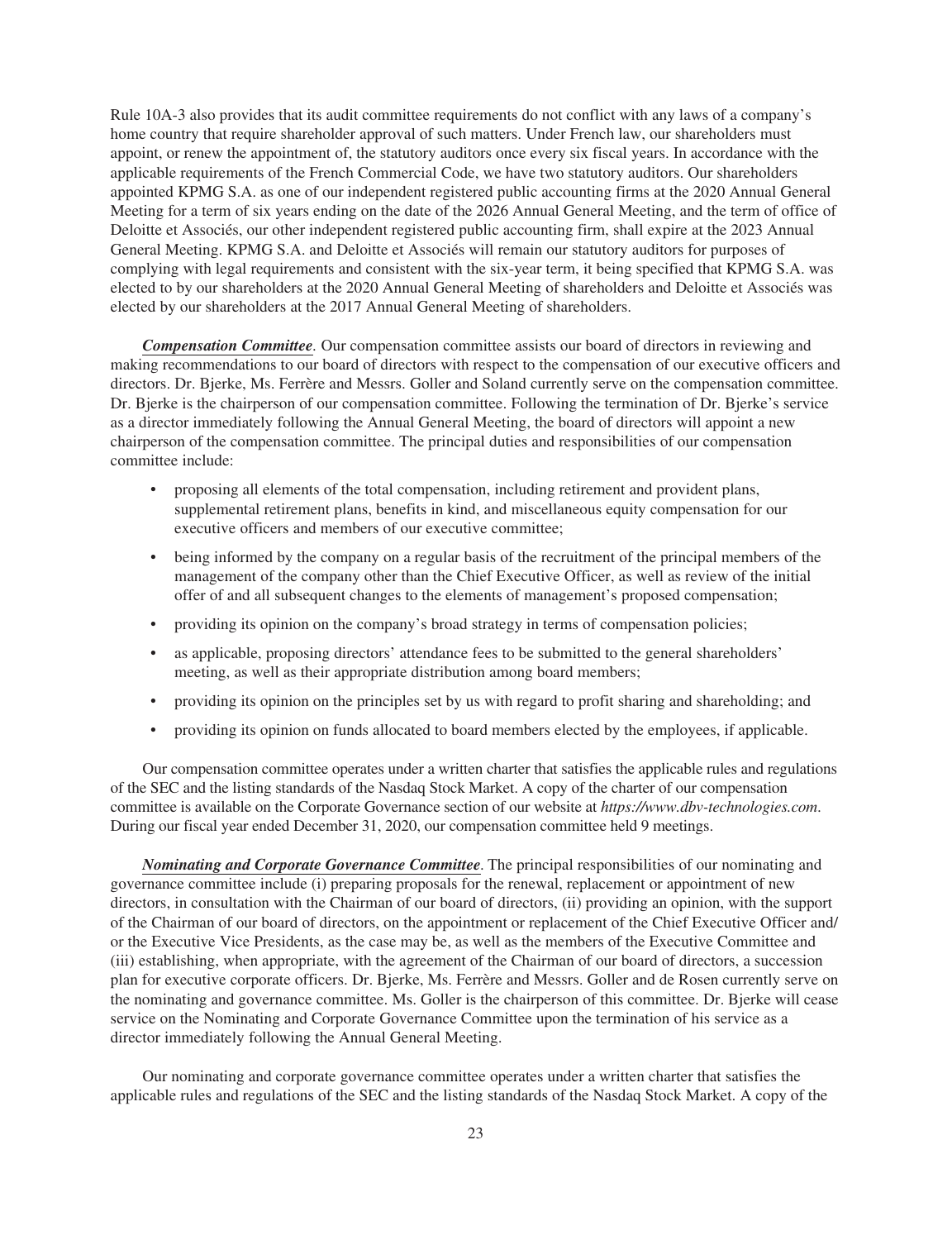Rule 10A-3 also provides that its audit committee requirements do not conflict with any laws of a company's home country that require shareholder approval of such matters. Under French law, our shareholders must appoint, or renew the appointment of, the statutory auditors once every six fiscal years. In accordance with the applicable requirements of the French Commercial Code, we have two statutory auditors. Our shareholders appointed KPMG S.A. as one of our independent registered public accounting firms at the 2020 Annual General Meeting for a term of six years ending on the date of the 2026 Annual General Meeting, and the term of office of Deloitte et Associés, our other independent registered public accounting firm, shall expire at the 2023 Annual General Meeting. KPMG S.A. and Deloitte et Associés will remain our statutory auditors for purposes of complying with legal requirements and consistent with the six-year term, it being specified that KPMG S.A. was elected to by our shareholders at the 2020 Annual General Meeting of shareholders and Deloitte et Associés was elected by our shareholders at the 2017 Annual General Meeting of shareholders.

***Compensation Committee***. Our compensation committee assists our board of directors in reviewing and making recommendations to our board of directors with respect to the compensation of our executive officers and directors. Dr. Bjerke, Ms. Ferrère and Messrs. Goller and Soland currently serve on the compensation committee. Dr. Bjerke is the chairperson of our compensation committee. Following the termination of Dr. Bjerke's service as a director immediately following the Annual General Meeting, the board of directors will appoint a new chairperson of the compensation committee. The principal duties and responsibilities of our compensation committee include:

- proposing all elements of the total compensation, including retirement and provident plans, supplemental retirement plans, benefits in kind, and miscellaneous equity compensation for our executive officers and members of our executive committee;
- being informed by the company on a regular basis of the recruitment of the principal members of the management of the company other than the Chief Executive Officer, as well as review of the initial offer of and all subsequent changes to the elements of management's proposed compensation;
- providing its opinion on the company's broad strategy in terms of compensation policies;
- as applicable, proposing directors' attendance fees to be submitted to the general shareholders' meeting, as well as their appropriate distribution among board members;
- providing its opinion on the principles set by us with regard to profit sharing and shareholding; and
- providing its opinion on funds allocated to board members elected by the employees, if applicable.

Our compensation committee operates under a written charter that satisfies the applicable rules and regulations of the SEC and the listing standards of the Nasdaq Stock Market. A copy of the charter of our compensation committee is available on the Corporate Governance section of our website at *https://www.dbv-technologies.com*. During our fiscal year ended December 31, 2020, our compensation committee held 9 meetings.

***Nominating and Corporate Governance Committee***. The principal responsibilities of our nominating and governance committee include (i) preparing proposals for the renewal, replacement or appointment of new directors, in consultation with the Chairman of our board of directors, (ii) providing an opinion, with the support of the Chairman of our board of directors, on the appointment or replacement of the Chief Executive Officer and/ or the Executive Vice Presidents, as the case may be, as well as the members of the Executive Committee and (iii) establishing, when appropriate, with the agreement of the Chairman of our board of directors, a succession plan for executive corporate officers. Dr. Bjerke, Ms. Ferrère and Messrs. Goller and de Rosen currently serve on the nominating and governance committee. Ms. Goller is the chairperson of this committee. Dr. Bjerke will cease service on the Nominating and Corporate Governance Committee upon the termination of his service as a director immediately following the Annual General Meeting.

Our nominating and corporate governance committee operates under a written charter that satisfies the applicable rules and regulations of the SEC and the listing standards of the Nasdaq Stock Market. A copy of the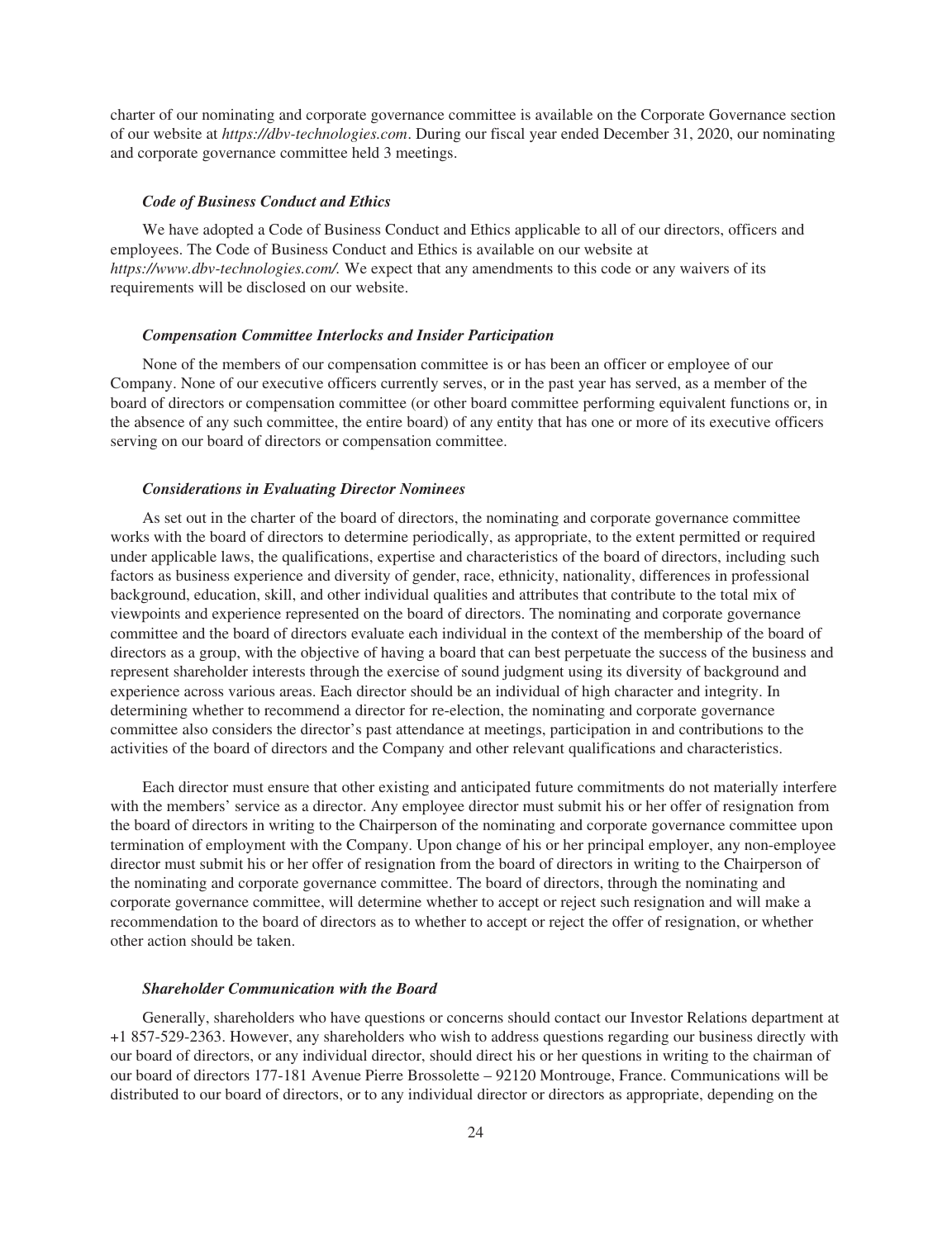charter of our nominating and corporate governance committee is available on the Corporate Governance section of our website at *https://dbv-technologies.com*. During our fiscal year ended December 31, 2020, our nominating and corporate governance committee held 3 meetings.

### *Code of Business Conduct and Ethics*

We have adopted a Code of Business Conduct and Ethics applicable to all of our directors, officers and employees. The Code of Business Conduct and Ethics is available on our website at *https://www.dbv-technologies.com/.* We expect that any amendments to this code or any waivers of its requirements will be disclosed on our website.

### *Compensation Committee Interlocks and Insider Participation*

None of the members of our compensation committee is or has been an officer or employee of our Company. None of our executive officers currently serves, or in the past year has served, as a member of the board of directors or compensation committee (or other board committee performing equivalent functions or, in the absence of any such committee, the entire board) of any entity that has one or more of its executive officers serving on our board of directors or compensation committee.

### *Considerations in Evaluating Director Nominees*

As set out in the charter of the board of directors, the nominating and corporate governance committee works with the board of directors to determine periodically, as appropriate, to the extent permitted or required under applicable laws, the qualifications, expertise and characteristics of the board of directors, including such factors as business experience and diversity of gender, race, ethnicity, nationality, differences in professional background, education, skill, and other individual qualities and attributes that contribute to the total mix of viewpoints and experience represented on the board of directors. The nominating and corporate governance committee and the board of directors evaluate each individual in the context of the membership of the board of directors as a group, with the objective of having a board that can best perpetuate the success of the business and represent shareholder interests through the exercise of sound judgment using its diversity of background and experience across various areas. Each director should be an individual of high character and integrity. In determining whether to recommend a director for re-election, the nominating and corporate governance committee also considers the director's past attendance at meetings, participation in and contributions to the activities of the board of directors and the Company and other relevant qualifications and characteristics.

Each director must ensure that other existing and anticipated future commitments do not materially interfere with the members' service as a director. Any employee director must submit his or her offer of resignation from the board of directors in writing to the Chairperson of the nominating and corporate governance committee upon termination of employment with the Company. Upon change of his or her principal employer, any non-employee director must submit his or her offer of resignation from the board of directors in writing to the Chairperson of the nominating and corporate governance committee. The board of directors, through the nominating and corporate governance committee, will determine whether to accept or reject such resignation and will make a recommendation to the board of directors as to whether to accept or reject the offer of resignation, or whether other action should be taken.

### *Shareholder Communication with the Board*

Generally, shareholders who have questions or concerns should contact our Investor Relations department at +1 857-529-2363. However, any shareholders who wish to address questions regarding our business directly with our board of directors, or any individual director, should direct his or her questions in writing to the chairman of our board of directors 177-181 Avenue Pierre Brossolette – 92120 Montrouge, France. Communications will be distributed to our board of directors, or to any individual director or directors as appropriate, depending on the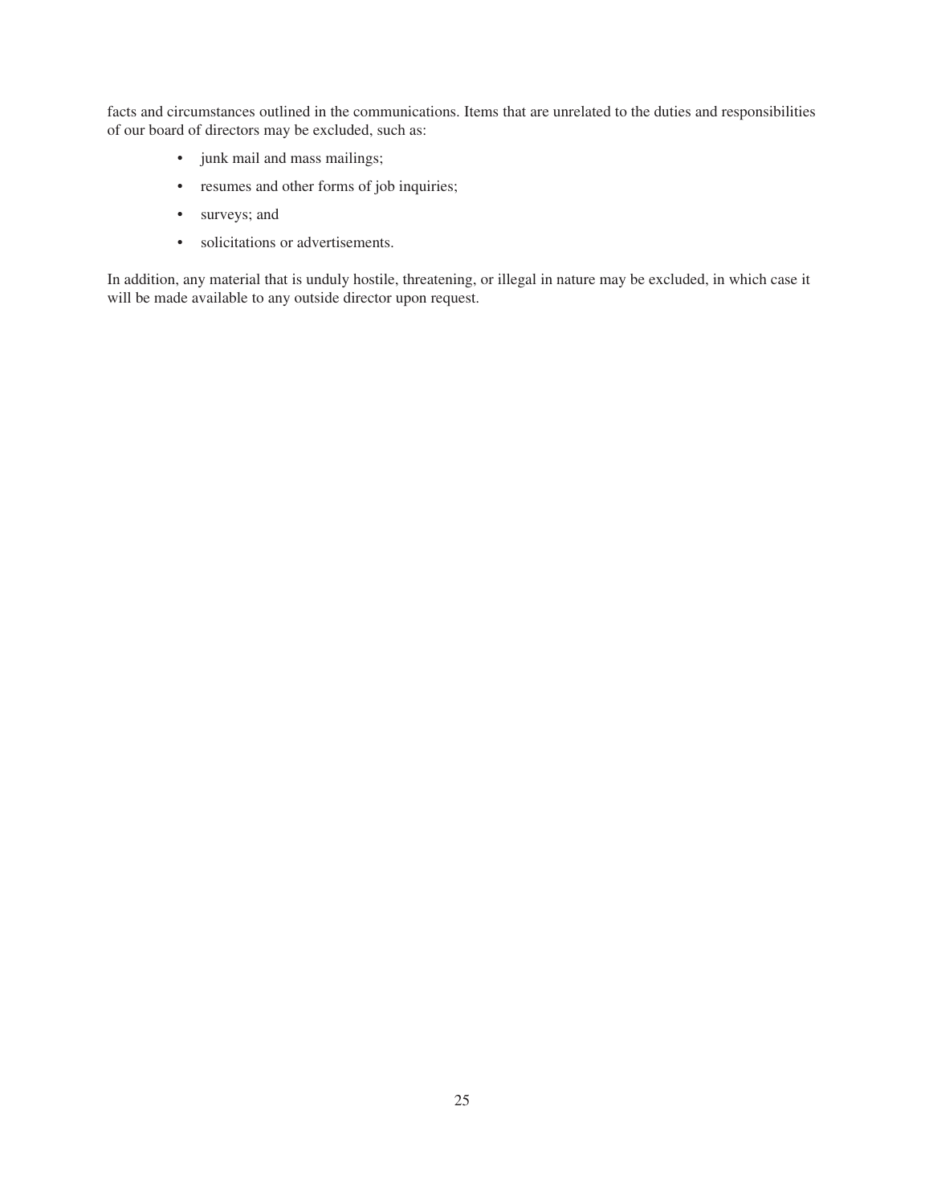facts and circumstances outlined in the communications. Items that are unrelated to the duties and responsibilities of our board of directors may be excluded, such as:

- junk mail and mass mailings;
- resumes and other forms of job inquiries;
- surveys; and
- solicitations or advertisements.

In addition, any material that is unduly hostile, threatening, or illegal in nature may be excluded, in which case it will be made available to any outside director upon request.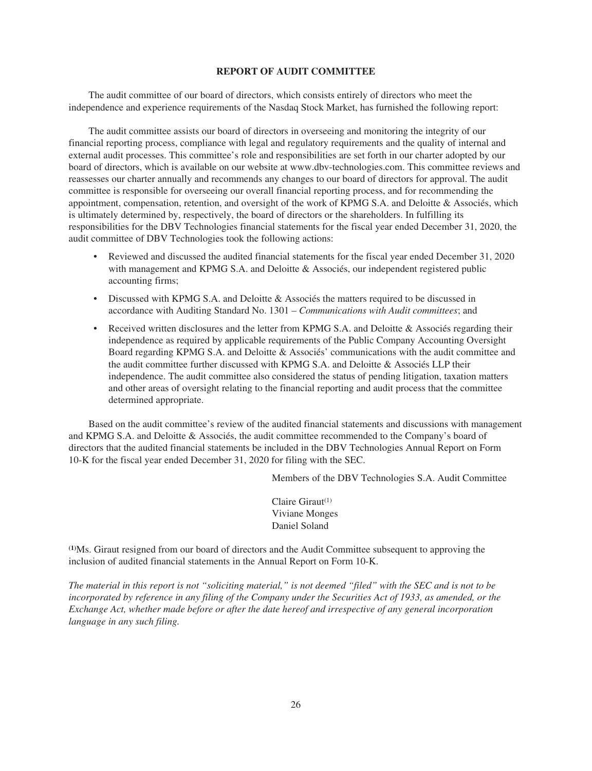## REPORT OF AUDIT COMMITTEE

The audit committee of our board of directors, which consists entirely of directors who meet the independence and experience requirements of the Nasdaq Stock Market, has furnished the following report:

The audit committee assists our board of directors in overseeing and monitoring the integrity of our financial reporting process, compliance with legal and regulatory requirements and the quality of internal and external audit processes. This committee's role and responsibilities are set forth in our charter adopted by our board of directors, which is available on our website at www.dbv-technologies.com. This committee reviews and reassesses our charter annually and recommends any changes to our board of directors for approval. The audit committee is responsible for overseeing our overall financial reporting process, and for recommending the appointment, compensation, retention, and oversight of the work of KPMG S.A. and Deloitte & Associés, which is ultimately determined by, respectively, the board of directors or the shareholders. In fulfilling its responsibilities for the DBV Technologies financial statements for the fiscal year ended December 31, 2020, the audit committee of DBV Technologies took the following actions:

- Reviewed and discussed the audited financial statements for the fiscal year ended December 31, 2020 with management and KPMG S.A. and Deloitte & Associés, our independent registered public accounting firms;
- Discussed with KPMG S.A. and Deloitte & Associés the matters required to be discussed in accordance with Auditing Standard No. 1301 – *Communications with Audit committees*; and
- Received written disclosures and the letter from KPMG S.A. and Deloitte & Associés regarding their independence as required by applicable requirements of the Public Company Accounting Oversight Board regarding KPMG S.A. and Deloitte & Associés' communications with the audit committee and the audit committee further discussed with KPMG S.A. and Deloitte & Associés LLP their independence. The audit committee also considered the status of pending litigation, taxation matters and other areas of oversight relating to the financial reporting and audit process that the committee determined appropriate.

Based on the audit committee's review of the audited financial statements and discussions with management and KPMG S.A. and Deloitte & Associés, the audit committee recommended to the Company's board of directors that the audited financial statements be included in the DBV Technologies Annual Report on Form 10-K for the fiscal year ended December 31, 2020 for filing with the SEC.

Members of the DBV Technologies S.A. Audit Committee

Claire Giraut[1]
Viviane Monges
Daniel Soland

[1] Ms. Giraut resigned from our board of directors and the Audit Committee subsequent to approving the inclusion of audited financial statements in the Annual Report on Form 10-K.

*The material in this report is not "soliciting material," is not deemed "filed" with the SEC and is not to be incorporated by reference in any filing of the Company under the Securities Act of 1933, as amended, or the Exchange Act, whether made before or after the date hereof and irrespective of any general incorporation language in any such filing.*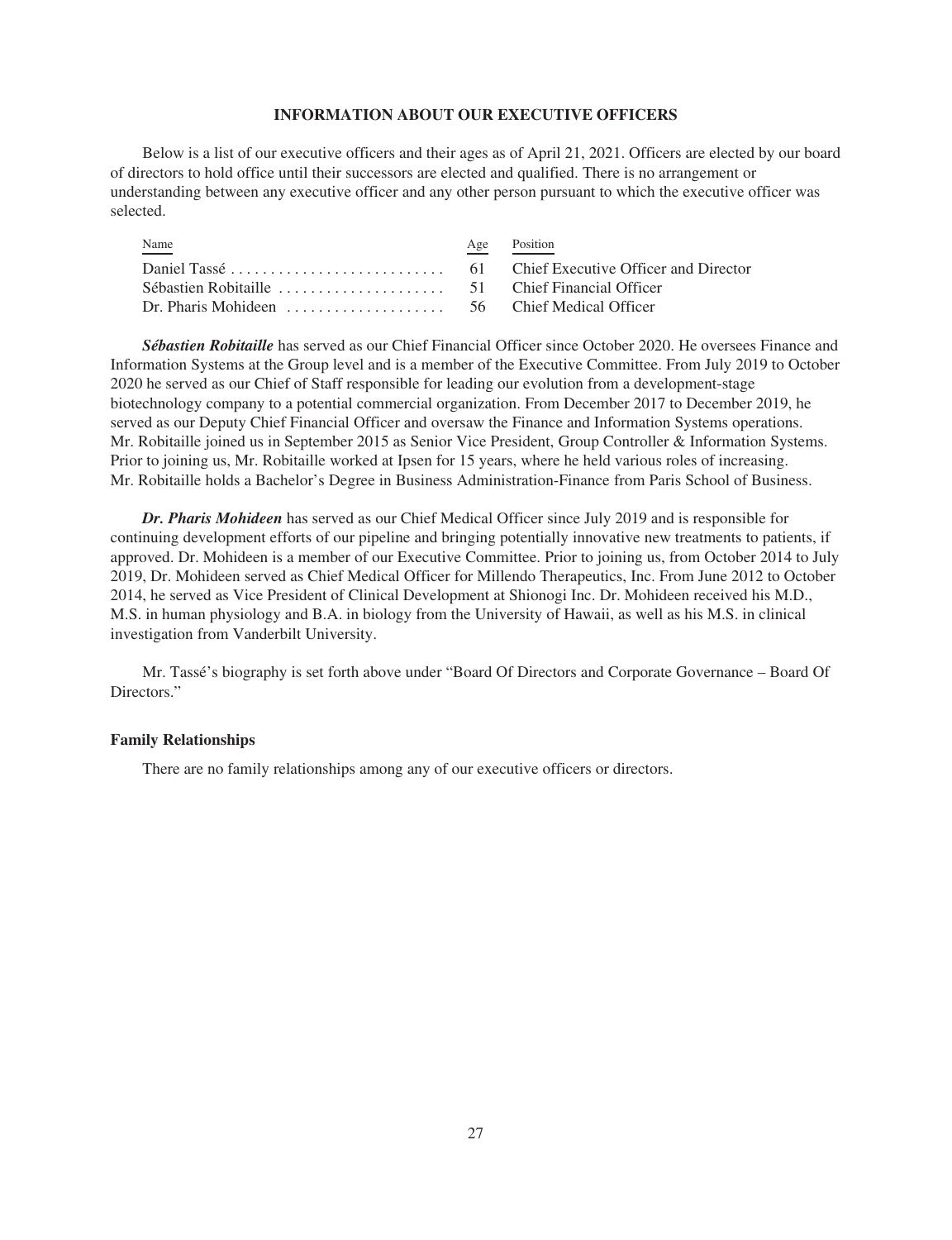## INFORMATION ABOUT OUR EXECUTIVE OFFICERS

Below is a list of our executive officers and their ages as of April 21, 2021. Officers are elected by our board of directors to hold office until their successors are elected and qualified. There is no arrangement or understanding between any executive officer and any other person pursuant to which the executive officer was selected.

| Name | Age | Position |
| --- | --- | --- |
| Daniel Tassé | 61 | Chief Executive Officer and Director |
| Sébastien Robitaille | 51 | Chief Financial Officer |
| Dr. Pharis Mohideen | 56 | Chief Medical Officer |

***Sébastien Robitaille*** has served as our Chief Financial Officer since October 2020. He oversees Finance and Information Systems at the Group level and is a member of the Executive Committee. From July 2019 to October 2020 he served as our Chief of Staff responsible for leading our evolution from a development-stage biotechnology company to a potential commercial organization. From December 2017 to December 2019, he served as our Deputy Chief Financial Officer and oversaw the Finance and Information Systems operations. Mr. Robitaille joined us in September 2015 as Senior Vice President, Group Controller & Information Systems. Prior to joining us, Mr. Robitaille worked at Ipsen for 15 years, where he held various roles of increasing. Mr. Robitaille holds a Bachelor's Degree in Business Administration-Finance from Paris School of Business.

***Dr. Pharis Mohideen*** has served as our Chief Medical Officer since July 2019 and is responsible for continuing development efforts of our pipeline and bringing potentially innovative new treatments to patients, if approved. Dr. Mohideen is a member of our Executive Committee. Prior to joining us, from October 2014 to July 2019, Dr. Mohideen served as Chief Medical Officer for Millendo Therapeutics, Inc. From June 2012 to October 2014, he served as Vice President of Clinical Development at Shionogi Inc. Dr. Mohideen received his M.D., M.S. in human physiology and B.A. in biology from the University of Hawaii, as well as his M.S. in clinical investigation from Vanderbilt University.

Mr. Tassé's biography is set forth above under "Board Of Directors and Corporate Governance – Board Of Directors."

### Family Relationships

There are no family relationships among any of our executive officers or directors.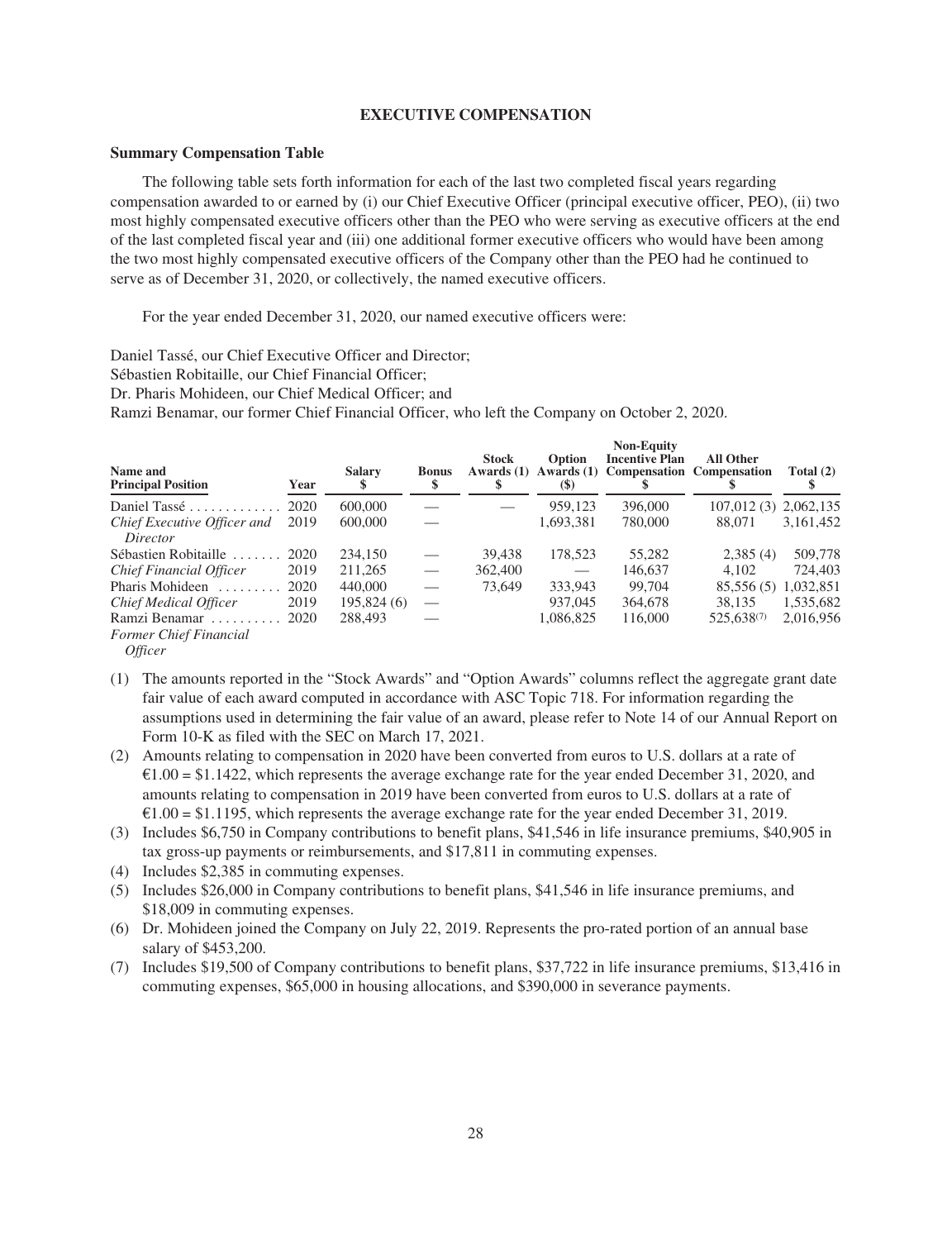## EXECUTIVE COMPENSATION

### Summary Compensation Table

The following table sets forth information for each of the last two completed fiscal years regarding compensation awarded to or earned by (i) our Chief Executive Officer (principal executive officer, PEO), (ii) two most highly compensated executive officers other than the PEO who were serving as executive officers at the end of the last completed fiscal year and (iii) one additional former executive officers who would have been among the two most highly compensated executive officers of the Company other than the PEO had he continued to serve as of December 31, 2020, or collectively, the named executive officers.

For the year ended December 31, 2020, our named executive officers were:

Daniel Tassé, our Chief Executive Officer and Director;
Sébastien Robitaille, our Chief Financial Officer;
Dr. Pharis Mohideen, our Chief Medical Officer; and
Ramzi Benamar, our former Chief Financial Officer, who left the Company on October 2, 2020.

| Name and Principal Position | Year | Salary $ | Bonus $ | Stock Awards (1) $ | Option Awards (1) ($) | Non-Equity Incentive Plan Compensation $ | All Other Compensation $ | Total (2) $ |
|---|---|---|---|---|---|---|---|---|
| Daniel Tassé | 2020 | 600,000 | — | — | 959,123 | 396,000 | 107,012 (3) | 2,062,135 |
| *Chief Executive Officer and Director* | 2019 | 600,000 | — | | 1,693,381 | 780,000 | 88,071 | 3,161,452 |
| Sébastien Robitaille | 2020 | 234,150 | — | 39,438 | 178,523 | 55,282 | 2,385 (4) | 509,778 |
| *Chief Financial Officer* | 2019 | 211,265 | — | 362,400 | — | 146,637 | 4,102 | 724,403 |
| Pharis Mohideen | 2020 | 440,000 | — | 73,649 | 333,943 | 99,704 | 85,556 (5) | 1,032,851 |
| *Chief Medical Officer* | 2019 | 195,824 (6) | — | | 937,045 | 364,678 | 38,135 | 1,535,682 |
| Ramzi Benamar | 2020 | 288,493 | — | | 1,086,825 | 116,000 | 525,638 (7) | 2,016,956 |
| *Former Chief Financial Officer* | | | | | | | | |

(1) The amounts reported in the "Stock Awards" and "Option Awards" columns reflect the aggregate grant date fair value of each award computed in accordance with ASC Topic 718. For information regarding the assumptions used in determining the fair value of an award, please refer to Note 14 of our Annual Report on Form 10-K as filed with the SEC on March 17, 2021.

(2) Amounts relating to compensation in 2020 have been converted from euros to U.S. dollars at a rate of €1.00 = $1.1422, which represents the average exchange rate for the year ended December 31, 2020, and amounts relating to compensation in 2019 have been converted from euros to U.S. dollars at a rate of €1.00 = $1.1195, which represents the average exchange rate for the year ended December 31, 2019.

(3) Includes $6,750 in Company contributions to benefit plans, $41,546 in life insurance premiums, $40,905 in tax gross-up payments or reimbursements, and $17,811 in commuting expenses.

(4) Includes $2,385 in commuting expenses.

(5) Includes $26,000 in Company contributions to benefit plans, $41,546 in life insurance premiums, and $18,009 in commuting expenses.

(6) Dr. Mohideen joined the Company on July 22, 2019. Represents the pro-rated portion of an annual base salary of $453,200.

(7) Includes $19,500 of Company contributions to benefit plans, $37,722 in life insurance premiums, $13,416 in commuting expenses, $65,000 in housing allocations, and $390,000 in severance payments.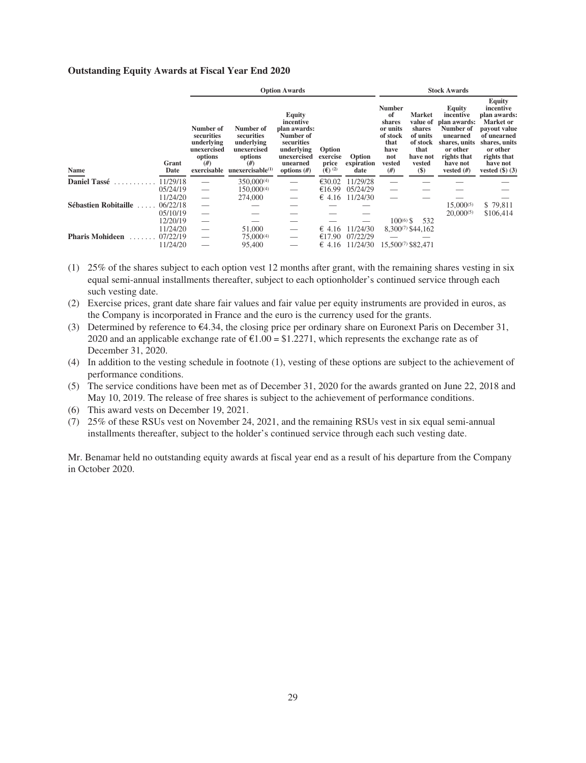### Outstanding Equity Awards at Fiscal Year End 2020

| | | Option Awards | | | | | Stock Awards | | | |
|---|---|---|---|---|---|---|---|---|---|---|
| Name | Grant Date | Number of securities underlying unexercised options (#) exercisable | Number of securities underlying unexercised options (#) unexercisable[(1)] | Equity incentive plan awards: Number of securities underlying unexercised unearned options (#) | Option exercise price (€) [(2)] | Option expiration date | Number of shares or units of stock that have not vested (#) | Market value of shares of units of stock that have not vested ($) | Equity incentive plan awards: Number of unearned shares, units or other rights that have not vested (#) | Equity incentive plan awards: Market or payout value of unearned shares, units or other rights that have not vested ($) (3) |
| **Daniel Tassé** | 11/29/18 | — | 350,000[(4)] | — | €30.02 | 11/29/28 | — | — | — | — |
| | 05/24/19 | — | 150,000[(4)] | — | €16.99 | 05/24/29 | — | — | — | — |
| | 11/24/20 | — | 274,000 | — | € 4.16 | 11/24/30 | — | — | — | — |
| **Sébastien Robitaille** | 06/22/18 | — | — | — | — | — | | | 15,000[(5)] | $ 79,811 |
| | 05/10/19 | — | — | — | — | — | | | 20,000[(5)] | $106,414 |
| | 12/20/19 | — | — | — | — | — | 100[(6)] | $ 532 | | |
| | 11/24/20 | — | 51,000 | — | € 4.16 | 11/24/30 | 8,300[(7)] | $44,162 | | |
| **Pharis Mohideen** | 07/22/19 | — | 75,000[(4)] | — | €17.90 | 07/22/29 | — | — | | |
| | 11/24/20 | — | 95,400 | — | € 4.16 | 11/24/30 | 15,500[(7)] | $82,471 | | |

(1) 25% of the shares subject to each option vest 12 months after grant, with the remaining shares vesting in six equal semi-annual installments thereafter, subject to each optionholder's continued service through each such vesting date.

(2) Exercise prices, grant date share fair values and fair value per equity instruments are provided in euros, as the Company is incorporated in France and the euro is the currency used for the grants.

(3) Determined by reference to €4.34, the closing price per ordinary share on Euronext Paris on December 31, 2020 and an applicable exchange rate of €1.00 = $1.2271, which represents the exchange rate as of December 31, 2020.

(4) In addition to the vesting schedule in footnote (1), vesting of these options are subject to the achievement of performance conditions.

(5) The service conditions have been met as of December 31, 2020 for the awards granted on June 22, 2018 and May 10, 2019. The release of free shares is subject to the achievement of performance conditions.

(6) This award vests on December 19, 2021.

(7) 25% of these RSUs vest on November 24, 2021, and the remaining RSUs vest in six equal semi-annual installments thereafter, subject to the holder's continued service through each such vesting date.

Mr. Benamar held no outstanding equity awards at fiscal year end as a result of his departure from the Company in October 2020.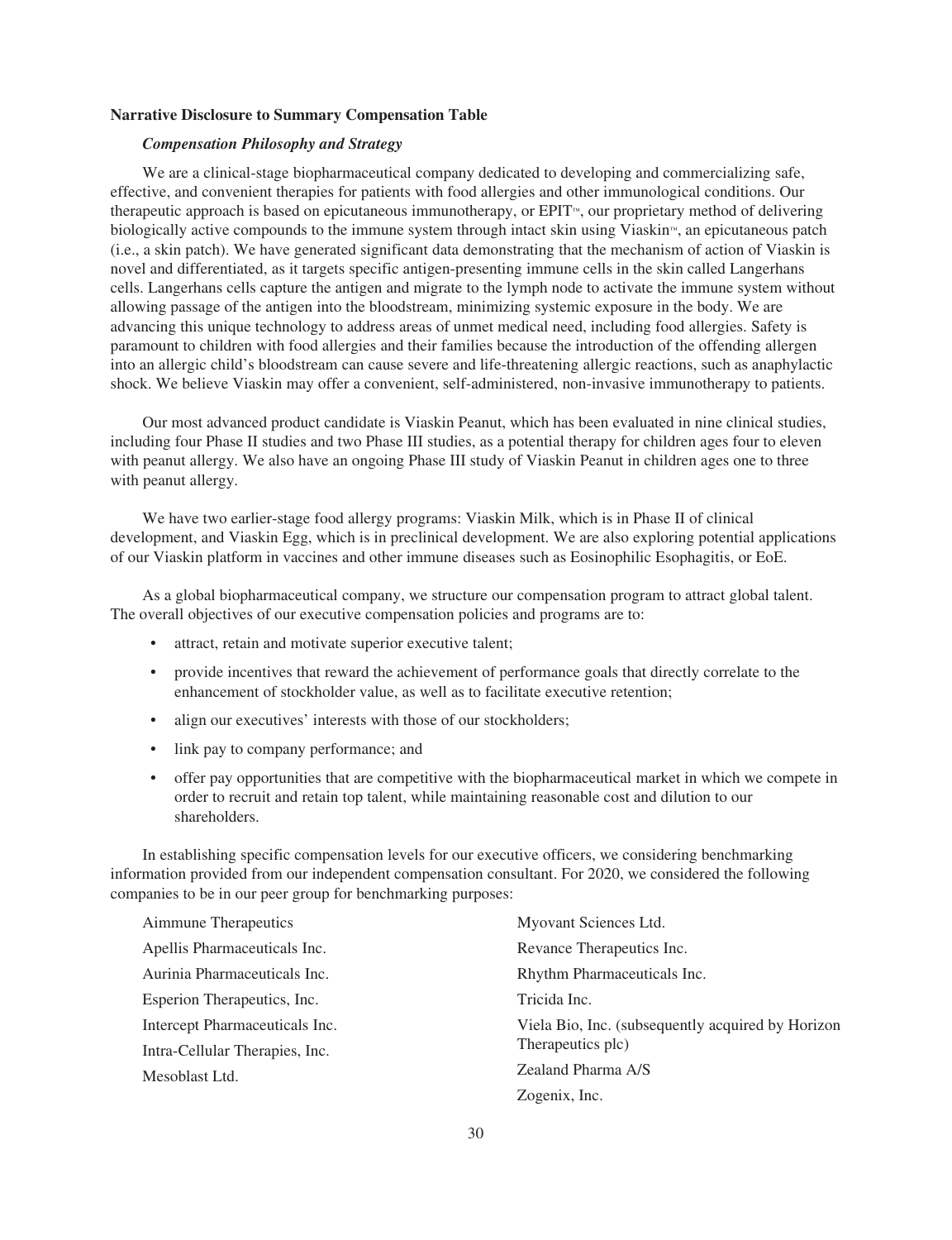**Narrative Disclosure to Summary Compensation Table**

***Compensation Philosophy and Strategy***

We are a clinical-stage biopharmaceutical company dedicated to developing and commercializing safe, effective, and convenient therapies for patients with food allergies and other immunological conditions. Our therapeutic approach is based on epicutaneous immunotherapy, or EPIT™, our proprietary method of delivering biologically active compounds to the immune system through intact skin using Viaskin™, an epicutaneous patch (i.e., a skin patch). We have generated significant data demonstrating that the mechanism of action of Viaskin is novel and differentiated, as it targets specific antigen-presenting immune cells in the skin called Langerhans cells. Langerhans cells capture the antigen and migrate to the lymph node to activate the immune system without allowing passage of the antigen into the bloodstream, minimizing systemic exposure in the body. We are advancing this unique technology to address areas of unmet medical need, including food allergies. Safety is paramount to children with food allergies and their families because the introduction of the offending allergen into an allergic child's bloodstream can cause severe and life-threatening allergic reactions, such as anaphylactic shock. We believe Viaskin may offer a convenient, self-administered, non-invasive immunotherapy to patients.

Our most advanced product candidate is Viaskin Peanut, which has been evaluated in nine clinical studies, including four Phase II studies and two Phase III studies, as a potential therapy for children ages four to eleven with peanut allergy. We also have an ongoing Phase III study of Viaskin Peanut in children ages one to three with peanut allergy.

We have two earlier-stage food allergy programs: Viaskin Milk, which is in Phase II of clinical development, and Viaskin Egg, which is in preclinical development. We are also exploring potential applications of our Viaskin platform in vaccines and other immune diseases such as Eosinophilic Esophagitis, or EoE.

As a global biopharmaceutical company, we structure our compensation program to attract global talent. The overall objectives of our executive compensation policies and programs are to:

- attract, retain and motivate superior executive talent;
- provide incentives that reward the achievement of performance goals that directly correlate to the enhancement of stockholder value, as well as to facilitate executive retention;
- align our executives' interests with those of our stockholders;
- link pay to company performance; and
- offer pay opportunities that are competitive with the biopharmaceutical market in which we compete in order to recruit and retain top talent, while maintaining reasonable cost and dilution to our shareholders.

In establishing specific compensation levels for our executive officers, we considering benchmarking information provided from our independent compensation consultant. For 2020, we considered the following companies to be in our peer group for benchmarking purposes:

- Aimmune Therapeutics
- Apellis Pharmaceuticals Inc.
- Aurinia Pharmaceuticals Inc.
- Esperion Therapeutics, Inc.
- Intercept Pharmaceuticals Inc.
- Intra-Cellular Therapies, Inc.
- Mesoblast Ltd.
- Myovant Sciences Ltd.
- Revance Therapeutics Inc.
- Rhythm Pharmaceuticals Inc.
- Tricida Inc.
- Viela Bio, Inc. (subsequently acquired by Horizon Therapeutics plc)
- Zealand Pharma A/S
- Zogenix, Inc.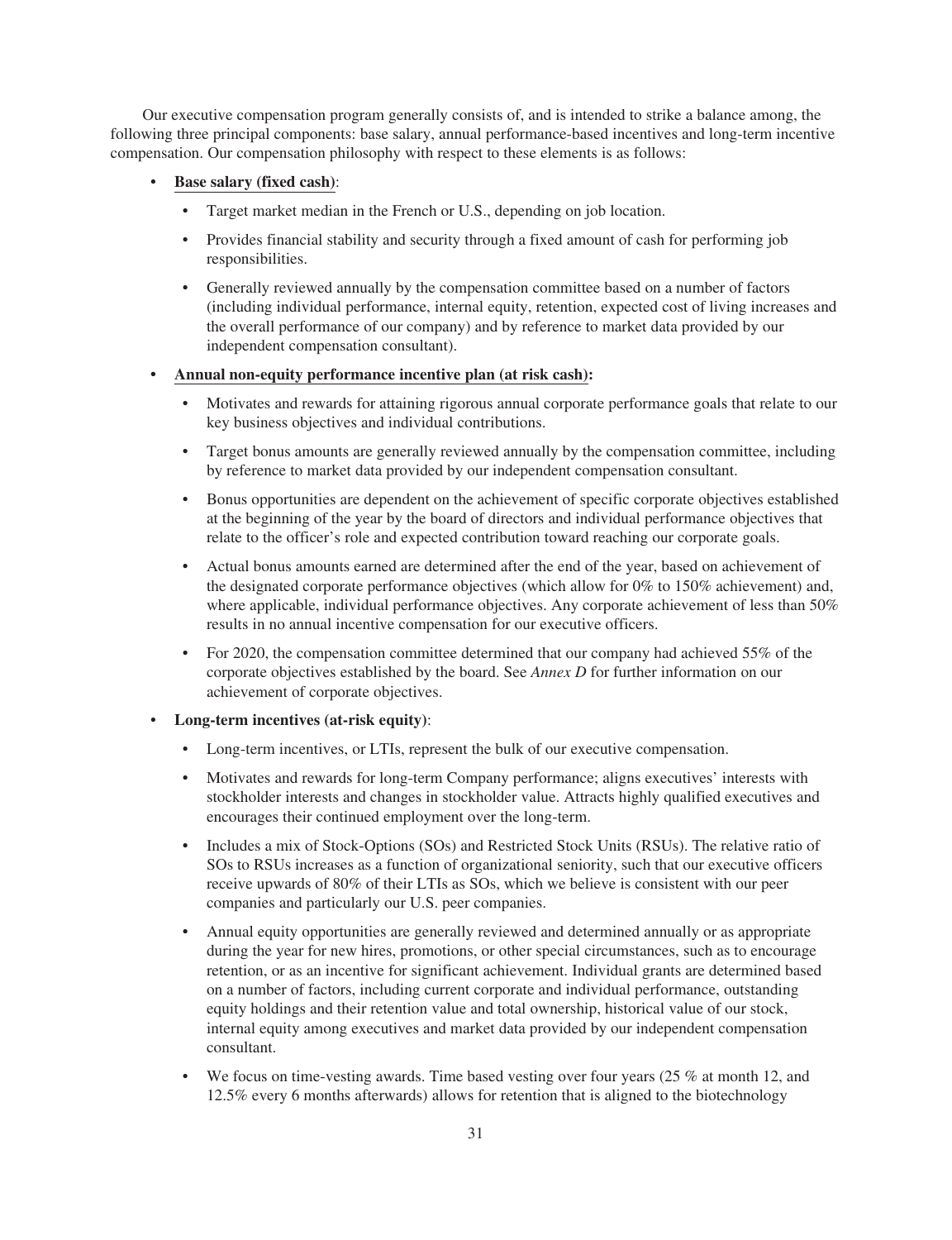Our executive compensation program generally consists of, and is intended to strike a balance among, the following three principal components: base salary, annual performance-based incentives and long-term incentive compensation. Our compensation philosophy with respect to these elements is as follows:

- **Base salary (fixed cash)**:
  - Target market median in the French or U.S., depending on job location.
  - Provides financial stability and security through a fixed amount of cash for performing job responsibilities.
  - Generally reviewed annually by the compensation committee based on a number of factors (including individual performance, internal equity, retention, expected cost of living increases and the overall performance of our company) and by reference to market data provided by our independent compensation consultant).
- **Annual non-equity performance incentive plan (at risk cash):**
  - Motivates and rewards for attaining rigorous annual corporate performance goals that relate to our key business objectives and individual contributions.
  - Target bonus amounts are generally reviewed annually by the compensation committee, including by reference to market data provided by our independent compensation consultant.
  - Bonus opportunities are dependent on the achievement of specific corporate objectives established at the beginning of the year by the board of directors and individual performance objectives that relate to the officer's role and expected contribution toward reaching our corporate goals.
  - Actual bonus amounts earned are determined after the end of the year, based on achievement of the designated corporate performance objectives (which allow for 0% to 150% achievement) and, where applicable, individual performance objectives. Any corporate achievement of less than 50% results in no annual incentive compensation for our executive officers.
  - For 2020, the compensation committee determined that our company had achieved 55% of the corporate objectives established by the board. See *Annex D* for further information on our achievement of corporate objectives.
- **Long-term incentives (at-risk equity)**:
  - Long-term incentives, or LTIs, represent the bulk of our executive compensation.
  - Motivates and rewards for long-term Company performance; aligns executives' interests with stockholder interests and changes in stockholder value. Attracts highly qualified executives and encourages their continued employment over the long-term.
  - Includes a mix of Stock-Options (SOs) and Restricted Stock Units (RSUs). The relative ratio of SOs to RSUs increases as a function of organizational seniority, such that our executive officers receive upwards of 80% of their LTIs as SOs, which we believe is consistent with our peer companies and particularly our U.S. peer companies.
  - Annual equity opportunities are generally reviewed and determined annually or as appropriate during the year for new hires, promotions, or other special circumstances, such as to encourage retention, or as an incentive for significant achievement. Individual grants are determined based on a number of factors, including current corporate and individual performance, outstanding equity holdings and their retention value and total ownership, historical value of our stock, internal equity among executives and market data provided by our independent compensation consultant.
  - We focus on time-vesting awards. Time based vesting over four years (25 % at month 12, and 12.5% every 6 months afterwards) allows for retention that is aligned to the biotechnology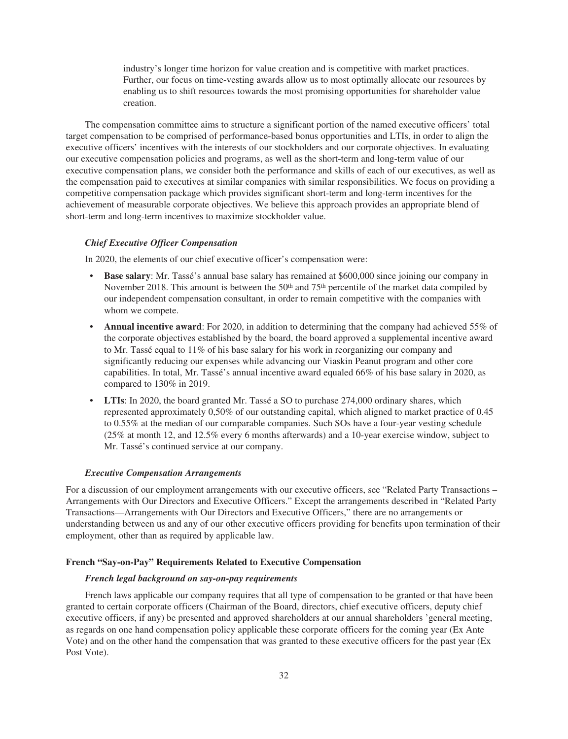industry's longer time horizon for value creation and is competitive with market practices. Further, our focus on time-vesting awards allow us to most optimally allocate our resources by enabling us to shift resources towards the most promising opportunities for shareholder value creation.

The compensation committee aims to structure a significant portion of the named executive officers' total target compensation to be comprised of performance-based bonus opportunities and LTIs, in order to align the executive officers' incentives with the interests of our stockholders and our corporate objectives. In evaluating our executive compensation policies and programs, as well as the short-term and long-term value of our executive compensation plans, we consider both the performance and skills of each of our executives, as well as the compensation paid to executives at similar companies with similar responsibilities. We focus on providing a competitive compensation package which provides significant short-term and long-term incentives for the achievement of measurable corporate objectives. We believe this approach provides an appropriate blend of short-term and long-term incentives to maximize stockholder value.

### *Chief Executive Officer Compensation*

In 2020, the elements of our chief executive officer's compensation were:

- **Base salary**: Mr. Tassé's annual base salary has remained at $600,000 since joining our company in November 2018. This amount is between the 50th and 75th percentile of the market data compiled by our independent compensation consultant, in order to remain competitive with the companies with whom we compete.
- **Annual incentive award**: For 2020, in addition to determining that the company had achieved 55% of the corporate objectives established by the board, the board approved a supplemental incentive award to Mr. Tassé equal to 11% of his base salary for his work in reorganizing our company and significantly reducing our expenses while advancing our Viaskin Peanut program and other core capabilities. In total, Mr. Tassé's annual incentive award equaled 66% of his base salary in 2020, as compared to 130% in 2019.
- **LTIs**: In 2020, the board granted Mr. Tassé a SO to purchase 274,000 ordinary shares, which represented approximately 0,50% of our outstanding capital, which aligned to market practice of 0.45 to 0.55% at the median of our comparable companies. Such SOs have a four-year vesting schedule (25% at month 12, and 12.5% every 6 months afterwards) and a 10-year exercise window, subject to Mr. Tassé's continued service at our company.

### *Executive Compensation Arrangements*

For a discussion of our employment arrangements with our executive officers, see "Related Party Transactions – Arrangements with Our Directors and Executive Officers." Except the arrangements described in "Related Party Transactions—Arrangements with Our Directors and Executive Officers," there are no arrangements or understanding between us and any of our other executive officers providing for benefits upon termination of their employment, other than as required by applicable law.

## **French "Say-on-Pay" Requirements Related to Executive Compensation**

### *French legal background on say-on-pay requirements*

French laws applicable our company requires that all type of compensation to be granted or that have been granted to certain corporate officers (Chairman of the Board, directors, chief executive officers, deputy chief executive officers, if any) be presented and approved shareholders at our annual shareholders 'general meeting, as regards on one hand compensation policy applicable these corporate officers for the coming year (Ex Ante Vote) and on the other hand the compensation that was granted to these executive officers for the past year (Ex Post Vote).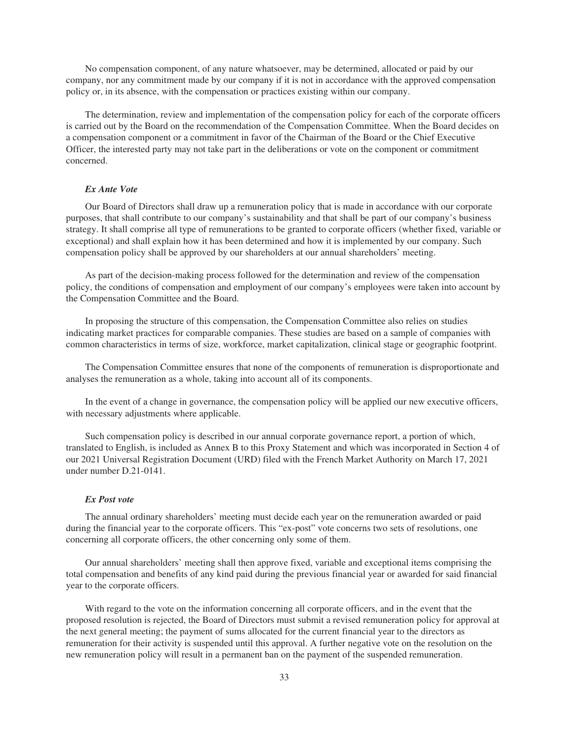No compensation component, of any nature whatsoever, may be determined, allocated or paid by our company, nor any commitment made by our company if it is not in accordance with the approved compensation policy or, in its absence, with the compensation or practices existing within our company.

The determination, review and implementation of the compensation policy for each of the corporate officers is carried out by the Board on the recommendation of the Compensation Committee. When the Board decides on a compensation component or a commitment in favor of the Chairman of the Board or the Chief Executive Officer, the interested party may not take part in the deliberations or vote on the component or commitment concerned.

***Ex Ante Vote***

Our Board of Directors shall draw up a remuneration policy that is made in accordance with our corporate purposes, that shall contribute to our company's sustainability and that shall be part of our company's business strategy. It shall comprise all type of remunerations to be granted to corporate officers (whether fixed, variable or exceptional) and shall explain how it has been determined and how it is implemented by our company. Such compensation policy shall be approved by our shareholders at our annual shareholders' meeting.

As part of the decision-making process followed for the determination and review of the compensation policy, the conditions of compensation and employment of our company's employees were taken into account by the Compensation Committee and the Board.

In proposing the structure of this compensation, the Compensation Committee also relies on studies indicating market practices for comparable companies. These studies are based on a sample of companies with common characteristics in terms of size, workforce, market capitalization, clinical stage or geographic footprint.

The Compensation Committee ensures that none of the components of remuneration is disproportionate and analyses the remuneration as a whole, taking into account all of its components.

In the event of a change in governance, the compensation policy will be applied our new executive officers, with necessary adjustments where applicable.

Such compensation policy is described in our annual corporate governance report, a portion of which, translated to English, is included as Annex B to this Proxy Statement and which was incorporated in Section 4 of our 2021 Universal Registration Document (URD) filed with the French Market Authority on March 17, 2021 under number D.21-0141.

***Ex Post vote***

The annual ordinary shareholders' meeting must decide each year on the remuneration awarded or paid during the financial year to the corporate officers. This "ex-post" vote concerns two sets of resolutions, one concerning all corporate officers, the other concerning only some of them.

Our annual shareholders' meeting shall then approve fixed, variable and exceptional items comprising the total compensation and benefits of any kind paid during the previous financial year or awarded for said financial year to the corporate officers.

With regard to the vote on the information concerning all corporate officers, and in the event that the proposed resolution is rejected, the Board of Directors must submit a revised remuneration policy for approval at the next general meeting; the payment of sums allocated for the current financial year to the directors as remuneration for their activity is suspended until this approval. A further negative vote on the resolution on the new remuneration policy will result in a permanent ban on the payment of the suspended remuneration.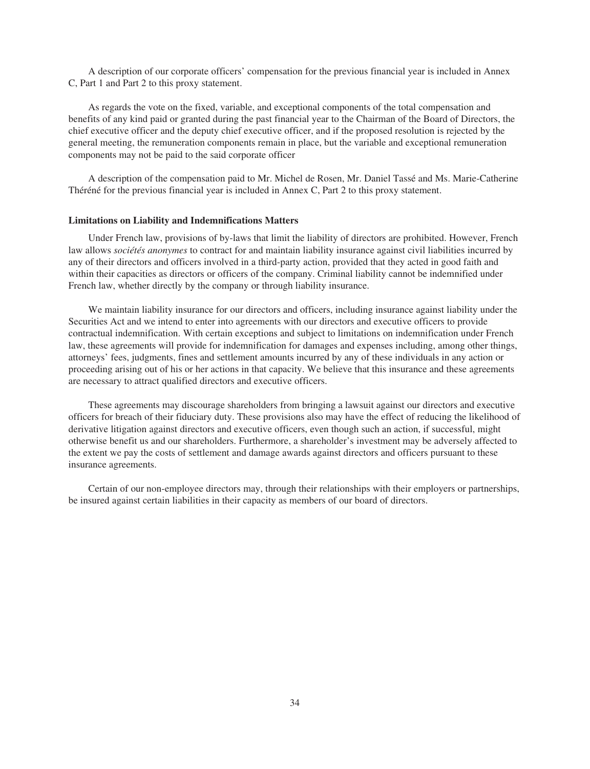A description of our corporate officers' compensation for the previous financial year is included in Annex C, Part 1 and Part 2 to this proxy statement.

As regards the vote on the fixed, variable, and exceptional components of the total compensation and benefits of any kind paid or granted during the past financial year to the Chairman of the Board of Directors, the chief executive officer and the deputy chief executive officer, and if the proposed resolution is rejected by the general meeting, the remuneration components remain in place, but the variable and exceptional remuneration components may not be paid to the said corporate officer

A description of the compensation paid to Mr. Michel de Rosen, Mr. Daniel Tassé and Ms. Marie-Catherine Théréné for the previous financial year is included in Annex C, Part 2 to this proxy statement.

**Limitations on Liability and Indemnifications Matters**

Under French law, provisions of by-laws that limit the liability of directors are prohibited. However, French law allows *sociétés anonymes* to contract for and maintain liability insurance against civil liabilities incurred by any of their directors and officers involved in a third-party action, provided that they acted in good faith and within their capacities as directors or officers of the company. Criminal liability cannot be indemnified under French law, whether directly by the company or through liability insurance.

We maintain liability insurance for our directors and officers, including insurance against liability under the Securities Act and we intend to enter into agreements with our directors and executive officers to provide contractual indemnification. With certain exceptions and subject to limitations on indemnification under French law, these agreements will provide for indemnification for damages and expenses including, among other things, attorneys' fees, judgments, fines and settlement amounts incurred by any of these individuals in any action or proceeding arising out of his or her actions in that capacity. We believe that this insurance and these agreements are necessary to attract qualified directors and executive officers.

These agreements may discourage shareholders from bringing a lawsuit against our directors and executive officers for breach of their fiduciary duty. These provisions also may have the effect of reducing the likelihood of derivative litigation against directors and executive officers, even though such an action, if successful, might otherwise benefit us and our shareholders. Furthermore, a shareholder's investment may be adversely affected to the extent we pay the costs of settlement and damage awards against directors and officers pursuant to these insurance agreements.

Certain of our non-employee directors may, through their relationships with their employers or partnerships, be insured against certain liabilities in their capacity as members of our board of directors.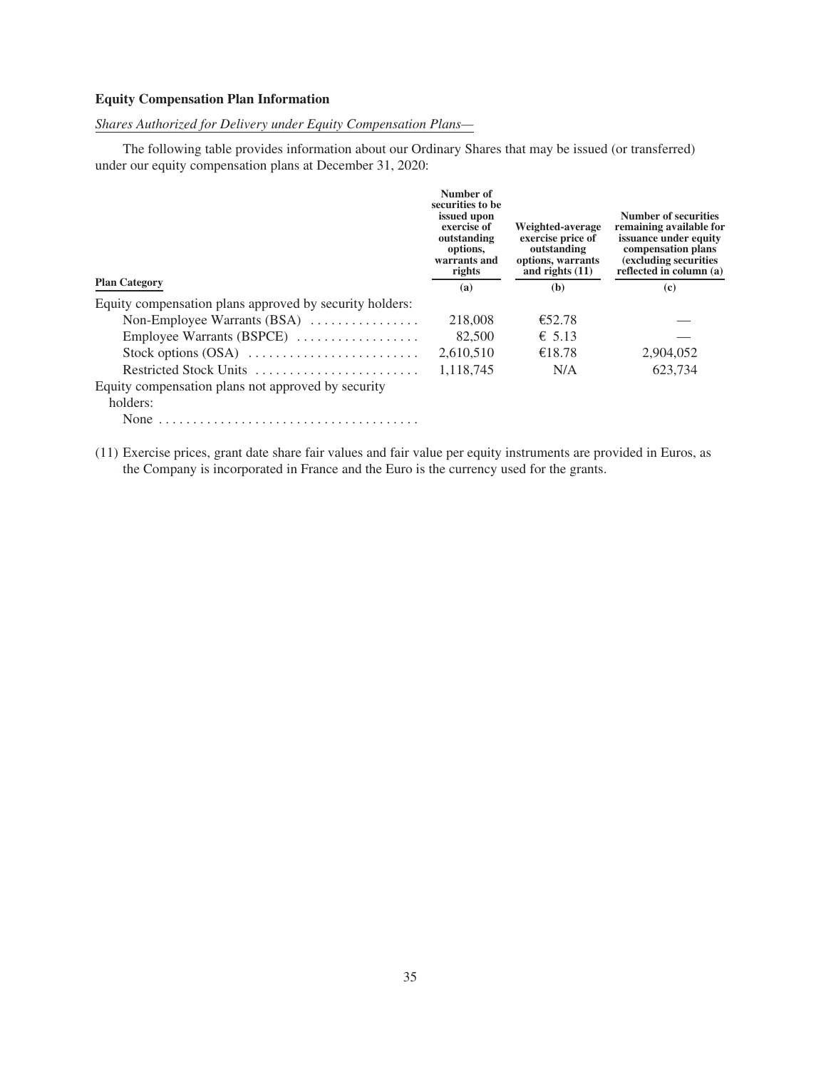**Equity Compensation Plan Information**

*Shares Authorized for Delivery under Equity Compensation Plans—*

The following table provides information about our Ordinary Shares that may be issued (or transferred) under our equity compensation plans at December 31, 2020:

| Plan Category | Number of securities to be issued upon exercise of outstanding options, warrants and rights | Weighted-average exercise price of outstanding options, warrants and rights (11) | Number of securities remaining available for issuance under equity compensation plans (excluding securities reflected in column (a) |
|---|---|---|---|
| | (a) | (b) | (c) |
| Equity compensation plans approved by security holders: | | | |
| Non-Employee Warrants (BSA) | 218,008 | €52.78 | — |
| Employee Warrants (BSPCE) | 82,500 | € 5.13 | — |
| Stock options (OSA) | 2,610,510 | €18.78 | 2,904,052 |
| Restricted Stock Units | 1,118,745 | N/A | 623,734 |
| Equity compensation plans not approved by security holders: | | | |
| None | | | |

(11) Exercise prices, grant date share fair values and fair value per equity instruments are provided in Euros, as the Company is incorporated in France and the Euro is the currency used for the grants.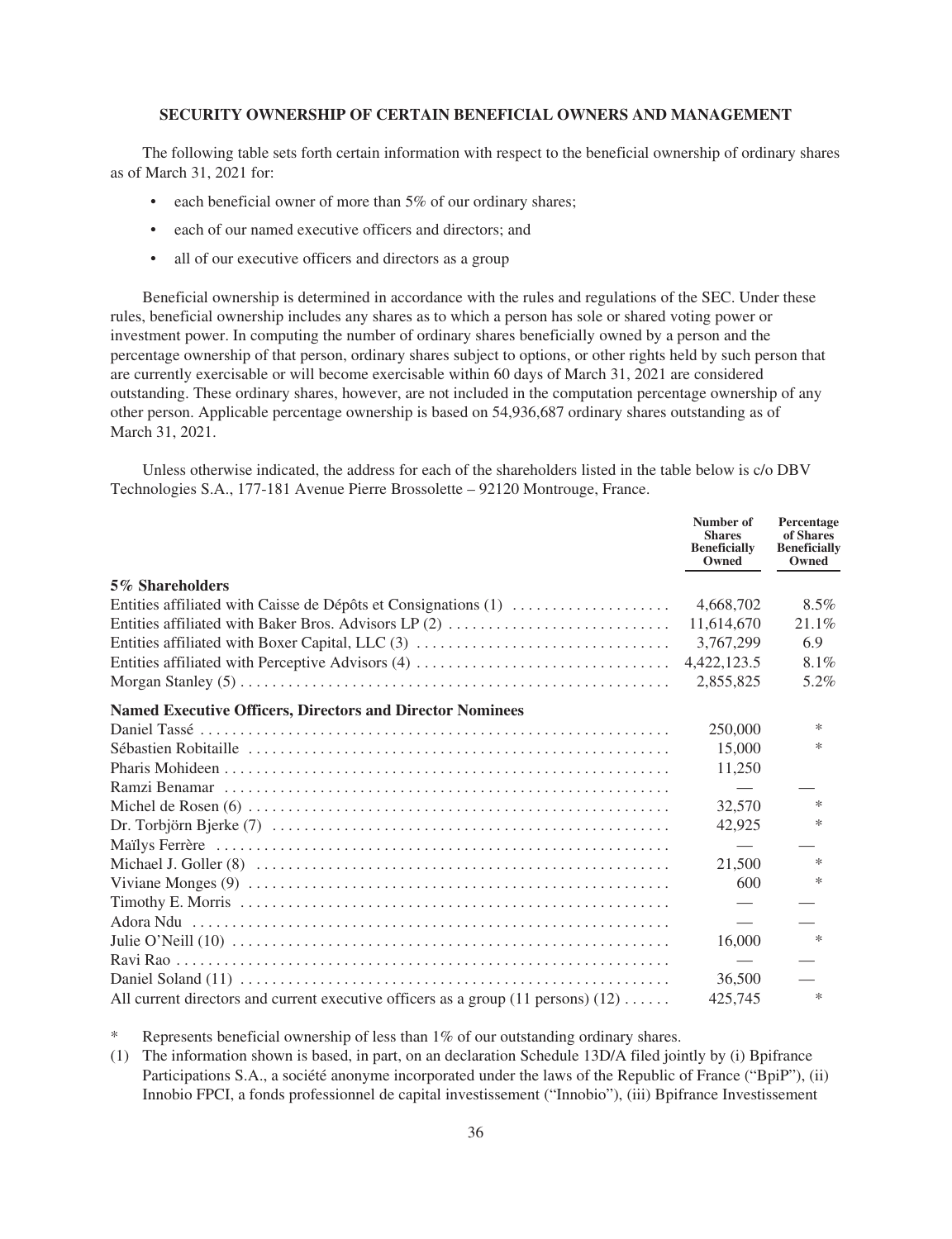## SECURITY OWNERSHIP OF CERTAIN BENEFICIAL OWNERS AND MANAGEMENT

The following table sets forth certain information with respect to the beneficial ownership of ordinary shares as of March 31, 2021 for:

- each beneficial owner of more than 5% of our ordinary shares;
- each of our named executive officers and directors; and
- all of our executive officers and directors as a group

Beneficial ownership is determined in accordance with the rules and regulations of the SEC. Under these rules, beneficial ownership includes any shares as to which a person has sole or shared voting power or investment power. In computing the number of ordinary shares beneficially owned by a person and the percentage ownership of that person, ordinary shares subject to options, or other rights held by such person that are currently exercisable or will become exercisable within 60 days of March 31, 2021 are considered outstanding. These ordinary shares, however, are not included in the computation percentage ownership of any other person. Applicable percentage ownership is based on 54,936,687 ordinary shares outstanding as of March 31, 2021.

Unless otherwise indicated, the address for each of the shareholders listed in the table below is c/o DBV Technologies S.A., 177-181 Avenue Pierre Brossolette – 92120 Montrouge, France.

| | Number of Shares Beneficially Owned | Percentage of Shares Beneficially Owned |
|---|---|---|
| **5% Shareholders** | | |
| Entities affiliated with Caisse de Dépôts et Consignations (1) | 4,668,702 | 8.5% |
| Entities affiliated with Baker Bros. Advisors LP (2) | 11,614,670 | 21.1% |
| Entities affiliated with Boxer Capital, LLC (3) | 3,767,299 | 6.9 |
| Entities affiliated with Perceptive Advisors (4) | 4,422,123.5 | 8.1% |
| Morgan Stanley (5) | 2,855,825 | 5.2% |
| **Named Executive Officers, Directors and Director Nominees** | | |
| Daniel Tassé | 250,000 | * |
| Sébastien Robitaille | 15,000 | * |
| Pharis Mohideen | 11,250 | |
| Ramzi Benamar | — | — |
| Michel de Rosen (6) | 32,570 | * |
| Dr. Torbjörn Bjerke (7) | 42,925 | * |
| Maïlys Ferrère | — | — |
| Michael J. Goller (8) | 21,500 | * |
| Viviane Monges (9) | 600 | * |
| Timothy E. Morris | — | — |
| Adora Ndu | — | — |
| Julie O'Neill (10) | 16,000 | * |
| Ravi Rao | — | — |
| Daniel Soland (11) | 36,500 | — |
| All current directors and current executive officers as a group (11 persons) (12) | 425,745 | * |

\* Represents beneficial ownership of less than 1% of our outstanding ordinary shares.

(1) The information shown is based, in part, on an declaration Schedule 13D/A filed jointly by (i) Bpifrance Participations S.A., a société anonyme incorporated under the laws of the Republic of France ("BpiP"), (ii) Innobio FPCI, a fonds professionnel de capital investissement ("Innobio"), (iii) Bpifrance Investissement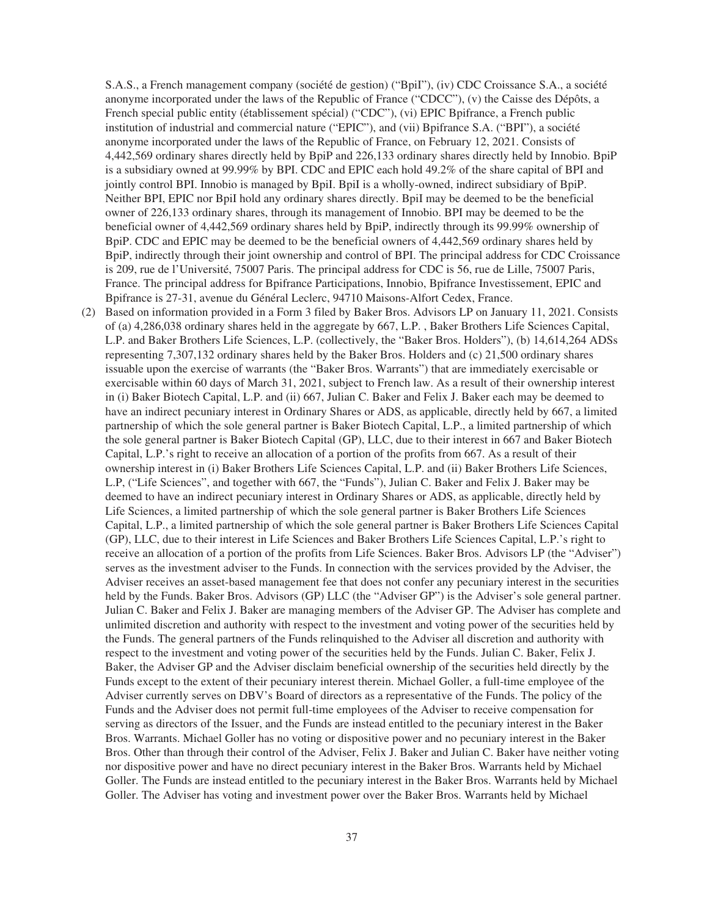S.A.S., a French management company (société de gestion) ("BpiI"), (iv) CDC Croissance S.A., a société anonyme incorporated under the laws of the Republic of France ("CDCC"), (v) the Caisse des Dépôts, a French special public entity (établissement spécial) ("CDC"), (vi) EPIC Bpifrance, a French public institution of industrial and commercial nature ("EPIC"), and (vii) Bpifrance S.A. ("BPI"), a société anonyme incorporated under the laws of the Republic of France, on February 12, 2021. Consists of 4,442,569 ordinary shares directly held by BpiP and 226,133 ordinary shares directly held by Innobio. BpiP is a subsidiary owned at 99.99% by BPI. CDC and EPIC each hold 49.2% of the share capital of BPI and jointly control BPI. Innobio is managed by BpiI. BpiI is a wholly-owned, indirect subsidiary of BpiP. Neither BPI, EPIC nor BpiI hold any ordinary shares directly. BpiI may be deemed to be the beneficial owner of 226,133 ordinary shares, through its management of Innobio. BPI may be deemed to be the beneficial owner of 4,442,569 ordinary shares held by BpiP, indirectly through its 99.99% ownership of BpiP. CDC and EPIC may be deemed to be the beneficial owners of 4,442,569 ordinary shares held by BpiP, indirectly through their joint ownership and control of BPI. The principal address for CDC Croissance is 209, rue de l'Université, 75007 Paris. The principal address for CDC is 56, rue de Lille, 75007 Paris, France. The principal address for Bpifrance Participations, Innobio, Bpifrance Investissement, EPIC and Bpifrance is 27-31, avenue du Général Leclerc, 94710 Maisons-Alfort Cedex, France.

(2) Based on information provided in a Form 3 filed by Baker Bros. Advisors LP on January 11, 2021. Consists of (a) 4,286,038 ordinary shares held in the aggregate by 667, L.P. , Baker Brothers Life Sciences Capital, L.P. and Baker Brothers Life Sciences, L.P. (collectively, the "Baker Bros. Holders"), (b) 14,614,264 ADSs representing 7,307,132 ordinary shares held by the Baker Bros. Holders and (c) 21,500 ordinary shares issuable upon the exercise of warrants (the "Baker Bros. Warrants") that are immediately exercisable or exercisable within 60 days of March 31, 2021, subject to French law. As a result of their ownership interest in (i) Baker Biotech Capital, L.P. and (ii) 667, Julian C. Baker and Felix J. Baker each may be deemed to have an indirect pecuniary interest in Ordinary Shares or ADS, as applicable, directly held by 667, a limited partnership of which the sole general partner is Baker Biotech Capital, L.P., a limited partnership of which the sole general partner is Baker Biotech Capital (GP), LLC, due to their interest in 667 and Baker Biotech Capital, L.P.'s right to receive an allocation of a portion of the profits from 667. As a result of their ownership interest in (i) Baker Brothers Life Sciences Capital, L.P. and (ii) Baker Brothers Life Sciences, L.P, ("Life Sciences", and together with 667, the "Funds"), Julian C. Baker and Felix J. Baker may be deemed to have an indirect pecuniary interest in Ordinary Shares or ADS, as applicable, directly held by Life Sciences, a limited partnership of which the sole general partner is Baker Brothers Life Sciences Capital, L.P., a limited partnership of which the sole general partner is Baker Brothers Life Sciences Capital (GP), LLC, due to their interest in Life Sciences and Baker Brothers Life Sciences Capital, L.P.'s right to receive an allocation of a portion of the profits from Life Sciences. Baker Bros. Advisors LP (the "Adviser") serves as the investment adviser to the Funds. In connection with the services provided by the Adviser, the Adviser receives an asset-based management fee that does not confer any pecuniary interest in the securities held by the Funds. Baker Bros. Advisors (GP) LLC (the "Adviser GP") is the Adviser's sole general partner. Julian C. Baker and Felix J. Baker are managing members of the Adviser GP. The Adviser has complete and unlimited discretion and authority with respect to the investment and voting power of the securities held by the Funds. The general partners of the Funds relinquished to the Adviser all discretion and authority with respect to the investment and voting power of the securities held by the Funds. Julian C. Baker, Felix J. Baker, the Adviser GP and the Adviser disclaim beneficial ownership of the securities held directly by the Funds except to the extent of their pecuniary interest therein. Michael Goller, a full-time employee of the Adviser currently serves on DBV's Board of directors as a representative of the Funds. The policy of the Funds and the Adviser does not permit full-time employees of the Adviser to receive compensation for serving as directors of the Issuer, and the Funds are instead entitled to the pecuniary interest in the Baker Bros. Warrants. Michael Goller has no voting or dispositive power and no pecuniary interest in the Baker Bros. Other than through their control of the Adviser, Felix J. Baker and Julian C. Baker have neither voting nor dispositive power and have no direct pecuniary interest in the Baker Bros. Warrants held by Michael Goller. The Funds are instead entitled to the pecuniary interest in the Baker Bros. Warrants held by Michael Goller. The Adviser has voting and investment power over the Baker Bros. Warrants held by Michael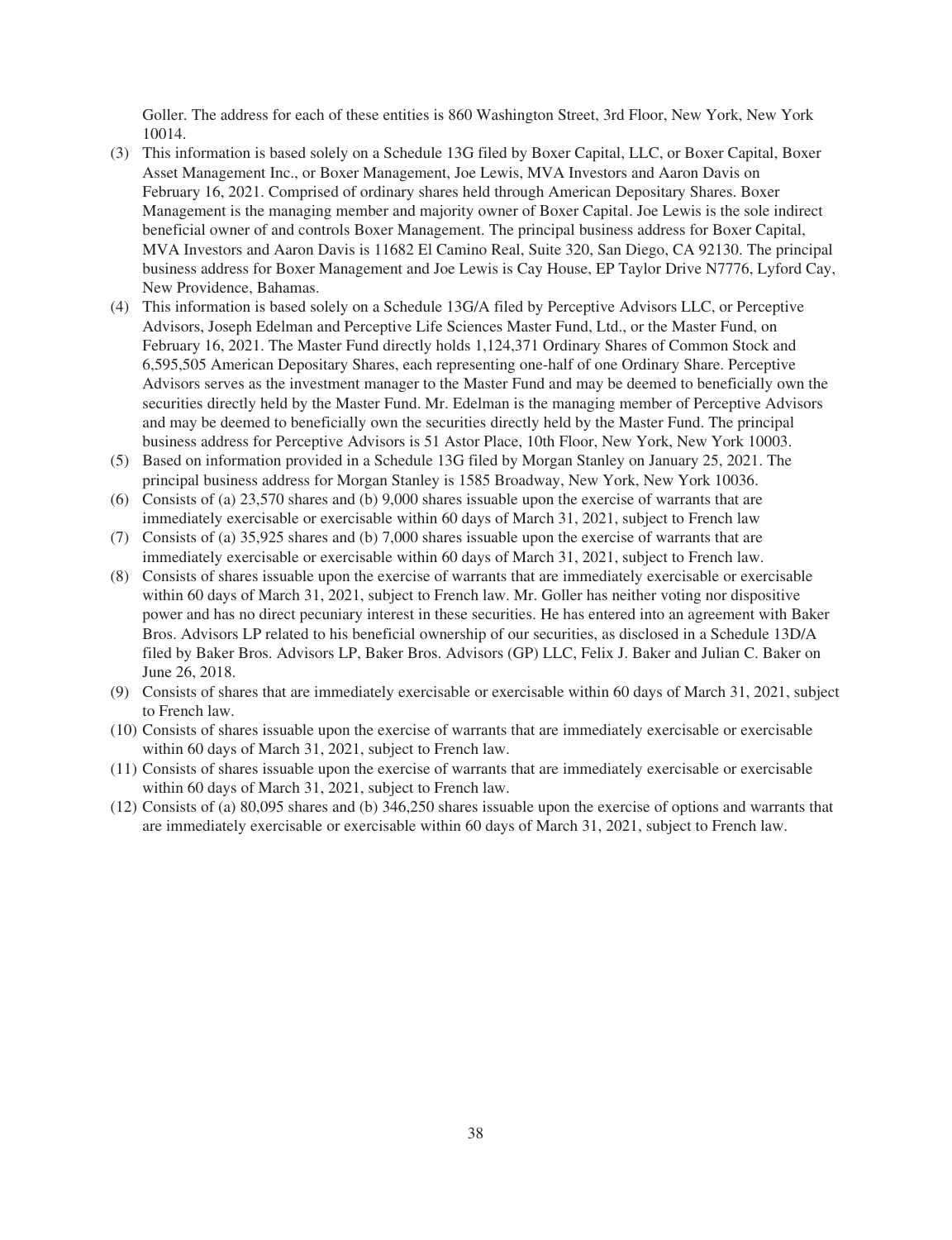Goller. The address for each of these entities is 860 Washington Street, 3rd Floor, New York, New York 10014.

(3) This information is based solely on a Schedule 13G filed by Boxer Capital, LLC, or Boxer Capital, Boxer Asset Management Inc., or Boxer Management, Joe Lewis, MVA Investors and Aaron Davis on February 16, 2021. Comprised of ordinary shares held through American Depositary Shares. Boxer Management is the managing member and majority owner of Boxer Capital. Joe Lewis is the sole indirect beneficial owner of and controls Boxer Management. The principal business address for Boxer Capital, MVA Investors and Aaron Davis is 11682 El Camino Real, Suite 320, San Diego, CA 92130. The principal business address for Boxer Management and Joe Lewis is Cay House, EP Taylor Drive N7776, Lyford Cay, New Providence, Bahamas.

(4) This information is based solely on a Schedule 13G/A filed by Perceptive Advisors LLC, or Perceptive Advisors, Joseph Edelman and Perceptive Life Sciences Master Fund, Ltd., or the Master Fund, on February 16, 2021. The Master Fund directly holds 1,124,371 Ordinary Shares of Common Stock and 6,595,505 American Depositary Shares, each representing one-half of one Ordinary Share. Perceptive Advisors serves as the investment manager to the Master Fund and may be deemed to beneficially own the securities directly held by the Master Fund. Mr. Edelman is the managing member of Perceptive Advisors and may be deemed to beneficially own the securities directly held by the Master Fund. The principal business address for Perceptive Advisors is 51 Astor Place, 10th Floor, New York, New York 10003.

(5) Based on information provided in a Schedule 13G filed by Morgan Stanley on January 25, 2021. The principal business address for Morgan Stanley is 1585 Broadway, New York, New York 10036.

(6) Consists of (a) 23,570 shares and (b) 9,000 shares issuable upon the exercise of warrants that are immediately exercisable or exercisable within 60 days of March 31, 2021, subject to French law

(7) Consists of (a) 35,925 shares and (b) 7,000 shares issuable upon the exercise of warrants that are immediately exercisable or exercisable within 60 days of March 31, 2021, subject to French law.

(8) Consists of shares issuable upon the exercise of warrants that are immediately exercisable or exercisable within 60 days of March 31, 2021, subject to French law. Mr. Goller has neither voting nor dispositive power and has no direct pecuniary interest in these securities. He has entered into an agreement with Baker Bros. Advisors LP related to his beneficial ownership of our securities, as disclosed in a Schedule 13D/A filed by Baker Bros. Advisors LP, Baker Bros. Advisors (GP) LLC, Felix J. Baker and Julian C. Baker on June 26, 2018.

(9) Consists of shares that are immediately exercisable or exercisable within 60 days of March 31, 2021, subject to French law.

(10) Consists of shares issuable upon the exercise of warrants that are immediately exercisable or exercisable within 60 days of March 31, 2021, subject to French law.

(11) Consists of shares issuable upon the exercise of warrants that are immediately exercisable or exercisable within 60 days of March 31, 2021, subject to French law.

(12) Consists of (a) 80,095 shares and (b) 346,250 shares issuable upon the exercise of options and warrants that are immediately exercisable or exercisable within 60 days of March 31, 2021, subject to French law.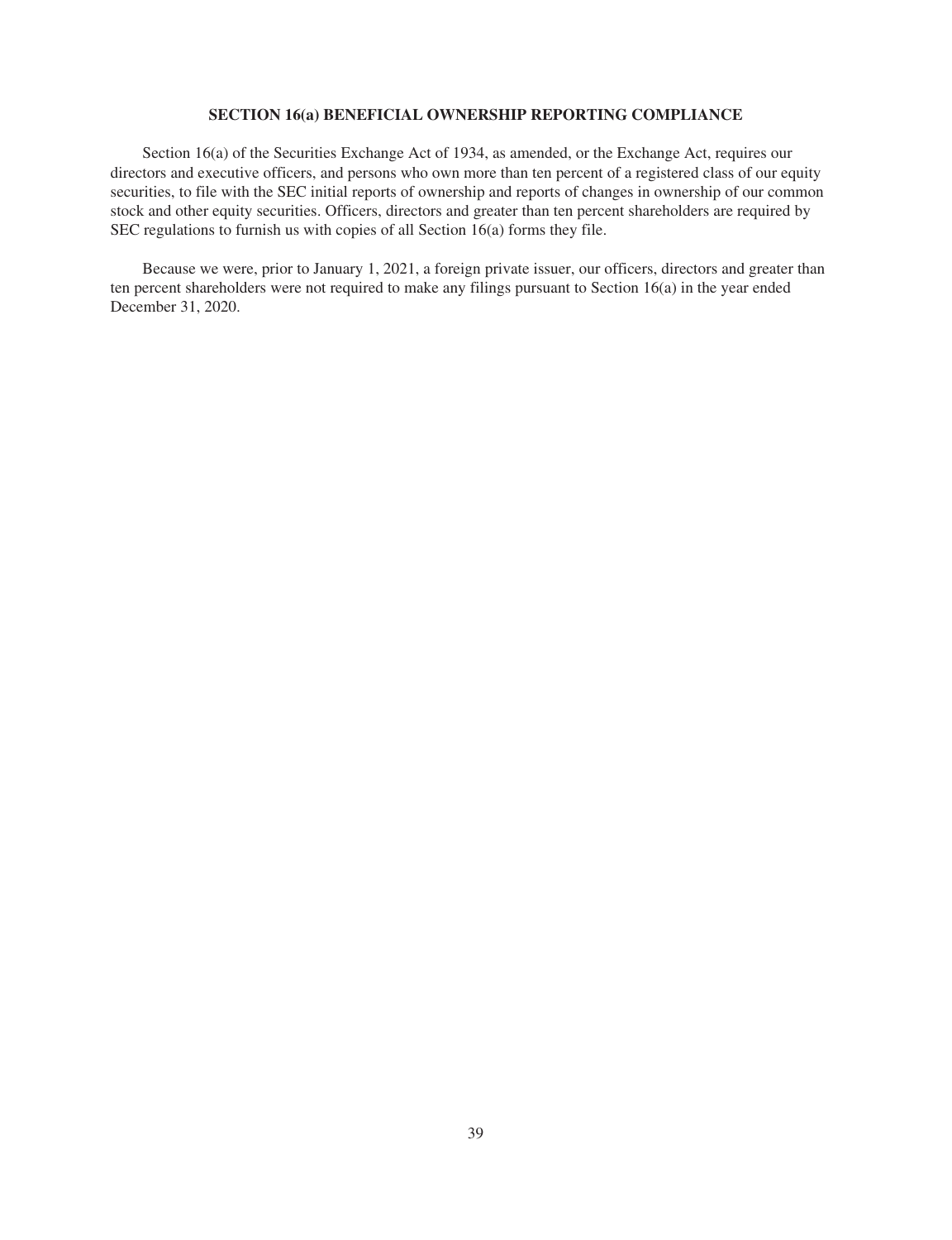## SECTION 16(a) BENEFICIAL OWNERSHIP REPORTING COMPLIANCE

Section 16(a) of the Securities Exchange Act of 1934, as amended, or the Exchange Act, requires our directors and executive officers, and persons who own more than ten percent of a registered class of our equity securities, to file with the SEC initial reports of ownership and reports of changes in ownership of our common stock and other equity securities. Officers, directors and greater than ten percent shareholders are required by SEC regulations to furnish us with copies of all Section 16(a) forms they file.

Because we were, prior to January 1, 2021, a foreign private issuer, our officers, directors and greater than ten percent shareholders were not required to make any filings pursuant to Section 16(a) in the year ended December 31, 2020.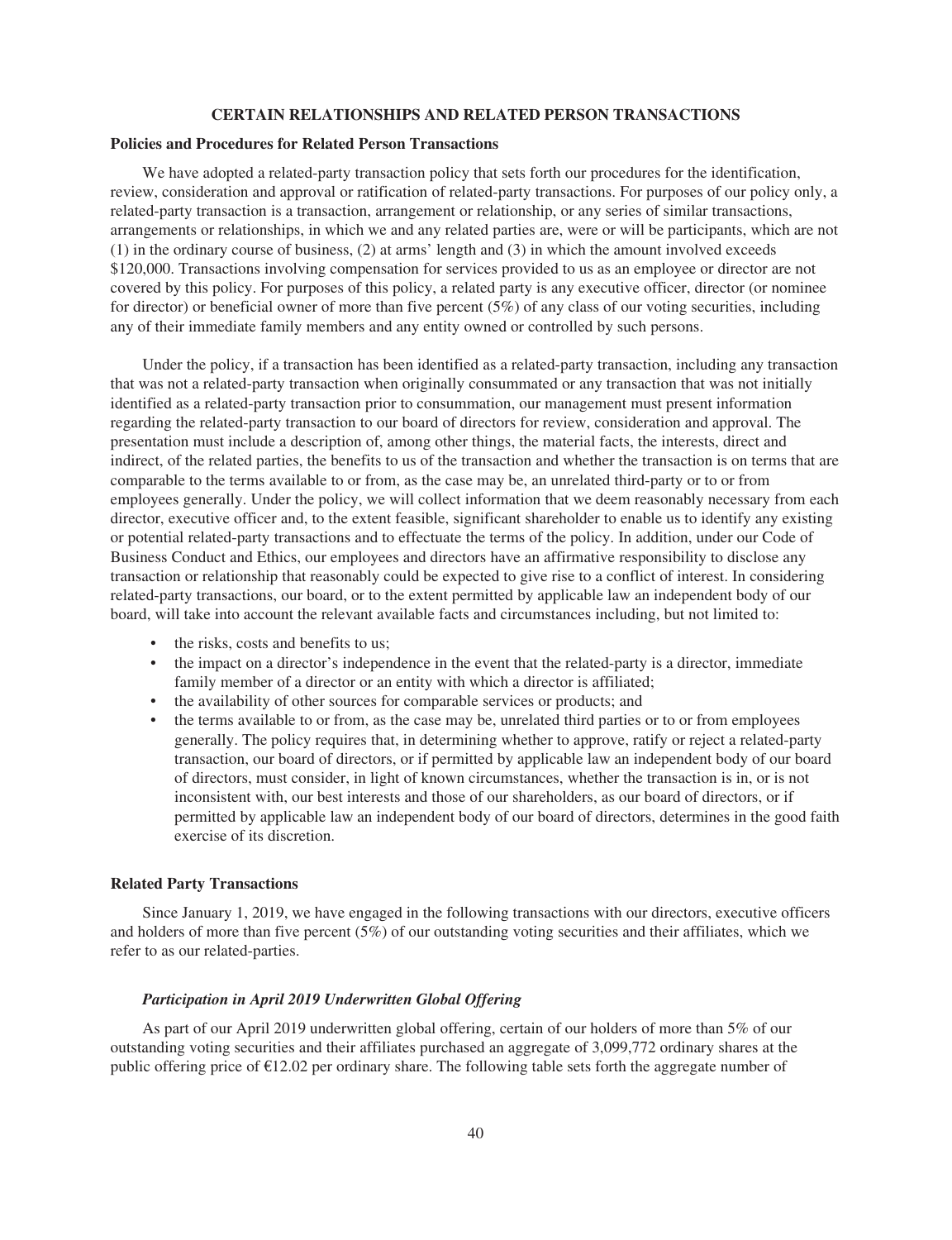## CERTAIN RELATIONSHIPS AND RELATED PERSON TRANSACTIONS

### Policies and Procedures for Related Person Transactions

We have adopted a related-party transaction policy that sets forth our procedures for the identification, review, consideration and approval or ratification of related-party transactions. For purposes of our policy only, a related-party transaction is a transaction, arrangement or relationship, or any series of similar transactions, arrangements or relationships, in which we and any related parties are, were or will be participants, which are not (1) in the ordinary course of business, (2) at arms' length and (3) in which the amount involved exceeds $120,000. Transactions involving compensation for services provided to us as an employee or director are not covered by this policy. For purposes of this policy, a related party is any executive officer, director (or nominee for director) or beneficial owner of more than five percent (5%) of any class of our voting securities, including any of their immediate family members and any entity owned or controlled by such persons.

Under the policy, if a transaction has been identified as a related-party transaction, including any transaction that was not a related-party transaction when originally consummated or any transaction that was not initially identified as a related-party transaction prior to consummation, our management must present information regarding the related-party transaction to our board of directors for review, consideration and approval. The presentation must include a description of, among other things, the material facts, the interests, direct and indirect, of the related parties, the benefits to us of the transaction and whether the transaction is on terms that are comparable to the terms available to or from, as the case may be, an unrelated third-party or to or from employees generally. Under the policy, we will collect information that we deem reasonably necessary from each director, executive officer and, to the extent feasible, significant shareholder to enable us to identify any existing or potential related-party transactions and to effectuate the terms of the policy. In addition, under our Code of Business Conduct and Ethics, our employees and directors have an affirmative responsibility to disclose any transaction or relationship that reasonably could be expected to give rise to a conflict of interest. In considering related-party transactions, our board, or to the extent permitted by applicable law an independent body of our board, will take into account the relevant available facts and circumstances including, but not limited to:

- the risks, costs and benefits to us;
- the impact on a director's independence in the event that the related-party is a director, immediate family member of a director or an entity with which a director is affiliated;
- the availability of other sources for comparable services or products; and
- the terms available to or from, as the case may be, unrelated third parties or to or from employees generally. The policy requires that, in determining whether to approve, ratify or reject a related-party transaction, our board of directors, or if permitted by applicable law an independent body of our board of directors, must consider, in light of known circumstances, whether the transaction is in, or is not inconsistent with, our best interests and those of our shareholders, as our board of directors, or if permitted by applicable law an independent body of our board of directors, determines in the good faith exercise of its discretion.

### Related Party Transactions

Since January 1, 2019, we have engaged in the following transactions with our directors, executive officers and holders of more than five percent (5%) of our outstanding voting securities and their affiliates, which we refer to as our related-parties.

#### *Participation in April 2019 Underwritten Global Offering*

As part of our April 2019 underwritten global offering, certain of our holders of more than 5% of our outstanding voting securities and their affiliates purchased an aggregate of 3,099,772 ordinary shares at the public offering price of €12.02 per ordinary share. The following table sets forth the aggregate number of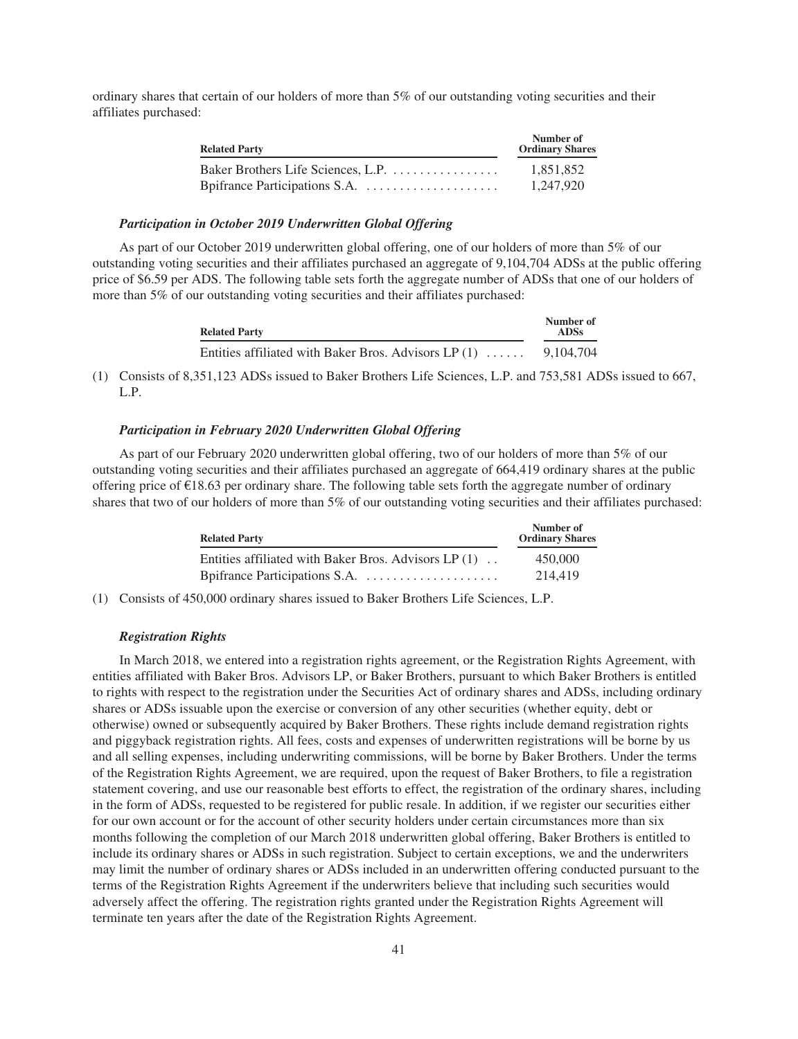ordinary shares that certain of our holders of more than 5% of our outstanding voting securities and their affiliates purchased:

| Related Party | Number of Ordinary Shares |
|---|---|
| Baker Brothers Life Sciences, L.P. | 1,851,852 |
| Bpifrance Participations S.A. | 1,247,920 |

***Participation in October 2019 Underwritten Global Offering***

As part of our October 2019 underwritten global offering, one of our holders of more than 5% of our outstanding voting securities and their affiliates purchased an aggregate of 9,104,704 ADSs at the public offering price of $6.59 per ADS. The following table sets forth the aggregate number of ADSs that one of our holders of more than 5% of our outstanding voting securities and their affiliates purchased:

| Related Party | Number of ADSs |
|---|---|
| Entities affiliated with Baker Bros. Advisors LP (1) | 9,104,704 |

(1) Consists of 8,351,123 ADSs issued to Baker Brothers Life Sciences, L.P. and 753,581 ADSs issued to 667, L.P.

***Participation in February 2020 Underwritten Global Offering***

As part of our February 2020 underwritten global offering, two of our holders of more than 5% of our outstanding voting securities and their affiliates purchased an aggregate of 664,419 ordinary shares at the public offering price of €18.63 per ordinary share. The following table sets forth the aggregate number of ordinary shares that two of our holders of more than 5% of our outstanding voting securities and their affiliates purchased:

| Related Party | Number of Ordinary Shares |
|---|---|
| Entities affiliated with Baker Bros. Advisors LP (1) | 450,000 |
| Bpifrance Participations S.A. | 214,419 |

(1) Consists of 450,000 ordinary shares issued to Baker Brothers Life Sciences, L.P.

***Registration Rights***

In March 2018, we entered into a registration rights agreement, or the Registration Rights Agreement, with entities affiliated with Baker Bros. Advisors LP, or Baker Brothers, pursuant to which Baker Brothers is entitled to rights with respect to the registration under the Securities Act of ordinary shares and ADSs, including ordinary shares or ADSs issuable upon the exercise or conversion of any other securities (whether equity, debt or otherwise) owned or subsequently acquired by Baker Brothers. These rights include demand registration rights and piggyback registration rights. All fees, costs and expenses of underwritten registrations will be borne by us and all selling expenses, including underwriting commissions, will be borne by Baker Brothers. Under the terms of the Registration Rights Agreement, we are required, upon the request of Baker Brothers, to file a registration statement covering, and use our reasonable best efforts to effect, the registration of the ordinary shares, including in the form of ADSs, requested to be registered for public resale. In addition, if we register our securities either for our own account or for the account of other security holders under certain circumstances more than six months following the completion of our March 2018 underwritten global offering, Baker Brothers is entitled to include its ordinary shares or ADSs in such registration. Subject to certain exceptions, we and the underwriters may limit the number of ordinary shares or ADSs included in an underwritten offering conducted pursuant to the terms of the Registration Rights Agreement if the underwriters believe that including such securities would adversely affect the offering. The registration rights granted under the Registration Rights Agreement will terminate ten years after the date of the Registration Rights Agreement.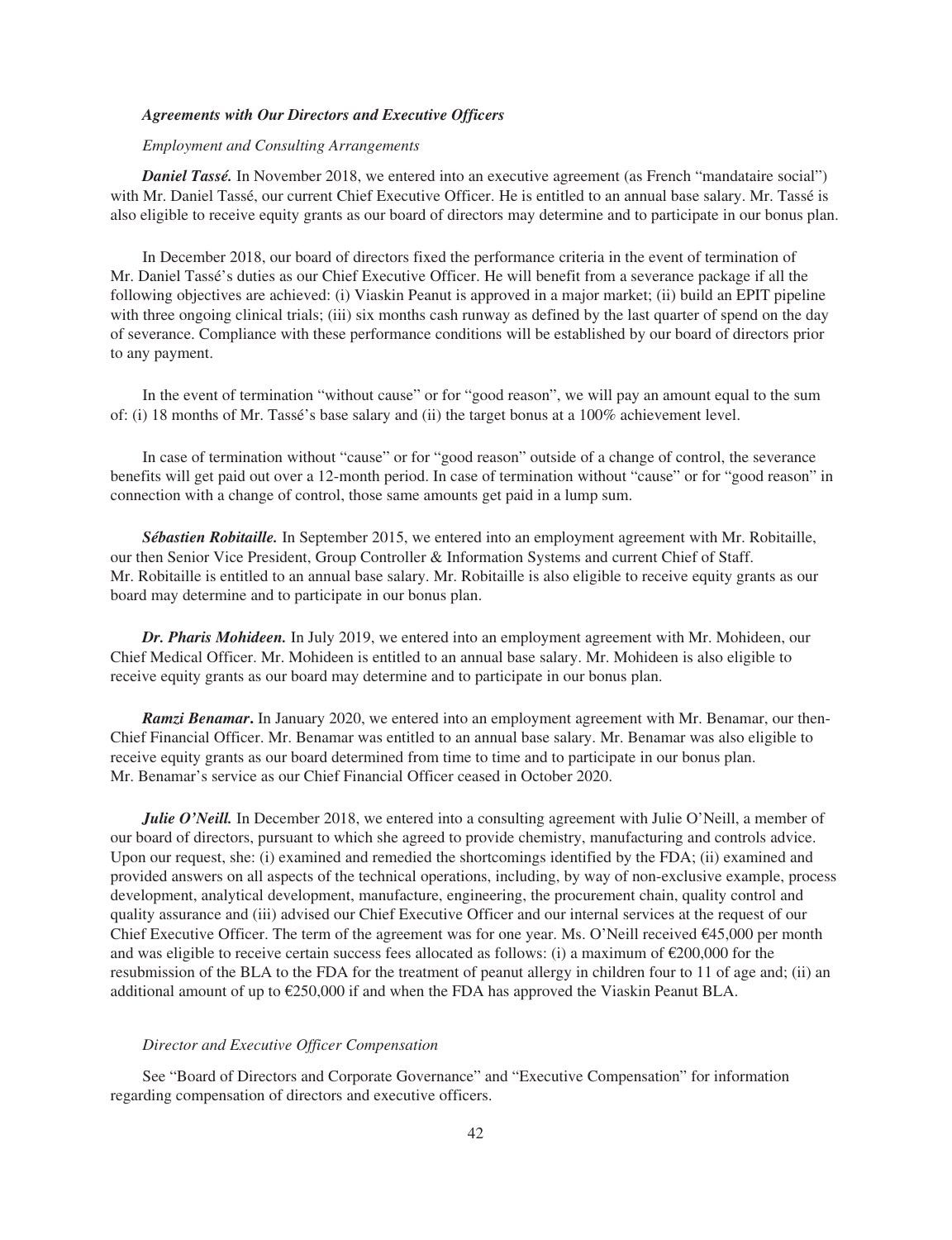### *Agreements with Our Directors and Executive Officers*

*Employment and Consulting Arrangements*

***Daniel Tassé.*** In November 2018, we entered into an executive agreement (as French "mandataire social") with Mr. Daniel Tassé, our current Chief Executive Officer. He is entitled to an annual base salary. Mr. Tassé is also eligible to receive equity grants as our board of directors may determine and to participate in our bonus plan.

In December 2018, our board of directors fixed the performance criteria in the event of termination of Mr. Daniel Tassé's duties as our Chief Executive Officer. He will benefit from a severance package if all the following objectives are achieved: (i) Viaskin Peanut is approved in a major market; (ii) build an EPIT pipeline with three ongoing clinical trials; (iii) six months cash runway as defined by the last quarter of spend on the day of severance. Compliance with these performance conditions will be established by our board of directors prior to any payment.

In the event of termination "without cause" or for "good reason", we will pay an amount equal to the sum of: (i) 18 months of Mr. Tassé's base salary and (ii) the target bonus at a 100% achievement level.

In case of termination without "cause" or for "good reason" outside of a change of control, the severance benefits will get paid out over a 12-month period. In case of termination without "cause" or for "good reason" in connection with a change of control, those same amounts get paid in a lump sum.

***Sébastien Robitaille.*** In September 2015, we entered into an employment agreement with Mr. Robitaille, our then Senior Vice President, Group Controller & Information Systems and current Chief of Staff. Mr. Robitaille is entitled to an annual base salary. Mr. Robitaille is also eligible to receive equity grants as our board may determine and to participate in our bonus plan.

***Dr. Pharis Mohideen.*** In July 2019, we entered into an employment agreement with Mr. Mohideen, our Chief Medical Officer. Mr. Mohideen is entitled to an annual base salary. Mr. Mohideen is also eligible to receive equity grants as our board may determine and to participate in our bonus plan.

***Ramzi Benamar*****.** In January 2020, we entered into an employment agreement with Mr. Benamar, our then-Chief Financial Officer. Mr. Benamar was entitled to an annual base salary. Mr. Benamar was also eligible to receive equity grants as our board determined from time to time and to participate in our bonus plan. Mr. Benamar's service as our Chief Financial Officer ceased in October 2020.

***Julie O'Neill.*** In December 2018, we entered into a consulting agreement with Julie O'Neill, a member of our board of directors, pursuant to which she agreed to provide chemistry, manufacturing and controls advice. Upon our request, she: (i) examined and remedied the shortcomings identified by the FDA; (ii) examined and provided answers on all aspects of the technical operations, including, by way of non-exclusive example, process development, analytical development, manufacture, engineering, the procurement chain, quality control and quality assurance and (iii) advised our Chief Executive Officer and our internal services at the request of our Chief Executive Officer. The term of the agreement was for one year. Ms. O'Neill received €45,000 per month and was eligible to receive certain success fees allocated as follows: (i) a maximum of €200,000 for the resubmission of the BLA to the FDA for the treatment of peanut allergy in children four to 11 of age and; (ii) an additional amount of up to €250,000 if and when the FDA has approved the Viaskin Peanut BLA.

*Director and Executive Officer Compensation*

See "Board of Directors and Corporate Governance" and "Executive Compensation" for information regarding compensation of directors and executive officers.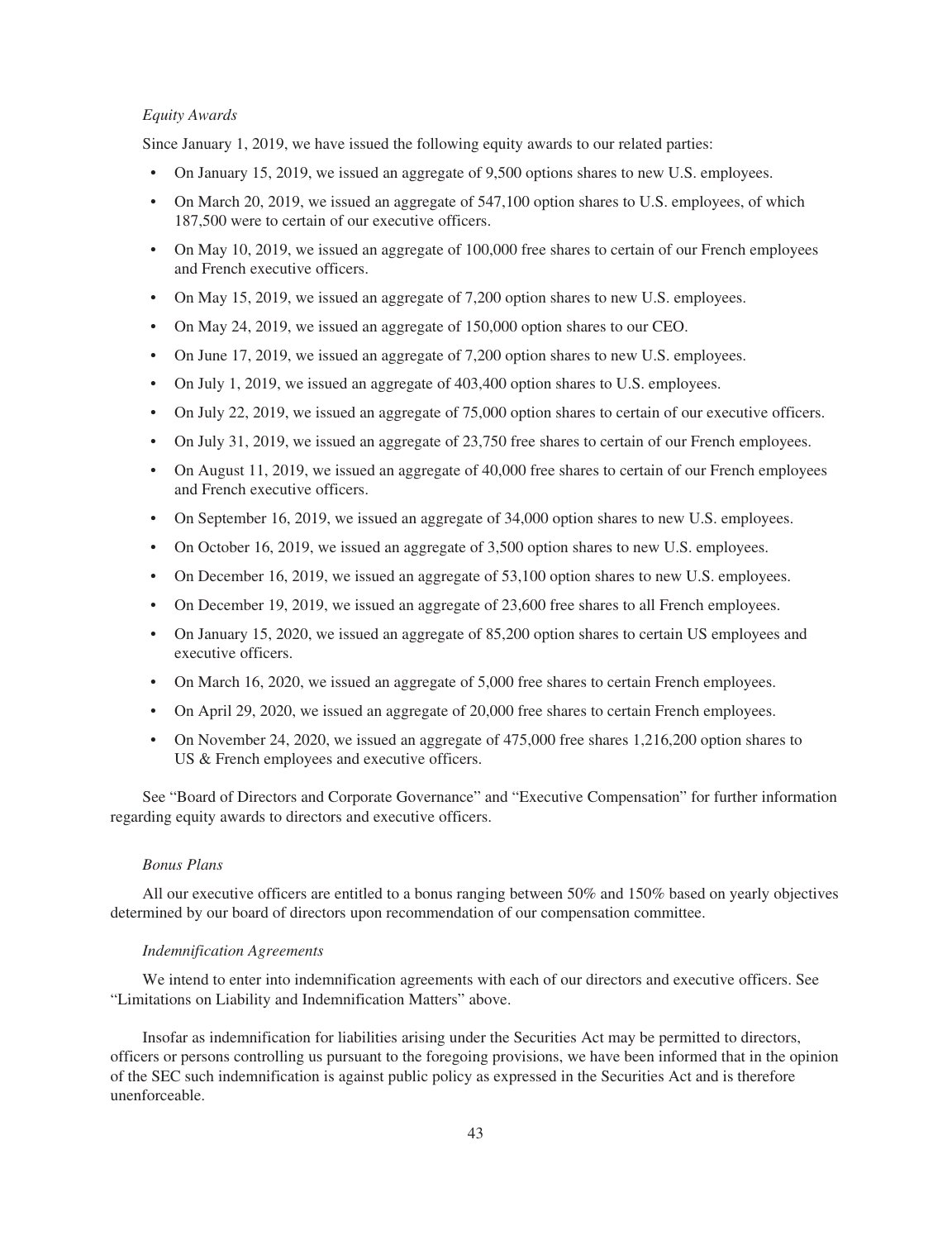*Equity Awards*

Since January 1, 2019, we have issued the following equity awards to our related parties:

- On January 15, 2019, we issued an aggregate of 9,500 options shares to new U.S. employees.
- On March 20, 2019, we issued an aggregate of 547,100 option shares to U.S. employees, of which 187,500 were to certain of our executive officers.
- On May 10, 2019, we issued an aggregate of 100,000 free shares to certain of our French employees and French executive officers.
- On May 15, 2019, we issued an aggregate of 7,200 option shares to new U.S. employees.
- On May 24, 2019, we issued an aggregate of 150,000 option shares to our CEO.
- On June 17, 2019, we issued an aggregate of 7,200 option shares to new U.S. employees.
- On July 1, 2019, we issued an aggregate of 403,400 option shares to U.S. employees.
- On July 22, 2019, we issued an aggregate of 75,000 option shares to certain of our executive officers.
- On July 31, 2019, we issued an aggregate of 23,750 free shares to certain of our French employees.
- On August 11, 2019, we issued an aggregate of 40,000 free shares to certain of our French employees and French executive officers.
- On September 16, 2019, we issued an aggregate of 34,000 option shares to new U.S. employees.
- On October 16, 2019, we issued an aggregate of 3,500 option shares to new U.S. employees.
- On December 16, 2019, we issued an aggregate of 53,100 option shares to new U.S. employees.
- On December 19, 2019, we issued an aggregate of 23,600 free shares to all French employees.
- On January 15, 2020, we issued an aggregate of 85,200 option shares to certain US employees and executive officers.
- On March 16, 2020, we issued an aggregate of 5,000 free shares to certain French employees.
- On April 29, 2020, we issued an aggregate of 20,000 free shares to certain French employees.
- On November 24, 2020, we issued an aggregate of 475,000 free shares 1,216,200 option shares to US & French employees and executive officers.

See "Board of Directors and Corporate Governance" and "Executive Compensation" for further information regarding equity awards to directors and executive officers.

*Bonus Plans*

All our executive officers are entitled to a bonus ranging between 50% and 150% based on yearly objectives determined by our board of directors upon recommendation of our compensation committee.

*Indemnification Agreements*

We intend to enter into indemnification agreements with each of our directors and executive officers. See "Limitations on Liability and Indemnification Matters" above.

Insofar as indemnification for liabilities arising under the Securities Act may be permitted to directors, officers or persons controlling us pursuant to the foregoing provisions, we have been informed that in the opinion of the SEC such indemnification is against public policy as expressed in the Securities Act and is therefore unenforceable.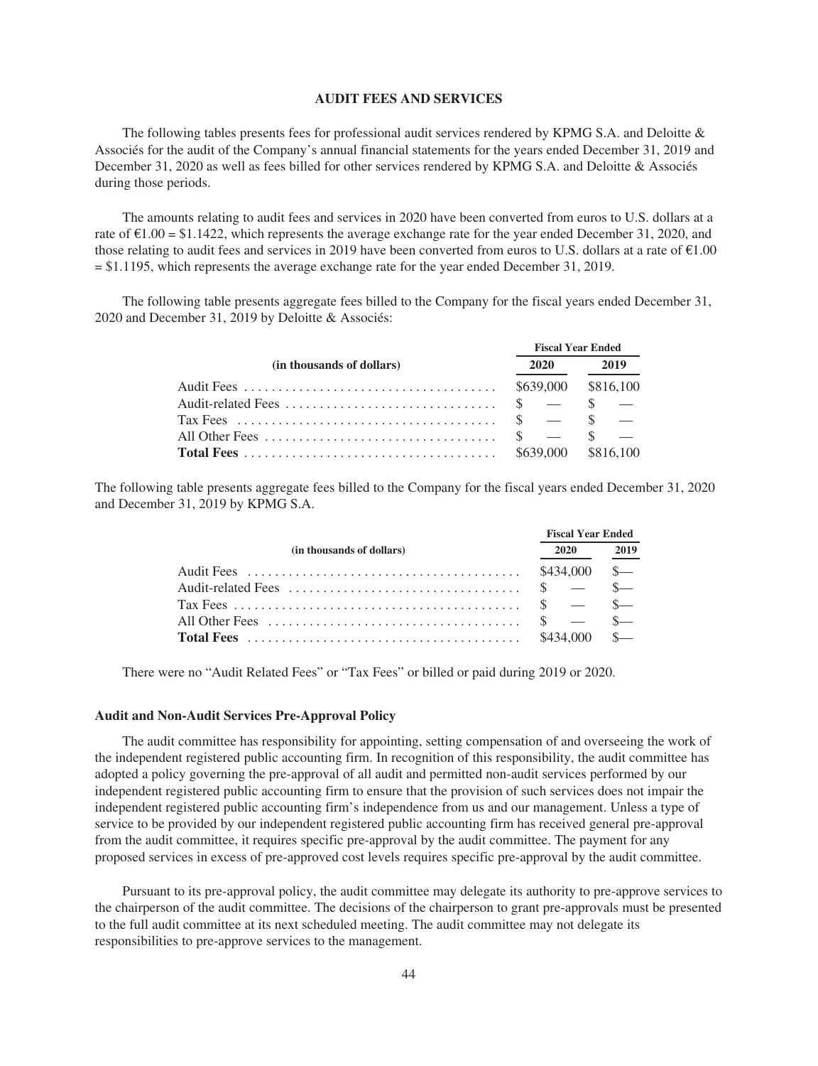## AUDIT FEES AND SERVICES

The following tables presents fees for professional audit services rendered by KPMG S.A. and Deloitte & Associés for the audit of the Company's annual financial statements for the years ended December 31, 2019 and December 31, 2020 as well as fees billed for other services rendered by KPMG S.A. and Deloitte & Associés during those periods.

The amounts relating to audit fees and services in 2020 have been converted from euros to U.S. dollars at a rate of €1.00 = $1.1422, which represents the average exchange rate for the year ended December 31, 2020, and those relating to audit fees and services in 2019 have been converted from euros to U.S. dollars at a rate of €1.00 = $1.1195, which represents the average exchange rate for the year ended December 31, 2019.

The following table presents aggregate fees billed to the Company for the fiscal years ended December 31, 2020 and December 31, 2019 by Deloitte & Associés:

| | Fiscal Year Ended | |
|---|---|---|
| (in thousands of dollars) | 2020 | 2019 |
| Audit Fees | $639,000 | $816,100 |
| Audit-related Fees | $ — | $ — |
| Tax Fees | $ — | $ — |
| All Other Fees | $ — | $ — |
| **Total Fees** | $639,000 | $816,100 |

The following table presents aggregate fees billed to the Company for the fiscal years ended December 31, 2020 and December 31, 2019 by KPMG S.A.

| | Fiscal Year Ended | |
|---|---|---|
| (in thousands of dollars) | 2020 | 2019 |
| Audit Fees | $434,000 | $— |
| Audit-related Fees | $ — | $— |
| Tax Fees | $ — | $— |
| All Other Fees | $ — | $— |
| **Total Fees** | $434,000 | $— |

There were no "Audit Related Fees" or "Tax Fees" or billed or paid during 2019 or 2020.

### Audit and Non-Audit Services Pre-Approval Policy

The audit committee has responsibility for appointing, setting compensation of and overseeing the work of the independent registered public accounting firm. In recognition of this responsibility, the audit committee has adopted a policy governing the pre-approval of all audit and permitted non-audit services performed by our independent registered public accounting firm to ensure that the provision of such services does not impair the independent registered public accounting firm's independence from us and our management. Unless a type of service to be provided by our independent registered public accounting firm has received general pre-approval from the audit committee, it requires specific pre-approval by the audit committee. The payment for any proposed services in excess of pre-approved cost levels requires specific pre-approval by the audit committee.

Pursuant to its pre-approval policy, the audit committee may delegate its authority to pre-approve services to the chairperson of the audit committee. The decisions of the chairperson to grant pre-approvals must be presented to the full audit committee at its next scheduled meeting. The audit committee may not delegate its responsibilities to pre-approve services to the management.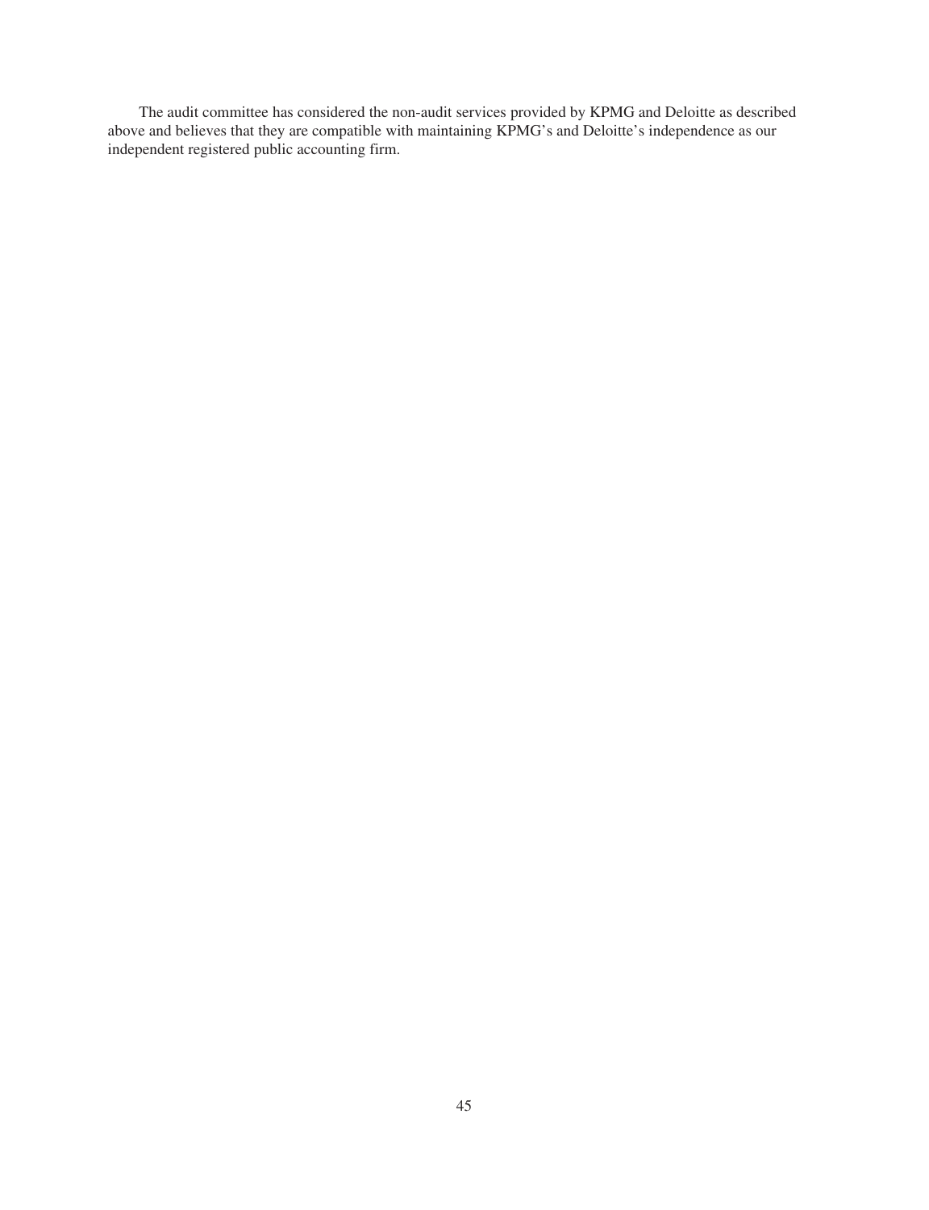The audit committee has considered the non-audit services provided by KPMG and Deloitte as described above and believes that they are compatible with maintaining KPMG's and Deloitte's independence as our independent registered public accounting firm.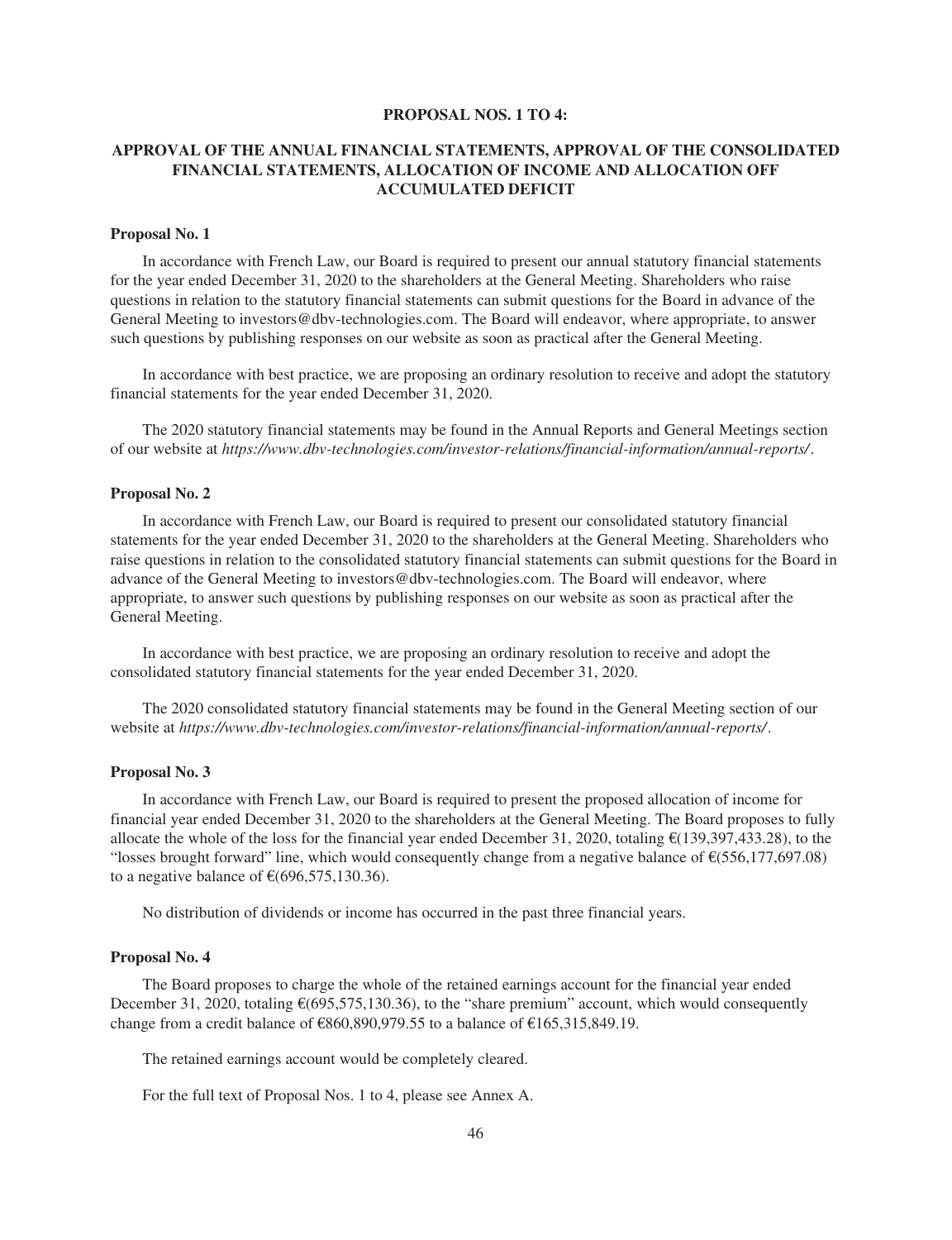## PROPOSAL NOS. 1 TO 4:

## APPROVAL OF THE ANNUAL FINANCIAL STATEMENTS, APPROVAL OF THE CONSOLIDATED FINANCIAL STATEMENTS, ALLOCATION OF INCOME AND ALLOCATION OFF ACCUMULATED DEFICIT

### Proposal No. 1

In accordance with French Law, our Board is required to present our annual statutory financial statements for the year ended December 31, 2020 to the shareholders at the General Meeting. Shareholders who raise questions in relation to the statutory financial statements can submit questions for the Board in advance of the General Meeting to investors@dbv-technologies.com. The Board will endeavor, where appropriate, to answer such questions by publishing responses on our website as soon as practical after the General Meeting.

In accordance with best practice, we are proposing an ordinary resolution to receive and adopt the statutory financial statements for the year ended December 31, 2020.

The 2020 statutory financial statements may be found in the Annual Reports and General Meetings section of our website at *https://www.dbv-technologies.com/investor-relations/financial-information/annual-reports/*.

### Proposal No. 2

In accordance with French Law, our Board is required to present our consolidated statutory financial statements for the year ended December 31, 2020 to the shareholders at the General Meeting. Shareholders who raise questions in relation to the consolidated statutory financial statements can submit questions for the Board in advance of the General Meeting to investors@dbv-technologies.com. The Board will endeavor, where appropriate, to answer such questions by publishing responses on our website as soon as practical after the General Meeting.

In accordance with best practice, we are proposing an ordinary resolution to receive and adopt the consolidated statutory financial statements for the year ended December 31, 2020.

The 2020 consolidated statutory financial statements may be found in the General Meeting section of our website at *https://www.dbv-technologies.com/investor-relations/financial-information/annual-reports/*.

### Proposal No. 3

In accordance with French Law, our Board is required to present the proposed allocation of income for financial year ended December 31, 2020 to the shareholders at the General Meeting. The Board proposes to fully allocate the whole of the loss for the financial year ended December 31, 2020, totaling €(139,397,433.28), to the "losses brought forward" line, which would consequently change from a negative balance of €(556,177,697.08) to a negative balance of €(696,575,130.36).

No distribution of dividends or income has occurred in the past three financial years.

### Proposal No. 4

The Board proposes to charge the whole of the retained earnings account for the financial year ended December 31, 2020, totaling €(695,575,130.36), to the "share premium" account, which would consequently change from a credit balance of €860,890,979.55 to a balance of €165,315,849.19.

The retained earnings account would be completely cleared.

For the full text of Proposal Nos. 1 to 4, please see Annex A.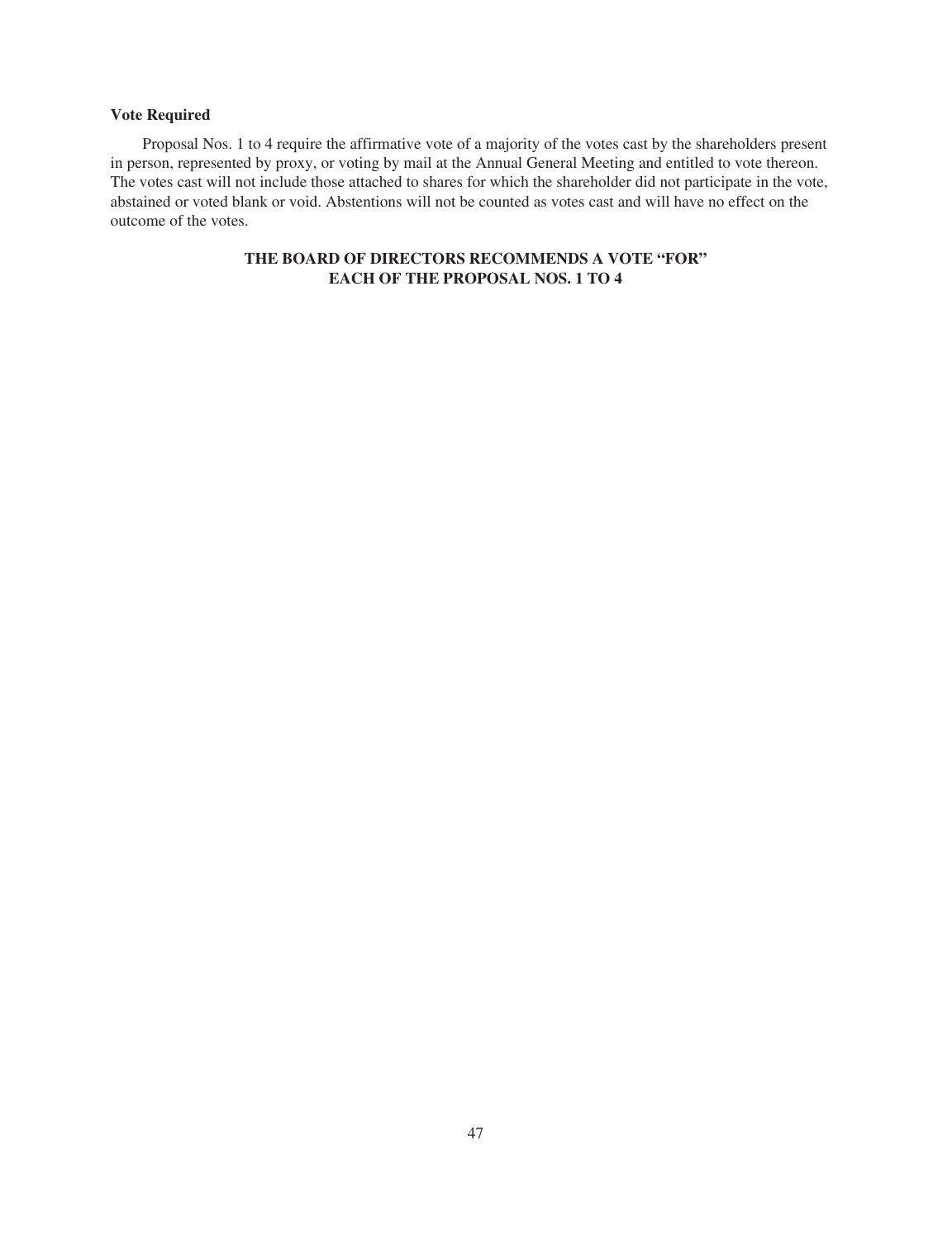**Vote Required**

Proposal Nos. 1 to 4 require the affirmative vote of a majority of the votes cast by the shareholders present in person, represented by proxy, or voting by mail at the Annual General Meeting and entitled to vote thereon. The votes cast will not include those attached to shares for which the shareholder did not participate in the vote, abstained or voted blank or void. Abstentions will not be counted as votes cast and will have no effect on the outcome of the votes.

**THE BOARD OF DIRECTORS RECOMMENDS A VOTE "FOR" EACH OF THE PROPOSAL NOS. 1 TO 4**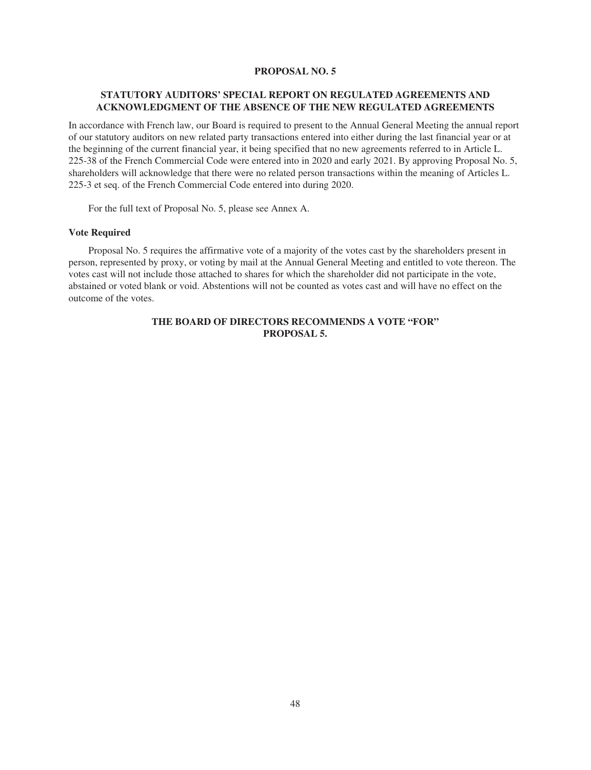## PROPOSAL NO. 5

### STATUTORY AUDITORS' SPECIAL REPORT ON REGULATED AGREEMENTS AND ACKNOWLEDGMENT OF THE ABSENCE OF THE NEW REGULATED AGREEMENTS

In accordance with French law, our Board is required to present to the Annual General Meeting the annual report of our statutory auditors on new related party transactions entered into either during the last financial year or at the beginning of the current financial year, it being specified that no new agreements referred to in Article L. 225-38 of the French Commercial Code were entered into in 2020 and early 2021. By approving Proposal No. 5, shareholders will acknowledge that there were no related person transactions within the meaning of Articles L. 225-3 et seq. of the French Commercial Code entered into during 2020.

For the full text of Proposal No. 5, please see Annex A.

**Vote Required**

Proposal No. 5 requires the affirmative vote of a majority of the votes cast by the shareholders present in person, represented by proxy, or voting by mail at the Annual General Meeting and entitled to vote thereon. The votes cast will not include those attached to shares for which the shareholder did not participate in the vote, abstained or voted blank or void. Abstentions will not be counted as votes cast and will have no effect on the outcome of the votes.

**THE BOARD OF DIRECTORS RECOMMENDS A VOTE "FOR" PROPOSAL 5.**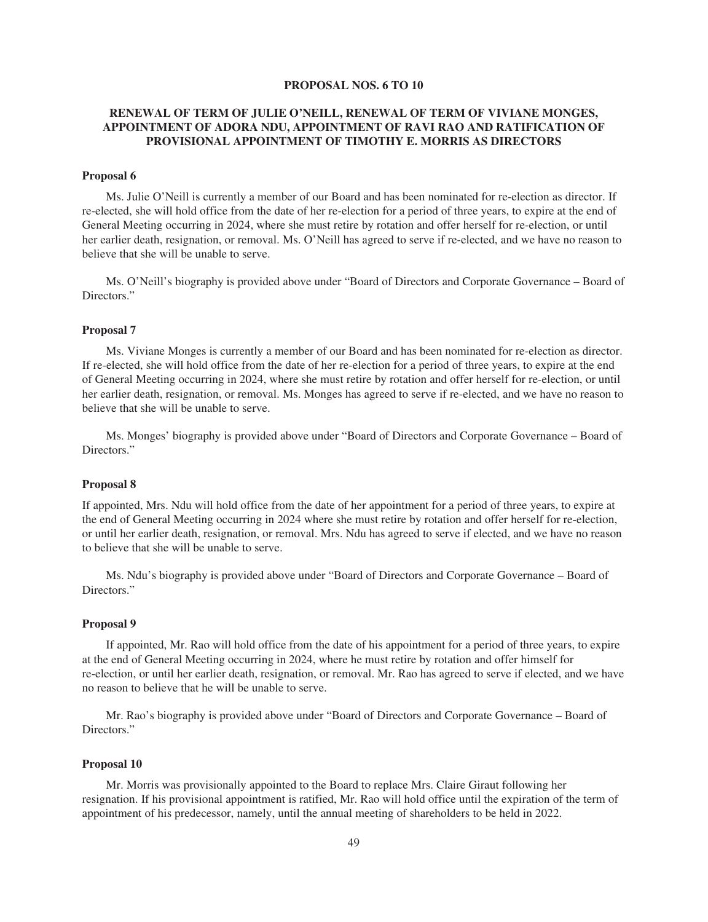## PROPOSAL NOS. 6 TO 10

## RENEWAL OF TERM OF JULIE O'NEILL, RENEWAL OF TERM OF VIVIANE MONGES, APPOINTMENT OF ADORA NDU, APPOINTMENT OF RAVI RAO AND RATIFICATION OF PROVISIONAL APPOINTMENT OF TIMOTHY E. MORRIS AS DIRECTORS

### Proposal 6

Ms. Julie O'Neill is currently a member of our Board and has been nominated for re-election as director. If re-elected, she will hold office from the date of her re-election for a period of three years, to expire at the end of General Meeting occurring in 2024, where she must retire by rotation and offer herself for re-election, or until her earlier death, resignation, or removal. Ms. O'Neill has agreed to serve if re-elected, and we have no reason to believe that she will be unable to serve.

Ms. O'Neill's biography is provided above under "Board of Directors and Corporate Governance – Board of Directors."

### Proposal 7

Ms. Viviane Monges is currently a member of our Board and has been nominated for re-election as director. If re-elected, she will hold office from the date of her re-election for a period of three years, to expire at the end of General Meeting occurring in 2024, where she must retire by rotation and offer herself for re-election, or until her earlier death, resignation, or removal. Ms. Monges has agreed to serve if re-elected, and we have no reason to believe that she will be unable to serve.

Ms. Monges' biography is provided above under "Board of Directors and Corporate Governance – Board of Directors."

### Proposal 8

If appointed, Mrs. Ndu will hold office from the date of her appointment for a period of three years, to expire at the end of General Meeting occurring in 2024 where she must retire by rotation and offer herself for re-election, or until her earlier death, resignation, or removal. Mrs. Ndu has agreed to serve if elected, and we have no reason to believe that she will be unable to serve.

Ms. Ndu's biography is provided above under "Board of Directors and Corporate Governance – Board of Directors."

### Proposal 9

If appointed, Mr. Rao will hold office from the date of his appointment for a period of three years, to expire at the end of General Meeting occurring in 2024, where he must retire by rotation and offer himself for re-election, or until her earlier death, resignation, or removal. Mr. Rao has agreed to serve if elected, and we have no reason to believe that he will be unable to serve.

Mr. Rao's biography is provided above under "Board of Directors and Corporate Governance – Board of Directors."

### Proposal 10

Mr. Morris was provisionally appointed to the Board to replace Mrs. Claire Giraut following her resignation. If his provisional appointment is ratified, Mr. Rao will hold office until the expiration of the term of appointment of his predecessor, namely, until the annual meeting of shareholders to be held in 2022.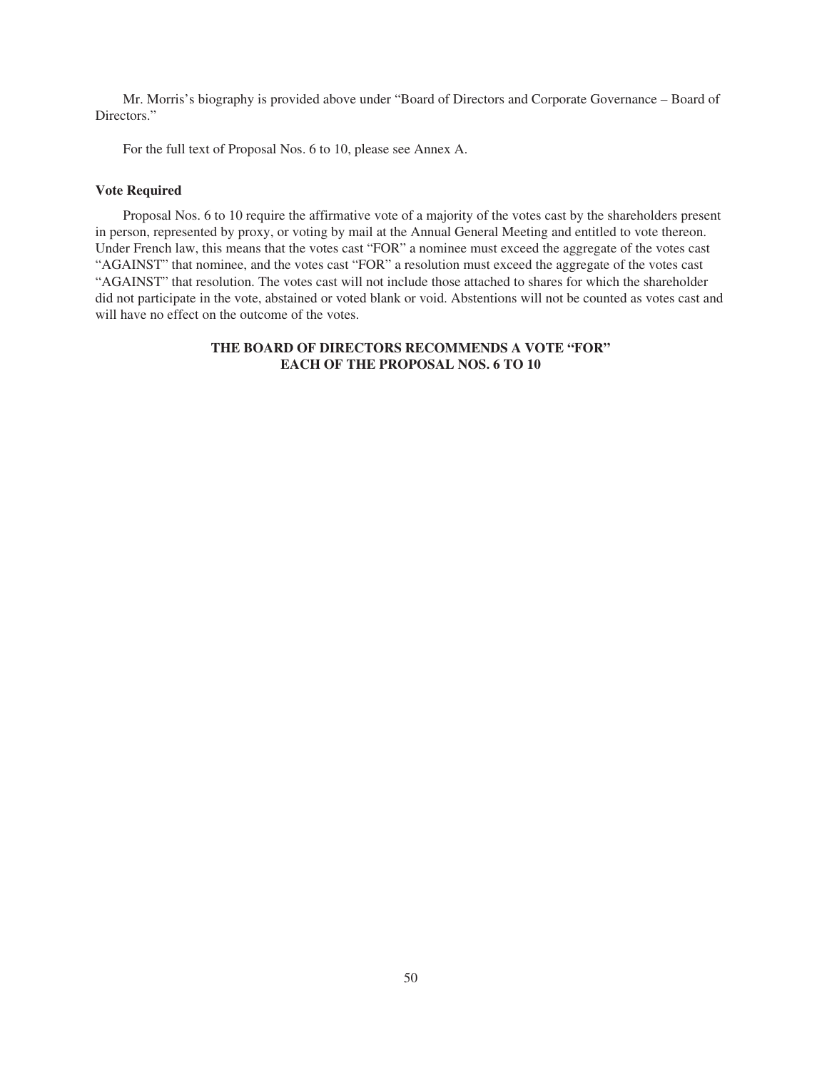Mr. Morris's biography is provided above under "Board of Directors and Corporate Governance – Board of Directors."

For the full text of Proposal Nos. 6 to 10, please see Annex A.

**Vote Required**

Proposal Nos. 6 to 10 require the affirmative vote of a majority of the votes cast by the shareholders present in person, represented by proxy, or voting by mail at the Annual General Meeting and entitled to vote thereon. Under French law, this means that the votes cast "FOR" a nominee must exceed the aggregate of the votes cast "AGAINST" that nominee, and the votes cast "FOR" a resolution must exceed the aggregate of the votes cast "AGAINST" that resolution. The votes cast will not include those attached to shares for which the shareholder did not participate in the vote, abstained or voted blank or void. Abstentions will not be counted as votes cast and will have no effect on the outcome of the votes.

**THE BOARD OF DIRECTORS RECOMMENDS A VOTE "FOR" EACH OF THE PROPOSAL NOS. 6 TO 10**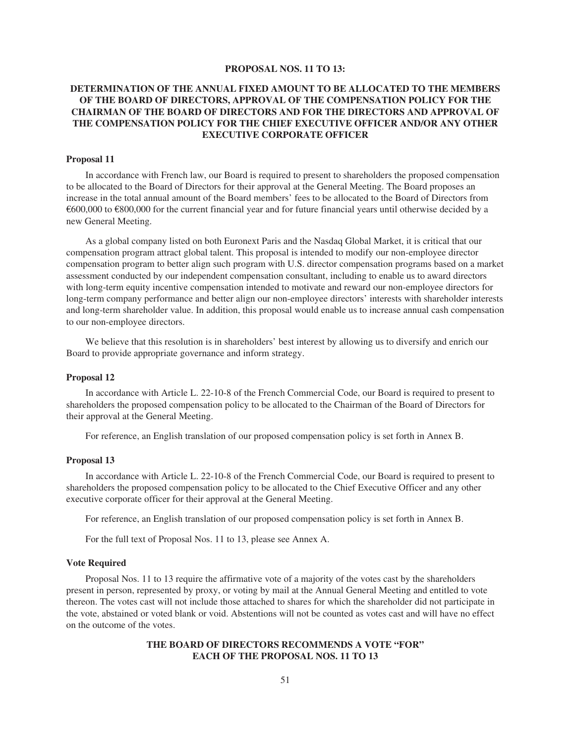# PROPOSAL NOS. 11 TO 13:

## DETERMINATION OF THE ANNUAL FIXED AMOUNT TO BE ALLOCATED TO THE MEMBERS OF THE BOARD OF DIRECTORS, APPROVAL OF THE COMPENSATION POLICY FOR THE CHAIRMAN OF THE BOARD OF DIRECTORS AND FOR THE DIRECTORS AND APPROVAL OF THE COMPENSATION POLICY FOR THE CHIEF EXECUTIVE OFFICER AND/OR ANY OTHER EXECUTIVE CORPORATE OFFICER

### Proposal 11

In accordance with French law, our Board is required to present to shareholders the proposed compensation to be allocated to the Board of Directors for their approval at the General Meeting. The Board proposes an increase in the total annual amount of the Board members' fees to be allocated to the Board of Directors from €600,000 to €800,000 for the current financial year and for future financial years until otherwise decided by a new General Meeting.

As a global company listed on both Euronext Paris and the Nasdaq Global Market, it is critical that our compensation program attract global talent. This proposal is intended to modify our non-employee director compensation program to better align such program with U.S. director compensation programs based on a market assessment conducted by our independent compensation consultant, including to enable us to award directors with long-term equity incentive compensation intended to motivate and reward our non-employee directors for long-term company performance and better align our non-employee directors' interests with shareholder interests and long-term shareholder value. In addition, this proposal would enable us to increase annual cash compensation to our non-employee directors.

We believe that this resolution is in shareholders' best interest by allowing us to diversify and enrich our Board to provide appropriate governance and inform strategy.

### Proposal 12

In accordance with Article L. 22-10-8 of the French Commercial Code, our Board is required to present to shareholders the proposed compensation policy to be allocated to the Chairman of the Board of Directors for their approval at the General Meeting.

For reference, an English translation of our proposed compensation policy is set forth in Annex B.

### Proposal 13

In accordance with Article L. 22-10-8 of the French Commercial Code, our Board is required to present to shareholders the proposed compensation policy to be allocated to the Chief Executive Officer and any other executive corporate officer for their approval at the General Meeting.

For reference, an English translation of our proposed compensation policy is set forth in Annex B.

For the full text of Proposal Nos. 11 to 13, please see Annex A.

### Vote Required

Proposal Nos. 11 to 13 require the affirmative vote of a majority of the votes cast by the shareholders present in person, represented by proxy, or voting by mail at the Annual General Meeting and entitled to vote thereon. The votes cast will not include those attached to shares for which the shareholder did not participate in the vote, abstained or voted blank or void. Abstentions will not be counted as votes cast and will have no effect on the outcome of the votes.

**THE BOARD OF DIRECTORS RECOMMENDS A VOTE "FOR" EACH OF THE PROPOSAL NOS. 11 TO 13**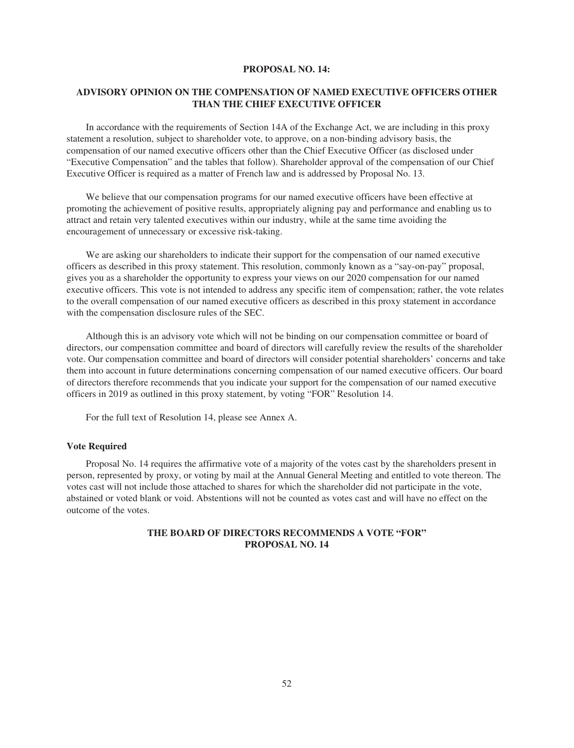## PROPOSAL NO. 14:

## ADVISORY OPINION ON THE COMPENSATION OF NAMED EXECUTIVE OFFICERS OTHER THAN THE CHIEF EXECUTIVE OFFICER

In accordance with the requirements of Section 14A of the Exchange Act, we are including in this proxy statement a resolution, subject to shareholder vote, to approve, on a non-binding advisory basis, the compensation of our named executive officers other than the Chief Executive Officer (as disclosed under "Executive Compensation" and the tables that follow). Shareholder approval of the compensation of our Chief Executive Officer is required as a matter of French law and is addressed by Proposal No. 13.

We believe that our compensation programs for our named executive officers have been effective at promoting the achievement of positive results, appropriately aligning pay and performance and enabling us to attract and retain very talented executives within our industry, while at the same time avoiding the encouragement of unnecessary or excessive risk-taking.

We are asking our shareholders to indicate their support for the compensation of our named executive officers as described in this proxy statement. This resolution, commonly known as a "say-on-pay" proposal, gives you as a shareholder the opportunity to express your views on our 2020 compensation for our named executive officers. This vote is not intended to address any specific item of compensation; rather, the vote relates to the overall compensation of our named executive officers as described in this proxy statement in accordance with the compensation disclosure rules of the SEC.

Although this is an advisory vote which will not be binding on our compensation committee or board of directors, our compensation committee and board of directors will carefully review the results of the shareholder vote. Our compensation committee and board of directors will consider potential shareholders' concerns and take them into account in future determinations concerning compensation of our named executive officers. Our board of directors therefore recommends that you indicate your support for the compensation of our named executive officers in 2019 as outlined in this proxy statement, by voting "FOR" Resolution 14.

For the full text of Resolution 14, please see Annex A.

### Vote Required

Proposal No. 14 requires the affirmative vote of a majority of the votes cast by the shareholders present in person, represented by proxy, or voting by mail at the Annual General Meeting and entitled to vote thereon. The votes cast will not include those attached to shares for which the shareholder did not participate in the vote, abstained or voted blank or void. Abstentions will not be counted as votes cast and will have no effect on the outcome of the votes.

**THE BOARD OF DIRECTORS RECOMMENDS A VOTE "FOR" PROPOSAL NO. 14**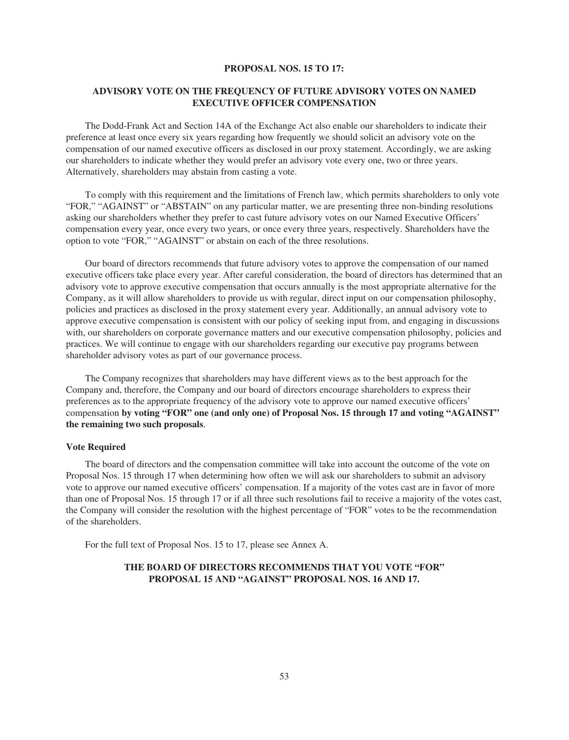## PROPOSAL NOS. 15 TO 17:

## ADVISORY VOTE ON THE FREQUENCY OF FUTURE ADVISORY VOTES ON NAMED EXECUTIVE OFFICER COMPENSATION

The Dodd-Frank Act and Section 14A of the Exchange Act also enable our shareholders to indicate their preference at least once every six years regarding how frequently we should solicit an advisory vote on the compensation of our named executive officers as disclosed in our proxy statement. Accordingly, we are asking our shareholders to indicate whether they would prefer an advisory vote every one, two or three years. Alternatively, shareholders may abstain from casting a vote.

To comply with this requirement and the limitations of French law, which permits shareholders to only vote "FOR," "AGAINST" or "ABSTAIN" on any particular matter, we are presenting three non-binding resolutions asking our shareholders whether they prefer to cast future advisory votes on our Named Executive Officers' compensation every year, once every two years, or once every three years, respectively. Shareholders have the option to vote "FOR," "AGAINST" or abstain on each of the three resolutions.

Our board of directors recommends that future advisory votes to approve the compensation of our named executive officers take place every year. After careful consideration, the board of directors has determined that an advisory vote to approve executive compensation that occurs annually is the most appropriate alternative for the Company, as it will allow shareholders to provide us with regular, direct input on our compensation philosophy, policies and practices as disclosed in the proxy statement every year. Additionally, an annual advisory vote to approve executive compensation is consistent with our policy of seeking input from, and engaging in discussions with, our shareholders on corporate governance matters and our executive compensation philosophy, policies and practices. We will continue to engage with our shareholders regarding our executive pay programs between shareholder advisory votes as part of our governance process.

The Company recognizes that shareholders may have different views as to the best approach for the Company and, therefore, the Company and our board of directors encourage shareholders to express their preferences as to the appropriate frequency of the advisory vote to approve our named executive officers' compensation **by voting "FOR" one (and only one) of Proposal Nos. 15 through 17 and voting "AGAINST" the remaining two such proposals**.

### Vote Required

The board of directors and the compensation committee will take into account the outcome of the vote on Proposal Nos. 15 through 17 when determining how often we will ask our shareholders to submit an advisory vote to approve our named executive officers' compensation. If a majority of the votes cast are in favor of more than one of Proposal Nos. 15 through 17 or if all three such resolutions fail to receive a majority of the votes cast, the Company will consider the resolution with the highest percentage of "FOR" votes to be the recommendation of the shareholders.

For the full text of Proposal Nos. 15 to 17, please see Annex A.

**THE BOARD OF DIRECTORS RECOMMENDS THAT YOU VOTE "FOR" PROPOSAL 15 AND "AGAINST" PROPOSAL NOS. 16 AND 17.**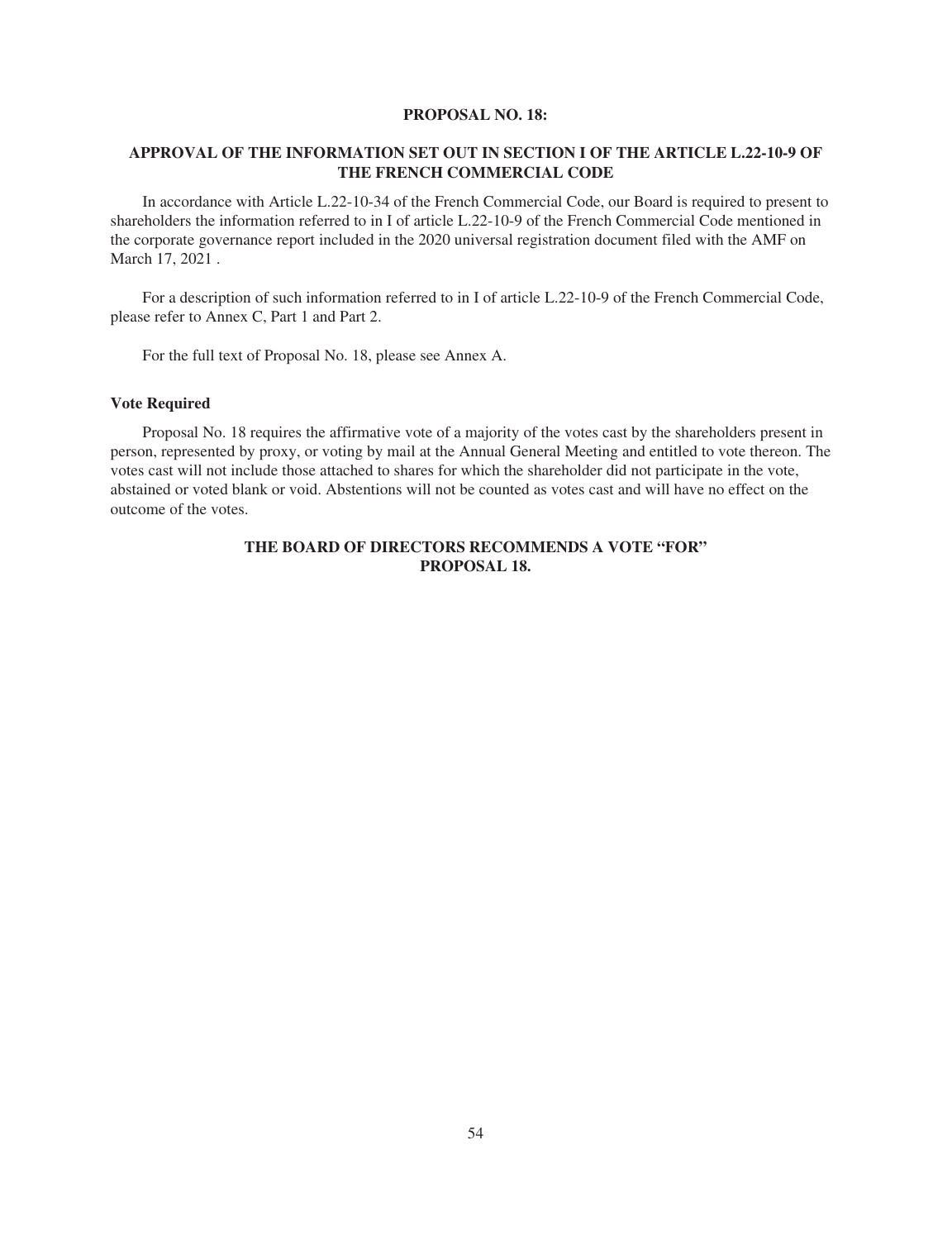## PROPOSAL NO. 18:

## APPROVAL OF THE INFORMATION SET OUT IN SECTION I OF THE ARTICLE L.22-10-9 OF THE FRENCH COMMERCIAL CODE

In accordance with Article L.22-10-34 of the French Commercial Code, our Board is required to present to shareholders the information referred to in I of article L.22-10-9 of the French Commercial Code mentioned in the corporate governance report included in the 2020 universal registration document filed with the AMF on March 17, 2021 .

For a description of such information referred to in I of article L.22-10-9 of the French Commercial Code, please refer to Annex C, Part 1 and Part 2.

For the full text of Proposal No. 18, please see Annex A.

### Vote Required

Proposal No. 18 requires the affirmative vote of a majority of the votes cast by the shareholders present in person, represented by proxy, or voting by mail at the Annual General Meeting and entitled to vote thereon. The votes cast will not include those attached to shares for which the shareholder did not participate in the vote, abstained or voted blank or void. Abstentions will not be counted as votes cast and will have no effect on the outcome of the votes.

**THE BOARD OF DIRECTORS RECOMMENDS A VOTE "FOR" PROPOSAL 18.**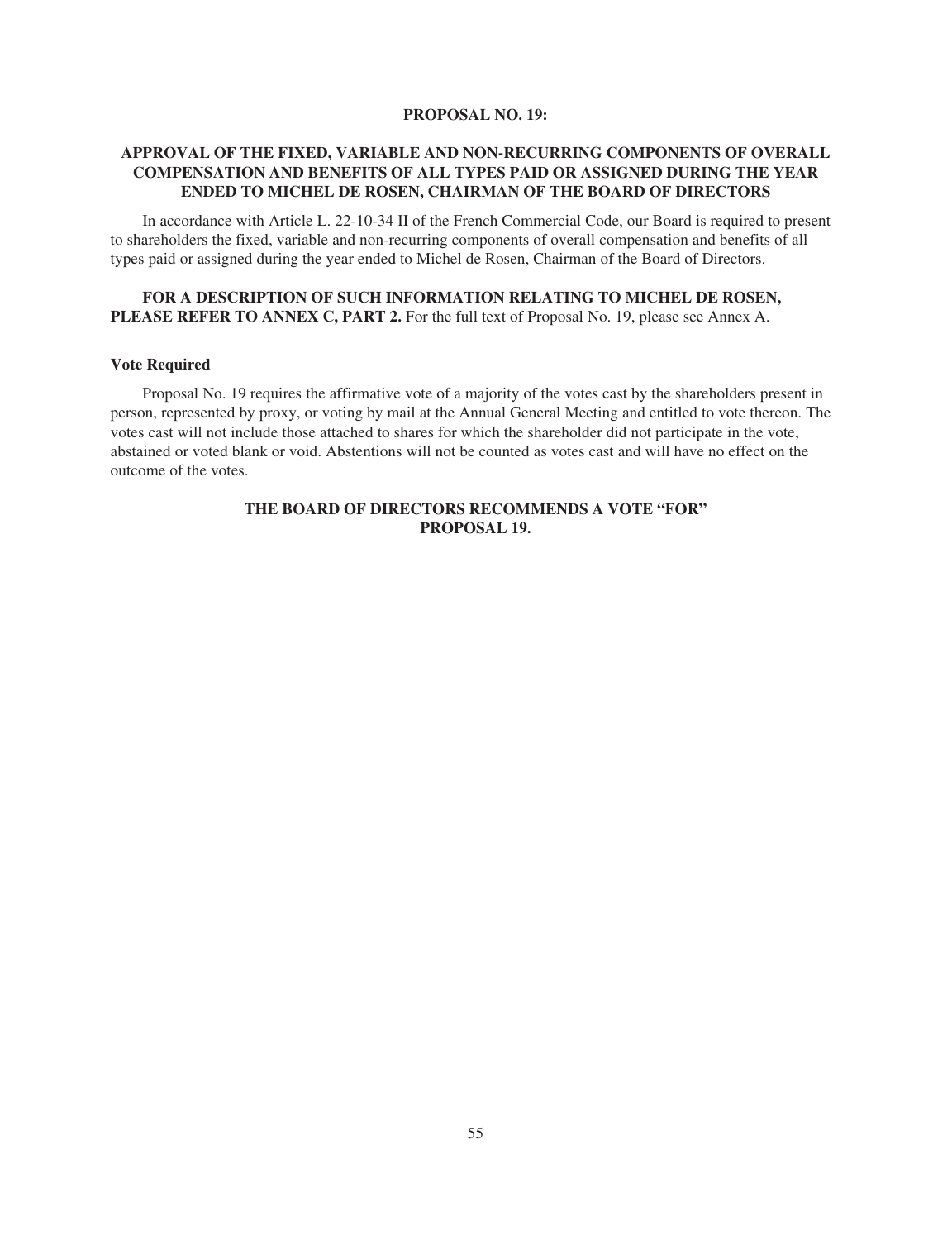## PROPOSAL NO. 19:

## APPROVAL OF THE FIXED, VARIABLE AND NON-RECURRING COMPONENTS OF OVERALL COMPENSATION AND BENEFITS OF ALL TYPES PAID OR ASSIGNED DURING THE YEAR ENDED TO MICHEL DE ROSEN, CHAIRMAN OF THE BOARD OF DIRECTORS

In accordance with Article L. 22-10-34 II of the French Commercial Code, our Board is required to present to shareholders the fixed, variable and non-recurring components of overall compensation and benefits of all types paid or assigned during the year ended to Michel de Rosen, Chairman of the Board of Directors.

**FOR A DESCRIPTION OF SUCH INFORMATION RELATING TO MICHEL DE ROSEN, PLEASE REFER TO ANNEX C, PART 2.** For the full text of Proposal No. 19, please see Annex A.

### Vote Required

Proposal No. 19 requires the affirmative vote of a majority of the votes cast by the shareholders present in person, represented by proxy, or voting by mail at the Annual General Meeting and entitled to vote thereon. The votes cast will not include those attached to shares for which the shareholder did not participate in the vote, abstained or voted blank or void. Abstentions will not be counted as votes cast and will have no effect on the outcome of the votes.

**THE BOARD OF DIRECTORS RECOMMENDS A VOTE "FOR" PROPOSAL 19.**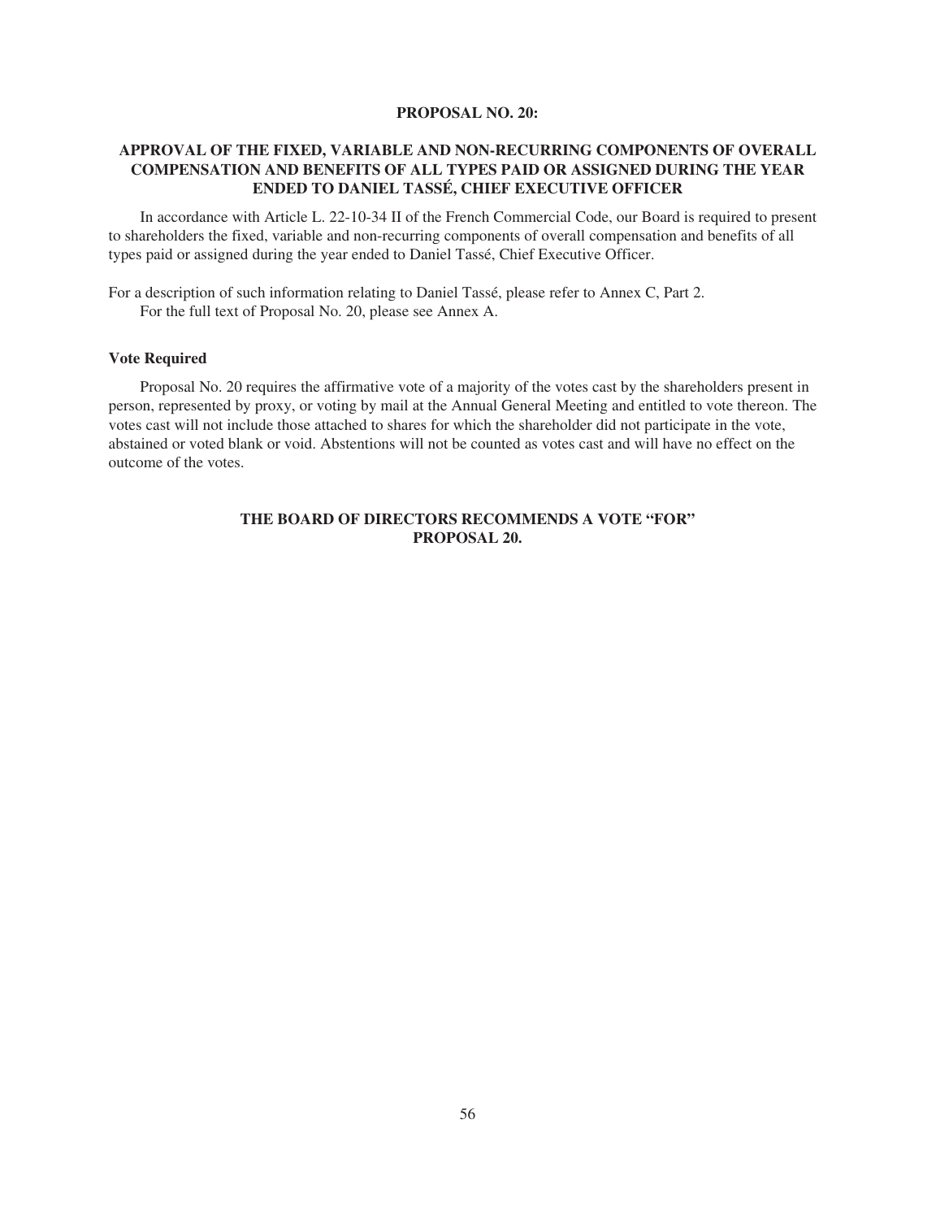## PROPOSAL NO. 20:

### APPROVAL OF THE FIXED, VARIABLE AND NON-RECURRING COMPONENTS OF OVERALL COMPENSATION AND BENEFITS OF ALL TYPES PAID OR ASSIGNED DURING THE YEAR ENDED TO DANIEL TASSÉ, CHIEF EXECUTIVE OFFICER

In accordance with Article L. 22-10-34 II of the French Commercial Code, our Board is required to present to shareholders the fixed, variable and non-recurring components of overall compensation and benefits of all types paid or assigned during the year ended to Daniel Tassé, Chief Executive Officer.

For a description of such information relating to Daniel Tassé, please refer to Annex C, Part 2.

For the full text of Proposal No. 20, please see Annex A.

**Vote Required**

Proposal No. 20 requires the affirmative vote of a majority of the votes cast by the shareholders present in person, represented by proxy, or voting by mail at the Annual General Meeting and entitled to vote thereon. The votes cast will not include those attached to shares for which the shareholder did not participate in the vote, abstained or voted blank or void. Abstentions will not be counted as votes cast and will have no effect on the outcome of the votes.

**THE BOARD OF DIRECTORS RECOMMENDS A VOTE "FOR" PROPOSAL 20.**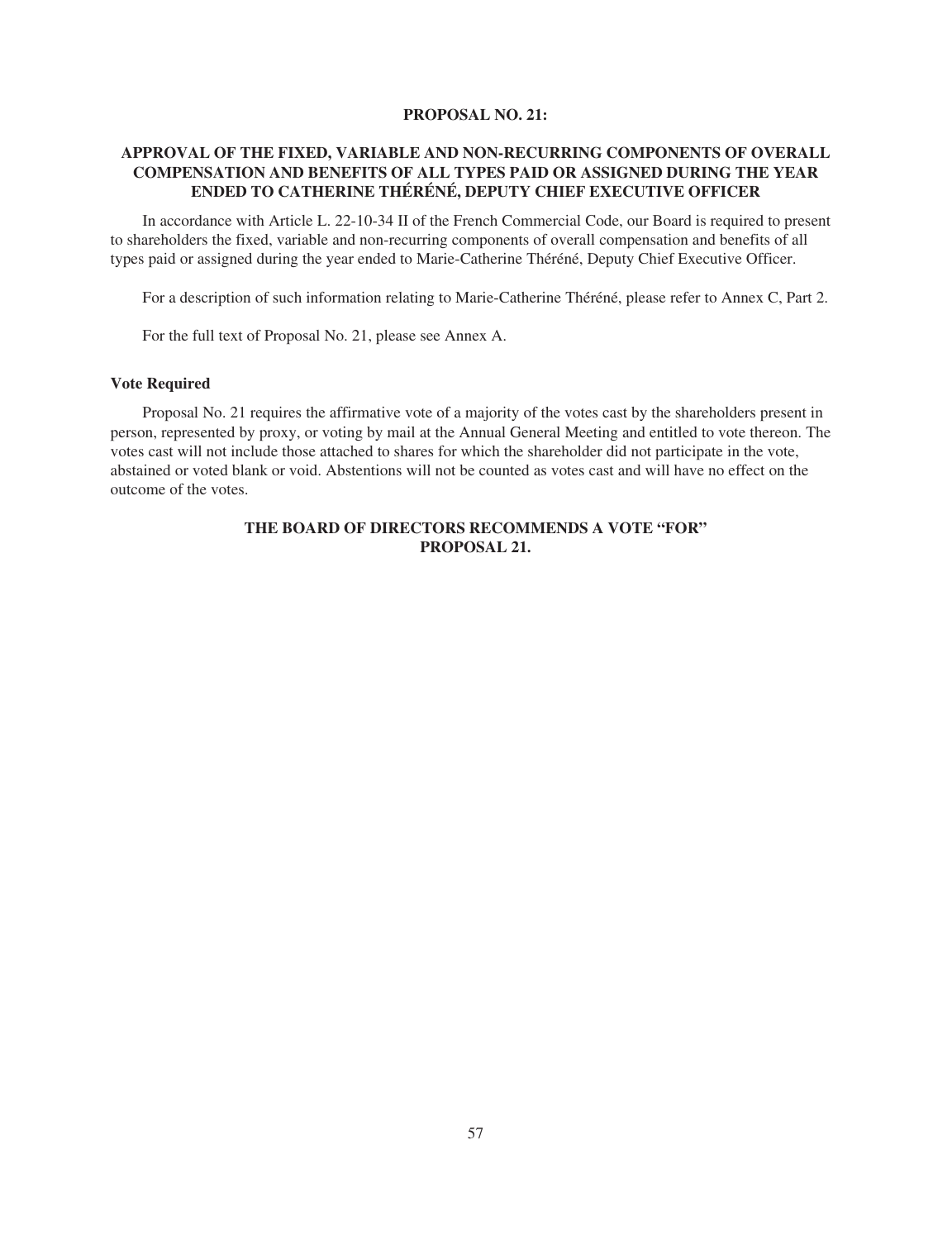## PROPOSAL NO. 21:

### APPROVAL OF THE FIXED, VARIABLE AND NON-RECURRING COMPONENTS OF OVERALL COMPENSATION AND BENEFITS OF ALL TYPES PAID OR ASSIGNED DURING THE YEAR ENDED TO CATHERINE THÉRÉNÉ, DEPUTY CHIEF EXECUTIVE OFFICER

In accordance with Article L. 22-10-34 II of the French Commercial Code, our Board is required to present to shareholders the fixed, variable and non-recurring components of overall compensation and benefits of all types paid or assigned during the year ended to Marie-Catherine Théréné, Deputy Chief Executive Officer.

For a description of such information relating to Marie-Catherine Théréné, please refer to Annex C, Part 2.

For the full text of Proposal No. 21, please see Annex A.

**Vote Required**

Proposal No. 21 requires the affirmative vote of a majority of the votes cast by the shareholders present in person, represented by proxy, or voting by mail at the Annual General Meeting and entitled to vote thereon. The votes cast will not include those attached to shares for which the shareholder did not participate in the vote, abstained or voted blank or void. Abstentions will not be counted as votes cast and will have no effect on the outcome of the votes.

**THE BOARD OF DIRECTORS RECOMMENDS A VOTE "FOR" PROPOSAL 21.**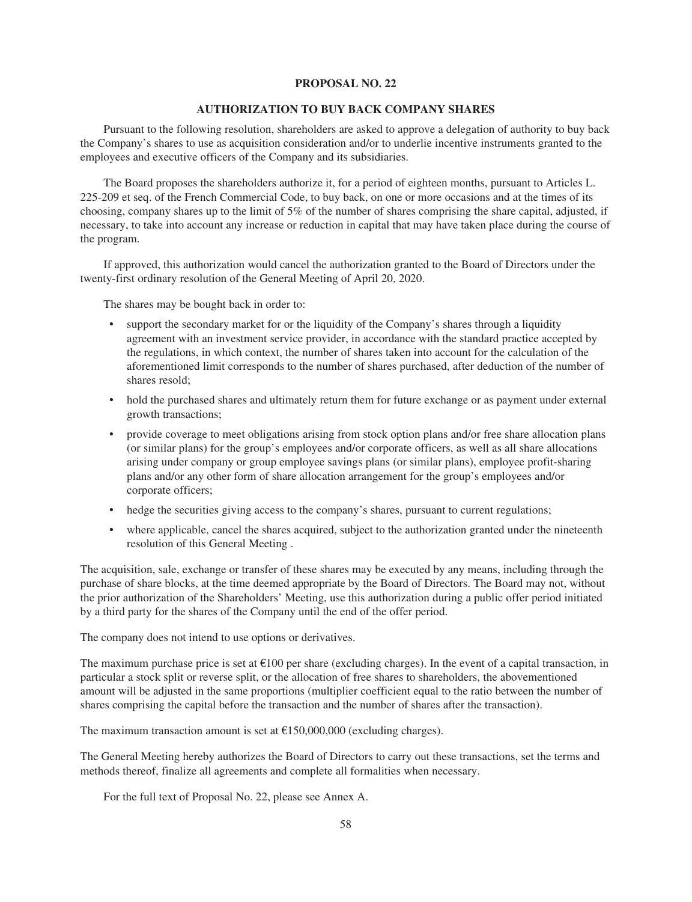## PROPOSAL NO. 22

## AUTHORIZATION TO BUY BACK COMPANY SHARES

Pursuant to the following resolution, shareholders are asked to approve a delegation of authority to buy back the Company's shares to use as acquisition consideration and/or to underlie incentive instruments granted to the employees and executive officers of the Company and its subsidiaries.

The Board proposes the shareholders authorize it, for a period of eighteen months, pursuant to Articles L. 225-209 et seq. of the French Commercial Code, to buy back, on one or more occasions and at the times of its choosing, company shares up to the limit of 5% of the number of shares comprising the share capital, adjusted, if necessary, to take into account any increase or reduction in capital that may have taken place during the course of the program.

If approved, this authorization would cancel the authorization granted to the Board of Directors under the twenty-first ordinary resolution of the General Meeting of April 20, 2020.

The shares may be bought back in order to:

- support the secondary market for or the liquidity of the Company's shares through a liquidity agreement with an investment service provider, in accordance with the standard practice accepted by the regulations, in which context, the number of shares taken into account for the calculation of the aforementioned limit corresponds to the number of shares purchased, after deduction of the number of shares resold;
- hold the purchased shares and ultimately return them for future exchange or as payment under external growth transactions;
- provide coverage to meet obligations arising from stock option plans and/or free share allocation plans (or similar plans) for the group's employees and/or corporate officers, as well as all share allocations arising under company or group employee savings plans (or similar plans), employee profit-sharing plans and/or any other form of share allocation arrangement for the group's employees and/or corporate officers;
- hedge the securities giving access to the company's shares, pursuant to current regulations;
- where applicable, cancel the shares acquired, subject to the authorization granted under the nineteenth resolution of this General Meeting .

The acquisition, sale, exchange or transfer of these shares may be executed by any means, including through the purchase of share blocks, at the time deemed appropriate by the Board of Directors. The Board may not, without the prior authorization of the Shareholders' Meeting, use this authorization during a public offer period initiated by a third party for the shares of the Company until the end of the offer period.

The company does not intend to use options or derivatives.

The maximum purchase price is set at €100 per share (excluding charges). In the event of a capital transaction, in particular a stock split or reverse split, or the allocation of free shares to shareholders, the abovementioned amount will be adjusted in the same proportions (multiplier coefficient equal to the ratio between the number of shares comprising the capital before the transaction and the number of shares after the transaction).

The maximum transaction amount is set at €150,000,000 (excluding charges).

The General Meeting hereby authorizes the Board of Directors to carry out these transactions, set the terms and methods thereof, finalize all agreements and complete all formalities when necessary.

For the full text of Proposal No. 22, please see Annex A.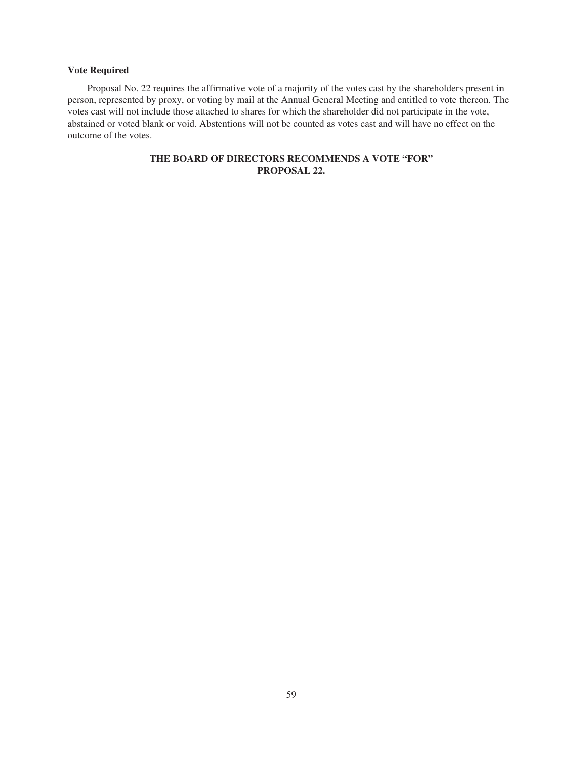### Vote Required

Proposal No. 22 requires the affirmative vote of a majority of the votes cast by the shareholders present in person, represented by proxy, or voting by mail at the Annual General Meeting and entitled to vote thereon. The votes cast will not include those attached to shares for which the shareholder did not participate in the vote, abstained or voted blank or void. Abstentions will not be counted as votes cast and will have no effect on the outcome of the votes.

**THE BOARD OF DIRECTORS RECOMMENDS A VOTE "FOR" PROPOSAL 22.**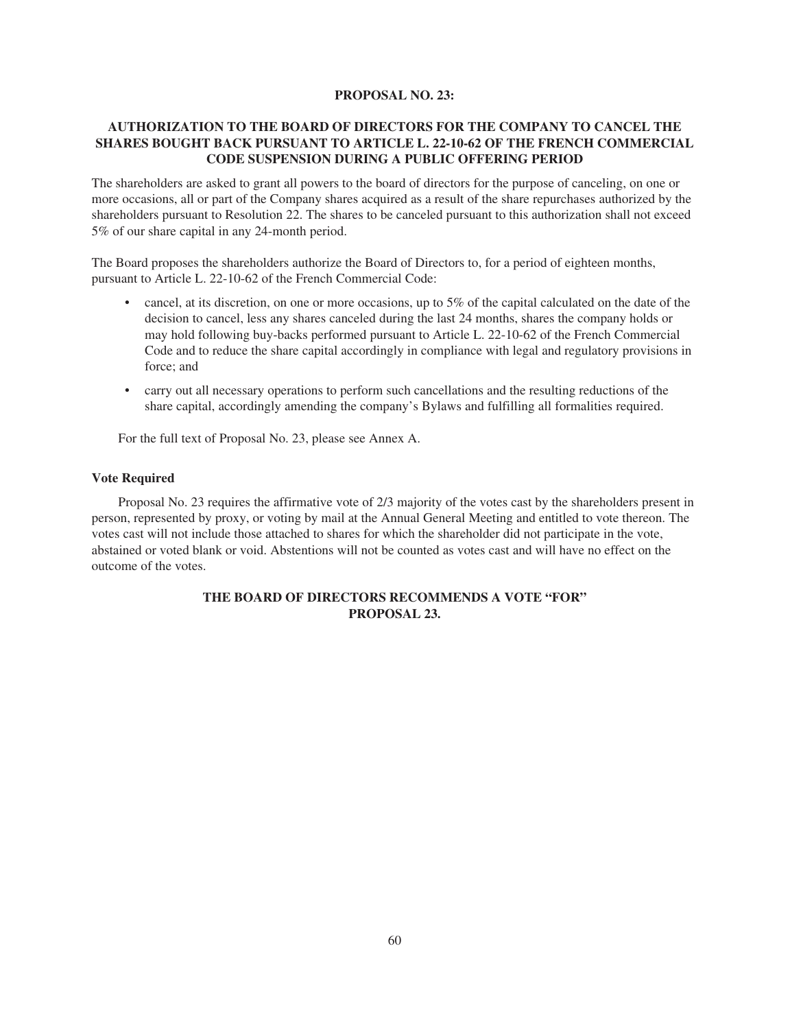## PROPOSAL NO. 23:

## AUTHORIZATION TO THE BOARD OF DIRECTORS FOR THE COMPANY TO CANCEL THE SHARES BOUGHT BACK PURSUANT TO ARTICLE L. 22-10-62 OF THE FRENCH COMMERCIAL CODE SUSPENSION DURING A PUBLIC OFFERING PERIOD

The shareholders are asked to grant all powers to the board of directors for the purpose of canceling, on one or more occasions, all or part of the Company shares acquired as a result of the share repurchases authorized by the shareholders pursuant to Resolution 22. The shares to be canceled pursuant to this authorization shall not exceed 5% of our share capital in any 24-month period.

The Board proposes the shareholders authorize the Board of Directors to, for a period of eighteen months, pursuant to Article L. 22-10-62 of the French Commercial Code:

- cancel, at its discretion, on one or more occasions, up to 5% of the capital calculated on the date of the decision to cancel, less any shares canceled during the last 24 months, shares the company holds or may hold following buy-backs performed pursuant to Article L. 22-10-62 of the French Commercial Code and to reduce the share capital accordingly in compliance with legal and regulatory provisions in force; and
- carry out all necessary operations to perform such cancellations and the resulting reductions of the share capital, accordingly amending the company's Bylaws and fulfilling all formalities required.

For the full text of Proposal No. 23, please see Annex A.

**Vote Required**

Proposal No. 23 requires the affirmative vote of 2/3 majority of the votes cast by the shareholders present in person, represented by proxy, or voting by mail at the Annual General Meeting and entitled to vote thereon. The votes cast will not include those attached to shares for which the shareholder did not participate in the vote, abstained or voted blank or void. Abstentions will not be counted as votes cast and will have no effect on the outcome of the votes.

**THE BOARD OF DIRECTORS RECOMMENDS A VOTE "FOR" PROPOSAL 23.**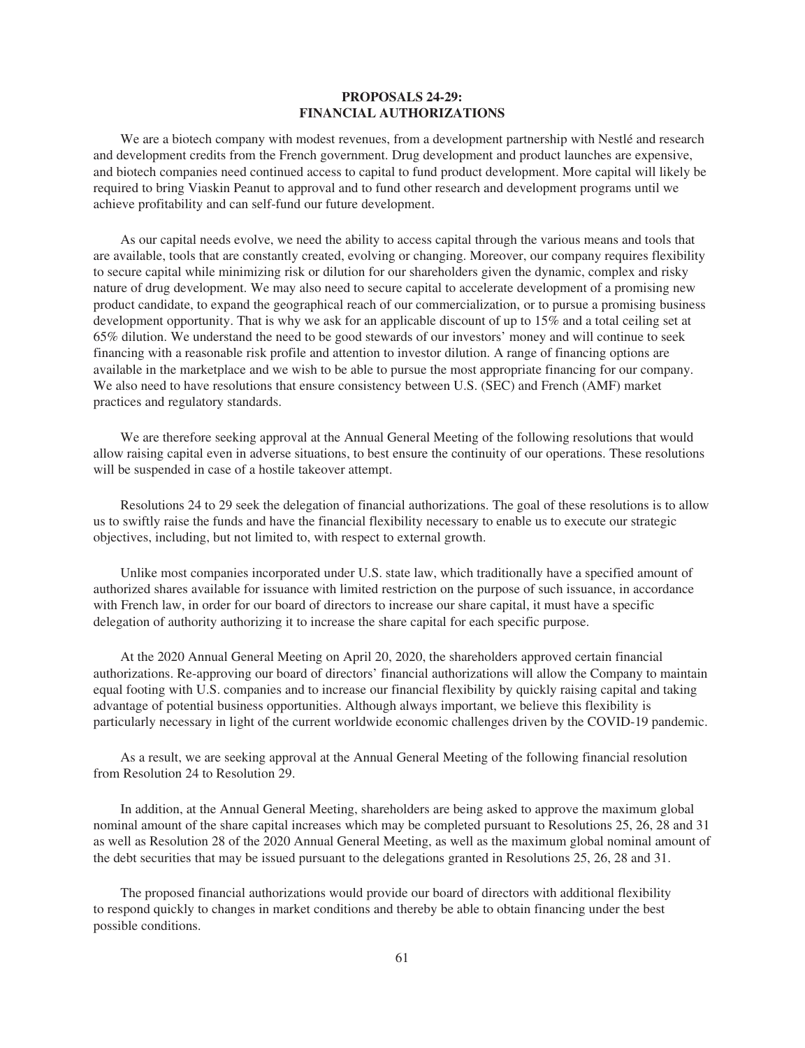## PROPOSALS 24-29:
## FINANCIAL AUTHORIZATIONS

We are a biotech company with modest revenues, from a development partnership with Nestlé and research and development credits from the French government. Drug development and product launches are expensive, and biotech companies need continued access to capital to fund product development. More capital will likely be required to bring Viaskin Peanut to approval and to fund other research and development programs until we achieve profitability and can self-fund our future development.

As our capital needs evolve, we need the ability to access capital through the various means and tools that are available, tools that are constantly created, evolving or changing. Moreover, our company requires flexibility to secure capital while minimizing risk or dilution for our shareholders given the dynamic, complex and risky nature of drug development. We may also need to secure capital to accelerate development of a promising new product candidate, to expand the geographical reach of our commercialization, or to pursue a promising business development opportunity. That is why we ask for an applicable discount of up to 15% and a total ceiling set at 65% dilution. We understand the need to be good stewards of our investors' money and will continue to seek financing with a reasonable risk profile and attention to investor dilution. A range of financing options are available in the marketplace and we wish to be able to pursue the most appropriate financing for our company. We also need to have resolutions that ensure consistency between U.S. (SEC) and French (AMF) market practices and regulatory standards.

We are therefore seeking approval at the Annual General Meeting of the following resolutions that would allow raising capital even in adverse situations, to best ensure the continuity of our operations. These resolutions will be suspended in case of a hostile takeover attempt.

Resolutions 24 to 29 seek the delegation of financial authorizations. The goal of these resolutions is to allow us to swiftly raise the funds and have the financial flexibility necessary to enable us to execute our strategic objectives, including, but not limited to, with respect to external growth.

Unlike most companies incorporated under U.S. state law, which traditionally have a specified amount of authorized shares available for issuance with limited restriction on the purpose of such issuance, in accordance with French law, in order for our board of directors to increase our share capital, it must have a specific delegation of authority authorizing it to increase the share capital for each specific purpose.

At the 2020 Annual General Meeting on April 20, 2020, the shareholders approved certain financial authorizations. Re-approving our board of directors' financial authorizations will allow the Company to maintain equal footing with U.S. companies and to increase our financial flexibility by quickly raising capital and taking advantage of potential business opportunities. Although always important, we believe this flexibility is particularly necessary in light of the current worldwide economic challenges driven by the COVID-19 pandemic.

As a result, we are seeking approval at the Annual General Meeting of the following financial resolution from Resolution 24 to Resolution 29.

In addition, at the Annual General Meeting, shareholders are being asked to approve the maximum global nominal amount of the share capital increases which may be completed pursuant to Resolutions 25, 26, 28 and 31 as well as Resolution 28 of the 2020 Annual General Meeting, as well as the maximum global nominal amount of the debt securities that may be issued pursuant to the delegations granted in Resolutions 25, 26, 28 and 31.

The proposed financial authorizations would provide our board of directors with additional flexibility to respond quickly to changes in market conditions and thereby be able to obtain financing under the best possible conditions.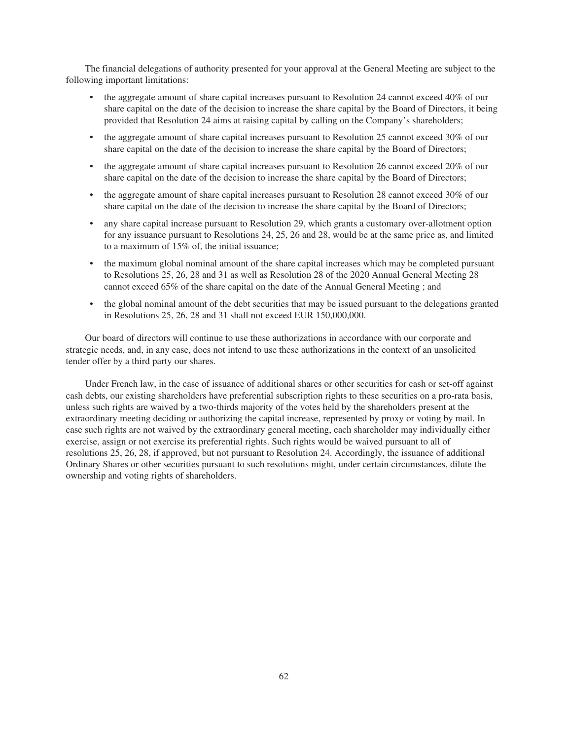The financial delegations of authority presented for your approval at the General Meeting are subject to the following important limitations:

- the aggregate amount of share capital increases pursuant to Resolution 24 cannot exceed 40% of our share capital on the date of the decision to increase the share capital by the Board of Directors, it being provided that Resolution 24 aims at raising capital by calling on the Company's shareholders;
- the aggregate amount of share capital increases pursuant to Resolution 25 cannot exceed 30% of our share capital on the date of the decision to increase the share capital by the Board of Directors;
- the aggregate amount of share capital increases pursuant to Resolution 26 cannot exceed 20% of our share capital on the date of the decision to increase the share capital by the Board of Directors;
- the aggregate amount of share capital increases pursuant to Resolution 28 cannot exceed 30% of our share capital on the date of the decision to increase the share capital by the Board of Directors;
- any share capital increase pursuant to Resolution 29, which grants a customary over-allotment option for any issuance pursuant to Resolutions 24, 25, 26 and 28, would be at the same price as, and limited to a maximum of 15% of, the initial issuance;
- the maximum global nominal amount of the share capital increases which may be completed pursuant to Resolutions 25, 26, 28 and 31 as well as Resolution 28 of the 2020 Annual General Meeting 28 cannot exceed 65% of the share capital on the date of the Annual General Meeting ; and
- the global nominal amount of the debt securities that may be issued pursuant to the delegations granted in Resolutions 25, 26, 28 and 31 shall not exceed EUR 150,000,000.

Our board of directors will continue to use these authorizations in accordance with our corporate and strategic needs, and, in any case, does not intend to use these authorizations in the context of an unsolicited tender offer by a third party our shares.

Under French law, in the case of issuance of additional shares or other securities for cash or set-off against cash debts, our existing shareholders have preferential subscription rights to these securities on a pro-rata basis, unless such rights are waived by a two-thirds majority of the votes held by the shareholders present at the extraordinary meeting deciding or authorizing the capital increase, represented by proxy or voting by mail. In case such rights are not waived by the extraordinary general meeting, each shareholder may individually either exercise, assign or not exercise its preferential rights. Such rights would be waived pursuant to all of resolutions 25, 26, 28, if approved, but not pursuant to Resolution 24. Accordingly, the issuance of additional Ordinary Shares or other securities pursuant to such resolutions might, under certain circumstances, dilute the ownership and voting rights of shareholders.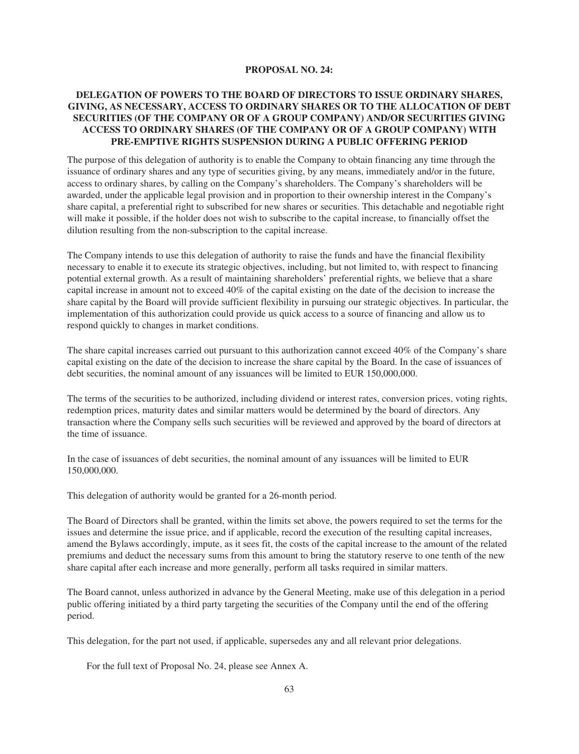## PROPOSAL NO. 24:

### DELEGATION OF POWERS TO THE BOARD OF DIRECTORS TO ISSUE ORDINARY SHARES, GIVING, AS NECESSARY, ACCESS TO ORDINARY SHARES OR TO THE ALLOCATION OF DEBT SECURITIES (OF THE COMPANY OR OF A GROUP COMPANY) AND/OR SECURITIES GIVING ACCESS TO ORDINARY SHARES (OF THE COMPANY OR OF A GROUP COMPANY) WITH PRE-EMPTIVE RIGHTS SUSPENSION DURING A PUBLIC OFFERING PERIOD

The purpose of this delegation of authority is to enable the Company to obtain financing any time through the issuance of ordinary shares and any type of securities giving, by any means, immediately and/or in the future, access to ordinary shares, by calling on the Company's shareholders. The Company's shareholders will be awarded, under the applicable legal provision and in proportion to their ownership interest in the Company's share capital, a preferential right to subscribed for new shares or securities. This detachable and negotiable right will make it possible, if the holder does not wish to subscribe to the capital increase, to financially offset the dilution resulting from the non-subscription to the capital increase.

The Company intends to use this delegation of authority to raise the funds and have the financial flexibility necessary to enable it to execute its strategic objectives, including, but not limited to, with respect to financing potential external growth. As a result of maintaining shareholders' preferential rights, we believe that a share capital increase in amount not to exceed 40% of the capital existing on the date of the decision to increase the share capital by the Board will provide sufficient flexibility in pursuing our strategic objectives. In particular, the implementation of this authorization could provide us quick access to a source of financing and allow us to respond quickly to changes in market conditions.

The share capital increases carried out pursuant to this authorization cannot exceed 40% of the Company's share capital existing on the date of the decision to increase the share capital by the Board. In the case of issuances of debt securities, the nominal amount of any issuances will be limited to EUR 150,000,000.

The terms of the securities to be authorized, including dividend or interest rates, conversion prices, voting rights, redemption prices, maturity dates and similar matters would be determined by the board of directors. Any transaction where the Company sells such securities will be reviewed and approved by the board of directors at the time of issuance.

In the case of issuances of debt securities, the nominal amount of any issuances will be limited to EUR 150,000,000.

This delegation of authority would be granted for a 26-month period.

The Board of Directors shall be granted, within the limits set above, the powers required to set the terms for the issues and determine the issue price, and if applicable, record the execution of the resulting capital increases, amend the Bylaws accordingly, impute, as it sees fit, the costs of the capital increase to the amount of the related premiums and deduct the necessary sums from this amount to bring the statutory reserve to one tenth of the new share capital after each increase and more generally, perform all tasks required in similar matters.

The Board cannot, unless authorized in advance by the General Meeting, make use of this delegation in a period public offering initiated by a third party targeting the securities of the Company until the end of the offering period.

This delegation, for the part not used, if applicable, supersedes any and all relevant prior delegations.

For the full text of Proposal No. 24, please see Annex A.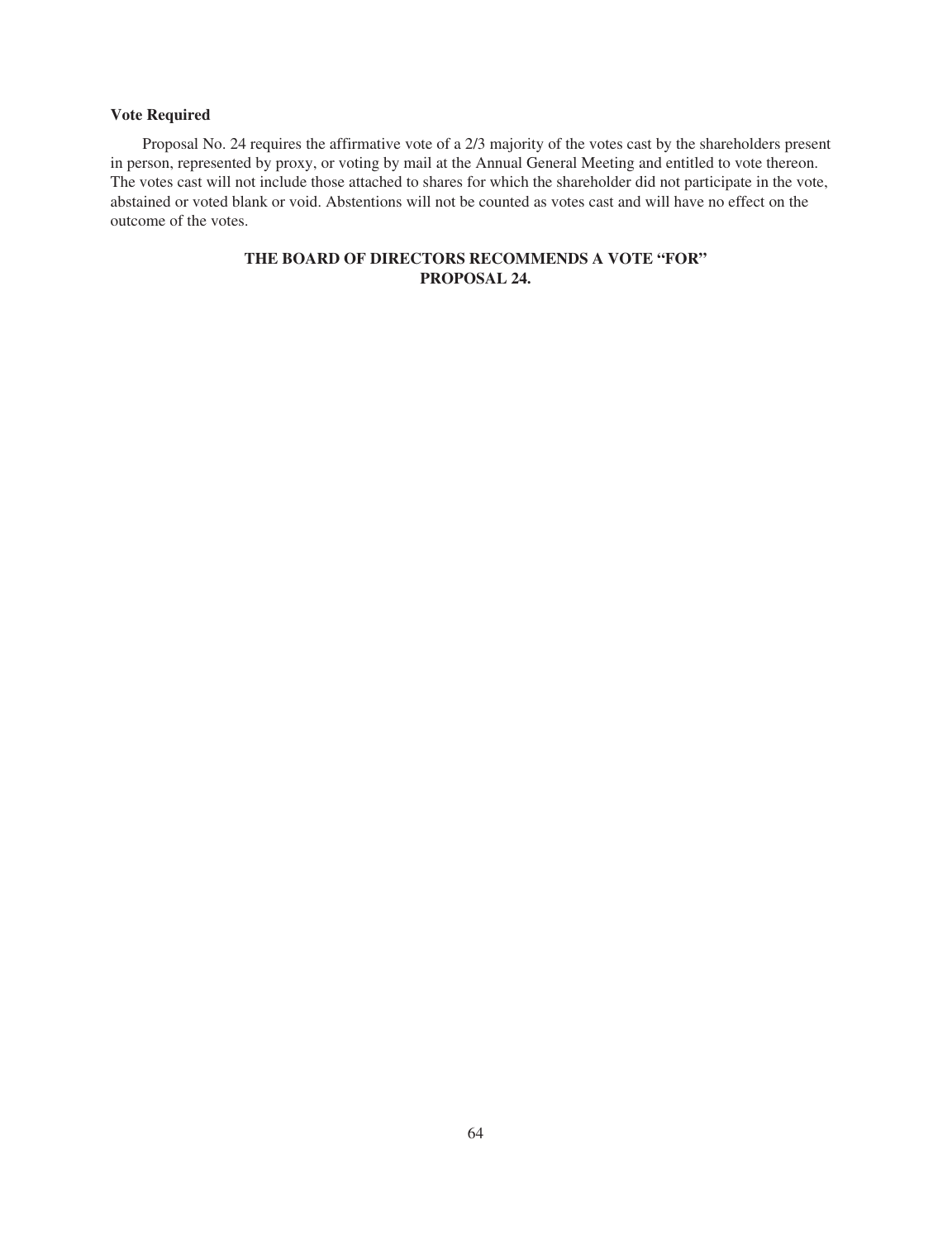**Vote Required**

Proposal No. 24 requires the affirmative vote of a 2/3 majority of the votes cast by the shareholders present in person, represented by proxy, or voting by mail at the Annual General Meeting and entitled to vote thereon. The votes cast will not include those attached to shares for which the shareholder did not participate in the vote, abstained or voted blank or void. Abstentions will not be counted as votes cast and will have no effect on the outcome of the votes.

**THE BOARD OF DIRECTORS RECOMMENDS A VOTE "FOR" PROPOSAL 24.**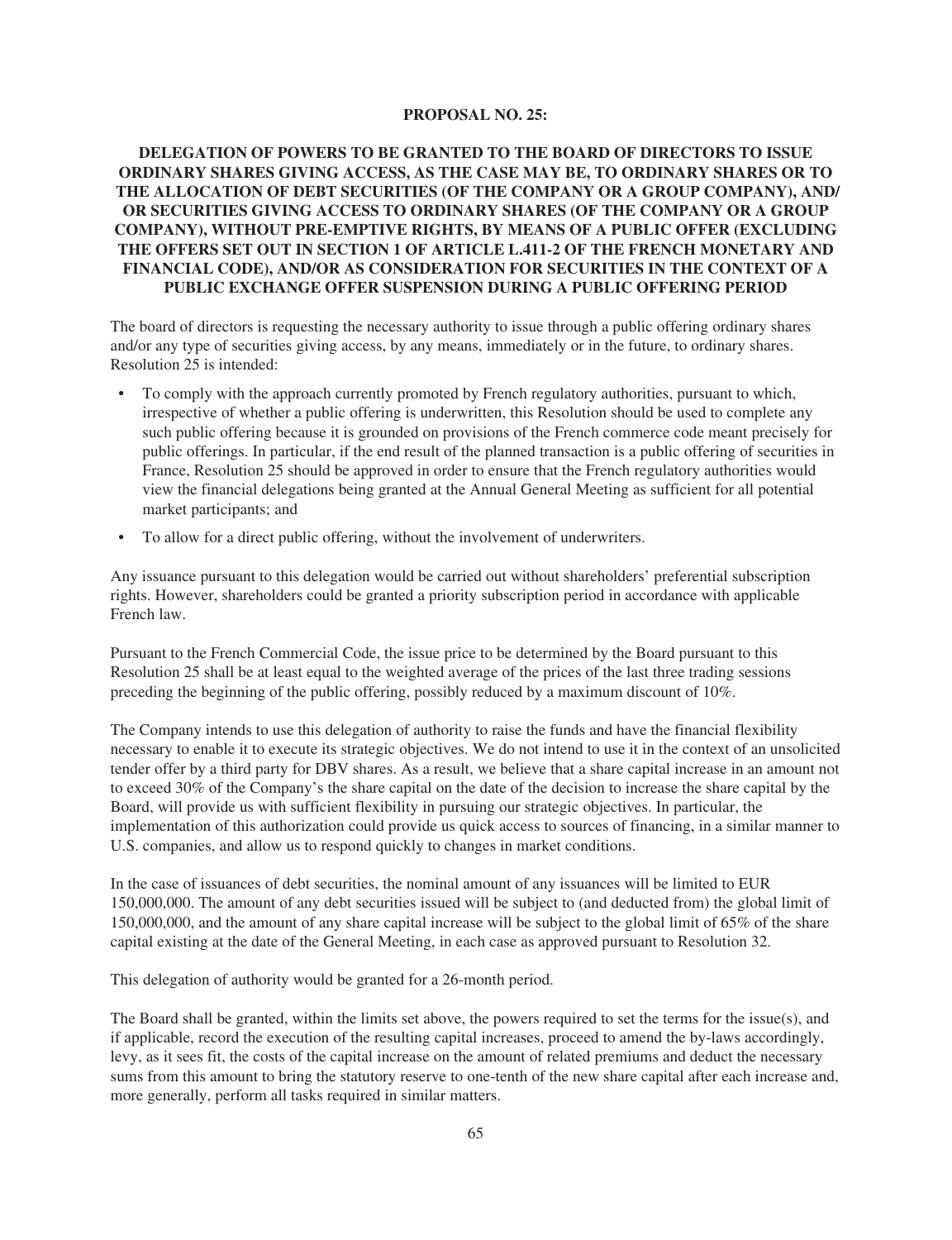## PROPOSAL NO. 25:

## DELEGATION OF POWERS TO BE GRANTED TO THE BOARD OF DIRECTORS TO ISSUE ORDINARY SHARES GIVING ACCESS, AS THE CASE MAY BE, TO ORDINARY SHARES OR TO THE ALLOCATION OF DEBT SECURITIES (OF THE COMPANY OR A GROUP COMPANY), AND/ OR SECURITIES GIVING ACCESS TO ORDINARY SHARES (OF THE COMPANY OR A GROUP COMPANY), WITHOUT PRE-EMPTIVE RIGHTS, BY MEANS OF A PUBLIC OFFER (EXCLUDING THE OFFERS SET OUT IN SECTION 1 OF ARTICLE L.411-2 OF THE FRENCH MONETARY AND FINANCIAL CODE), AND/OR AS CONSIDERATION FOR SECURITIES IN THE CONTEXT OF A PUBLIC EXCHANGE OFFER SUSPENSION DURING A PUBLIC OFFERING PERIOD

The board of directors is requesting the necessary authority to issue through a public offering ordinary shares and/or any type of securities giving access, by any means, immediately or in the future, to ordinary shares. Resolution 25 is intended:

- To comply with the approach currently promoted by French regulatory authorities, pursuant to which, irrespective of whether a public offering is underwritten, this Resolution should be used to complete any such public offering because it is grounded on provisions of the French commerce code meant precisely for public offerings. In particular, if the end result of the planned transaction is a public offering of securities in France, Resolution 25 should be approved in order to ensure that the French regulatory authorities would view the financial delegations being granted at the Annual General Meeting as sufficient for all potential market participants; and
- To allow for a direct public offering, without the involvement of underwriters.

Any issuance pursuant to this delegation would be carried out without shareholders' preferential subscription rights. However, shareholders could be granted a priority subscription period in accordance with applicable French law.

Pursuant to the French Commercial Code, the issue price to be determined by the Board pursuant to this Resolution 25 shall be at least equal to the weighted average of the prices of the last three trading sessions preceding the beginning of the public offering, possibly reduced by a maximum discount of 10%.

The Company intends to use this delegation of authority to raise the funds and have the financial flexibility necessary to enable it to execute its strategic objectives. We do not intend to use it in the context of an unsolicited tender offer by a third party for DBV shares. As a result, we believe that a share capital increase in an amount not to exceed 30% of the Company's the share capital on the date of the decision to increase the share capital by the Board, will provide us with sufficient flexibility in pursuing our strategic objectives. In particular, the implementation of this authorization could provide us quick access to sources of financing, in a similar manner to U.S. companies, and allow us to respond quickly to changes in market conditions.

In the case of issuances of debt securities, the nominal amount of any issuances will be limited to EUR 150,000,000. The amount of any debt securities issued will be subject to (and deducted from) the global limit of 150,000,000, and the amount of any share capital increase will be subject to the global limit of 65% of the share capital existing at the date of the General Meeting, in each case as approved pursuant to Resolution 32.

This delegation of authority would be granted for a 26-month period.

The Board shall be granted, within the limits set above, the powers required to set the terms for the issue(s), and if applicable, record the execution of the resulting capital increases, proceed to amend the by-laws accordingly, levy, as it sees fit, the costs of the capital increase on the amount of related premiums and deduct the necessary sums from this amount to bring the statutory reserve to one-tenth of the new share capital after each increase and, more generally, perform all tasks required in similar matters.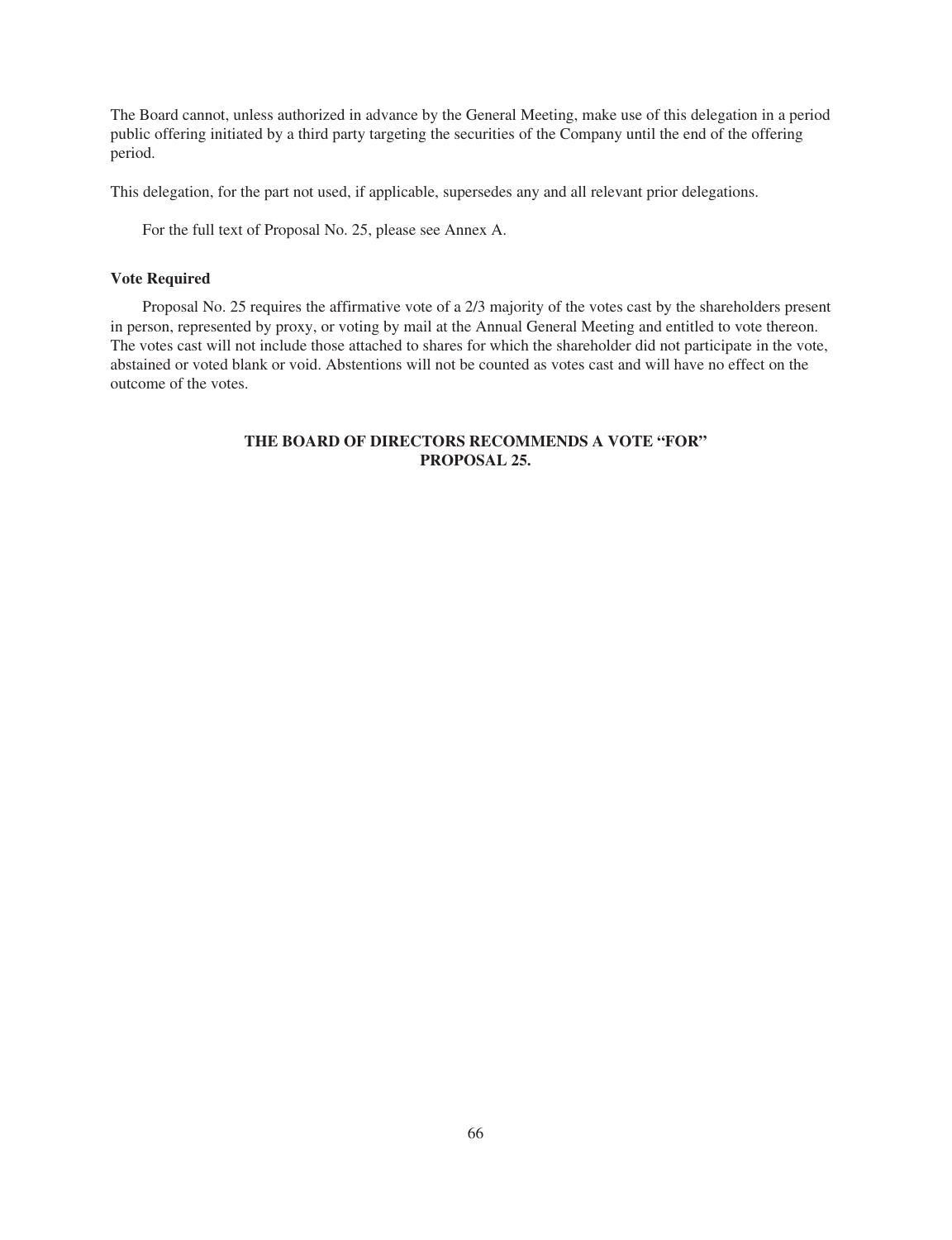The Board cannot, unless authorized in advance by the General Meeting, make use of this delegation in a period public offering initiated by a third party targeting the securities of the Company until the end of the offering period.

This delegation, for the part not used, if applicable, supersedes any and all relevant prior delegations.

For the full text of Proposal No. 25, please see Annex A.

**Vote Required**

Proposal No. 25 requires the affirmative vote of a 2/3 majority of the votes cast by the shareholders present in person, represented by proxy, or voting by mail at the Annual General Meeting and entitled to vote thereon. The votes cast will not include those attached to shares for which the shareholder did not participate in the vote, abstained or voted blank or void. Abstentions will not be counted as votes cast and will have no effect on the outcome of the votes.

**THE BOARD OF DIRECTORS RECOMMENDS A VOTE "FOR" PROPOSAL 25.**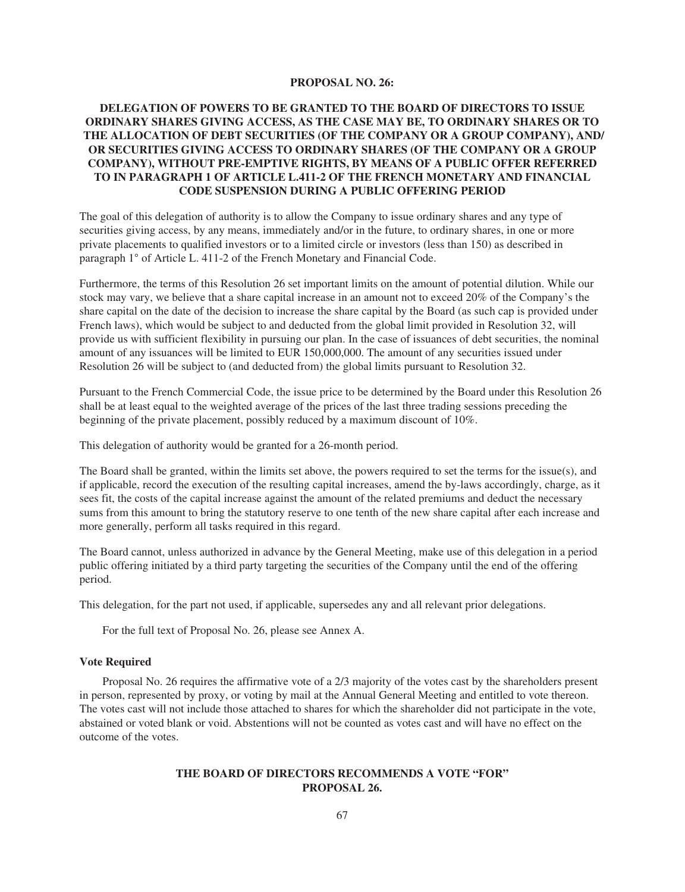**PROPOSAL NO. 26:**

**DELEGATION OF POWERS TO BE GRANTED TO THE BOARD OF DIRECTORS TO ISSUE ORDINARY SHARES GIVING ACCESS, AS THE CASE MAY BE, TO ORDINARY SHARES OR TO THE ALLOCATION OF DEBT SECURITIES (OF THE COMPANY OR A GROUP COMPANY), AND/ OR SECURITIES GIVING ACCESS TO ORDINARY SHARES (OF THE COMPANY OR A GROUP COMPANY), WITHOUT PRE-EMPTIVE RIGHTS, BY MEANS OF A PUBLIC OFFER REFERRED TO IN PARAGRAPH 1 OF ARTICLE L.411-2 OF THE FRENCH MONETARY AND FINANCIAL CODE SUSPENSION DURING A PUBLIC OFFERING PERIOD**

The goal of this delegation of authority is to allow the Company to issue ordinary shares and any type of securities giving access, by any means, immediately and/or in the future, to ordinary shares, in one or more private placements to qualified investors or to a limited circle or investors (less than 150) as described in paragraph 1° of Article L. 411-2 of the French Monetary and Financial Code.

Furthermore, the terms of this Resolution 26 set important limits on the amount of potential dilution. While our stock may vary, we believe that a share capital increase in an amount not to exceed 20% of the Company's the share capital on the date of the decision to increase the share capital by the Board (as such cap is provided under French laws), which would be subject to and deducted from the global limit provided in Resolution 32, will provide us with sufficient flexibility in pursuing our plan. In the case of issuances of debt securities, the nominal amount of any issuances will be limited to EUR 150,000,000. The amount of any securities issued under Resolution 26 will be subject to (and deducted from) the global limits pursuant to Resolution 32.

Pursuant to the French Commercial Code, the issue price to be determined by the Board under this Resolution 26 shall be at least equal to the weighted average of the prices of the last three trading sessions preceding the beginning of the private placement, possibly reduced by a maximum discount of 10%.

This delegation of authority would be granted for a 26-month period.

The Board shall be granted, within the limits set above, the powers required to set the terms for the issue(s), and if applicable, record the execution of the resulting capital increases, amend the by-laws accordingly, charge, as it sees fit, the costs of the capital increase against the amount of the related premiums and deduct the necessary sums from this amount to bring the statutory reserve to one tenth of the new share capital after each increase and more generally, perform all tasks required in this regard.

The Board cannot, unless authorized in advance by the General Meeting, make use of this delegation in a period public offering initiated by a third party targeting the securities of the Company until the end of the offering period.

This delegation, for the part not used, if applicable, supersedes any and all relevant prior delegations.

For the full text of Proposal No. 26, please see Annex A.

**Vote Required**

Proposal No. 26 requires the affirmative vote of a 2/3 majority of the votes cast by the shareholders present in person, represented by proxy, or voting by mail at the Annual General Meeting and entitled to vote thereon. The votes cast will not include those attached to shares for which the shareholder did not participate in the vote, abstained or voted blank or void. Abstentions will not be counted as votes cast and will have no effect on the outcome of the votes.

**THE BOARD OF DIRECTORS RECOMMENDS A VOTE "FOR" PROPOSAL 26.**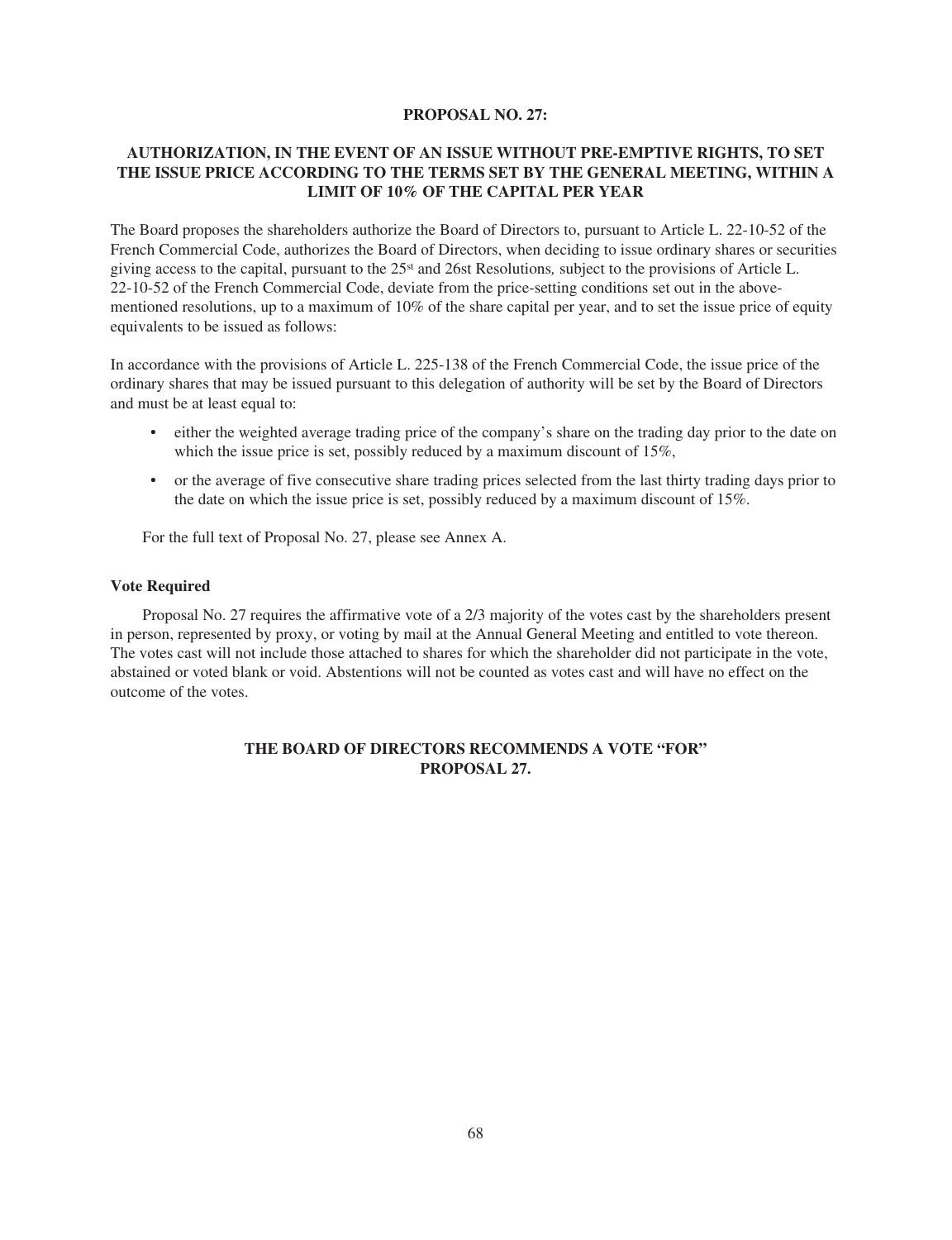**PROPOSAL NO. 27:**

**AUTHORIZATION, IN THE EVENT OF AN ISSUE WITHOUT PRE-EMPTIVE RIGHTS, TO SET THE ISSUE PRICE ACCORDING TO THE TERMS SET BY THE GENERAL MEETING, WITHIN A LIMIT OF 10% OF THE CAPITAL PER YEAR**

The Board proposes the shareholders authorize the Board of Directors to, pursuant to Article L. 22-10-52 of the French Commercial Code, authorizes the Board of Directors, when deciding to issue ordinary shares or securities giving access to the capital, pursuant to the 25st and 26st Resolutions*,* subject to the provisions of Article L. 22-10-52 of the French Commercial Code, deviate from the price-setting conditions set out in the above-mentioned resolutions, up to a maximum of 10% of the share capital per year, and to set the issue price of equity equivalents to be issued as follows:

In accordance with the provisions of Article L. 225-138 of the French Commercial Code, the issue price of the ordinary shares that may be issued pursuant to this delegation of authority will be set by the Board of Directors and must be at least equal to:

- either the weighted average trading price of the company's share on the trading day prior to the date on which the issue price is set, possibly reduced by a maximum discount of 15%,
- or the average of five consecutive share trading prices selected from the last thirty trading days prior to the date on which the issue price is set, possibly reduced by a maximum discount of 15%.

For the full text of Proposal No. 27, please see Annex A.

**Vote Required**

Proposal No. 27 requires the affirmative vote of a 2/3 majority of the votes cast by the shareholders present in person, represented by proxy, or voting by mail at the Annual General Meeting and entitled to vote thereon. The votes cast will not include those attached to shares for which the shareholder did not participate in the vote, abstained or voted blank or void. Abstentions will not be counted as votes cast and will have no effect on the outcome of the votes.

**THE BOARD OF DIRECTORS RECOMMENDS A VOTE "FOR" PROPOSAL 27.**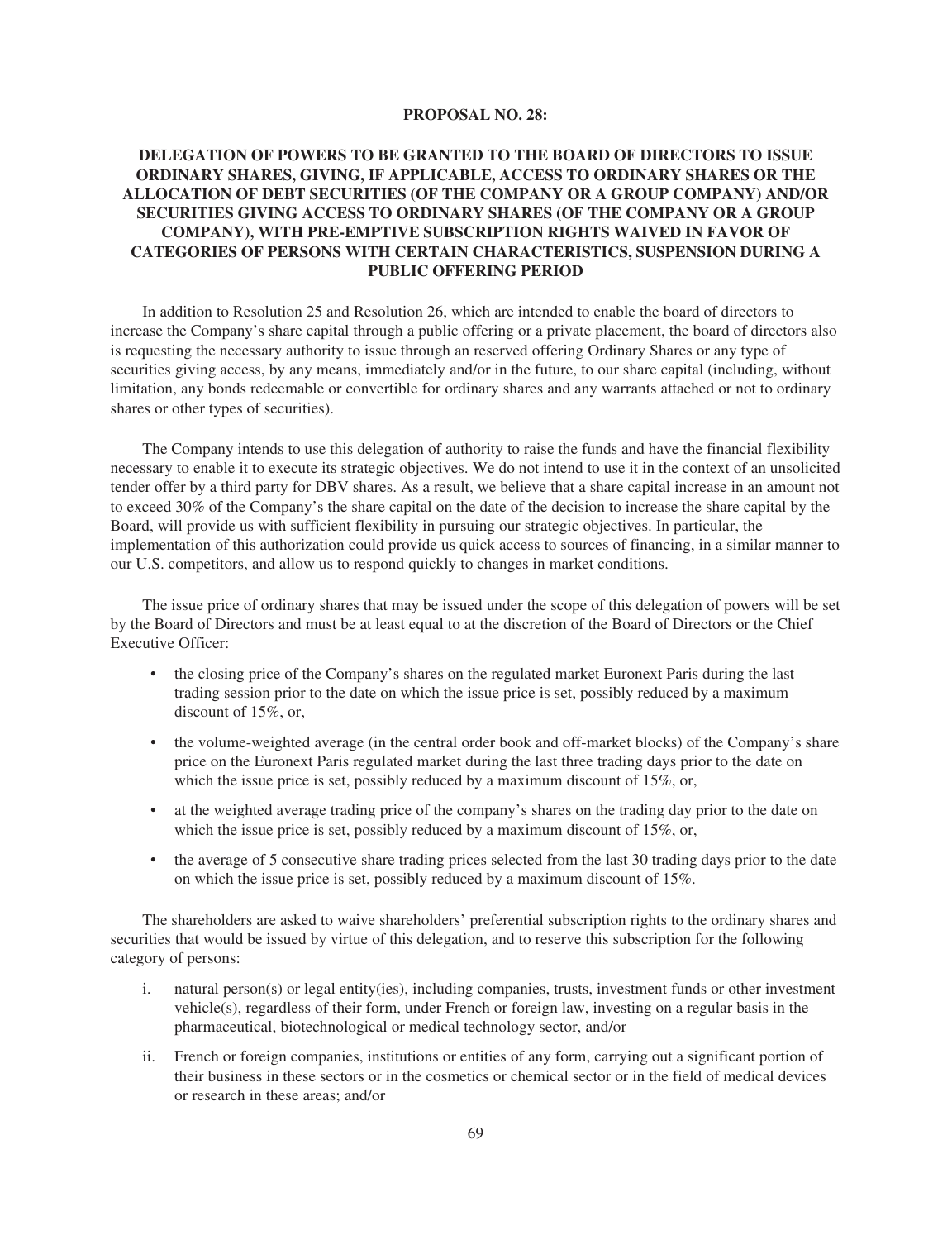**PROPOSAL NO. 28:**

**DELEGATION OF POWERS TO BE GRANTED TO THE BOARD OF DIRECTORS TO ISSUE ORDINARY SHARES, GIVING, IF APPLICABLE, ACCESS TO ORDINARY SHARES OR THE ALLOCATION OF DEBT SECURITIES (OF THE COMPANY OR A GROUP COMPANY) AND/OR SECURITIES GIVING ACCESS TO ORDINARY SHARES (OF THE COMPANY OR A GROUP COMPANY), WITH PRE-EMPTIVE SUBSCRIPTION RIGHTS WAIVED IN FAVOR OF CATEGORIES OF PERSONS WITH CERTAIN CHARACTERISTICS, SUSPENSION DURING A PUBLIC OFFERING PERIOD**

In addition to Resolution 25 and Resolution 26, which are intended to enable the board of directors to increase the Company's share capital through a public offering or a private placement, the board of directors also is requesting the necessary authority to issue through an reserved offering Ordinary Shares or any type of securities giving access, by any means, immediately and/or in the future, to our share capital (including, without limitation, any bonds redeemable or convertible for ordinary shares and any warrants attached or not to ordinary shares or other types of securities).

The Company intends to use this delegation of authority to raise the funds and have the financial flexibility necessary to enable it to execute its strategic objectives. We do not intend to use it in the context of an unsolicited tender offer by a third party for DBV shares. As a result, we believe that a share capital increase in an amount not to exceed 30% of the Company's the share capital on the date of the decision to increase the share capital by the Board, will provide us with sufficient flexibility in pursuing our strategic objectives. In particular, the implementation of this authorization could provide us quick access to sources of financing, in a similar manner to our U.S. competitors, and allow us to respond quickly to changes in market conditions.

The issue price of ordinary shares that may be issued under the scope of this delegation of powers will be set by the Board of Directors and must be at least equal to at the discretion of the Board of Directors or the Chief Executive Officer:

- the closing price of the Company's shares on the regulated market Euronext Paris during the last trading session prior to the date on which the issue price is set, possibly reduced by a maximum discount of 15%, or,
- the volume-weighted average (in the central order book and off-market blocks) of the Company's share price on the Euronext Paris regulated market during the last three trading days prior to the date on which the issue price is set, possibly reduced by a maximum discount of 15%, or,
- at the weighted average trading price of the company's shares on the trading day prior to the date on which the issue price is set, possibly reduced by a maximum discount of 15%, or,
- the average of 5 consecutive share trading prices selected from the last 30 trading days prior to the date on which the issue price is set, possibly reduced by a maximum discount of 15%.

The shareholders are asked to waive shareholders' preferential subscription rights to the ordinary shares and securities that would be issued by virtue of this delegation, and to reserve this subscription for the following category of persons:

i. natural person(s) or legal entity(ies), including companies, trusts, investment funds or other investment vehicle(s), regardless of their form, under French or foreign law, investing on a regular basis in the pharmaceutical, biotechnological or medical technology sector, and/or

ii. French or foreign companies, institutions or entities of any form, carrying out a significant portion of their business in these sectors or in the cosmetics or chemical sector or in the field of medical devices or research in these areas; and/or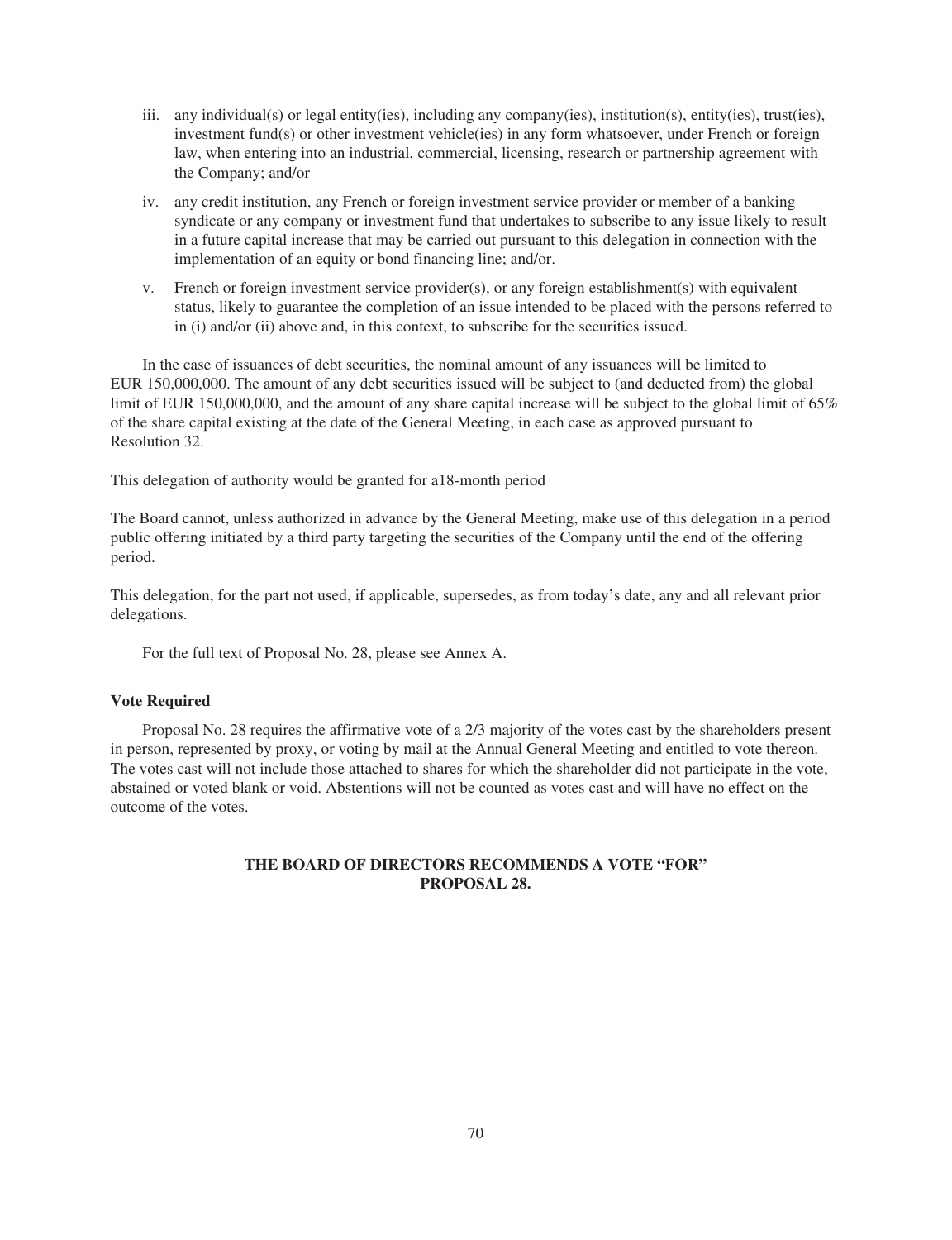iii. any individual(s) or legal entity(ies), including any company(ies), institution(s), entity(ies), trust(ies), investment fund(s) or other investment vehicle(ies) in any form whatsoever, under French or foreign law, when entering into an industrial, commercial, licensing, research or partnership agreement with the Company; and/or

iv. any credit institution, any French or foreign investment service provider or member of a banking syndicate or any company or investment fund that undertakes to subscribe to any issue likely to result in a future capital increase that may be carried out pursuant to this delegation in connection with the implementation of an equity or bond financing line; and/or.

v. French or foreign investment service provider(s), or any foreign establishment(s) with equivalent status, likely to guarantee the completion of an issue intended to be placed with the persons referred to in (i) and/or (ii) above and, in this context, to subscribe for the securities issued.

In the case of issuances of debt securities, the nominal amount of any issuances will be limited to EUR 150,000,000. The amount of any debt securities issued will be subject to (and deducted from) the global limit of EUR 150,000,000, and the amount of any share capital increase will be subject to the global limit of 65% of the share capital existing at the date of the General Meeting, in each case as approved pursuant to Resolution 32.

This delegation of authority would be granted for a18-month period

The Board cannot, unless authorized in advance by the General Meeting, make use of this delegation in a period public offering initiated by a third party targeting the securities of the Company until the end of the offering period.

This delegation, for the part not used, if applicable, supersedes, as from today's date, any and all relevant prior delegations.

For the full text of Proposal No. 28, please see Annex A.

**Vote Required**

Proposal No. 28 requires the affirmative vote of a 2/3 majority of the votes cast by the shareholders present in person, represented by proxy, or voting by mail at the Annual General Meeting and entitled to vote thereon. The votes cast will not include those attached to shares for which the shareholder did not participate in the vote, abstained or voted blank or void. Abstentions will not be counted as votes cast and will have no effect on the outcome of the votes.

**THE BOARD OF DIRECTORS RECOMMENDS A VOTE "FOR" PROPOSAL 28.**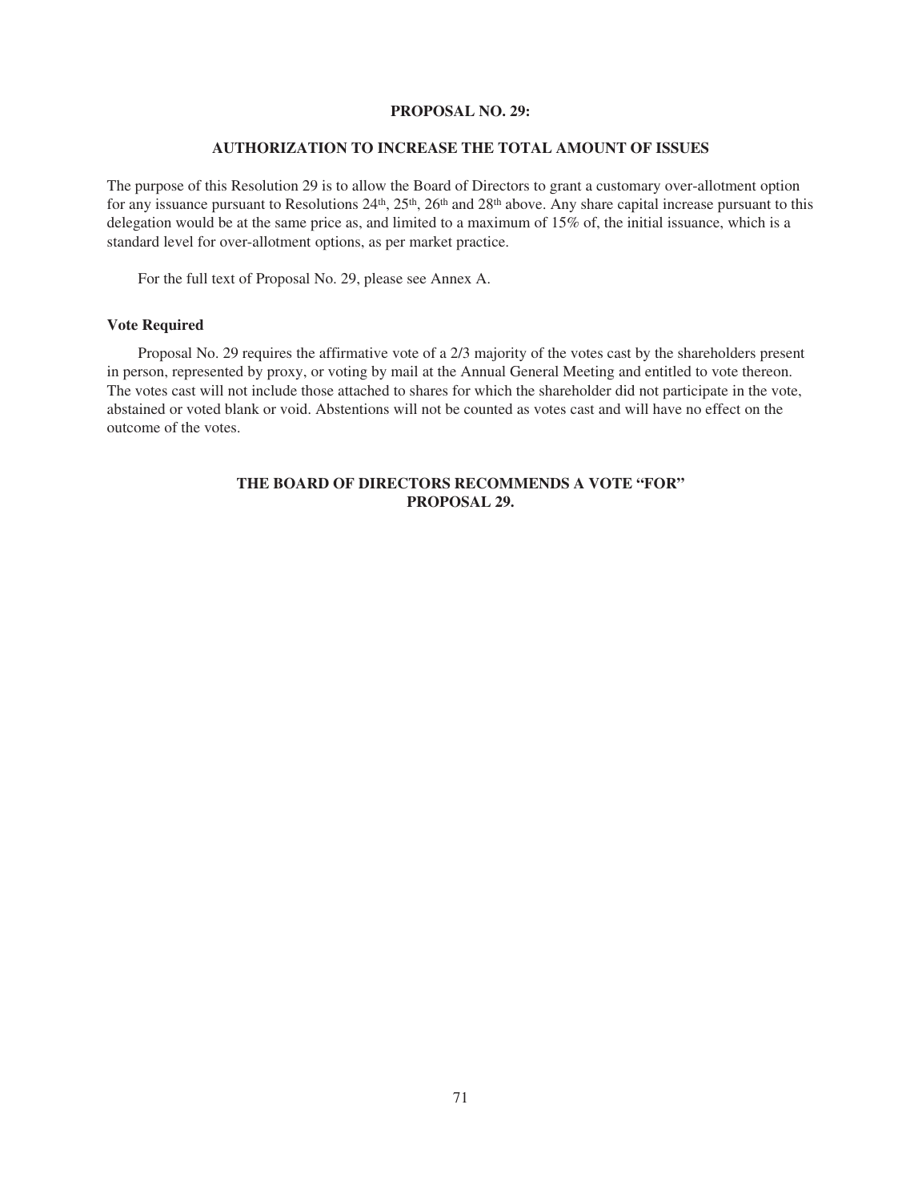## PROPOSAL NO. 29:

## AUTHORIZATION TO INCREASE THE TOTAL AMOUNT OF ISSUES

The purpose of this Resolution 29 is to allow the Board of Directors to grant a customary over-allotment option for any issuance pursuant to Resolutions 24th, 25th, 26th and 28th above. Any share capital increase pursuant to this delegation would be at the same price as, and limited to a maximum of 15% of, the initial issuance, which is a standard level for over-allotment options, as per market practice.

For the full text of Proposal No. 29, please see Annex A.

### Vote Required

Proposal No. 29 requires the affirmative vote of a 2/3 majority of the votes cast by the shareholders present in person, represented by proxy, or voting by mail at the Annual General Meeting and entitled to vote thereon. The votes cast will not include those attached to shares for which the shareholder did not participate in the vote, abstained or voted blank or void. Abstentions will not be counted as votes cast and will have no effect on the outcome of the votes.

**THE BOARD OF DIRECTORS RECOMMENDS A VOTE "FOR" PROPOSAL 29.**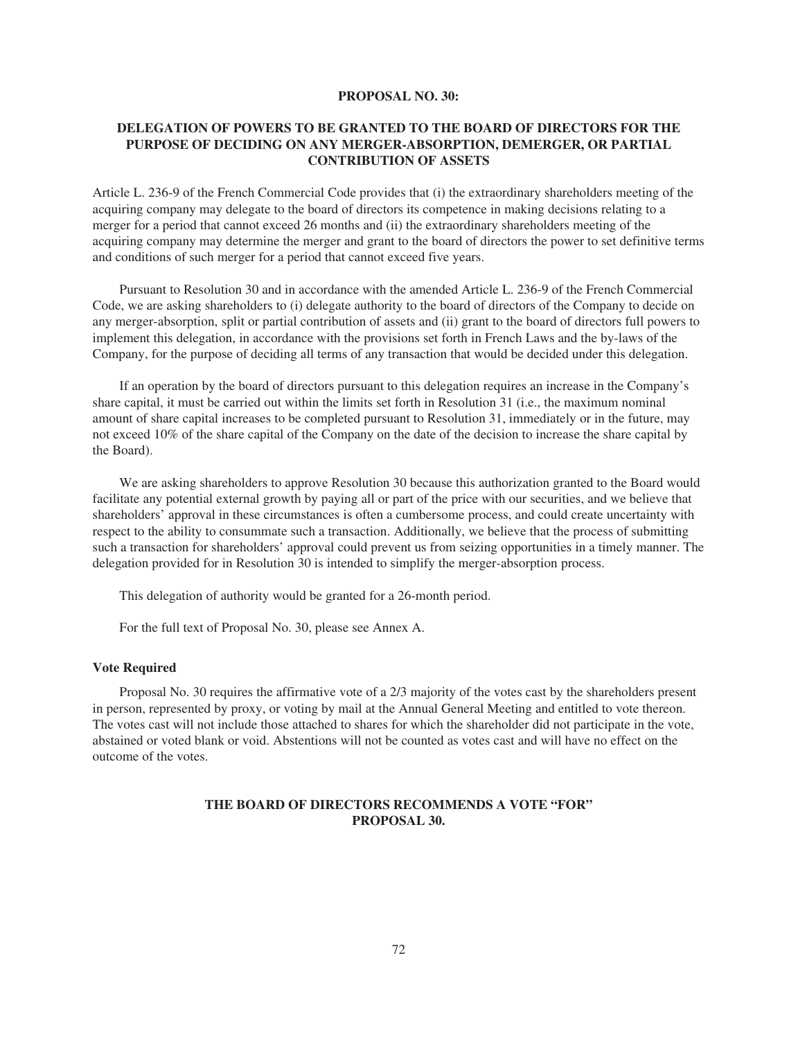## PROPOSAL NO. 30:

## DELEGATION OF POWERS TO BE GRANTED TO THE BOARD OF DIRECTORS FOR THE PURPOSE OF DECIDING ON ANY MERGER-ABSORPTION, DEMERGER, OR PARTIAL CONTRIBUTION OF ASSETS

Article L. 236-9 of the French Commercial Code provides that (i) the extraordinary shareholders meeting of the acquiring company may delegate to the board of directors its competence in making decisions relating to a merger for a period that cannot exceed 26 months and (ii) the extraordinary shareholders meeting of the acquiring company may determine the merger and grant to the board of directors the power to set definitive terms and conditions of such merger for a period that cannot exceed five years.

Pursuant to Resolution 30 and in accordance with the amended Article L. 236-9 of the French Commercial Code, we are asking shareholders to (i) delegate authority to the board of directors of the Company to decide on any merger-absorption, split or partial contribution of assets and (ii) grant to the board of directors full powers to implement this delegation, in accordance with the provisions set forth in French Laws and the by-laws of the Company, for the purpose of deciding all terms of any transaction that would be decided under this delegation.

If an operation by the board of directors pursuant to this delegation requires an increase in the Company's share capital, it must be carried out within the limits set forth in Resolution 31 (i.e., the maximum nominal amount of share capital increases to be completed pursuant to Resolution 31, immediately or in the future, may not exceed 10% of the share capital of the Company on the date of the decision to increase the share capital by the Board).

We are asking shareholders to approve Resolution 30 because this authorization granted to the Board would facilitate any potential external growth by paying all or part of the price with our securities, and we believe that shareholders' approval in these circumstances is often a cumbersome process, and could create uncertainty with respect to the ability to consummate such a transaction. Additionally, we believe that the process of submitting such a transaction for shareholders' approval could prevent us from seizing opportunities in a timely manner. The delegation provided for in Resolution 30 is intended to simplify the merger-absorption process.

This delegation of authority would be granted for a 26-month period.

For the full text of Proposal No. 30, please see Annex A.

### Vote Required

Proposal No. 30 requires the affirmative vote of a 2/3 majority of the votes cast by the shareholders present in person, represented by proxy, or voting by mail at the Annual General Meeting and entitled to vote thereon. The votes cast will not include those attached to shares for which the shareholder did not participate in the vote, abstained or voted blank or void. Abstentions will not be counted as votes cast and will have no effect on the outcome of the votes.

**THE BOARD OF DIRECTORS RECOMMENDS A VOTE "FOR" PROPOSAL 30.**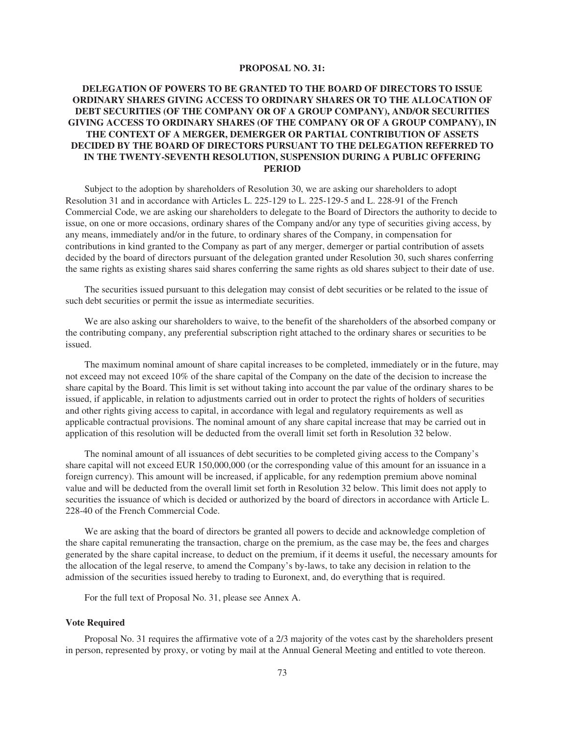## PROPOSAL NO. 31:

## DELEGATION OF POWERS TO BE GRANTED TO THE BOARD OF DIRECTORS TO ISSUE ORDINARY SHARES GIVING ACCESS TO ORDINARY SHARES OR TO THE ALLOCATION OF DEBT SECURITIES (OF THE COMPANY OR OF A GROUP COMPANY), AND/OR SECURITIES GIVING ACCESS TO ORDINARY SHARES (OF THE COMPANY OR OF A GROUP COMPANY), IN THE CONTEXT OF A MERGER, DEMERGER OR PARTIAL CONTRIBUTION OF ASSETS DECIDED BY THE BOARD OF DIRECTORS PURSUANT TO THE DELEGATION REFERRED TO IN THE TWENTY-SEVENTH RESOLUTION, SUSPENSION DURING A PUBLIC OFFERING PERIOD

Subject to the adoption by shareholders of Resolution 30, we are asking our shareholders to adopt Resolution 31 and in accordance with Articles L. 225-129 to L. 225-129-5 and L. 228-91 of the French Commercial Code, we are asking our shareholders to delegate to the Board of Directors the authority to decide to issue, on one or more occasions, ordinary shares of the Company and/or any type of securities giving access, by any means, immediately and/or in the future, to ordinary shares of the Company, in compensation for contributions in kind granted to the Company as part of any merger, demerger or partial contribution of assets decided by the board of directors pursuant of the delegation granted under Resolution 30, such shares conferring the same rights as existing shares said shares conferring the same rights as old shares subject to their date of use.

The securities issued pursuant to this delegation may consist of debt securities or be related to the issue of such debt securities or permit the issue as intermediate securities.

We are also asking our shareholders to waive, to the benefit of the shareholders of the absorbed company or the contributing company, any preferential subscription right attached to the ordinary shares or securities to be issued.

The maximum nominal amount of share capital increases to be completed, immediately or in the future, may not exceed may not exceed 10% of the share capital of the Company on the date of the decision to increase the share capital by the Board. This limit is set without taking into account the par value of the ordinary shares to be issued, if applicable, in relation to adjustments carried out in order to protect the rights of holders of securities and other rights giving access to capital, in accordance with legal and regulatory requirements as well as applicable contractual provisions. The nominal amount of any share capital increase that may be carried out in application of this resolution will be deducted from the overall limit set forth in Resolution 32 below.

The nominal amount of all issuances of debt securities to be completed giving access to the Company's share capital will not exceed EUR 150,000,000 (or the corresponding value of this amount for an issuance in a foreign currency). This amount will be increased, if applicable, for any redemption premium above nominal value and will be deducted from the overall limit set forth in Resolution 32 below. This limit does not apply to securities the issuance of which is decided or authorized by the board of directors in accordance with Article L. 228-40 of the French Commercial Code.

We are asking that the board of directors be granted all powers to decide and acknowledge completion of the share capital remunerating the transaction, charge on the premium, as the case may be, the fees and charges generated by the share capital increase, to deduct on the premium, if it deems it useful, the necessary amounts for the allocation of the legal reserve, to amend the Company's by-laws, to take any decision in relation to the admission of the securities issued hereby to trading to Euronext, and, do everything that is required.

For the full text of Proposal No. 31, please see Annex A.

**Vote Required**

Proposal No. 31 requires the affirmative vote of a 2/3 majority of the votes cast by the shareholders present in person, represented by proxy, or voting by mail at the Annual General Meeting and entitled to vote thereon.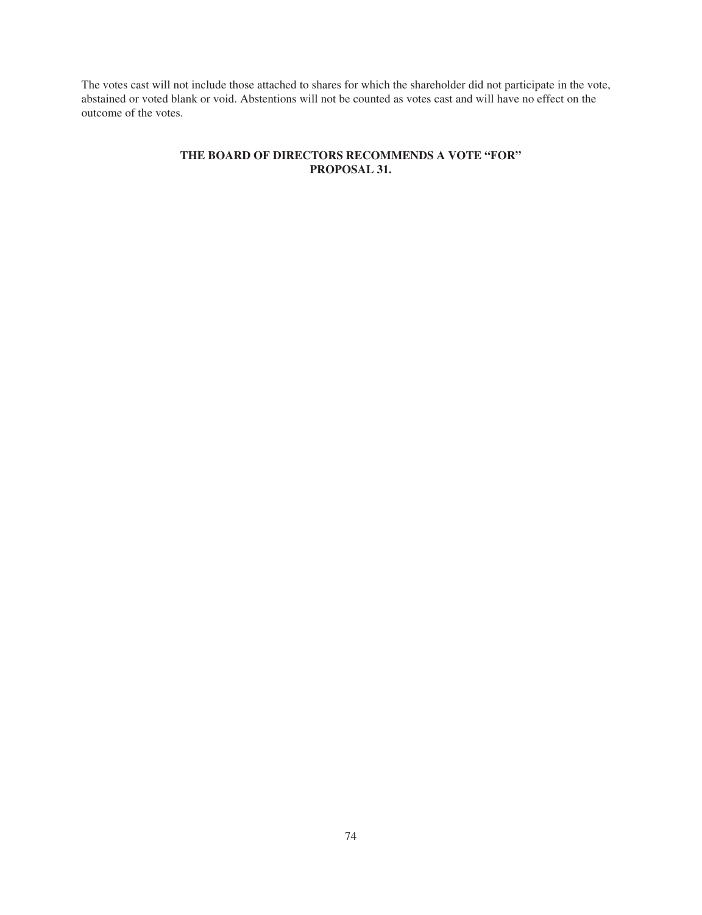The votes cast will not include those attached to shares for which the shareholder did not participate in the vote, abstained or voted blank or void. Abstentions will not be counted as votes cast and will have no effect on the outcome of the votes.

**THE BOARD OF DIRECTORS RECOMMENDS A VOTE "FOR" PROPOSAL 31.**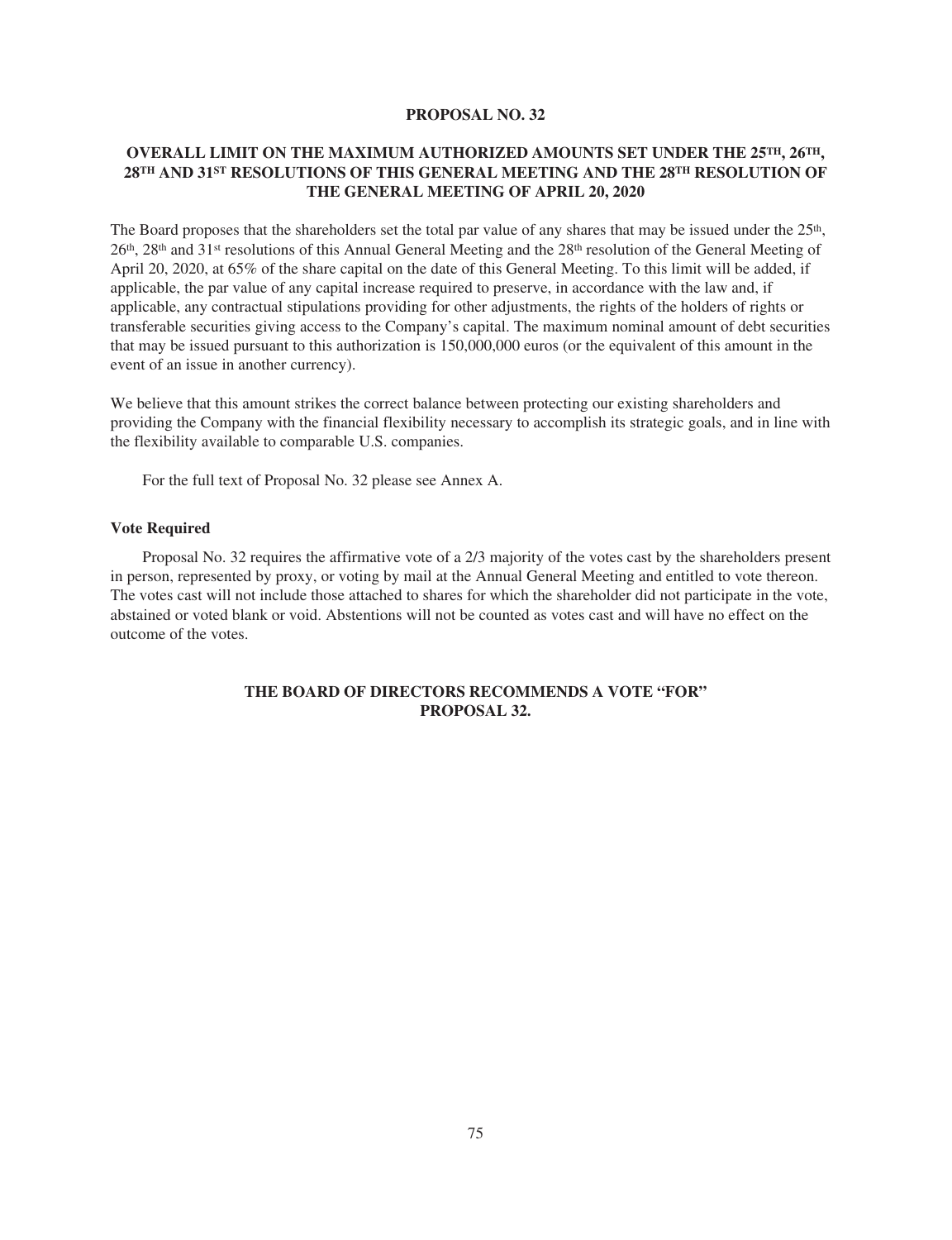## PROPOSAL NO. 32

### OVERALL LIMIT ON THE MAXIMUM AUTHORIZED AMOUNTS SET UNDER THE 25TH, 26TH, 28TH AND 31ST RESOLUTIONS OF THIS GENERAL MEETING AND THE 28TH RESOLUTION OF THE GENERAL MEETING OF APRIL 20, 2020

The Board proposes that the shareholders set the total par value of any shares that may be issued under the 25th, 26th, 28th and 31st resolutions of this Annual General Meeting and the 28th resolution of the General Meeting of April 20, 2020, at 65% of the share capital on the date of this General Meeting. To this limit will be added, if applicable, the par value of any capital increase required to preserve, in accordance with the law and, if applicable, any contractual stipulations providing for other adjustments, the rights of the holders of rights or transferable securities giving access to the Company's capital. The maximum nominal amount of debt securities that may be issued pursuant to this authorization is 150,000,000 euros (or the equivalent of this amount in the event of an issue in another currency).

We believe that this amount strikes the correct balance between protecting our existing shareholders and providing the Company with the financial flexibility necessary to accomplish its strategic goals, and in line with the flexibility available to comparable U.S. companies.

For the full text of Proposal No. 32 please see Annex A.

**Vote Required**

Proposal No. 32 requires the affirmative vote of a 2/3 majority of the votes cast by the shareholders present in person, represented by proxy, or voting by mail at the Annual General Meeting and entitled to vote thereon. The votes cast will not include those attached to shares for which the shareholder did not participate in the vote, abstained or voted blank or void. Abstentions will not be counted as votes cast and will have no effect on the outcome of the votes.

**THE BOARD OF DIRECTORS RECOMMENDS A VOTE "FOR" PROPOSAL 32.**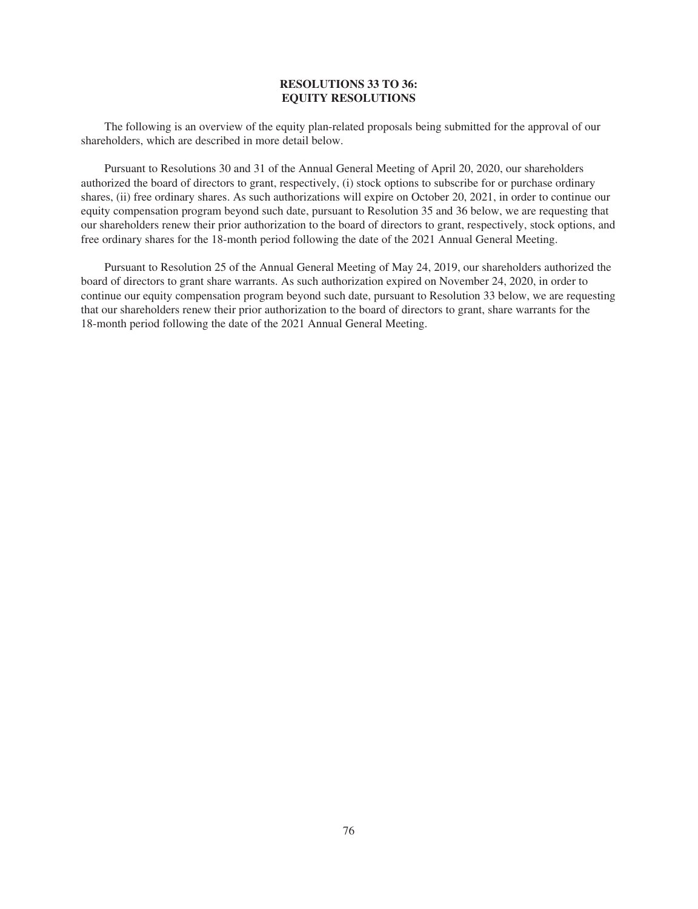## RESOLUTIONS 33 TO 36: EQUITY RESOLUTIONS

The following is an overview of the equity plan-related proposals being submitted for the approval of our shareholders, which are described in more detail below.

Pursuant to Resolutions 30 and 31 of the Annual General Meeting of April 20, 2020, our shareholders authorized the board of directors to grant, respectively, (i) stock options to subscribe for or purchase ordinary shares, (ii) free ordinary shares. As such authorizations will expire on October 20, 2021, in order to continue our equity compensation program beyond such date, pursuant to Resolution 35 and 36 below, we are requesting that our shareholders renew their prior authorization to the board of directors to grant, respectively, stock options, and free ordinary shares for the 18-month period following the date of the 2021 Annual General Meeting.

Pursuant to Resolution 25 of the Annual General Meeting of May 24, 2019, our shareholders authorized the board of directors to grant share warrants. As such authorization expired on November 24, 2020, in order to continue our equity compensation program beyond such date, pursuant to Resolution 33 below, we are requesting that our shareholders renew their prior authorization to the board of directors to grant, share warrants for the 18-month period following the date of the 2021 Annual General Meeting.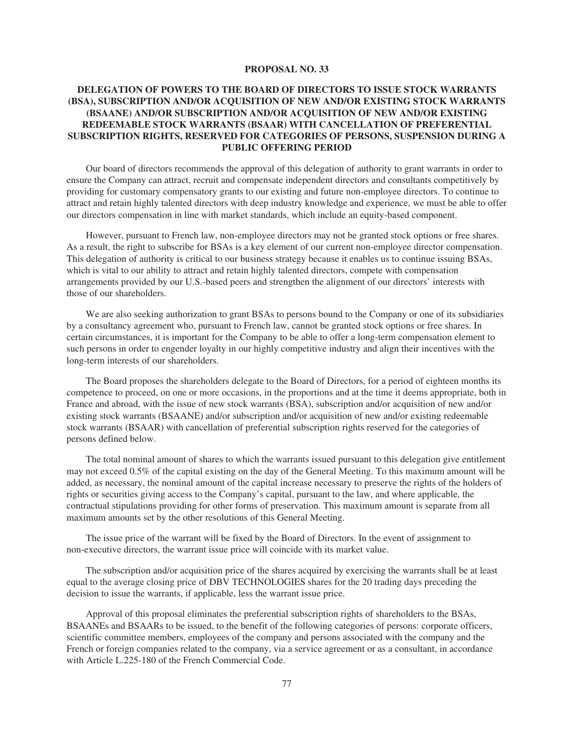## PROPOSAL NO. 33

## DELEGATION OF POWERS TO THE BOARD OF DIRECTORS TO ISSUE STOCK WARRANTS (BSA), SUBSCRIPTION AND/OR ACQUISITION OF NEW AND/OR EXISTING STOCK WARRANTS (BSAANE) AND/OR SUBSCRIPTION AND/OR ACQUISITION OF NEW AND/OR EXISTING REDEEMABLE STOCK WARRANTS (BSAAR) WITH CANCELLATION OF PREFERENTIAL SUBSCRIPTION RIGHTS, RESERVED FOR CATEGORIES OF PERSONS, SUSPENSION DURING A PUBLIC OFFERING PERIOD

Our board of directors recommends the approval of this delegation of authority to grant warrants in order to ensure the Company can attract, recruit and compensate independent directors and consultants competitively by providing for customary compensatory grants to our existing and future non-employee directors. To continue to attract and retain highly talented directors with deep industry knowledge and experience, we must be able to offer our directors compensation in line with market standards, which include an equity-based component.

However, pursuant to French law, non-employee directors may not be granted stock options or free shares. As a result, the right to subscribe for BSAs is a key element of our current non-employee director compensation. This delegation of authority is critical to our business strategy because it enables us to continue issuing BSAs, which is vital to our ability to attract and retain highly talented directors, compete with compensation arrangements provided by our U.S.-based peers and strengthen the alignment of our directors' interests with those of our shareholders.

We are also seeking authorization to grant BSAs to persons bound to the Company or one of its subsidiaries by a consultancy agreement who, pursuant to French law, cannot be granted stock options or free shares. In certain circumstances, it is important for the Company to be able to offer a long-term compensation element to such persons in order to engender loyalty in our highly competitive industry and align their incentives with the long-term interests of our shareholders.

The Board proposes the shareholders delegate to the Board of Directors, for a period of eighteen months its competence to proceed, on one or more occasions, in the proportions and at the time it deems appropriate, both in France and abroad, with the issue of new stock warrants (BSA), subscription and/or acquisition of new and/or existing stock warrants (BSAANE) and/or subscription and/or acquisition of new and/or existing redeemable stock warrants (BSAAR) with cancellation of preferential subscription rights reserved for the categories of persons defined below.

The total nominal amount of shares to which the warrants issued pursuant to this delegation give entitlement may not exceed 0.5% of the capital existing on the day of the General Meeting. To this maximum amount will be added, as necessary, the nominal amount of the capital increase necessary to preserve the rights of the holders of rights or securities giving access to the Company's capital, pursuant to the law, and where applicable, the contractual stipulations providing for other forms of preservation. This maximum amount is separate from all maximum amounts set by the other resolutions of this General Meeting.

The issue price of the warrant will be fixed by the Board of Directors. In the event of assignment to non-executive directors, the warrant issue price will coincide with its market value.

The subscription and/or acquisition price of the shares acquired by exercising the warrants shall be at least equal to the average closing price of DBV TECHNOLOGIES shares for the 20 trading days preceding the decision to issue the warrants, if applicable, less the warrant issue price.

Approval of this proposal eliminates the preferential subscription rights of shareholders to the BSAs, BSAANEs and BSAARs to be issued, to the benefit of the following categories of persons: corporate officers, scientific committee members, employees of the company and persons associated with the company and the French or foreign companies related to the company, via a service agreement or as a consultant, in accordance with Article L.225-180 of the French Commercial Code.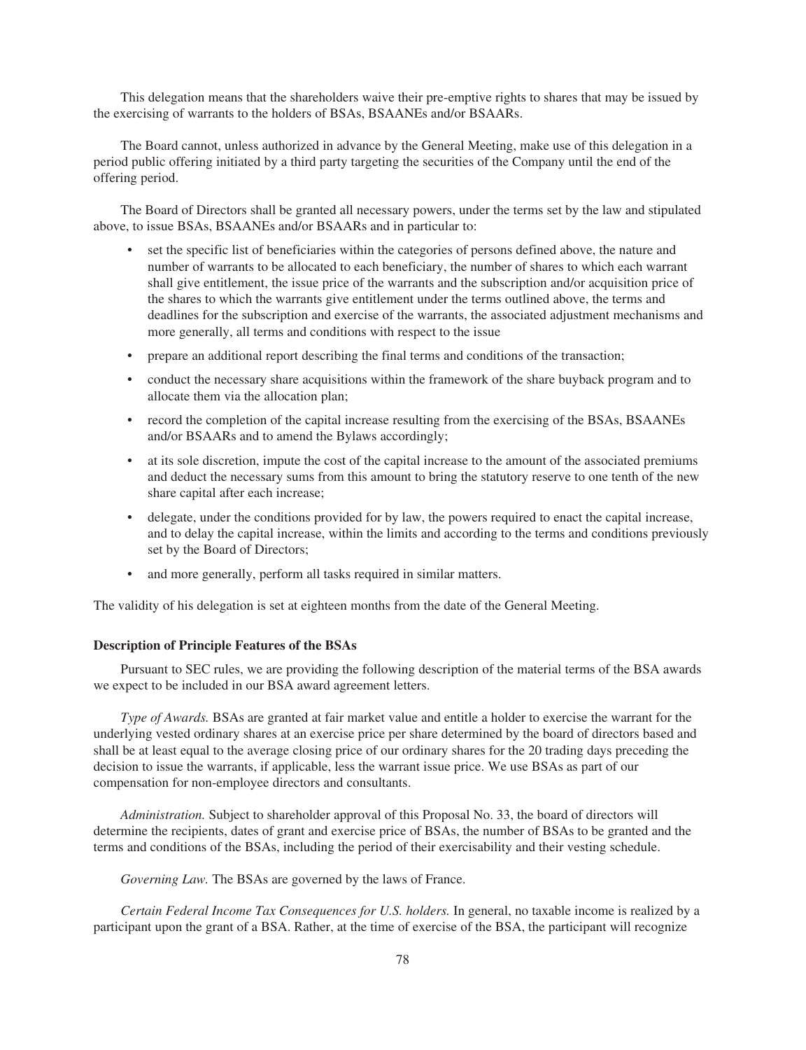This delegation means that the shareholders waive their pre-emptive rights to shares that may be issued by the exercising of warrants to the holders of BSAs, BSAANEs and/or BSAARs.

The Board cannot, unless authorized in advance by the General Meeting, make use of this delegation in a period public offering initiated by a third party targeting the securities of the Company until the end of the offering period.

The Board of Directors shall be granted all necessary powers, under the terms set by the law and stipulated above, to issue BSAs, BSAANEs and/or BSAARs and in particular to:

- set the specific list of beneficiaries within the categories of persons defined above, the nature and number of warrants to be allocated to each beneficiary, the number of shares to which each warrant shall give entitlement, the issue price of the warrants and the subscription and/or acquisition price of the shares to which the warrants give entitlement under the terms outlined above, the terms and deadlines for the subscription and exercise of the warrants, the associated adjustment mechanisms and more generally, all terms and conditions with respect to the issue
- prepare an additional report describing the final terms and conditions of the transaction;
- conduct the necessary share acquisitions within the framework of the share buyback program and to allocate them via the allocation plan;
- record the completion of the capital increase resulting from the exercising of the BSAs, BSAANEs and/or BSAARs and to amend the Bylaws accordingly;
- at its sole discretion, impute the cost of the capital increase to the amount of the associated premiums and deduct the necessary sums from this amount to bring the statutory reserve to one tenth of the new share capital after each increase;
- delegate, under the conditions provided for by law, the powers required to enact the capital increase, and to delay the capital increase, within the limits and according to the terms and conditions previously set by the Board of Directors;
- and more generally, perform all tasks required in similar matters.

The validity of his delegation is set at eighteen months from the date of the General Meeting.

**Description of Principle Features of the BSAs**

Pursuant to SEC rules, we are providing the following description of the material terms of the BSA awards we expect to be included in our BSA award agreement letters.

*Type of Awards.* BSAs are granted at fair market value and entitle a holder to exercise the warrant for the underlying vested ordinary shares at an exercise price per share determined by the board of directors based and shall be at least equal to the average closing price of our ordinary shares for the 20 trading days preceding the decision to issue the warrants, if applicable, less the warrant issue price. We use BSAs as part of our compensation for non-employee directors and consultants.

*Administration.* Subject to shareholder approval of this Proposal No. 33, the board of directors will determine the recipients, dates of grant and exercise price of BSAs, the number of BSAs to be granted and the terms and conditions of the BSAs, including the period of their exercisability and their vesting schedule.

*Governing Law.* The BSAs are governed by the laws of France.

*Certain Federal Income Tax Consequences for U.S. holders.* In general, no taxable income is realized by a participant upon the grant of a BSA. Rather, at the time of exercise of the BSA, the participant will recognize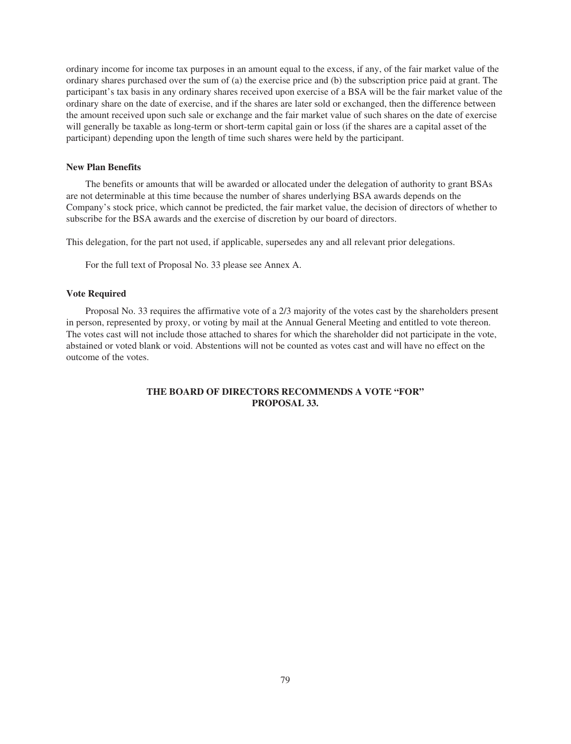ordinary income for income tax purposes in an amount equal to the excess, if any, of the fair market value of the ordinary shares purchased over the sum of (a) the exercise price and (b) the subscription price paid at grant. The participant's tax basis in any ordinary shares received upon exercise of a BSA will be the fair market value of the ordinary share on the date of exercise, and if the shares are later sold or exchanged, then the difference between the amount received upon such sale or exchange and the fair market value of such shares on the date of exercise will generally be taxable as long-term or short-term capital gain or loss (if the shares are a capital asset of the participant) depending upon the length of time such shares were held by the participant.

**New Plan Benefits**

The benefits or amounts that will be awarded or allocated under the delegation of authority to grant BSAs are not determinable at this time because the number of shares underlying BSA awards depends on the Company's stock price, which cannot be predicted, the fair market value, the decision of directors of whether to subscribe for the BSA awards and the exercise of discretion by our board of directors.

This delegation, for the part not used, if applicable, supersedes any and all relevant prior delegations.

For the full text of Proposal No. 33 please see Annex A.

**Vote Required**

Proposal No. 33 requires the affirmative vote of a 2/3 majority of the votes cast by the shareholders present in person, represented by proxy, or voting by mail at the Annual General Meeting and entitled to vote thereon. The votes cast will not include those attached to shares for which the shareholder did not participate in the vote, abstained or voted blank or void. Abstentions will not be counted as votes cast and will have no effect on the outcome of the votes.

**THE BOARD OF DIRECTORS RECOMMENDS A VOTE "FOR" PROPOSAL 33.**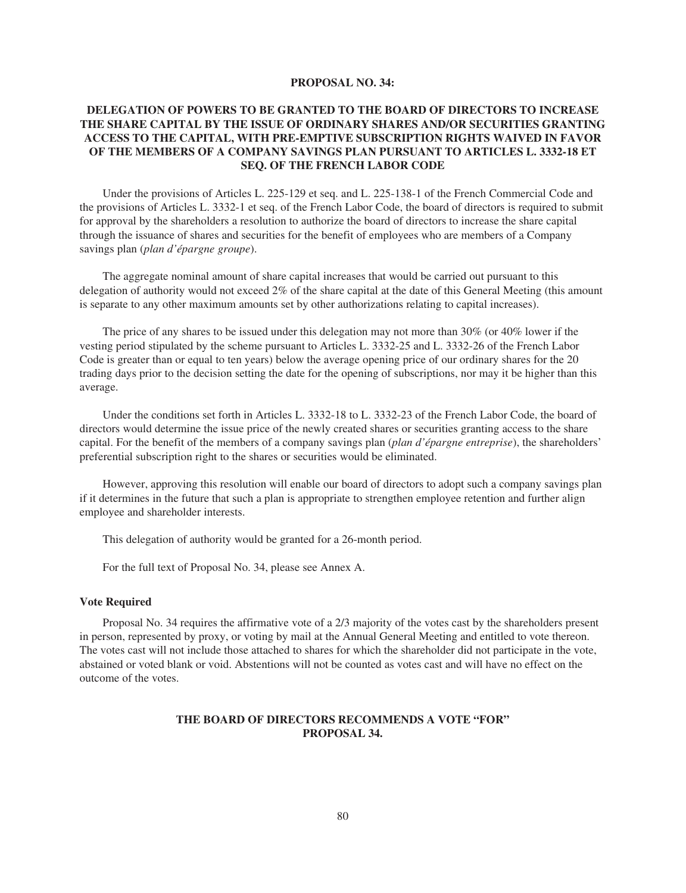**PROPOSAL NO. 34:**

**DELEGATION OF POWERS TO BE GRANTED TO THE BOARD OF DIRECTORS TO INCREASE THE SHARE CAPITAL BY THE ISSUE OF ORDINARY SHARES AND/OR SECURITIES GRANTING ACCESS TO THE CAPITAL, WITH PRE-EMPTIVE SUBSCRIPTION RIGHTS WAIVED IN FAVOR OF THE MEMBERS OF A COMPANY SAVINGS PLAN PURSUANT TO ARTICLES L. 3332-18 ET SEQ. OF THE FRENCH LABOR CODE**

Under the provisions of Articles L. 225-129 et seq. and L. 225-138-1 of the French Commercial Code and the provisions of Articles L. 3332-1 et seq. of the French Labor Code, the board of directors is required to submit for approval by the shareholders a resolution to authorize the board of directors to increase the share capital through the issuance of shares and securities for the benefit of employees who are members of a Company savings plan (*plan d'épargne groupe*).

The aggregate nominal amount of share capital increases that would be carried out pursuant to this delegation of authority would not exceed 2% of the share capital at the date of this General Meeting (this amount is separate to any other maximum amounts set by other authorizations relating to capital increases).

The price of any shares to be issued under this delegation may not more than 30% (or 40% lower if the vesting period stipulated by the scheme pursuant to Articles L. 3332-25 and L. 3332-26 of the French Labor Code is greater than or equal to ten years) below the average opening price of our ordinary shares for the 20 trading days prior to the decision setting the date for the opening of subscriptions, nor may it be higher than this average.

Under the conditions set forth in Articles L. 3332-18 to L. 3332-23 of the French Labor Code, the board of directors would determine the issue price of the newly created shares or securities granting access to the share capital. For the benefit of the members of a company savings plan (*plan d'épargne entreprise*), the shareholders' preferential subscription right to the shares or securities would be eliminated.

However, approving this resolution will enable our board of directors to adopt such a company savings plan if it determines in the future that such a plan is appropriate to strengthen employee retention and further align employee and shareholder interests.

This delegation of authority would be granted for a 26-month period.

For the full text of Proposal No. 34, please see Annex A.

**Vote Required**

Proposal No. 34 requires the affirmative vote of a 2/3 majority of the votes cast by the shareholders present in person, represented by proxy, or voting by mail at the Annual General Meeting and entitled to vote thereon. The votes cast will not include those attached to shares for which the shareholder did not participate in the vote, abstained or voted blank or void. Abstentions will not be counted as votes cast and will have no effect on the outcome of the votes.

**THE BOARD OF DIRECTORS RECOMMENDS A VOTE "FOR" PROPOSAL 34.**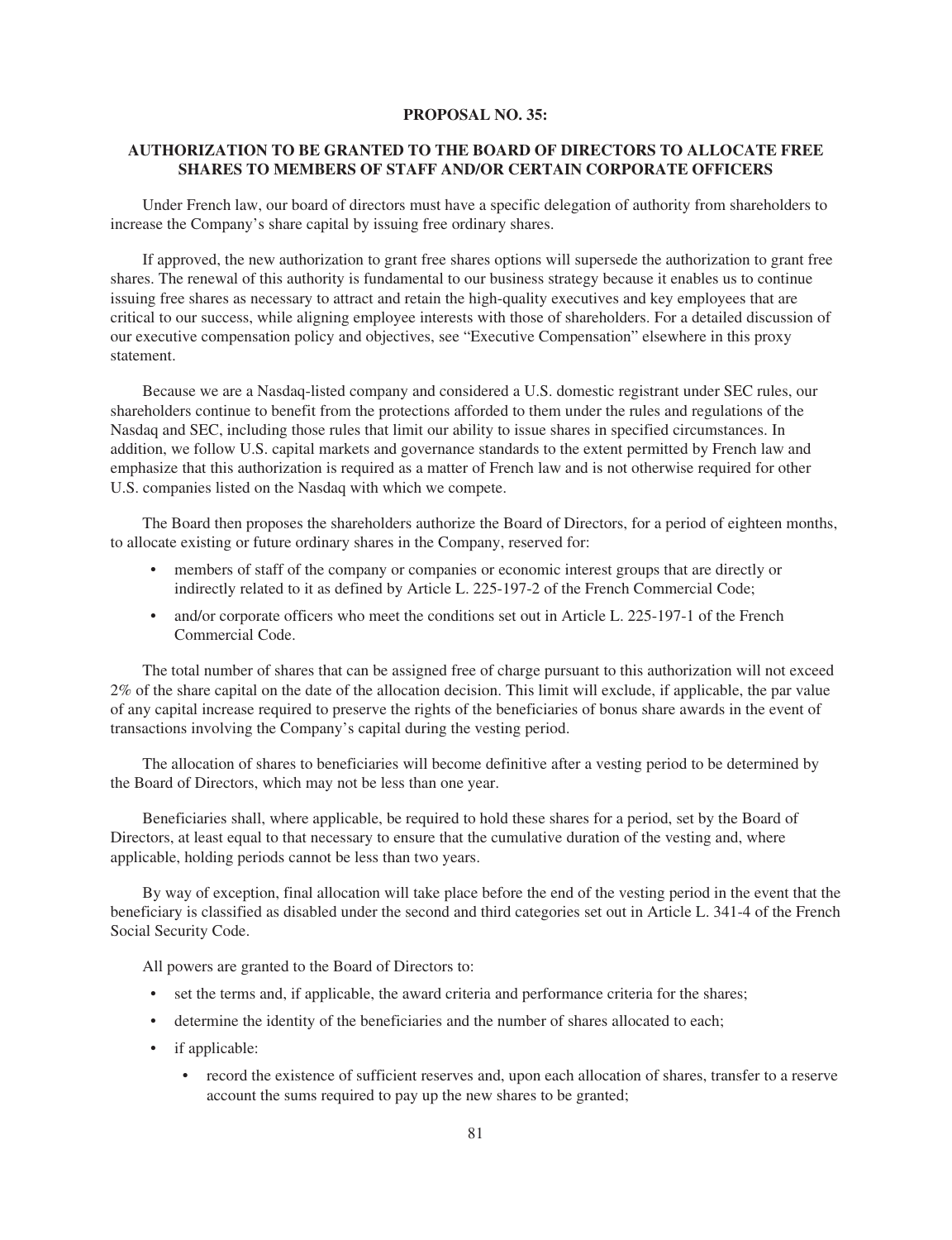## PROPOSAL NO. 35:

## AUTHORIZATION TO BE GRANTED TO THE BOARD OF DIRECTORS TO ALLOCATE FREE SHARES TO MEMBERS OF STAFF AND/OR CERTAIN CORPORATE OFFICERS

Under French law, our board of directors must have a specific delegation of authority from shareholders to increase the Company's share capital by issuing free ordinary shares.

If approved, the new authorization to grant free shares options will supersede the authorization to grant free shares. The renewal of this authority is fundamental to our business strategy because it enables us to continue issuing free shares as necessary to attract and retain the high-quality executives and key employees that are critical to our success, while aligning employee interests with those of shareholders. For a detailed discussion of our executive compensation policy and objectives, see "Executive Compensation" elsewhere in this proxy statement.

Because we are a Nasdaq-listed company and considered a U.S. domestic registrant under SEC rules, our shareholders continue to benefit from the protections afforded to them under the rules and regulations of the Nasdaq and SEC, including those rules that limit our ability to issue shares in specified circumstances. In addition, we follow U.S. capital markets and governance standards to the extent permitted by French law and emphasize that this authorization is required as a matter of French law and is not otherwise required for other U.S. companies listed on the Nasdaq with which we compete.

The Board then proposes the shareholders authorize the Board of Directors, for a period of eighteen months, to allocate existing or future ordinary shares in the Company, reserved for:

- members of staff of the company or companies or economic interest groups that are directly or indirectly related to it as defined by Article L. 225-197-2 of the French Commercial Code;
- and/or corporate officers who meet the conditions set out in Article L. 225-197-1 of the French Commercial Code.

The total number of shares that can be assigned free of charge pursuant to this authorization will not exceed 2% of the share capital on the date of the allocation decision. This limit will exclude, if applicable, the par value of any capital increase required to preserve the rights of the beneficiaries of bonus share awards in the event of transactions involving the Company's capital during the vesting period.

The allocation of shares to beneficiaries will become definitive after a vesting period to be determined by the Board of Directors, which may not be less than one year.

Beneficiaries shall, where applicable, be required to hold these shares for a period, set by the Board of Directors, at least equal to that necessary to ensure that the cumulative duration of the vesting and, where applicable, holding periods cannot be less than two years.

By way of exception, final allocation will take place before the end of the vesting period in the event that the beneficiary is classified as disabled under the second and third categories set out in Article L. 341-4 of the French Social Security Code.

All powers are granted to the Board of Directors to:

- set the terms and, if applicable, the award criteria and performance criteria for the shares;
- determine the identity of the beneficiaries and the number of shares allocated to each;
- if applicable:
  - record the existence of sufficient reserves and, upon each allocation of shares, transfer to a reserve account the sums required to pay up the new shares to be granted;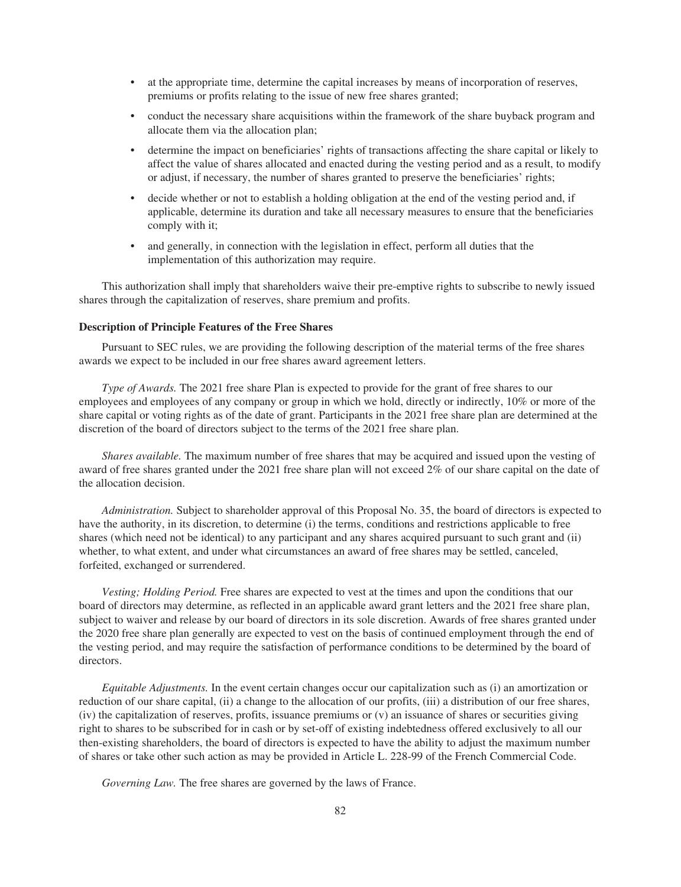- at the appropriate time, determine the capital increases by means of incorporation of reserves, premiums or profits relating to the issue of new free shares granted;
- conduct the necessary share acquisitions within the framework of the share buyback program and allocate them via the allocation plan;
- determine the impact on beneficiaries' rights of transactions affecting the share capital or likely to affect the value of shares allocated and enacted during the vesting period and as a result, to modify or adjust, if necessary, the number of shares granted to preserve the beneficiaries' rights;
- decide whether or not to establish a holding obligation at the end of the vesting period and, if applicable, determine its duration and take all necessary measures to ensure that the beneficiaries comply with it;
- and generally, in connection with the legislation in effect, perform all duties that the implementation of this authorization may require.

This authorization shall imply that shareholders waive their pre-emptive rights to subscribe to newly issued shares through the capitalization of reserves, share premium and profits.

**Description of Principle Features of the Free Shares**

Pursuant to SEC rules, we are providing the following description of the material terms of the free shares awards we expect to be included in our free shares award agreement letters.

*Type of Awards.* The 2021 free share Plan is expected to provide for the grant of free shares to our employees and employees of any company or group in which we hold, directly or indirectly, 10% or more of the share capital or voting rights as of the date of grant. Participants in the 2021 free share plan are determined at the discretion of the board of directors subject to the terms of the 2021 free share plan.

*Shares available.* The maximum number of free shares that may be acquired and issued upon the vesting of award of free shares granted under the 2021 free share plan will not exceed 2% of our share capital on the date of the allocation decision.

*Administration.* Subject to shareholder approval of this Proposal No. 35, the board of directors is expected to have the authority, in its discretion, to determine (i) the terms, conditions and restrictions applicable to free shares (which need not be identical) to any participant and any shares acquired pursuant to such grant and (ii) whether, to what extent, and under what circumstances an award of free shares may be settled, canceled, forfeited, exchanged or surrendered.

*Vesting; Holding Period.* Free shares are expected to vest at the times and upon the conditions that our board of directors may determine, as reflected in an applicable award grant letters and the 2021 free share plan, subject to waiver and release by our board of directors in its sole discretion. Awards of free shares granted under the 2020 free share plan generally are expected to vest on the basis of continued employment through the end of the vesting period, and may require the satisfaction of performance conditions to be determined by the board of directors.

*Equitable Adjustments.* In the event certain changes occur our capitalization such as (i) an amortization or reduction of our share capital, (ii) a change to the allocation of our profits, (iii) a distribution of our free shares, (iv) the capitalization of reserves, profits, issuance premiums or (v) an issuance of shares or securities giving right to shares to be subscribed for in cash or by set-off of existing indebtedness offered exclusively to all our then-existing shareholders, the board of directors is expected to have the ability to adjust the maximum number of shares or take other such action as may be provided in Article L. 228-99 of the French Commercial Code.

*Governing Law.* The free shares are governed by the laws of France.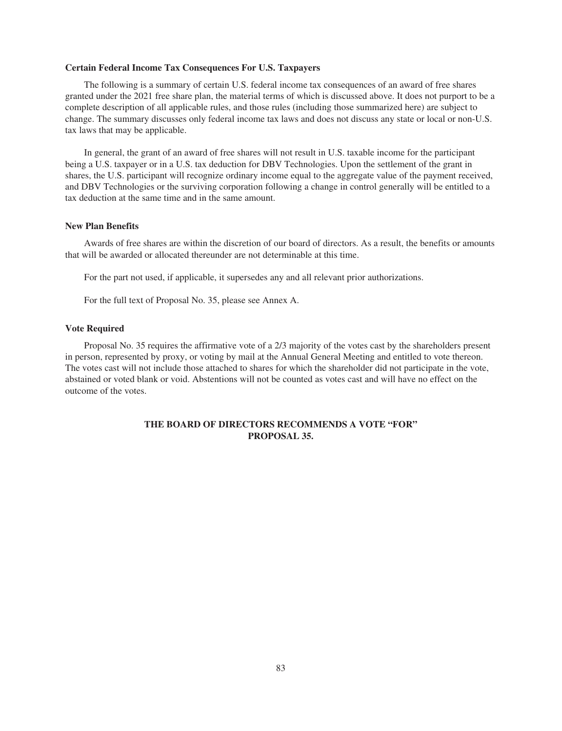**Certain Federal Income Tax Consequences For U.S. Taxpayers**

The following is a summary of certain U.S. federal income tax consequences of an award of free shares granted under the 2021 free share plan, the material terms of which is discussed above. It does not purport to be a complete description of all applicable rules, and those rules (including those summarized here) are subject to change. The summary discusses only federal income tax laws and does not discuss any state or local or non-U.S. tax laws that may be applicable.

In general, the grant of an award of free shares will not result in U.S. taxable income for the participant being a U.S. taxpayer or in a U.S. tax deduction for DBV Technologies. Upon the settlement of the grant in shares, the U.S. participant will recognize ordinary income equal to the aggregate value of the payment received, and DBV Technologies or the surviving corporation following a change in control generally will be entitled to a tax deduction at the same time and in the same amount.

**New Plan Benefits**

Awards of free shares are within the discretion of our board of directors. As a result, the benefits or amounts that will be awarded or allocated thereunder are not determinable at this time.

For the part not used, if applicable, it supersedes any and all relevant prior authorizations.

For the full text of Proposal No. 35, please see Annex A.

**Vote Required**

Proposal No. 35 requires the affirmative vote of a 2/3 majority of the votes cast by the shareholders present in person, represented by proxy, or voting by mail at the Annual General Meeting and entitled to vote thereon. The votes cast will not include those attached to shares for which the shareholder did not participate in the vote, abstained or voted blank or void. Abstentions will not be counted as votes cast and will have no effect on the outcome of the votes.

**THE BOARD OF DIRECTORS RECOMMENDS A VOTE "FOR" PROPOSAL 35.**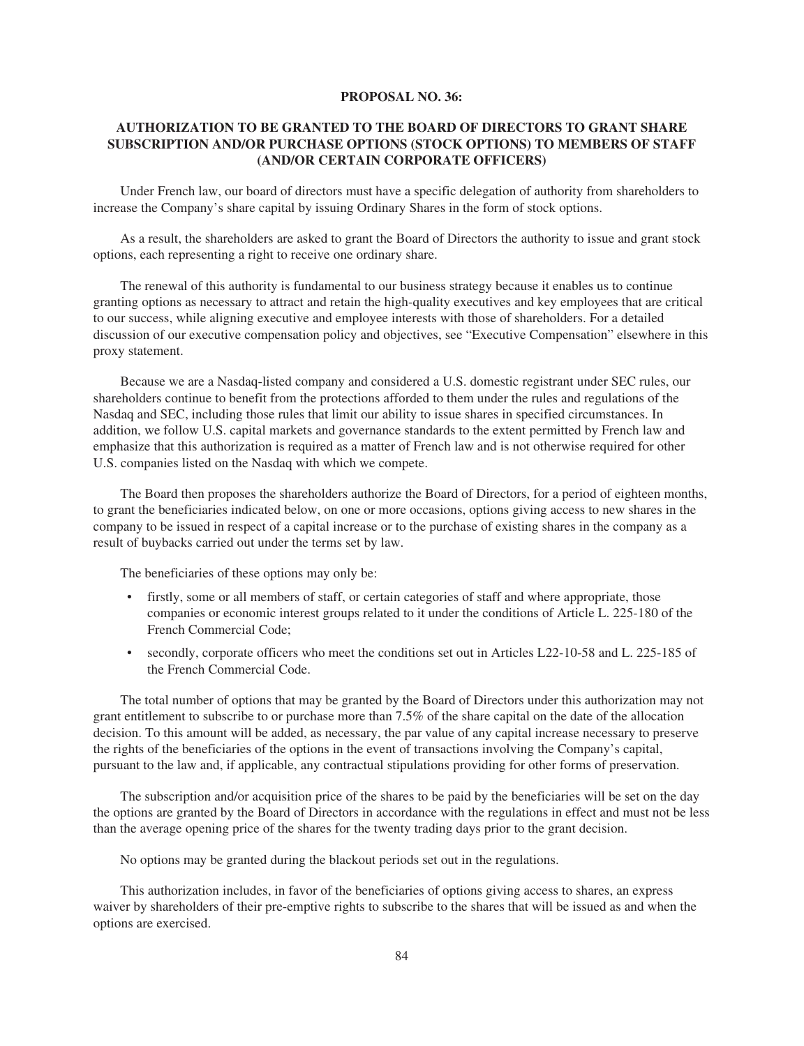## PROPOSAL NO. 36:

## AUTHORIZATION TO BE GRANTED TO THE BOARD OF DIRECTORS TO GRANT SHARE SUBSCRIPTION AND/OR PURCHASE OPTIONS (STOCK OPTIONS) TO MEMBERS OF STAFF (AND/OR CERTAIN CORPORATE OFFICERS)

Under French law, our board of directors must have a specific delegation of authority from shareholders to increase the Company's share capital by issuing Ordinary Shares in the form of stock options.

As a result, the shareholders are asked to grant the Board of Directors the authority to issue and grant stock options, each representing a right to receive one ordinary share.

The renewal of this authority is fundamental to our business strategy because it enables us to continue granting options as necessary to attract and retain the high-quality executives and key employees that are critical to our success, while aligning executive and employee interests with those of shareholders. For a detailed discussion of our executive compensation policy and objectives, see "Executive Compensation" elsewhere in this proxy statement.

Because we are a Nasdaq-listed company and considered a U.S. domestic registrant under SEC rules, our shareholders continue to benefit from the protections afforded to them under the rules and regulations of the Nasdaq and SEC, including those rules that limit our ability to issue shares in specified circumstances. In addition, we follow U.S. capital markets and governance standards to the extent permitted by French law and emphasize that this authorization is required as a matter of French law and is not otherwise required for other U.S. companies listed on the Nasdaq with which we compete.

The Board then proposes the shareholders authorize the Board of Directors, for a period of eighteen months, to grant the beneficiaries indicated below, on one or more occasions, options giving access to new shares in the company to be issued in respect of a capital increase or to the purchase of existing shares in the company as a result of buybacks carried out under the terms set by law.

The beneficiaries of these options may only be:

- firstly, some or all members of staff, or certain categories of staff and where appropriate, those companies or economic interest groups related to it under the conditions of Article L. 225-180 of the French Commercial Code;
- secondly, corporate officers who meet the conditions set out in Articles L22-10-58 and L. 225-185 of the French Commercial Code.

The total number of options that may be granted by the Board of Directors under this authorization may not grant entitlement to subscribe to or purchase more than 7.5% of the share capital on the date of the allocation decision. To this amount will be added, as necessary, the par value of any capital increase necessary to preserve the rights of the beneficiaries of the options in the event of transactions involving the Company's capital, pursuant to the law and, if applicable, any contractual stipulations providing for other forms of preservation.

The subscription and/or acquisition price of the shares to be paid by the beneficiaries will be set on the day the options are granted by the Board of Directors in accordance with the regulations in effect and must not be less than the average opening price of the shares for the twenty trading days prior to the grant decision.

No options may be granted during the blackout periods set out in the regulations.

This authorization includes, in favor of the beneficiaries of options giving access to shares, an express waiver by shareholders of their pre-emptive rights to subscribe to the shares that will be issued as and when the options are exercised.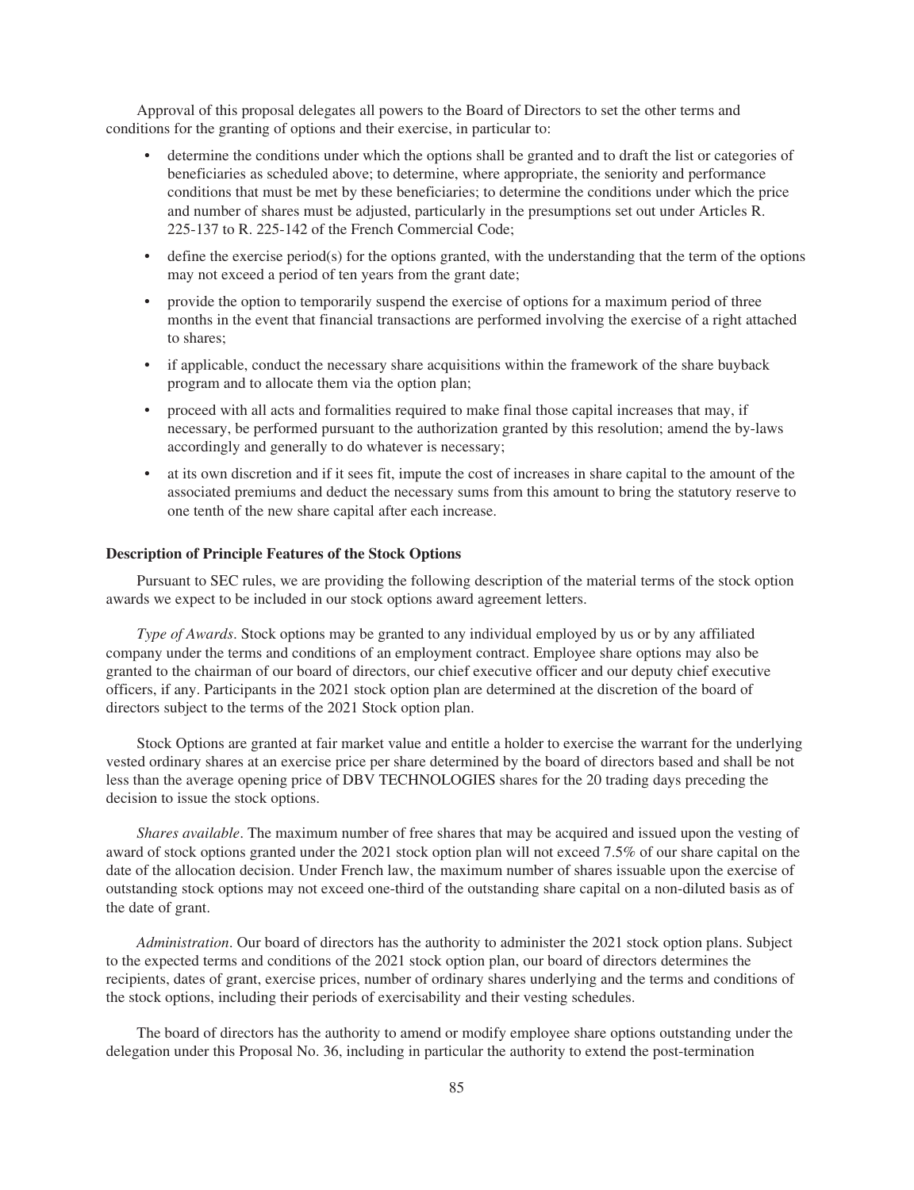Approval of this proposal delegates all powers to the Board of Directors to set the other terms and conditions for the granting of options and their exercise, in particular to:

- determine the conditions under which the options shall be granted and to draft the list or categories of beneficiaries as scheduled above; to determine, where appropriate, the seniority and performance conditions that must be met by these beneficiaries; to determine the conditions under which the price and number of shares must be adjusted, particularly in the presumptions set out under Articles R. 225-137 to R. 225-142 of the French Commercial Code;
- define the exercise period(s) for the options granted, with the understanding that the term of the options may not exceed a period of ten years from the grant date;
- provide the option to temporarily suspend the exercise of options for a maximum period of three months in the event that financial transactions are performed involving the exercise of a right attached to shares;
- if applicable, conduct the necessary share acquisitions within the framework of the share buyback program and to allocate them via the option plan;
- proceed with all acts and formalities required to make final those capital increases that may, if necessary, be performed pursuant to the authorization granted by this resolution; amend the by-laws accordingly and generally to do whatever is necessary;
- at its own discretion and if it sees fit, impute the cost of increases in share capital to the amount of the associated premiums and deduct the necessary sums from this amount to bring the statutory reserve to one tenth of the new share capital after each increase.

**Description of Principle Features of the Stock Options**

Pursuant to SEC rules, we are providing the following description of the material terms of the stock option awards we expect to be included in our stock options award agreement letters.

*Type of Awards*. Stock options may be granted to any individual employed by us or by any affiliated company under the terms and conditions of an employment contract. Employee share options may also be granted to the chairman of our board of directors, our chief executive officer and our deputy chief executive officers, if any. Participants in the 2021 stock option plan are determined at the discretion of the board of directors subject to the terms of the 2021 Stock option plan.

Stock Options are granted at fair market value and entitle a holder to exercise the warrant for the underlying vested ordinary shares at an exercise price per share determined by the board of directors based and shall be not less than the average opening price of DBV TECHNOLOGIES shares for the 20 trading days preceding the decision to issue the stock options.

*Shares available*. The maximum number of free shares that may be acquired and issued upon the vesting of award of stock options granted under the 2021 stock option plan will not exceed 7.5% of our share capital on the date of the allocation decision. Under French law, the maximum number of shares issuable upon the exercise of outstanding stock options may not exceed one-third of the outstanding share capital on a non-diluted basis as of the date of grant.

*Administration*. Our board of directors has the authority to administer the 2021 stock option plans. Subject to the expected terms and conditions of the 2021 stock option plan, our board of directors determines the recipients, dates of grant, exercise prices, number of ordinary shares underlying and the terms and conditions of the stock options, including their periods of exercisability and their vesting schedules.

The board of directors has the authority to amend or modify employee share options outstanding under the delegation under this Proposal No. 36, including in particular the authority to extend the post-termination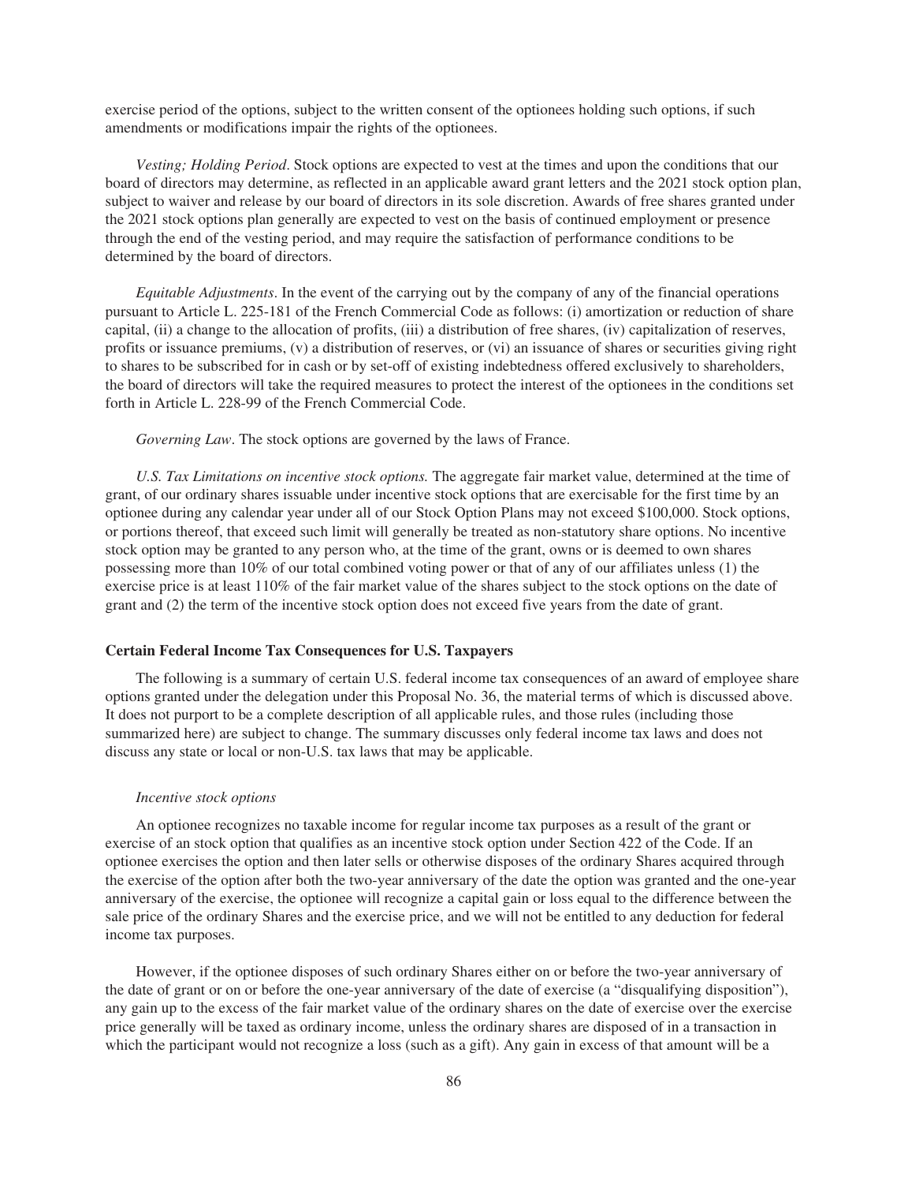exercise period of the options, subject to the written consent of the optionees holding such options, if such amendments or modifications impair the rights of the optionees.

*Vesting; Holding Period*. Stock options are expected to vest at the times and upon the conditions that our board of directors may determine, as reflected in an applicable award grant letters and the 2021 stock option plan, subject to waiver and release by our board of directors in its sole discretion. Awards of free shares granted under the 2021 stock options plan generally are expected to vest on the basis of continued employment or presence through the end of the vesting period, and may require the satisfaction of performance conditions to be determined by the board of directors.

*Equitable Adjustments*. In the event of the carrying out by the company of any of the financial operations pursuant to Article L. 225-181 of the French Commercial Code as follows: (i) amortization or reduction of share capital, (ii) a change to the allocation of profits, (iii) a distribution of free shares, (iv) capitalization of reserves, profits or issuance premiums, (v) a distribution of reserves, or (vi) an issuance of shares or securities giving right to shares to be subscribed for in cash or by set-off of existing indebtedness offered exclusively to shareholders, the board of directors will take the required measures to protect the interest of the optionees in the conditions set forth in Article L. 228-99 of the French Commercial Code.

*Governing Law*. The stock options are governed by the laws of France.

*U.S. Tax Limitations on incentive stock options.* The aggregate fair market value, determined at the time of grant, of our ordinary shares issuable under incentive stock options that are exercisable for the first time by an optionee during any calendar year under all of our Stock Option Plans may not exceed $100,000. Stock options, or portions thereof, that exceed such limit will generally be treated as non-statutory share options. No incentive stock option may be granted to any person who, at the time of the grant, owns or is deemed to own shares possessing more than 10% of our total combined voting power or that of any of our affiliates unless (1) the exercise price is at least 110% of the fair market value of the shares subject to the stock options on the date of grant and (2) the term of the incentive stock option does not exceed five years from the date of grant.

**Certain Federal Income Tax Consequences for U.S. Taxpayers**

The following is a summary of certain U.S. federal income tax consequences of an award of employee share options granted under the delegation under this Proposal No. 36, the material terms of which is discussed above. It does not purport to be a complete description of all applicable rules, and those rules (including those summarized here) are subject to change. The summary discusses only federal income tax laws and does not discuss any state or local or non-U.S. tax laws that may be applicable.

*Incentive stock options*

An optionee recognizes no taxable income for regular income tax purposes as a result of the grant or exercise of an stock option that qualifies as an incentive stock option under Section 422 of the Code. If an optionee exercises the option and then later sells or otherwise disposes of the ordinary Shares acquired through the exercise of the option after both the two-year anniversary of the date the option was granted and the one-year anniversary of the exercise, the optionee will recognize a capital gain or loss equal to the difference between the sale price of the ordinary Shares and the exercise price, and we will not be entitled to any deduction for federal income tax purposes.

However, if the optionee disposes of such ordinary Shares either on or before the two-year anniversary of the date of grant or on or before the one-year anniversary of the date of exercise (a "disqualifying disposition"), any gain up to the excess of the fair market value of the ordinary shares on the date of exercise over the exercise price generally will be taxed as ordinary income, unless the ordinary shares are disposed of in a transaction in which the participant would not recognize a loss (such as a gift). Any gain in excess of that amount will be a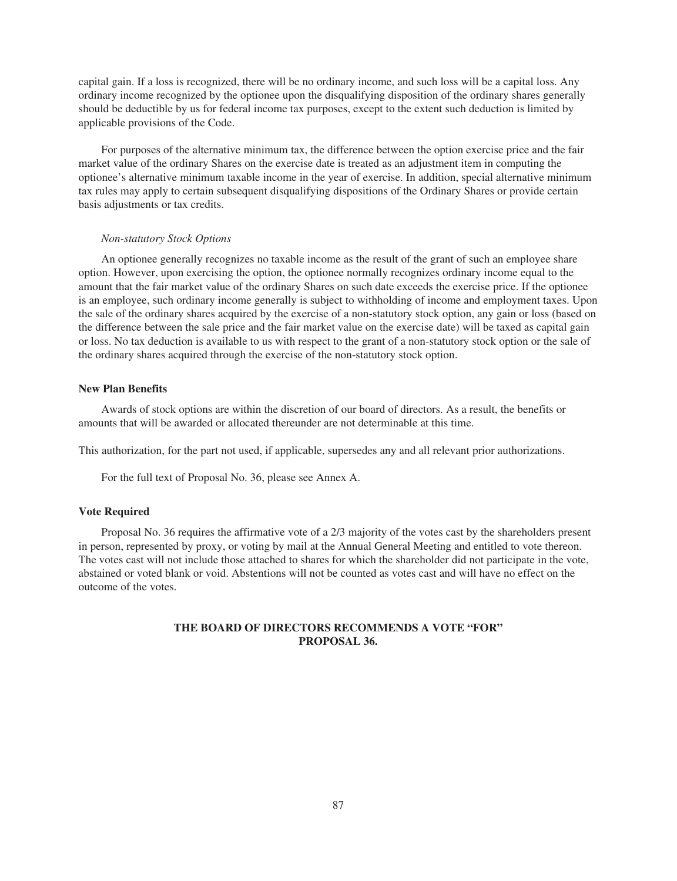capital gain. If a loss is recognized, there will be no ordinary income, and such loss will be a capital loss. Any ordinary income recognized by the optionee upon the disqualifying disposition of the ordinary shares generally should be deductible by us for federal income tax purposes, except to the extent such deduction is limited by applicable provisions of the Code.

For purposes of the alternative minimum tax, the difference between the option exercise price and the fair market value of the ordinary Shares on the exercise date is treated as an adjustment item in computing the optionee's alternative minimum taxable income in the year of exercise. In addition, special alternative minimum tax rules may apply to certain subsequent disqualifying dispositions of the Ordinary Shares or provide certain basis adjustments or tax credits.

*Non-statutory Stock Options*

An optionee generally recognizes no taxable income as the result of the grant of such an employee share option. However, upon exercising the option, the optionee normally recognizes ordinary income equal to the amount that the fair market value of the ordinary Shares on such date exceeds the exercise price. If the optionee is an employee, such ordinary income generally is subject to withholding of income and employment taxes. Upon the sale of the ordinary shares acquired by the exercise of a non-statutory stock option, any gain or loss (based on the difference between the sale price and the fair market value on the exercise date) will be taxed as capital gain or loss. No tax deduction is available to us with respect to the grant of a non-statutory stock option or the sale of the ordinary shares acquired through the exercise of the non-statutory stock option.

**New Plan Benefits**

Awards of stock options are within the discretion of our board of directors. As a result, the benefits or amounts that will be awarded or allocated thereunder are not determinable at this time.

This authorization, for the part not used, if applicable, supersedes any and all relevant prior authorizations.

For the full text of Proposal No. 36, please see Annex A.

**Vote Required**

Proposal No. 36 requires the affirmative vote of a 2/3 majority of the votes cast by the shareholders present in person, represented by proxy, or voting by mail at the Annual General Meeting and entitled to vote thereon. The votes cast will not include those attached to shares for which the shareholder did not participate in the vote, abstained or voted blank or void. Abstentions will not be counted as votes cast and will have no effect on the outcome of the votes.

**THE BOARD OF DIRECTORS RECOMMENDS A VOTE "FOR" PROPOSAL 36.**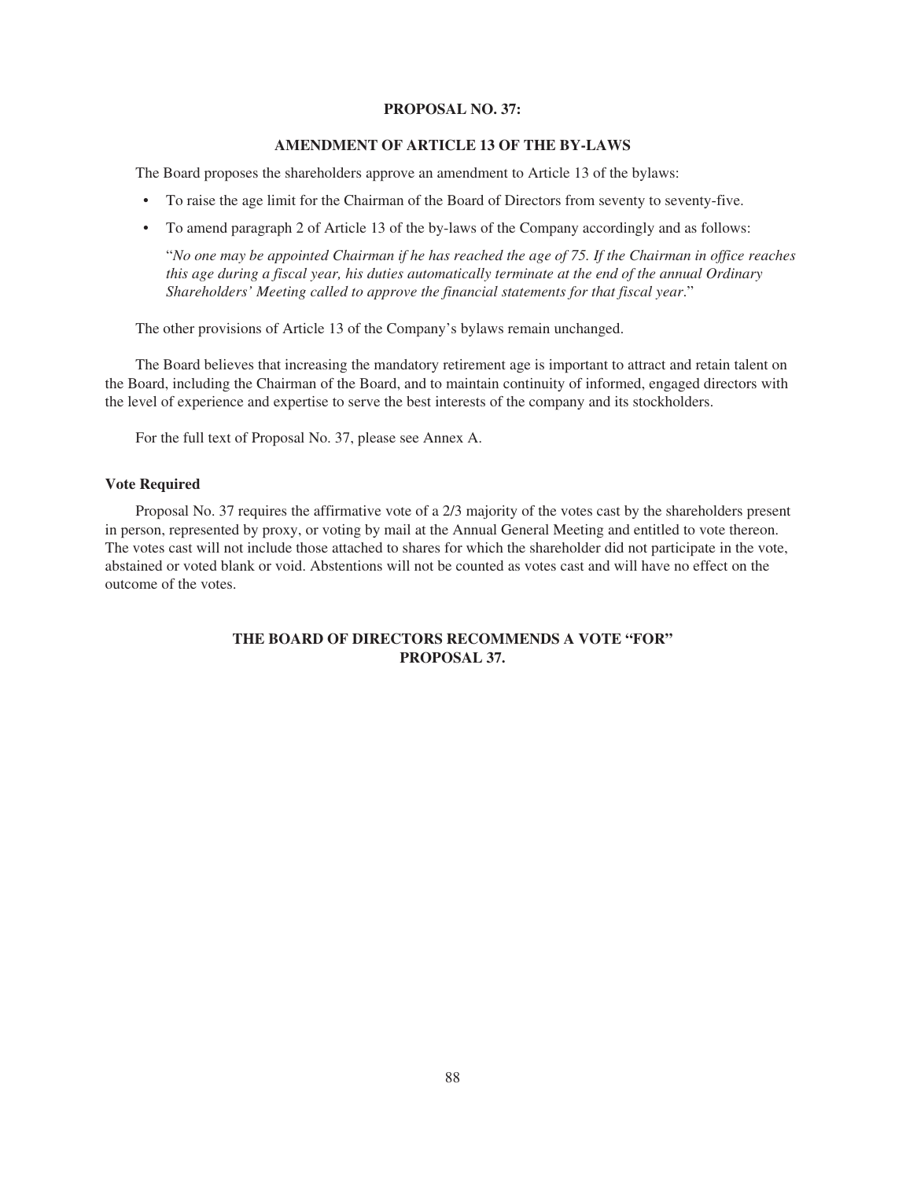## PROPOSAL NO. 37:

### AMENDMENT OF ARTICLE 13 OF THE BY-LAWS

The Board proposes the shareholders approve an amendment to Article 13 of the bylaws:

- To raise the age limit for the Chairman of the Board of Directors from seventy to seventy-five.
- To amend paragraph 2 of Article 13 of the by-laws of the Company accordingly and as follows:

  "*No one may be appointed Chairman if he has reached the age of 75. If the Chairman in office reaches this age during a fiscal year, his duties automatically terminate at the end of the annual Ordinary Shareholders' Meeting called to approve the financial statements for that fiscal year.*"

The other provisions of Article 13 of the Company's bylaws remain unchanged.

The Board believes that increasing the mandatory retirement age is important to attract and retain talent on the Board, including the Chairman of the Board, and to maintain continuity of informed, engaged directors with the level of experience and expertise to serve the best interests of the company and its stockholders.

For the full text of Proposal No. 37, please see Annex A.

**Vote Required**

Proposal No. 37 requires the affirmative vote of a 2/3 majority of the votes cast by the shareholders present in person, represented by proxy, or voting by mail at the Annual General Meeting and entitled to vote thereon. The votes cast will not include those attached to shares for which the shareholder did not participate in the vote, abstained or voted blank or void. Abstentions will not be counted as votes cast and will have no effect on the outcome of the votes.

**THE BOARD OF DIRECTORS RECOMMENDS A VOTE "FOR" PROPOSAL 37.**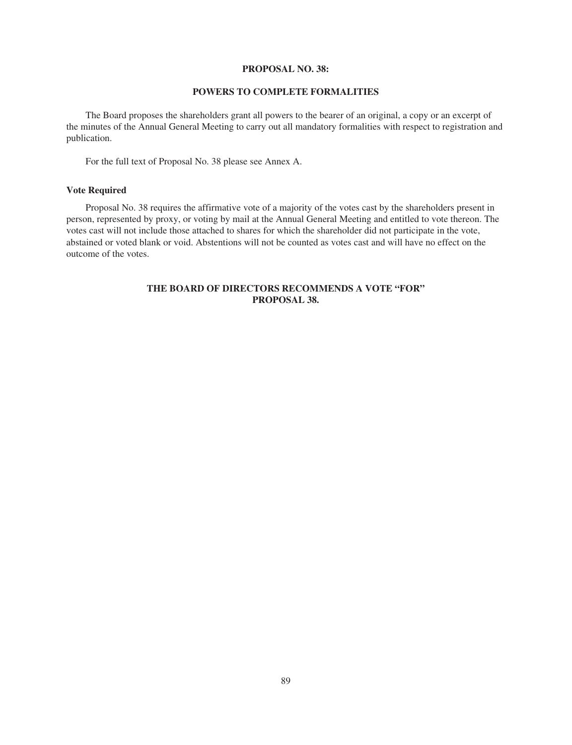## PROPOSAL NO. 38:

## POWERS TO COMPLETE FORMALITIES

The Board proposes the shareholders grant all powers to the bearer of an original, a copy or an excerpt of the minutes of the Annual General Meeting to carry out all mandatory formalities with respect to registration and publication.

For the full text of Proposal No. 38 please see Annex A.

**Vote Required**

Proposal No. 38 requires the affirmative vote of a majority of the votes cast by the shareholders present in person, represented by proxy, or voting by mail at the Annual General Meeting and entitled to vote thereon. The votes cast will not include those attached to shares for which the shareholder did not participate in the vote, abstained or voted blank or void. Abstentions will not be counted as votes cast and will have no effect on the outcome of the votes.

**THE BOARD OF DIRECTORS RECOMMENDS A VOTE "FOR" PROPOSAL 38.**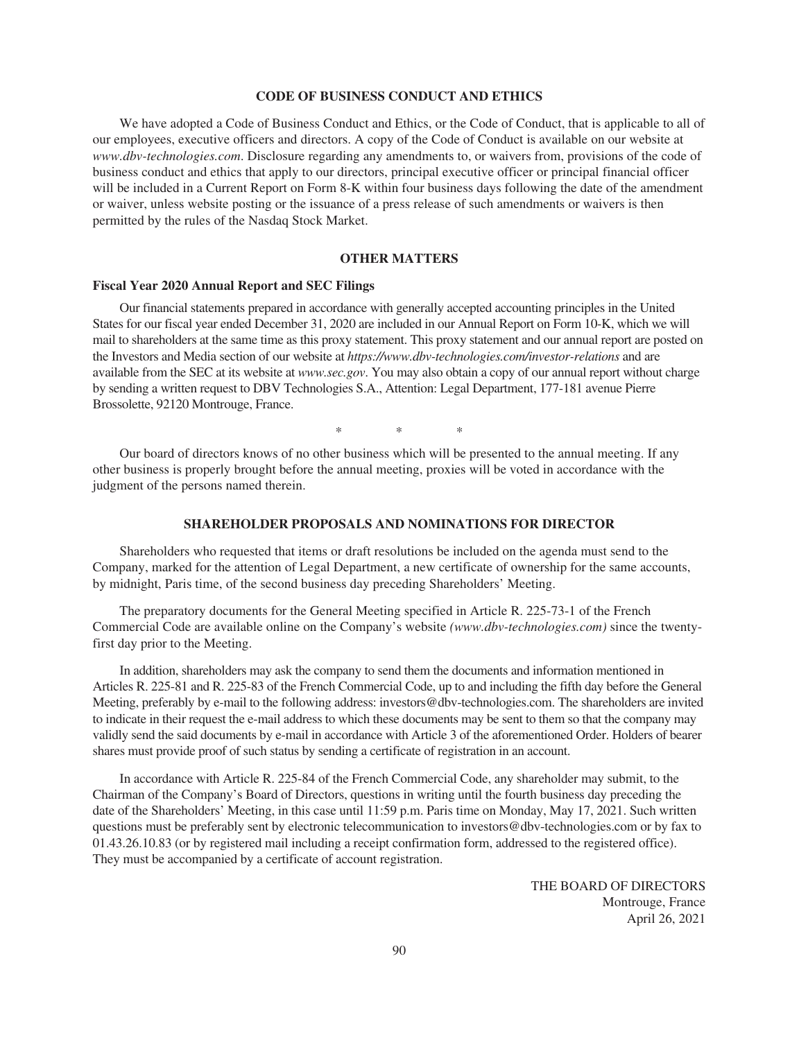## CODE OF BUSINESS CONDUCT AND ETHICS

We have adopted a Code of Business Conduct and Ethics, or the Code of Conduct, that is applicable to all of our employees, executive officers and directors. A copy of the Code of Conduct is available on our website at *www.dbv-technologies.com*. Disclosure regarding any amendments to, or waivers from, provisions of the code of business conduct and ethics that apply to our directors, principal executive officer or principal financial officer will be included in a Current Report on Form 8-K within four business days following the date of the amendment or waiver, unless website posting or the issuance of a press release of such amendments or waivers is then permitted by the rules of the Nasdaq Stock Market.

## OTHER MATTERS

### Fiscal Year 2020 Annual Report and SEC Filings

Our financial statements prepared in accordance with generally accepted accounting principles in the United States for our fiscal year ended December 31, 2020 are included in our Annual Report on Form 10-K, which we will mail to shareholders at the same time as this proxy statement. This proxy statement and our annual report are posted on the Investors and Media section of our website at *https://www.dbv-technologies.com/investor-relations* and are available from the SEC at its website at *www.sec.gov*. You may also obtain a copy of our annual report without charge by sending a written request to DBV Technologies S.A., Attention: Legal Department, 177-181 avenue Pierre Brossolette, 92120 Montrouge, France.

\* \* \*

Our board of directors knows of no other business which will be presented to the annual meeting. If any other business is properly brought before the annual meeting, proxies will be voted in accordance with the judgment of the persons named therein.

## SHAREHOLDER PROPOSALS AND NOMINATIONS FOR DIRECTOR

Shareholders who requested that items or draft resolutions be included on the agenda must send to the Company, marked for the attention of Legal Department, a new certificate of ownership for the same accounts, by midnight, Paris time, of the second business day preceding Shareholders' Meeting.

The preparatory documents for the General Meeting specified in Article R. 225-73-1 of the French Commercial Code are available online on the Company's website *(www.dbv-technologies.com)* since the twenty-first day prior to the Meeting.

In addition, shareholders may ask the company to send them the documents and information mentioned in Articles R. 225-81 and R. 225-83 of the French Commercial Code, up to and including the fifth day before the General Meeting, preferably by e-mail to the following address: investors@dbv-technologies.com. The shareholders are invited to indicate in their request the e-mail address to which these documents may be sent to them so that the company may validly send the said documents by e-mail in accordance with Article 3 of the aforementioned Order. Holders of bearer shares must provide proof of such status by sending a certificate of registration in an account.

In accordance with Article R. 225-84 of the French Commercial Code, any shareholder may submit, to the Chairman of the Company's Board of Directors, questions in writing until the fourth business day preceding the date of the Shareholders' Meeting, in this case until 11:59 p.m. Paris time on Monday, May 17, 2021. Such written questions must be preferably sent by electronic telecommunication to investors@dbv-technologies.com or by fax to 01.43.26.10.83 (or by registered mail including a receipt confirmation form, addressed to the registered office). They must be accompanied by a certificate of account registration.

THE BOARD OF DIRECTORS
Montrouge, France
April 26, 2021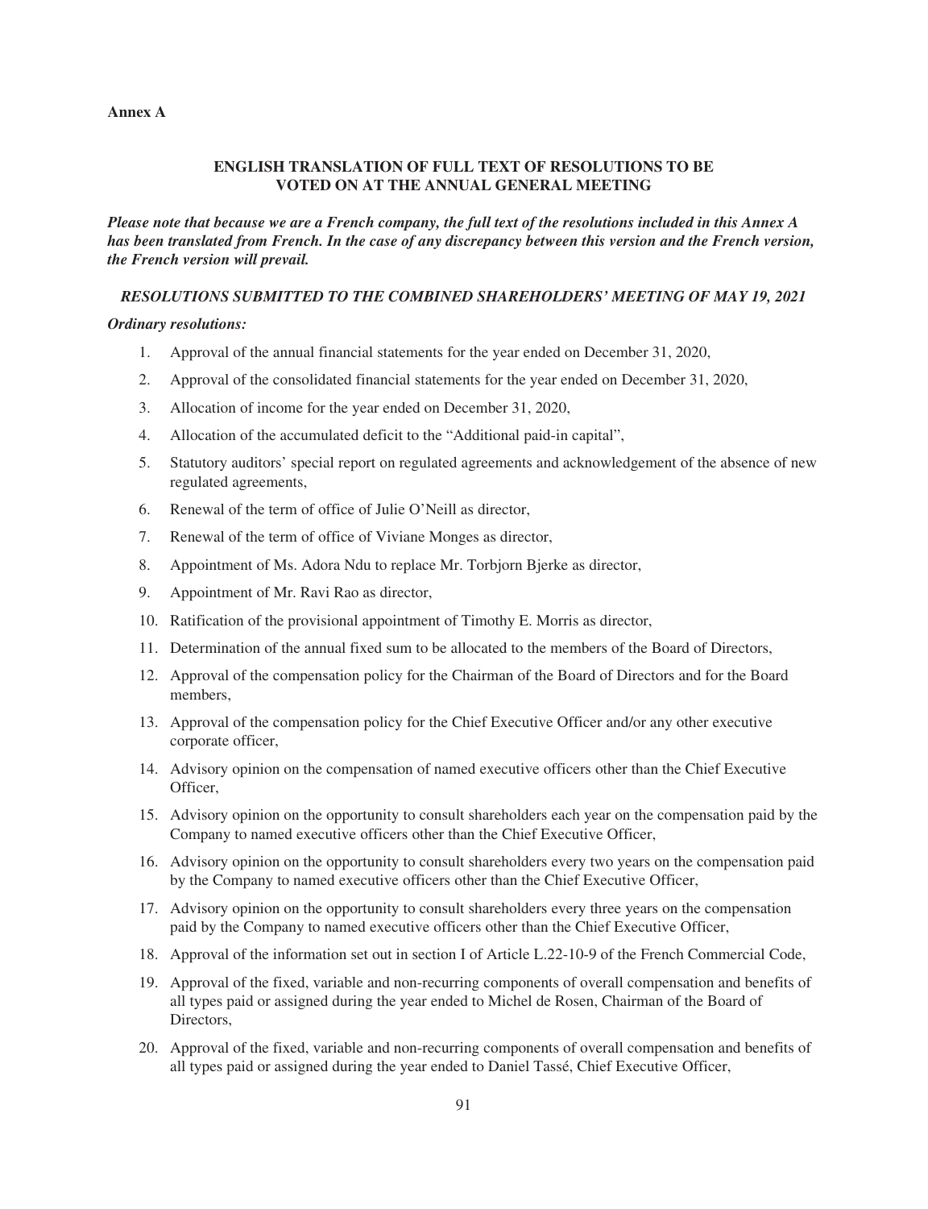**Annex A**

**ENGLISH TRANSLATION OF FULL TEXT OF RESOLUTIONS TO BE VOTED ON AT THE ANNUAL GENERAL MEETING**

***Please note that because we are a French company, the full text of the resolutions included in this Annex A has been translated from French. In the case of any discrepancy between this version and the French version, the French version will prevail.***

***RESOLUTIONS SUBMITTED TO THE COMBINED SHAREHOLDERS' MEETING OF MAY 19, 2021***

***Ordinary resolutions:***

1. Approval of the annual financial statements for the year ended on December 31, 2020,
2. Approval of the consolidated financial statements for the year ended on December 31, 2020,
3. Allocation of income for the year ended on December 31, 2020,
4. Allocation of the accumulated deficit to the "Additional paid-in capital",
5. Statutory auditors' special report on regulated agreements and acknowledgement of the absence of new regulated agreements,
6. Renewal of the term of office of Julie O'Neill as director,
7. Renewal of the term of office of Viviane Monges as director,
8. Appointment of Ms. Adora Ndu to replace Mr. Torbjorn Bjerke as director,
9. Appointment of Mr. Ravi Rao as director,
10. Ratification of the provisional appointment of Timothy E. Morris as director,
11. Determination of the annual fixed sum to be allocated to the members of the Board of Directors,
12. Approval of the compensation policy for the Chairman of the Board of Directors and for the Board members,
13. Approval of the compensation policy for the Chief Executive Officer and/or any other executive corporate officer,
14. Advisory opinion on the compensation of named executive officers other than the Chief Executive Officer,
15. Advisory opinion on the opportunity to consult shareholders each year on the compensation paid by the Company to named executive officers other than the Chief Executive Officer,
16. Advisory opinion on the opportunity to consult shareholders every two years on the compensation paid by the Company to named executive officers other than the Chief Executive Officer,
17. Advisory opinion on the opportunity to consult shareholders every three years on the compensation paid by the Company to named executive officers other than the Chief Executive Officer,
18. Approval of the information set out in section I of Article L.22-10-9 of the French Commercial Code,
19. Approval of the fixed, variable and non-recurring components of overall compensation and benefits of all types paid or assigned during the year ended to Michel de Rosen, Chairman of the Board of Directors,
20. Approval of the fixed, variable and non-recurring components of overall compensation and benefits of all types paid or assigned during the year ended to Daniel Tassé, Chief Executive Officer,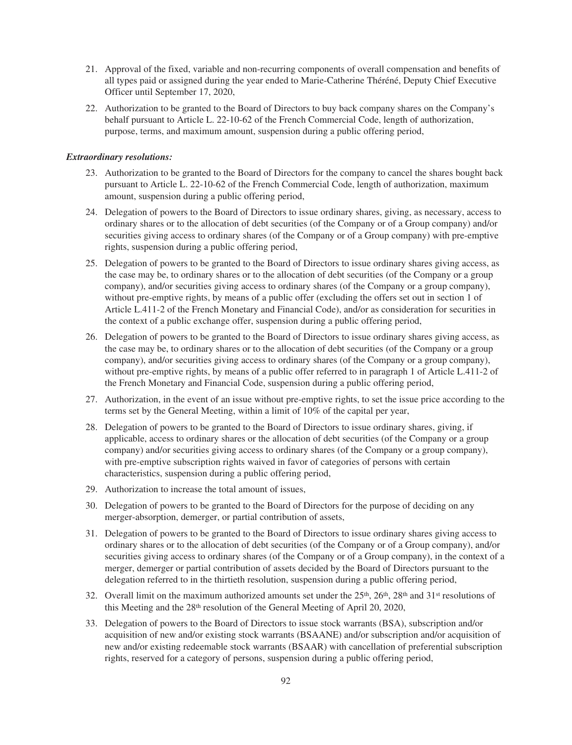21. Approval of the fixed, variable and non-recurring components of overall compensation and benefits of all types paid or assigned during the year ended to Marie-Catherine Théréné, Deputy Chief Executive Officer until September 17, 2020,

22. Authorization to be granted to the Board of Directors to buy back company shares on the Company's behalf pursuant to Article L. 22-10-62 of the French Commercial Code, length of authorization, purpose, terms, and maximum amount, suspension during a public offering period,

***Extraordinary resolutions:***

23. Authorization to be granted to the Board of Directors for the company to cancel the shares bought back pursuant to Article L. 22-10-62 of the French Commercial Code, length of authorization, maximum amount, suspension during a public offering period,

24. Delegation of powers to the Board of Directors to issue ordinary shares, giving, as necessary, access to ordinary shares or to the allocation of debt securities (of the Company or of a Group company) and/or securities giving access to ordinary shares (of the Company or of a Group company) with pre-emptive rights, suspension during a public offering period,

25. Delegation of powers to be granted to the Board of Directors to issue ordinary shares giving access, as the case may be, to ordinary shares or to the allocation of debt securities (of the Company or a group company), and/or securities giving access to ordinary shares (of the Company or a group company), without pre-emptive rights, by means of a public offer (excluding the offers set out in section 1 of Article L.411-2 of the French Monetary and Financial Code), and/or as consideration for securities in the context of a public exchange offer, suspension during a public offering period,

26. Delegation of powers to be granted to the Board of Directors to issue ordinary shares giving access, as the case may be, to ordinary shares or to the allocation of debt securities (of the Company or a group company), and/or securities giving access to ordinary shares (of the Company or a group company), without pre-emptive rights, by means of a public offer referred to in paragraph 1 of Article L.411-2 of the French Monetary and Financial Code, suspension during a public offering period,

27. Authorization, in the event of an issue without pre-emptive rights, to set the issue price according to the terms set by the General Meeting, within a limit of 10% of the capital per year,

28. Delegation of powers to be granted to the Board of Directors to issue ordinary shares, giving, if applicable, access to ordinary shares or the allocation of debt securities (of the Company or a group company) and/or securities giving access to ordinary shares (of the Company or a group company), with pre-emptive subscription rights waived in favor of categories of persons with certain characteristics, suspension during a public offering period,

29. Authorization to increase the total amount of issues,

30. Delegation of powers to be granted to the Board of Directors for the purpose of deciding on any merger-absorption, demerger, or partial contribution of assets,

31. Delegation of powers to be granted to the Board of Directors to issue ordinary shares giving access to ordinary shares or to the allocation of debt securities (of the Company or of a Group company), and/or securities giving access to ordinary shares (of the Company or of a Group company), in the context of a merger, demerger or partial contribution of assets decided by the Board of Directors pursuant to the delegation referred to in the thirtieth resolution, suspension during a public offering period,

32. Overall limit on the maximum authorized amounts set under the 25th, 26th, 28th and 31st resolutions of this Meeting and the 28th resolution of the General Meeting of April 20, 2020,

33. Delegation of powers to the Board of Directors to issue stock warrants (BSA), subscription and/or acquisition of new and/or existing stock warrants (BSAANE) and/or subscription and/or acquisition of new and/or existing redeemable stock warrants (BSAAR) with cancellation of preferential subscription rights, reserved for a category of persons, suspension during a public offering period,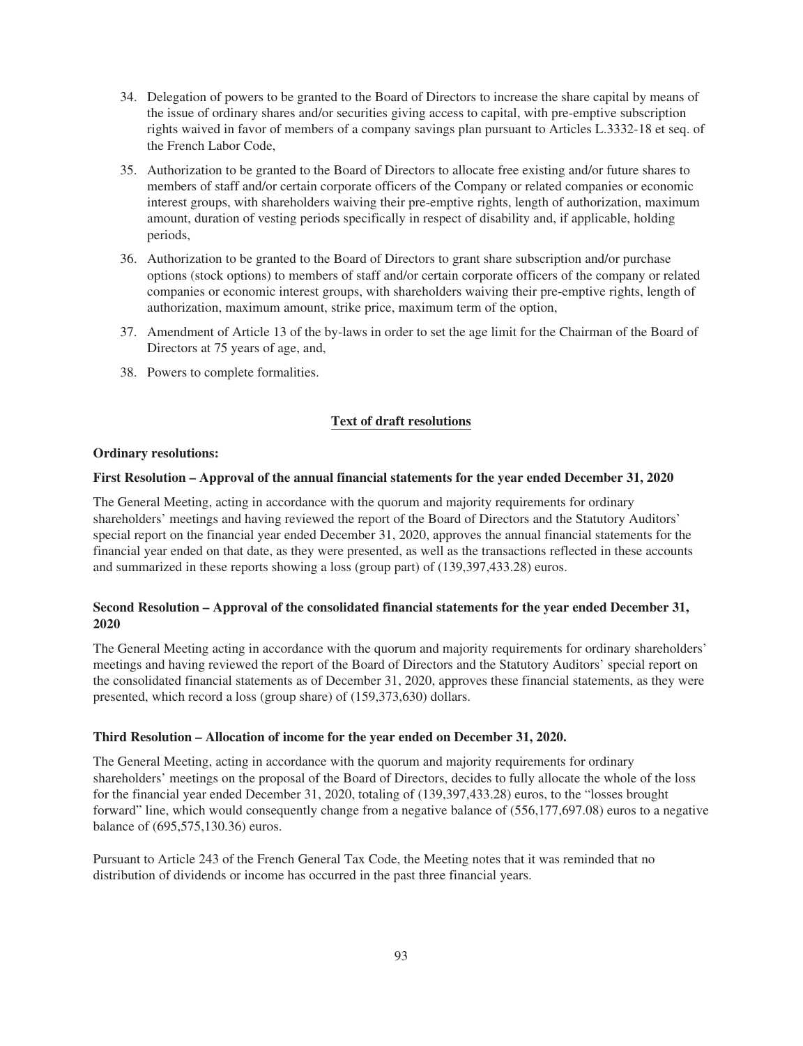34. Delegation of powers to be granted to the Board of Directors to increase the share capital by means of the issue of ordinary shares and/or securities giving access to capital, with pre-emptive subscription rights waived in favor of members of a company savings plan pursuant to Articles L.3332-18 et seq. of the French Labor Code,

35. Authorization to be granted to the Board of Directors to allocate free existing and/or future shares to members of staff and/or certain corporate officers of the Company or related companies or economic interest groups, with shareholders waiving their pre-emptive rights, length of authorization, maximum amount, duration of vesting periods specifically in respect of disability and, if applicable, holding periods,

36. Authorization to be granted to the Board of Directors to grant share subscription and/or purchase options (stock options) to members of staff and/or certain corporate officers of the company or related companies or economic interest groups, with shareholders waiving their pre-emptive rights, length of authorization, maximum amount, strike price, maximum term of the option,

37. Amendment of Article 13 of the by-laws in order to set the age limit for the Chairman of the Board of Directors at 75 years of age, and,

38. Powers to complete formalities.

## Text of draft resolutions

**Ordinary resolutions:**

**First Resolution – Approval of the annual financial statements for the year ended December 31, 2020**

The General Meeting, acting in accordance with the quorum and majority requirements for ordinary shareholders' meetings and having reviewed the report of the Board of Directors and the Statutory Auditors' special report on the financial year ended December 31, 2020, approves the annual financial statements for the financial year ended on that date, as they were presented, as well as the transactions reflected in these accounts and summarized in these reports showing a loss (group part) of (139,397,433.28) euros.

**Second Resolution – Approval of the consolidated financial statements for the year ended December 31, 2020**

The General Meeting acting in accordance with the quorum and majority requirements for ordinary shareholders' meetings and having reviewed the report of the Board of Directors and the Statutory Auditors' special report on the consolidated financial statements as of December 31, 2020, approves these financial statements, as they were presented, which record a loss (group share) of (159,373,630) dollars.

**Third Resolution – Allocation of income for the year ended on December 31, 2020.**

The General Meeting, acting in accordance with the quorum and majority requirements for ordinary shareholders' meetings on the proposal of the Board of Directors, decides to fully allocate the whole of the loss for the financial year ended December 31, 2020, totaling of (139,397,433.28) euros, to the "losses brought forward" line, which would consequently change from a negative balance of (556,177,697.08) euros to a negative balance of (695,575,130.36) euros.

Pursuant to Article 243 of the French General Tax Code, the Meeting notes that it was reminded that no distribution of dividends or income has occurred in the past three financial years.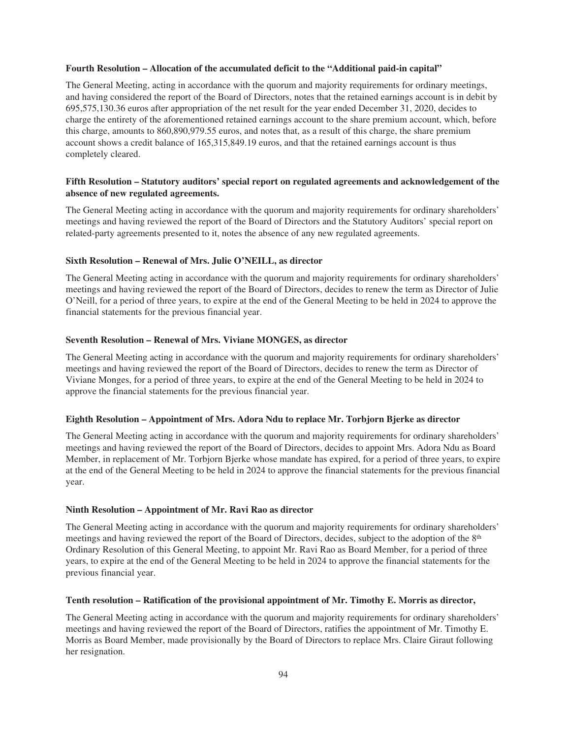**Fourth Resolution – Allocation of the accumulated deficit to the "Additional paid-in capital"**

The General Meeting, acting in accordance with the quorum and majority requirements for ordinary meetings, and having considered the report of the Board of Directors, notes that the retained earnings account is in debit by 695,575,130.36 euros after appropriation of the net result for the year ended December 31, 2020, decides to charge the entirety of the aforementioned retained earnings account to the share premium account, which, before this charge, amounts to 860,890,979.55 euros, and notes that, as a result of this charge, the share premium account shows a credit balance of 165,315,849.19 euros, and that the retained earnings account is thus completely cleared.

**Fifth Resolution – Statutory auditors' special report on regulated agreements and acknowledgement of the absence of new regulated agreements.**

The General Meeting acting in accordance with the quorum and majority requirements for ordinary shareholders' meetings and having reviewed the report of the Board of Directors and the Statutory Auditors' special report on related-party agreements presented to it, notes the absence of any new regulated agreements.

**Sixth Resolution – Renewal of Mrs. Julie O'NEILL, as director**

The General Meeting acting in accordance with the quorum and majority requirements for ordinary shareholders' meetings and having reviewed the report of the Board of Directors, decides to renew the term as Director of Julie O'Neill, for a period of three years, to expire at the end of the General Meeting to be held in 2024 to approve the financial statements for the previous financial year.

**Seventh Resolution – Renewal of Mrs. Viviane MONGES, as director**

The General Meeting acting in accordance with the quorum and majority requirements for ordinary shareholders' meetings and having reviewed the report of the Board of Directors, decides to renew the term as Director of Viviane Monges, for a period of three years, to expire at the end of the General Meeting to be held in 2024 to approve the financial statements for the previous financial year.

**Eighth Resolution – Appointment of Mrs. Adora Ndu to replace Mr. Torbjorn Bjerke as director**

The General Meeting acting in accordance with the quorum and majority requirements for ordinary shareholders' meetings and having reviewed the report of the Board of Directors, decides to appoint Mrs. Adora Ndu as Board Member, in replacement of Mr. Torbjorn Bjerke whose mandate has expired, for a period of three years, to expire at the end of the General Meeting to be held in 2024 to approve the financial statements for the previous financial year.

**Ninth Resolution – Appointment of Mr. Ravi Rao as director**

The General Meeting acting in accordance with the quorum and majority requirements for ordinary shareholders' meetings and having reviewed the report of the Board of Directors, decides, subject to the adoption of the 8th Ordinary Resolution of this General Meeting, to appoint Mr. Ravi Rao as Board Member, for a period of three years, to expire at the end of the General Meeting to be held in 2024 to approve the financial statements for the previous financial year.

**Tenth resolution – Ratification of the provisional appointment of Mr. Timothy E. Morris as director,**

The General Meeting acting in accordance with the quorum and majority requirements for ordinary shareholders' meetings and having reviewed the report of the Board of Directors, ratifies the appointment of Mr. Timothy E. Morris as Board Member, made provisionally by the Board of Directors to replace Mrs. Claire Giraut following her resignation.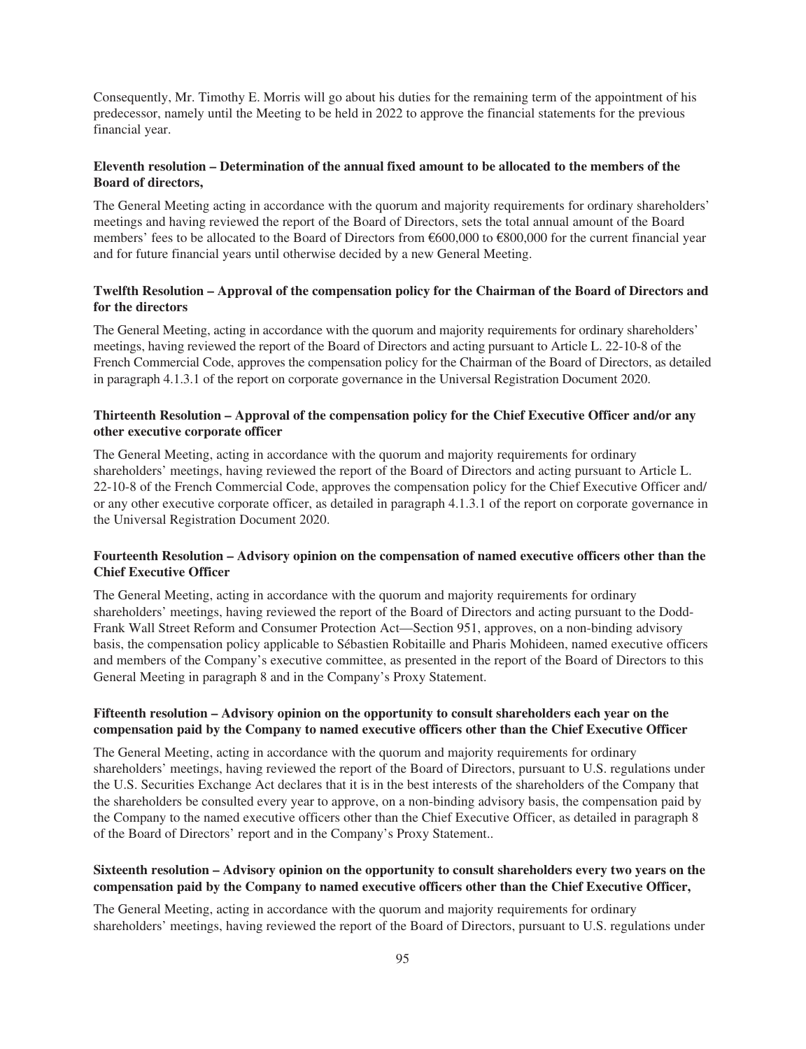Consequently, Mr. Timothy E. Morris will go about his duties for the remaining term of the appointment of his predecessor, namely until the Meeting to be held in 2022 to approve the financial statements for the previous financial year.

**Eleventh resolution – Determination of the annual fixed amount to be allocated to the members of the Board of directors,**

The General Meeting acting in accordance with the quorum and majority requirements for ordinary shareholders' meetings and having reviewed the report of the Board of Directors, sets the total annual amount of the Board members' fees to be allocated to the Board of Directors from €600,000 to €800,000 for the current financial year and for future financial years until otherwise decided by a new General Meeting.

**Twelfth Resolution – Approval of the compensation policy for the Chairman of the Board of Directors and for the directors**

The General Meeting, acting in accordance with the quorum and majority requirements for ordinary shareholders' meetings, having reviewed the report of the Board of Directors and acting pursuant to Article L. 22-10-8 of the French Commercial Code, approves the compensation policy for the Chairman of the Board of Directors, as detailed in paragraph 4.1.3.1 of the report on corporate governance in the Universal Registration Document 2020.

**Thirteenth Resolution – Approval of the compensation policy for the Chief Executive Officer and/or any other executive corporate officer**

The General Meeting, acting in accordance with the quorum and majority requirements for ordinary shareholders' meetings, having reviewed the report of the Board of Directors and acting pursuant to Article L. 22-10-8 of the French Commercial Code, approves the compensation policy for the Chief Executive Officer and/or any other executive corporate officer, as detailed in paragraph 4.1.3.1 of the report on corporate governance in the Universal Registration Document 2020.

**Fourteenth Resolution – Advisory opinion on the compensation of named executive officers other than the Chief Executive Officer**

The General Meeting, acting in accordance with the quorum and majority requirements for ordinary shareholders' meetings, having reviewed the report of the Board of Directors and acting pursuant to the Dodd-Frank Wall Street Reform and Consumer Protection Act—Section 951, approves, on a non-binding advisory basis, the compensation policy applicable to Sébastien Robitaille and Pharis Mohideen, named executive officers and members of the Company's executive committee, as presented in the report of the Board of Directors to this General Meeting in paragraph 8 and in the Company's Proxy Statement.

**Fifteenth resolution – Advisory opinion on the opportunity to consult shareholders each year on the compensation paid by the Company to named executive officers other than the Chief Executive Officer**

The General Meeting, acting in accordance with the quorum and majority requirements for ordinary shareholders' meetings, having reviewed the report of the Board of Directors, pursuant to U.S. regulations under the U.S. Securities Exchange Act declares that it is in the best interests of the shareholders of the Company that the shareholders be consulted every year to approve, on a non-binding advisory basis, the compensation paid by the Company to the named executive officers other than the Chief Executive Officer, as detailed in paragraph 8 of the Board of Directors' report and in the Company's Proxy Statement..

**Sixteenth resolution – Advisory opinion on the opportunity to consult shareholders every two years on the compensation paid by the Company to named executive officers other than the Chief Executive Officer,**

The General Meeting, acting in accordance with the quorum and majority requirements for ordinary shareholders' meetings, having reviewed the report of the Board of Directors, pursuant to U.S. regulations under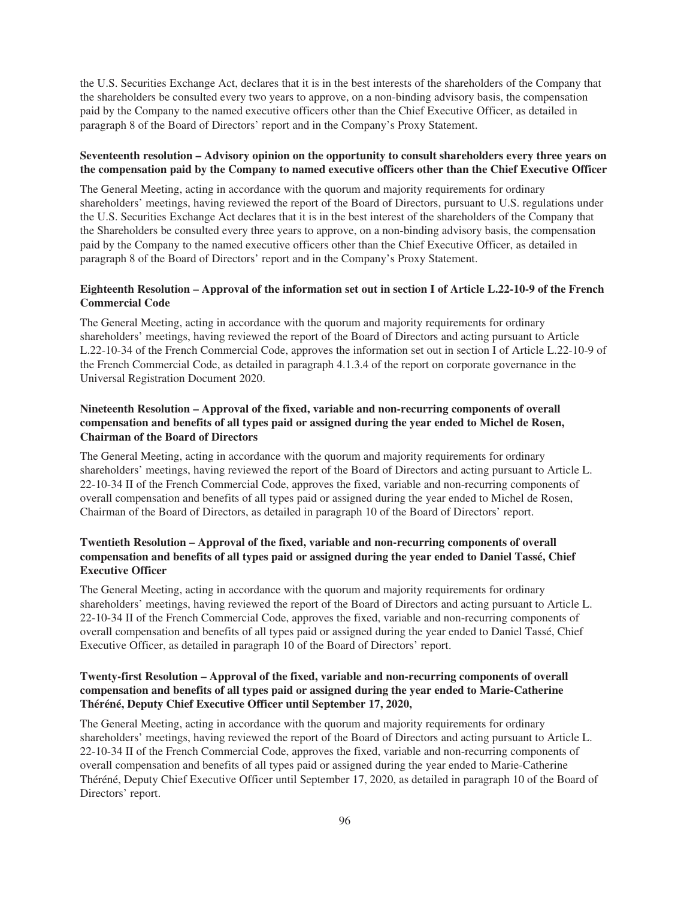the U.S. Securities Exchange Act, declares that it is in the best interests of the shareholders of the Company that the shareholders be consulted every two years to approve, on a non-binding advisory basis, the compensation paid by the Company to the named executive officers other than the Chief Executive Officer, as detailed in paragraph 8 of the Board of Directors' report and in the Company's Proxy Statement.

**Seventeenth resolution – Advisory opinion on the opportunity to consult shareholders every three years on the compensation paid by the Company to named executive officers other than the Chief Executive Officer**

The General Meeting, acting in accordance with the quorum and majority requirements for ordinary shareholders' meetings, having reviewed the report of the Board of Directors, pursuant to U.S. regulations under the U.S. Securities Exchange Act declares that it is in the best interest of the shareholders of the Company that the Shareholders be consulted every three years to approve, on a non-binding advisory basis, the compensation paid by the Company to the named executive officers other than the Chief Executive Officer, as detailed in paragraph 8 of the Board of Directors' report and in the Company's Proxy Statement.

**Eighteenth Resolution – Approval of the information set out in section I of Article L.22-10-9 of the French Commercial Code**

The General Meeting, acting in accordance with the quorum and majority requirements for ordinary shareholders' meetings, having reviewed the report of the Board of Directors and acting pursuant to Article L.22-10-34 of the French Commercial Code, approves the information set out in section I of Article L.22-10-9 of the French Commercial Code, as detailed in paragraph 4.1.3.4 of the report on corporate governance in the Universal Registration Document 2020.

**Nineteenth Resolution – Approval of the fixed, variable and non-recurring components of overall compensation and benefits of all types paid or assigned during the year ended to Michel de Rosen, Chairman of the Board of Directors**

The General Meeting, acting in accordance with the quorum and majority requirements for ordinary shareholders' meetings, having reviewed the report of the Board of Directors and acting pursuant to Article L. 22-10-34 II of the French Commercial Code, approves the fixed, variable and non-recurring components of overall compensation and benefits of all types paid or assigned during the year ended to Michel de Rosen, Chairman of the Board of Directors, as detailed in paragraph 10 of the Board of Directors' report.

**Twentieth Resolution – Approval of the fixed, variable and non-recurring components of overall compensation and benefits of all types paid or assigned during the year ended to Daniel Tassé, Chief Executive Officer**

The General Meeting, acting in accordance with the quorum and majority requirements for ordinary shareholders' meetings, having reviewed the report of the Board of Directors and acting pursuant to Article L. 22-10-34 II of the French Commercial Code, approves the fixed, variable and non-recurring components of overall compensation and benefits of all types paid or assigned during the year ended to Daniel Tassé, Chief Executive Officer, as detailed in paragraph 10 of the Board of Directors' report.

**Twenty-first Resolution – Approval of the fixed, variable and non-recurring components of overall compensation and benefits of all types paid or assigned during the year ended to Marie-Catherine Théréné, Deputy Chief Executive Officer until September 17, 2020,**

The General Meeting, acting in accordance with the quorum and majority requirements for ordinary shareholders' meetings, having reviewed the report of the Board of Directors and acting pursuant to Article L. 22-10-34 II of the French Commercial Code, approves the fixed, variable and non-recurring components of overall compensation and benefits of all types paid or assigned during the year ended to Marie-Catherine Théréné, Deputy Chief Executive Officer until September 17, 2020, as detailed in paragraph 10 of the Board of Directors' report.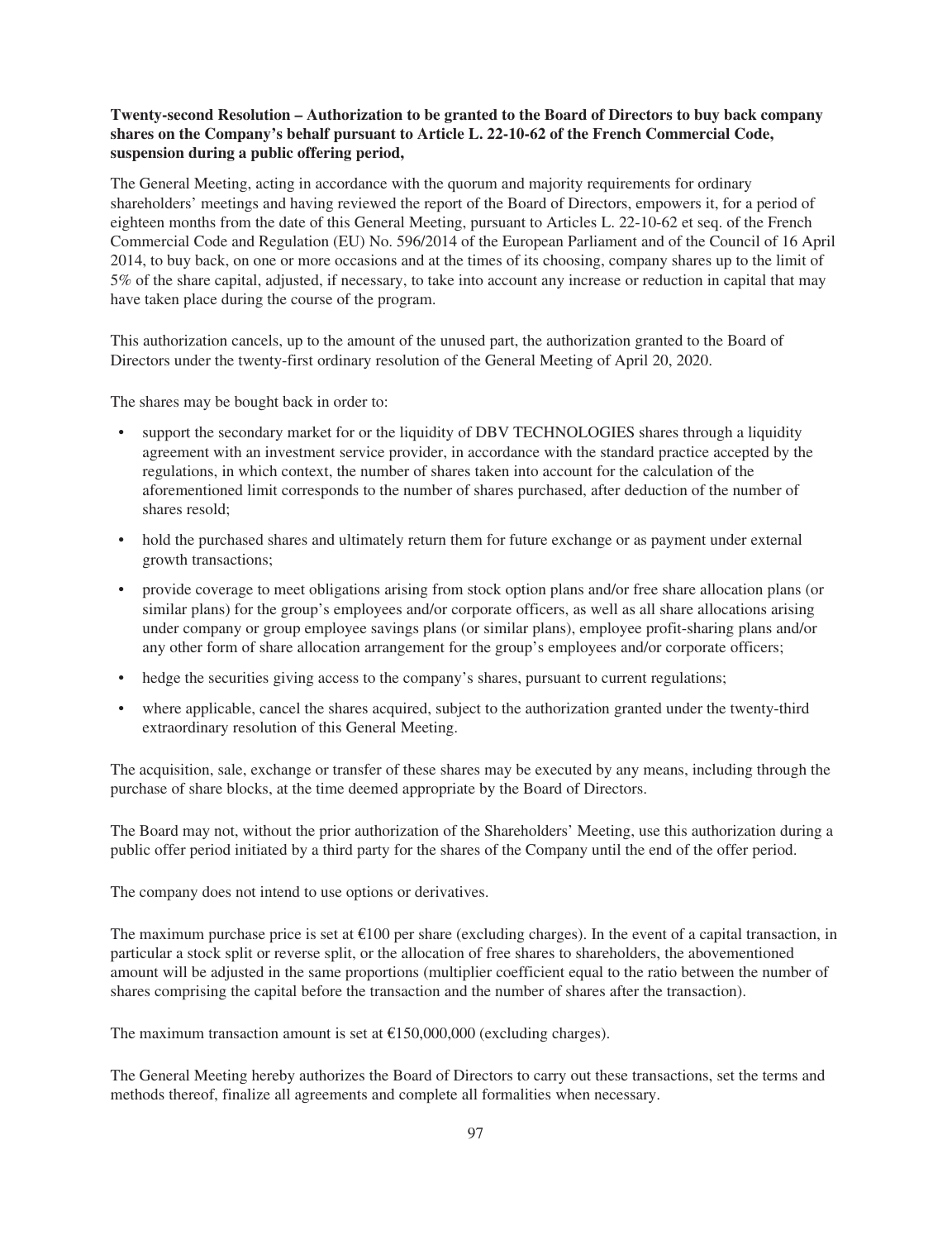**Twenty-second Resolution – Authorization to be granted to the Board of Directors to buy back company shares on the Company's behalf pursuant to Article L. 22-10-62 of the French Commercial Code, suspension during a public offering period,**

The General Meeting, acting in accordance with the quorum and majority requirements for ordinary shareholders' meetings and having reviewed the report of the Board of Directors, empowers it, for a period of eighteen months from the date of this General Meeting, pursuant to Articles L. 22-10-62 et seq. of the French Commercial Code and Regulation (EU) No. 596/2014 of the European Parliament and of the Council of 16 April 2014, to buy back, on one or more occasions and at the times of its choosing, company shares up to the limit of 5% of the share capital, adjusted, if necessary, to take into account any increase or reduction in capital that may have taken place during the course of the program.

This authorization cancels, up to the amount of the unused part, the authorization granted to the Board of Directors under the twenty-first ordinary resolution of the General Meeting of April 20, 2020.

The shares may be bought back in order to:

- support the secondary market for or the liquidity of DBV TECHNOLOGIES shares through a liquidity agreement with an investment service provider, in accordance with the standard practice accepted by the regulations, in which context, the number of shares taken into account for the calculation of the aforementioned limit corresponds to the number of shares purchased, after deduction of the number of shares resold;
- hold the purchased shares and ultimately return them for future exchange or as payment under external growth transactions;
- provide coverage to meet obligations arising from stock option plans and/or free share allocation plans (or similar plans) for the group's employees and/or corporate officers, as well as all share allocations arising under company or group employee savings plans (or similar plans), employee profit-sharing plans and/or any other form of share allocation arrangement for the group's employees and/or corporate officers;
- hedge the securities giving access to the company's shares, pursuant to current regulations;
- where applicable, cancel the shares acquired, subject to the authorization granted under the twenty-third extraordinary resolution of this General Meeting.

The acquisition, sale, exchange or transfer of these shares may be executed by any means, including through the purchase of share blocks, at the time deemed appropriate by the Board of Directors.

The Board may not, without the prior authorization of the Shareholders' Meeting, use this authorization during a public offer period initiated by a third party for the shares of the Company until the end of the offer period.

The company does not intend to use options or derivatives.

The maximum purchase price is set at €100 per share (excluding charges). In the event of a capital transaction, in particular a stock split or reverse split, or the allocation of free shares to shareholders, the abovementioned amount will be adjusted in the same proportions (multiplier coefficient equal to the ratio between the number of shares comprising the capital before the transaction and the number of shares after the transaction).

The maximum transaction amount is set at €150,000,000 (excluding charges).

The General Meeting hereby authorizes the Board of Directors to carry out these transactions, set the terms and methods thereof, finalize all agreements and complete all formalities when necessary.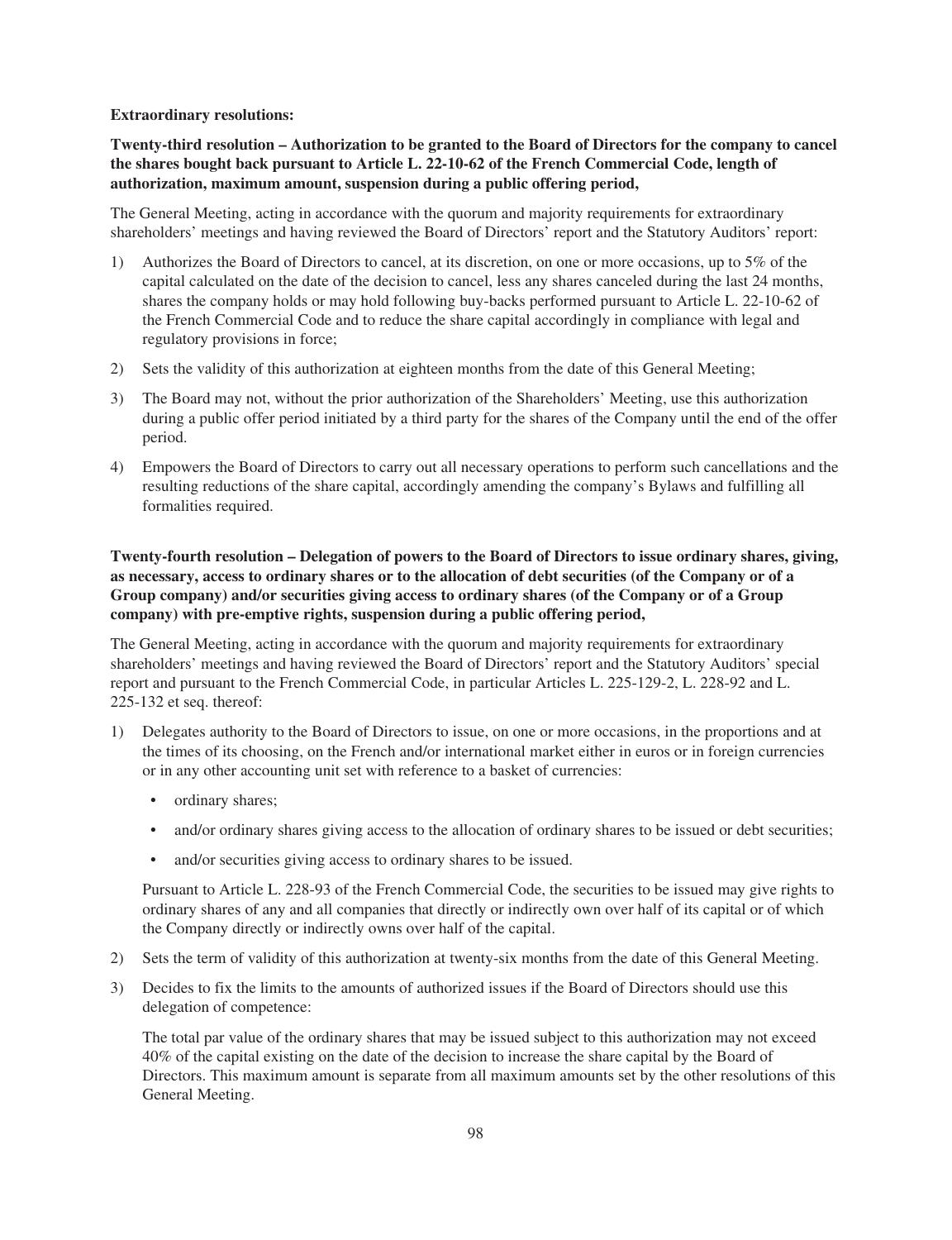**Extraordinary resolutions:**

**Twenty-third resolution – Authorization to be granted to the Board of Directors for the company to cancel the shares bought back pursuant to Article L. 22-10-62 of the French Commercial Code, length of authorization, maximum amount, suspension during a public offering period,**

The General Meeting, acting in accordance with the quorum and majority requirements for extraordinary shareholders' meetings and having reviewed the Board of Directors' report and the Statutory Auditors' report:

1) Authorizes the Board of Directors to cancel, at its discretion, on one or more occasions, up to 5% of the capital calculated on the date of the decision to cancel, less any shares canceled during the last 24 months, shares the company holds or may hold following buy-backs performed pursuant to Article L. 22-10-62 of the French Commercial Code and to reduce the share capital accordingly in compliance with legal and regulatory provisions in force;

2) Sets the validity of this authorization at eighteen months from the date of this General Meeting;

3) The Board may not, without the prior authorization of the Shareholders' Meeting, use this authorization during a public offer period initiated by a third party for the shares of the Company until the end of the offer period.

4) Empowers the Board of Directors to carry out all necessary operations to perform such cancellations and the resulting reductions of the share capital, accordingly amending the company's Bylaws and fulfilling all formalities required.

**Twenty-fourth resolution – Delegation of powers to the Board of Directors to issue ordinary shares, giving, as necessary, access to ordinary shares or to the allocation of debt securities (of the Company or of a Group company) and/or securities giving access to ordinary shares (of the Company or of a Group company) with pre-emptive rights, suspension during a public offering period,**

The General Meeting, acting in accordance with the quorum and majority requirements for extraordinary shareholders' meetings and having reviewed the Board of Directors' report and the Statutory Auditors' special report and pursuant to the French Commercial Code, in particular Articles L. 225-129-2, L. 228-92 and L. 225-132 et seq. thereof:

1) Delegates authority to the Board of Directors to issue, on one or more occasions, in the proportions and at the times of its choosing, on the French and/or international market either in euros or in foreign currencies or in any other accounting unit set with reference to a basket of currencies:

   - ordinary shares;
   - and/or ordinary shares giving access to the allocation of ordinary shares to be issued or debt securities;
   - and/or securities giving access to ordinary shares to be issued.

   Pursuant to Article L. 228-93 of the French Commercial Code, the securities to be issued may give rights to ordinary shares of any and all companies that directly or indirectly own over half of its capital or of which the Company directly or indirectly owns over half of the capital.

2) Sets the term of validity of this authorization at twenty-six months from the date of this General Meeting.

3) Decides to fix the limits to the amounts of authorized issues if the Board of Directors should use this delegation of competence:

   The total par value of the ordinary shares that may be issued subject to this authorization may not exceed 40% of the capital existing on the date of the decision to increase the share capital by the Board of Directors. This maximum amount is separate from all maximum amounts set by the other resolutions of this General Meeting.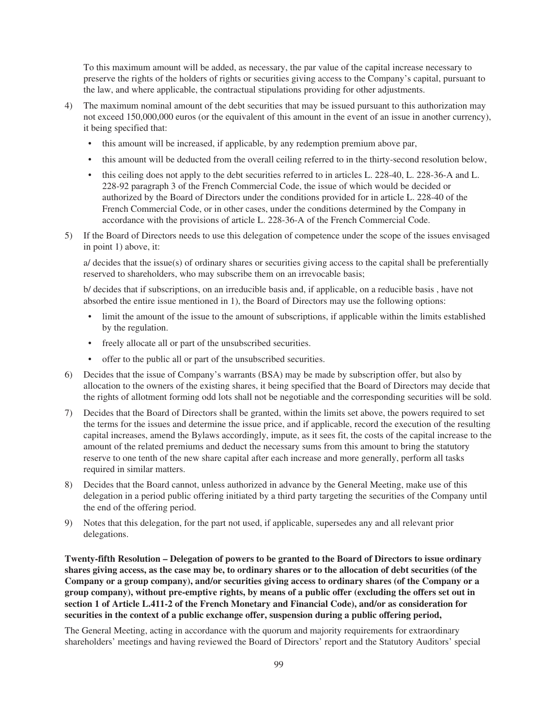To this maximum amount will be added, as necessary, the par value of the capital increase necessary to preserve the rights of the holders of rights or securities giving access to the Company's capital, pursuant to the law, and where applicable, the contractual stipulations providing for other adjustments.

4) The maximum nominal amount of the debt securities that may be issued pursuant to this authorization may not exceed 150,000,000 euros (or the equivalent of this amount in the event of an issue in another currency), it being specified that:

   - this amount will be increased, if applicable, by any redemption premium above par,
   - this amount will be deducted from the overall ceiling referred to in the thirty-second resolution below,
   - this ceiling does not apply to the debt securities referred to in articles L. 228-40, L. 228-36-A and L. 228-92 paragraph 3 of the French Commercial Code, the issue of which would be decided or authorized by the Board of Directors under the conditions provided for in article L. 228-40 of the French Commercial Code, or in other cases, under the conditions determined by the Company in accordance with the provisions of article L. 228-36-A of the French Commercial Code.

5) If the Board of Directors needs to use this delegation of competence under the scope of the issues envisaged in point 1) above, it:

   a/ decides that the issue(s) of ordinary shares or securities giving access to the capital shall be preferentially reserved to shareholders, who may subscribe them on an irrevocable basis;

   b/ decides that if subscriptions, on an irreducible basis and, if applicable, on a reducible basis , have not absorbed the entire issue mentioned in 1), the Board of Directors may use the following options:

   - limit the amount of the issue to the amount of subscriptions, if applicable within the limits established by the regulation.
   - freely allocate all or part of the unsubscribed securities.
   - offer to the public all or part of the unsubscribed securities.

6) Decides that the issue of Company's warrants (BSA) may be made by subscription offer, but also by allocation to the owners of the existing shares, it being specified that the Board of Directors may decide that the rights of allotment forming odd lots shall not be negotiable and the corresponding securities will be sold.

7) Decides that the Board of Directors shall be granted, within the limits set above, the powers required to set the terms for the issues and determine the issue price, and if applicable, record the execution of the resulting capital increases, amend the Bylaws accordingly, impute, as it sees fit, the costs of the capital increase to the amount of the related premiums and deduct the necessary sums from this amount to bring the statutory reserve to one tenth of the new share capital after each increase and more generally, perform all tasks required in similar matters.

8) Decides that the Board cannot, unless authorized in advance by the General Meeting, make use of this delegation in a period public offering initiated by a third party targeting the securities of the Company until the end of the offering period.

9) Notes that this delegation, for the part not used, if applicable, supersedes any and all relevant prior delegations.

**Twenty-fifth Resolution – Delegation of powers to be granted to the Board of Directors to issue ordinary shares giving access, as the case may be, to ordinary shares or to the allocation of debt securities (of the Company or a group company), and/or securities giving access to ordinary shares (of the Company or a group company), without pre-emptive rights, by means of a public offer (excluding the offers set out in section 1 of Article L.411-2 of the French Monetary and Financial Code), and/or as consideration for securities in the context of a public exchange offer, suspension during a public offering period,**

The General Meeting, acting in accordance with the quorum and majority requirements for extraordinary shareholders' meetings and having reviewed the Board of Directors' report and the Statutory Auditors' special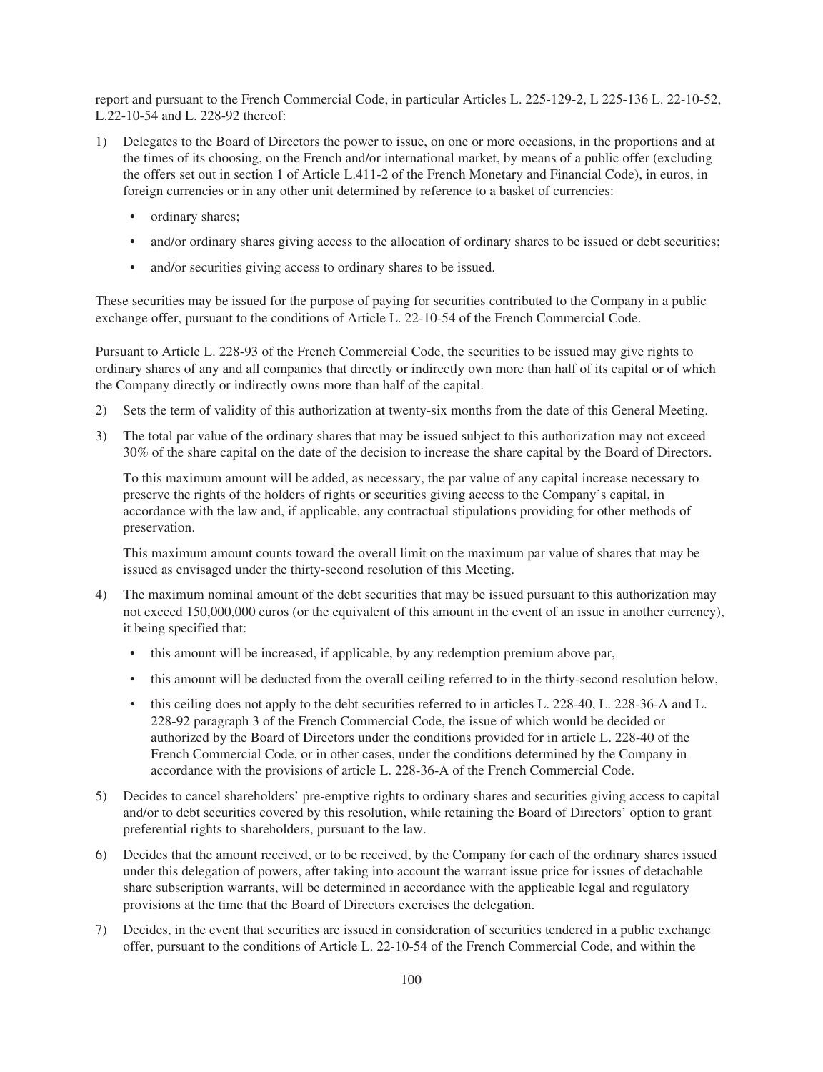report and pursuant to the French Commercial Code, in particular Articles L. 225-129-2, L 225-136 L. 22-10-52, L.22-10-54 and L. 228-92 thereof:

1) Delegates to the Board of Directors the power to issue, on one or more occasions, in the proportions and at the times of its choosing, on the French and/or international market, by means of a public offer (excluding the offers set out in section 1 of Article L.411-2 of the French Monetary and Financial Code), in euros, in foreign currencies or in any other unit determined by reference to a basket of currencies:

   - ordinary shares;
   - and/or ordinary shares giving access to the allocation of ordinary shares to be issued or debt securities;
   - and/or securities giving access to ordinary shares to be issued.

These securities may be issued for the purpose of paying for securities contributed to the Company in a public exchange offer, pursuant to the conditions of Article L. 22-10-54 of the French Commercial Code.

Pursuant to Article L. 228-93 of the French Commercial Code, the securities to be issued may give rights to ordinary shares of any and all companies that directly or indirectly own more than half of its capital or of which the Company directly or indirectly owns more than half of the capital.

2) Sets the term of validity of this authorization at twenty-six months from the date of this General Meeting.

3) The total par value of the ordinary shares that may be issued subject to this authorization may not exceed 30% of the share capital on the date of the decision to increase the share capital by the Board of Directors.

   To this maximum amount will be added, as necessary, the par value of any capital increase necessary to preserve the rights of the holders of rights or securities giving access to the Company's capital, in accordance with the law and, if applicable, any contractual stipulations providing for other methods of preservation.

   This maximum amount counts toward the overall limit on the maximum par value of shares that may be issued as envisaged under the thirty-second resolution of this Meeting.

4) The maximum nominal amount of the debt securities that may be issued pursuant to this authorization may not exceed 150,000,000 euros (or the equivalent of this amount in the event of an issue in another currency), it being specified that:

   - this amount will be increased, if applicable, by any redemption premium above par,
   - this amount will be deducted from the overall ceiling referred to in the thirty-second resolution below,
   - this ceiling does not apply to the debt securities referred to in articles L. 228-40, L. 228-36-A and L. 228-92 paragraph 3 of the French Commercial Code, the issue of which would be decided or authorized by the Board of Directors under the conditions provided for in article L. 228-40 of the French Commercial Code, or in other cases, under the conditions determined by the Company in accordance with the provisions of article L. 228-36-A of the French Commercial Code.

5) Decides to cancel shareholders' pre-emptive rights to ordinary shares and securities giving access to capital and/or to debt securities covered by this resolution, while retaining the Board of Directors' option to grant preferential rights to shareholders, pursuant to the law.

6) Decides that the amount received, or to be received, by the Company for each of the ordinary shares issued under this delegation of powers, after taking into account the warrant issue price for issues of detachable share subscription warrants, will be determined in accordance with the applicable legal and regulatory provisions at the time that the Board of Directors exercises the delegation.

7) Decides, in the event that securities are issued in consideration of securities tendered in a public exchange offer, pursuant to the conditions of Article L. 22-10-54 of the French Commercial Code, and within the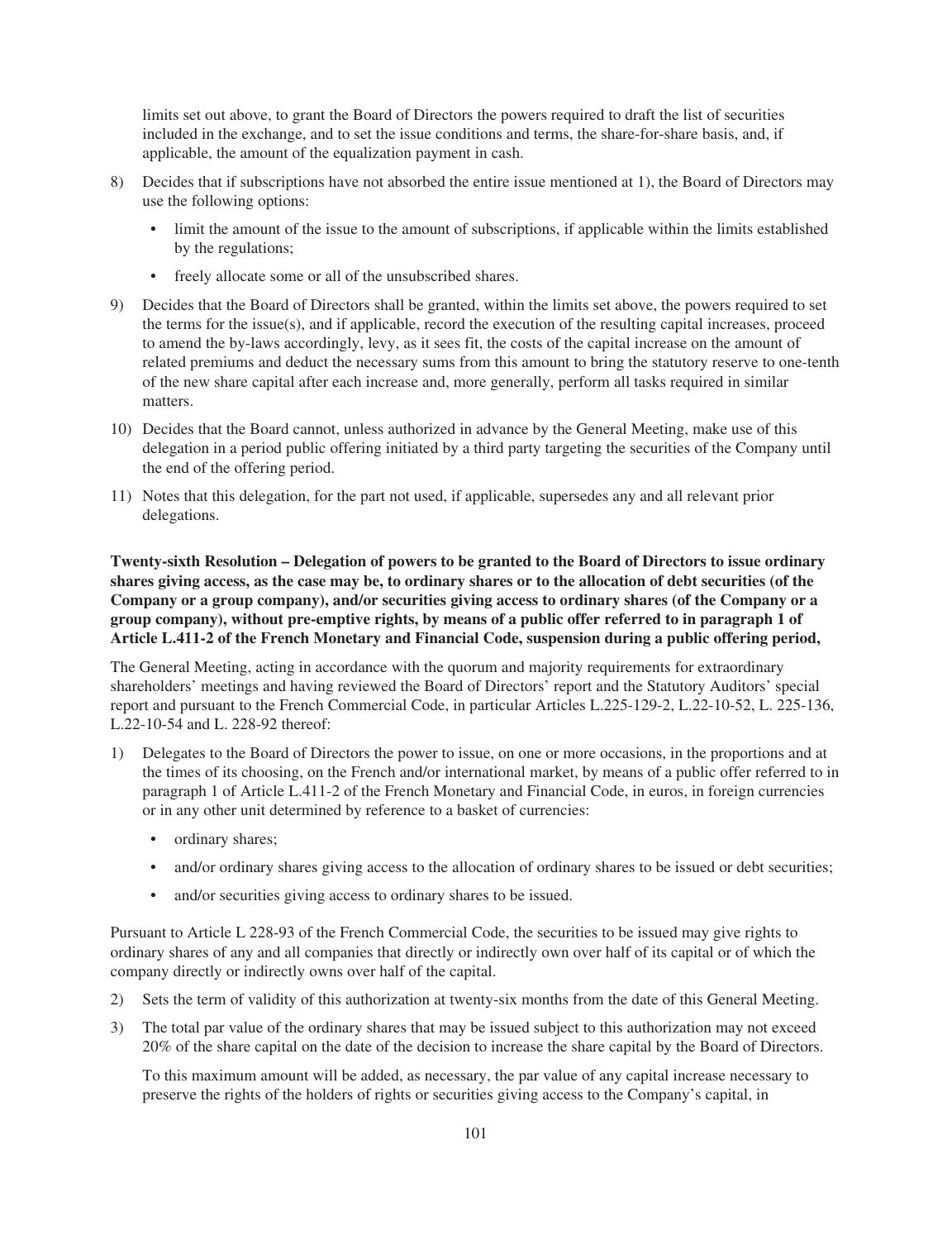limits set out above, to grant the Board of Directors the powers required to draft the list of securities included in the exchange, and to set the issue conditions and terms, the share-for-share basis, and, if applicable, the amount of the equalization payment in cash.

8) Decides that if subscriptions have not absorbed the entire issue mentioned at 1), the Board of Directors may use the following options:

   - limit the amount of the issue to the amount of subscriptions, if applicable within the limits established by the regulations;
   - freely allocate some or all of the unsubscribed shares.

9) Decides that the Board of Directors shall be granted, within the limits set above, the powers required to set the terms for the issue(s), and if applicable, record the execution of the resulting capital increases, proceed to amend the by-laws accordingly, levy, as it sees fit, the costs of the capital increase on the amount of related premiums and deduct the necessary sums from this amount to bring the statutory reserve to one-tenth of the new share capital after each increase and, more generally, perform all tasks required in similar matters.

10) Decides that the Board cannot, unless authorized in advance by the General Meeting, make use of this delegation in a period public offering initiated by a third party targeting the securities of the Company until the end of the offering period.

11) Notes that this delegation, for the part not used, if applicable, supersedes any and all relevant prior delegations.

**Twenty-sixth Resolution – Delegation of powers to be granted to the Board of Directors to issue ordinary shares giving access, as the case may be, to ordinary shares or to the allocation of debt securities (of the Company or a group company), and/or securities giving access to ordinary shares (of the Company or a group company), without pre-emptive rights, by means of a public offer referred to in paragraph 1 of Article L.411-2 of the French Monetary and Financial Code, suspension during a public offering period,**

The General Meeting, acting in accordance with the quorum and majority requirements for extraordinary shareholders' meetings and having reviewed the Board of Directors' report and the Statutory Auditors' special report and pursuant to the French Commercial Code, in particular Articles L.225-129-2, L.22-10-52, L. 225-136, L.22-10-54 and L. 228-92 thereof:

1) Delegates to the Board of Directors the power to issue, on one or more occasions, in the proportions and at the times of its choosing, on the French and/or international market, by means of a public offer referred to in paragraph 1 of Article L.411-2 of the French Monetary and Financial Code, in euros, in foreign currencies or in any other unit determined by reference to a basket of currencies:

   - ordinary shares;
   - and/or ordinary shares giving access to the allocation of ordinary shares to be issued or debt securities;
   - and/or securities giving access to ordinary shares to be issued.

Pursuant to Article L 228-93 of the French Commercial Code, the securities to be issued may give rights to ordinary shares of any and all companies that directly or indirectly own over half of its capital or of which the company directly or indirectly owns over half of the capital.

2) Sets the term of validity of this authorization at twenty-six months from the date of this General Meeting.

3) The total par value of the ordinary shares that may be issued subject to this authorization may not exceed 20% of the share capital on the date of the decision to increase the share capital by the Board of Directors.

   To this maximum amount will be added, as necessary, the par value of any capital increase necessary to preserve the rights of the holders of rights or securities giving access to the Company's capital, in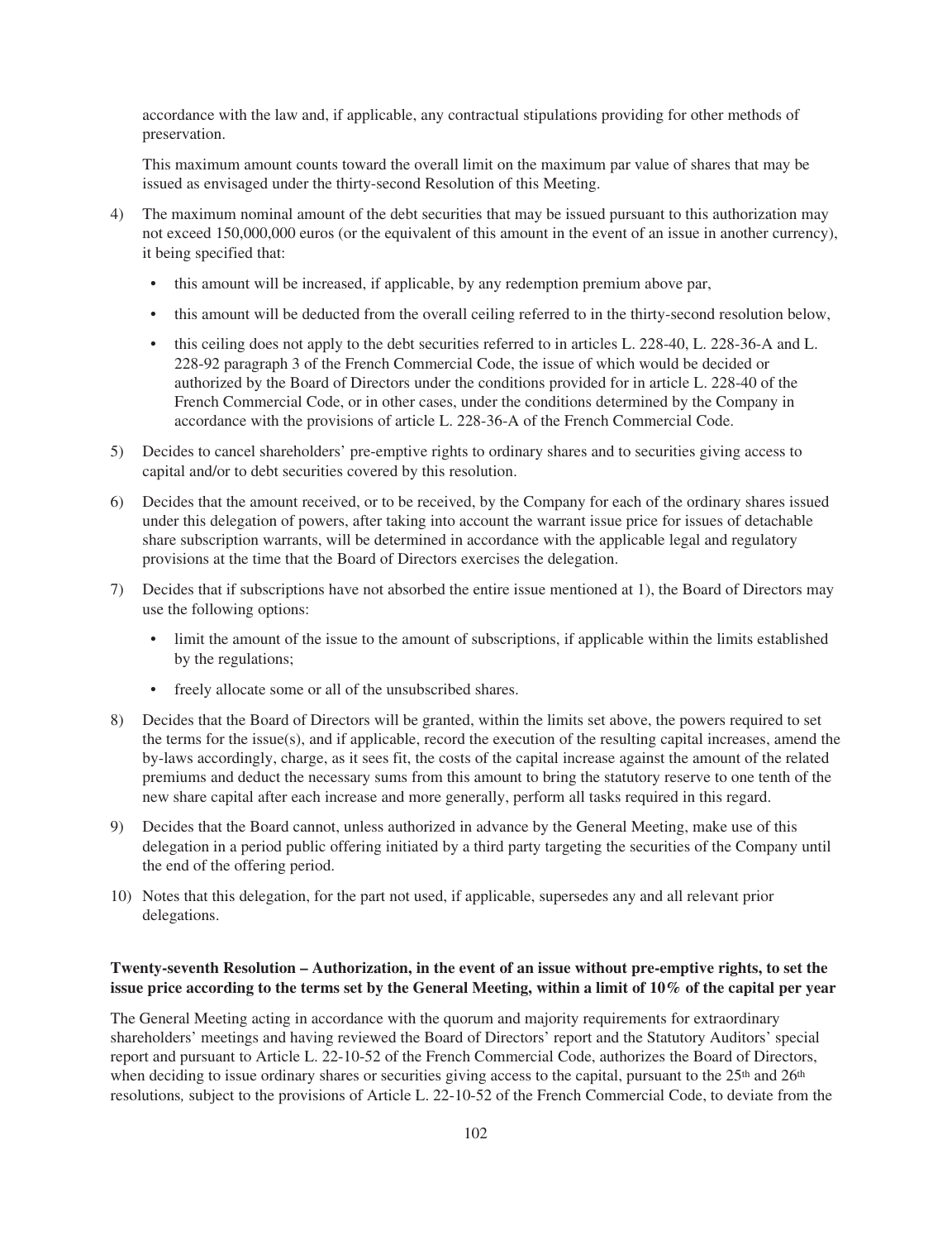accordance with the law and, if applicable, any contractual stipulations providing for other methods of preservation.

This maximum amount counts toward the overall limit on the maximum par value of shares that may be issued as envisaged under the thirty-second Resolution of this Meeting.

4) The maximum nominal amount of the debt securities that may be issued pursuant to this authorization may not exceed 150,000,000 euros (or the equivalent of this amount in the event of an issue in another currency), it being specified that:

   - this amount will be increased, if applicable, by any redemption premium above par,
   - this amount will be deducted from the overall ceiling referred to in the thirty-second resolution below,
   - this ceiling does not apply to the debt securities referred to in articles L. 228-40, L. 228-36-A and L. 228-92 paragraph 3 of the French Commercial Code, the issue of which would be decided or authorized by the Board of Directors under the conditions provided for in article L. 228-40 of the French Commercial Code, or in other cases, under the conditions determined by the Company in accordance with the provisions of article L. 228-36-A of the French Commercial Code.

5) Decides to cancel shareholders' pre-emptive rights to ordinary shares and to securities giving access to capital and/or to debt securities covered by this resolution.

6) Decides that the amount received, or to be received, by the Company for each of the ordinary shares issued under this delegation of powers, after taking into account the warrant issue price for issues of detachable share subscription warrants, will be determined in accordance with the applicable legal and regulatory provisions at the time that the Board of Directors exercises the delegation.

7) Decides that if subscriptions have not absorbed the entire issue mentioned at 1), the Board of Directors may use the following options:

   - limit the amount of the issue to the amount of subscriptions, if applicable within the limits established by the regulations;
   - freely allocate some or all of the unsubscribed shares.

8) Decides that the Board of Directors will be granted, within the limits set above, the powers required to set the terms for the issue(s), and if applicable, record the execution of the resulting capital increases, amend the by-laws accordingly, charge, as it sees fit, the costs of the capital increase against the amount of the related premiums and deduct the necessary sums from this amount to bring the statutory reserve to one tenth of the new share capital after each increase and more generally, perform all tasks required in this regard.

9) Decides that the Board cannot, unless authorized in advance by the General Meeting, make use of this delegation in a period public offering initiated by a third party targeting the securities of the Company until the end of the offering period.

10) Notes that this delegation, for the part not used, if applicable, supersedes any and all relevant prior delegations.

**Twenty-seventh Resolution – Authorization, in the event of an issue without pre-emptive rights, to set the issue price according to the terms set by the General Meeting, within a limit of 10% of the capital per year**

The General Meeting acting in accordance with the quorum and majority requirements for extraordinary shareholders' meetings and having reviewed the Board of Directors' report and the Statutory Auditors' special report and pursuant to Article L. 22-10-52 of the French Commercial Code, authorizes the Board of Directors, when deciding to issue ordinary shares or securities giving access to the capital, pursuant to the 25th and 26th resolutions*,* subject to the provisions of Article L. 22-10-52 of the French Commercial Code, to deviate from the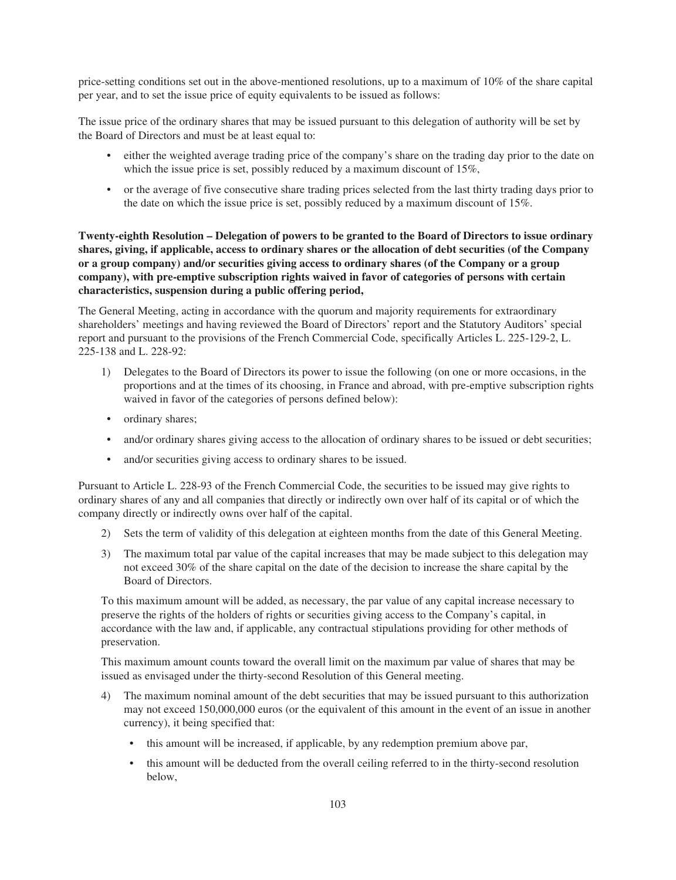price-setting conditions set out in the above-mentioned resolutions, up to a maximum of 10% of the share capital per year, and to set the issue price of equity equivalents to be issued as follows:

The issue price of the ordinary shares that may be issued pursuant to this delegation of authority will be set by the Board of Directors and must be at least equal to:

- either the weighted average trading price of the company's share on the trading day prior to the date on which the issue price is set, possibly reduced by a maximum discount of 15%,
- or the average of five consecutive share trading prices selected from the last thirty trading days prior to the date on which the issue price is set, possibly reduced by a maximum discount of 15%.

**Twenty-eighth Resolution – Delegation of powers to be granted to the Board of Directors to issue ordinary shares, giving, if applicable, access to ordinary shares or the allocation of debt securities (of the Company or a group company) and/or securities giving access to ordinary shares (of the Company or a group company), with pre-emptive subscription rights waived in favor of categories of persons with certain characteristics, suspension during a public offering period,**

The General Meeting, acting in accordance with the quorum and majority requirements for extraordinary shareholders' meetings and having reviewed the Board of Directors' report and the Statutory Auditors' special report and pursuant to the provisions of the French Commercial Code, specifically Articles L. 225-129-2, L. 225-138 and L. 228-92:

1) Delegates to the Board of Directors its power to issue the following (on one or more occasions, in the proportions and at the times of its choosing, in France and abroad, with pre-emptive subscription rights waived in favor of the categories of persons defined below):
   - ordinary shares;
   - and/or ordinary shares giving access to the allocation of ordinary shares to be issued or debt securities;
   - and/or securities giving access to ordinary shares to be issued.

Pursuant to Article L. 228-93 of the French Commercial Code, the securities to be issued may give rights to ordinary shares of any and all companies that directly or indirectly own over half of its capital or of which the company directly or indirectly owns over half of the capital.

2) Sets the term of validity of this delegation at eighteen months from the date of this General Meeting.
3) The maximum total par value of the capital increases that may be made subject to this delegation may not exceed 30% of the share capital on the date of the decision to increase the share capital by the Board of Directors.

   To this maximum amount will be added, as necessary, the par value of any capital increase necessary to preserve the rights of the holders of rights or securities giving access to the Company's capital, in accordance with the law and, if applicable, any contractual stipulations providing for other methods of preservation.

   This maximum amount counts toward the overall limit on the maximum par value of shares that may be issued as envisaged under the thirty-second Resolution of this General meeting.

4) The maximum nominal amount of the debt securities that may be issued pursuant to this authorization may not exceed 150,000,000 euros (or the equivalent of this amount in the event of an issue in another currency), it being specified that:
   - this amount will be increased, if applicable, by any redemption premium above par,
   - this amount will be deducted from the overall ceiling referred to in the thirty-second resolution below,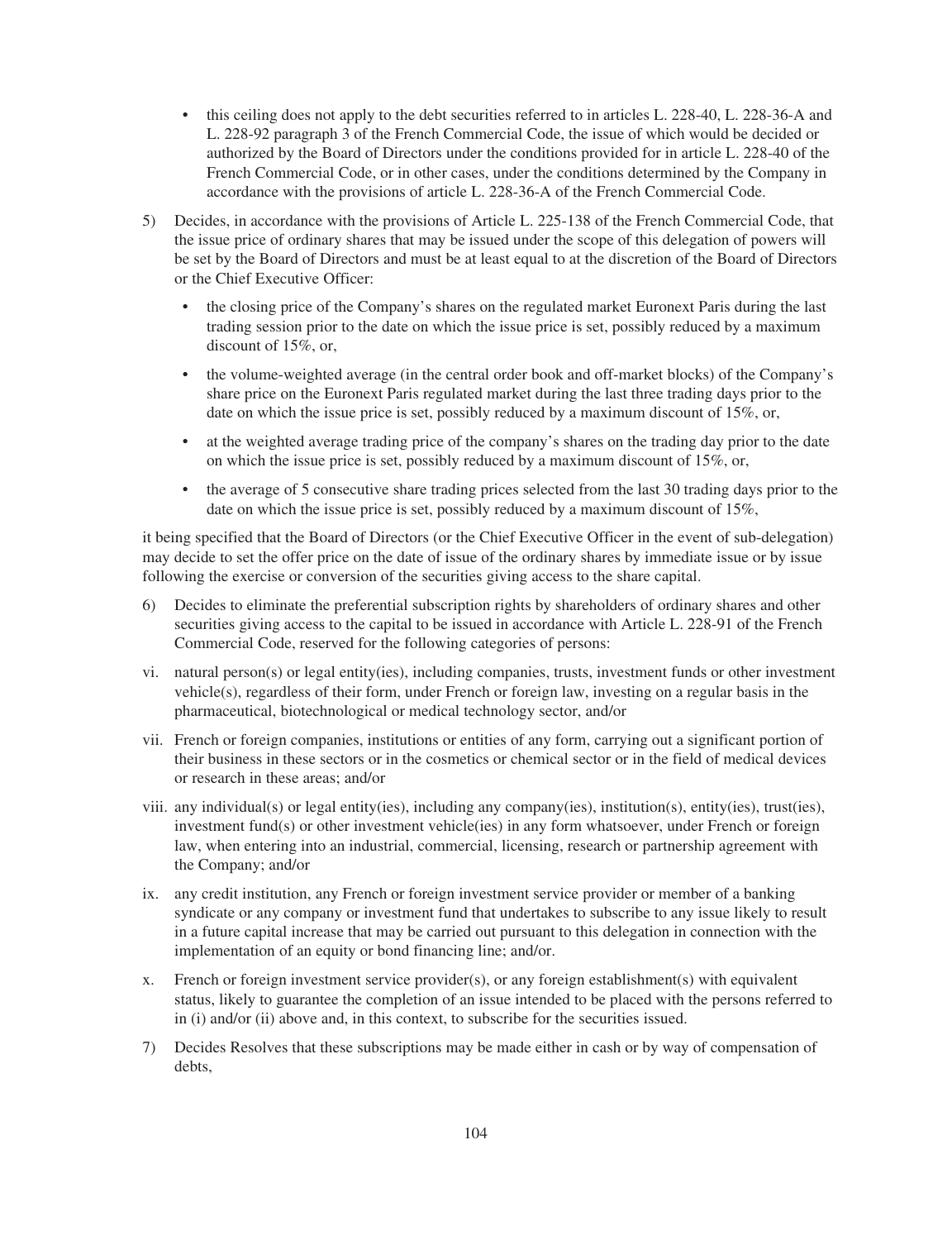- this ceiling does not apply to the debt securities referred to in articles L. 228-40, L. 228-36-A and L. 228-92 paragraph 3 of the French Commercial Code, the issue of which would be decided or authorized by the Board of Directors under the conditions provided for in article L. 228-40 of the French Commercial Code, or in other cases, under the conditions determined by the Company in accordance with the provisions of article L. 228-36-A of the French Commercial Code.

5) Decides, in accordance with the provisions of Article L. 225-138 of the French Commercial Code, that the issue price of ordinary shares that may be issued under the scope of this delegation of powers will be set by the Board of Directors and must be at least equal to at the discretion of the Board of Directors or the Chief Executive Officer:

   - the closing price of the Company's shares on the regulated market Euronext Paris during the last trading session prior to the date on which the issue price is set, possibly reduced by a maximum discount of 15%, or,
   - the volume-weighted average (in the central order book and off-market blocks) of the Company's share price on the Euronext Paris regulated market during the last three trading days prior to the date on which the issue price is set, possibly reduced by a maximum discount of 15%, or,
   - at the weighted average trading price of the company's shares on the trading day prior to the date on which the issue price is set, possibly reduced by a maximum discount of 15%, or,
   - the average of 5 consecutive share trading prices selected from the last 30 trading days prior to the date on which the issue price is set, possibly reduced by a maximum discount of 15%,

it being specified that the Board of Directors (or the Chief Executive Officer in the event of sub-delegation) may decide to set the offer price on the date of issue of the ordinary shares by immediate issue or by issue following the exercise or conversion of the securities giving access to the share capital.

6) Decides to eliminate the preferential subscription rights by shareholders of ordinary shares and other securities giving access to the capital to be issued in accordance with Article L. 228-91 of the French Commercial Code, reserved for the following categories of persons:

vi. natural person(s) or legal entity(ies), including companies, trusts, investment funds or other investment vehicle(s), regardless of their form, under French or foreign law, investing on a regular basis in the pharmaceutical, biotechnological or medical technology sector, and/or

vii. French or foreign companies, institutions or entities of any form, carrying out a significant portion of their business in these sectors or in the cosmetics or chemical sector or in the field of medical devices or research in these areas; and/or

viii. any individual(s) or legal entity(ies), including any company(ies), institution(s), entity(ies), trust(ies), investment fund(s) or other investment vehicle(ies) in any form whatsoever, under French or foreign law, when entering into an industrial, commercial, licensing, research or partnership agreement with the Company; and/or

ix. any credit institution, any French or foreign investment service provider or member of a banking syndicate or any company or investment fund that undertakes to subscribe to any issue likely to result in a future capital increase that may be carried out pursuant to this delegation in connection with the implementation of an equity or bond financing line; and/or.

x. French or foreign investment service provider(s), or any foreign establishment(s) with equivalent status, likely to guarantee the completion of an issue intended to be placed with the persons referred to in (i) and/or (ii) above and, in this context, to subscribe for the securities issued.

7) Decides Resolves that these subscriptions may be made either in cash or by way of compensation of debts,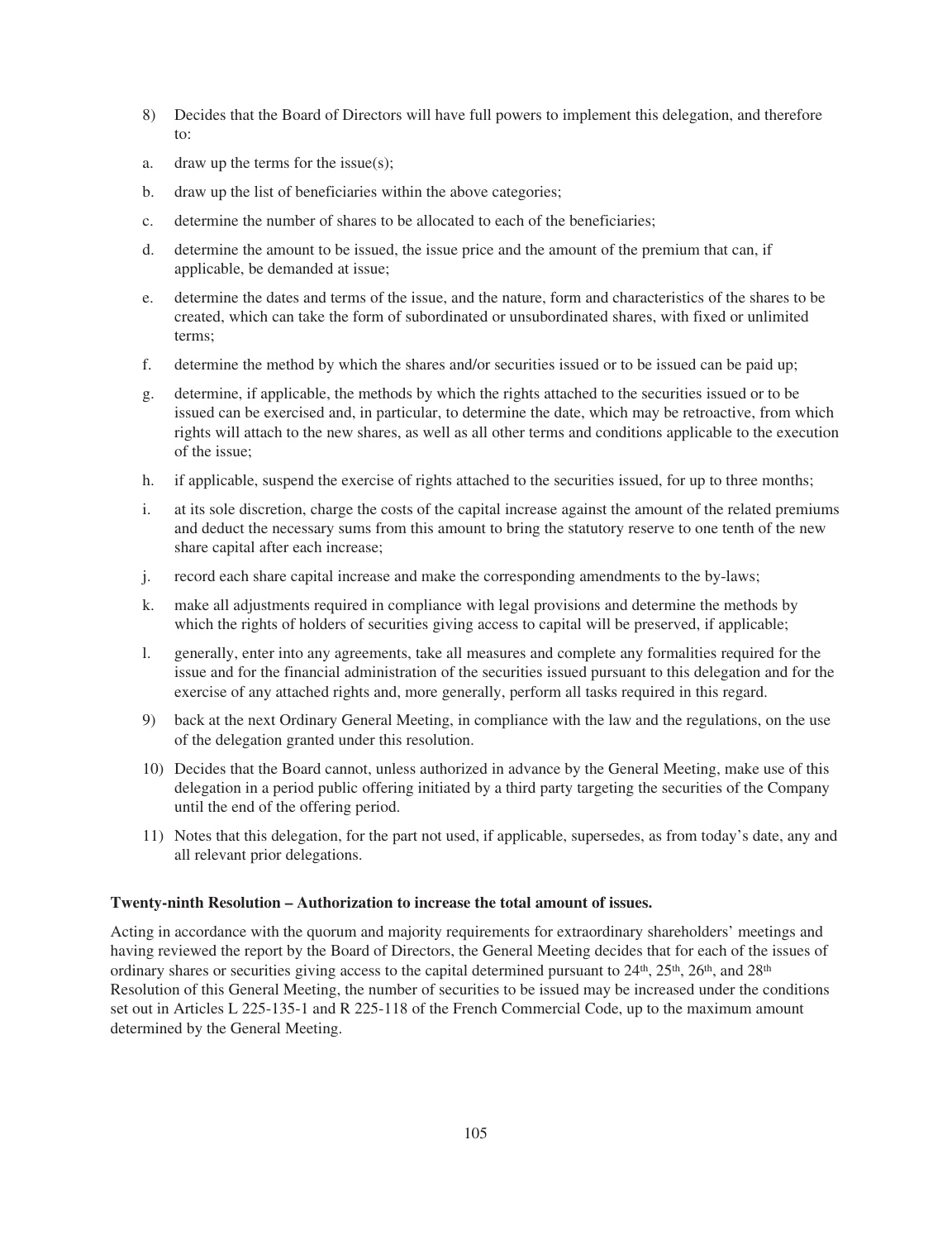8) Decides that the Board of Directors will have full powers to implement this delegation, and therefore to:

a. draw up the terms for the issue(s);

b. draw up the list of beneficiaries within the above categories;

c. determine the number of shares to be allocated to each of the beneficiaries;

d. determine the amount to be issued, the issue price and the amount of the premium that can, if applicable, be demanded at issue;

e. determine the dates and terms of the issue, and the nature, form and characteristics of the shares to be created, which can take the form of subordinated or unsubordinated shares, with fixed or unlimited terms;

f. determine the method by which the shares and/or securities issued or to be issued can be paid up;

g. determine, if applicable, the methods by which the rights attached to the securities issued or to be issued can be exercised and, in particular, to determine the date, which may be retroactive, from which rights will attach to the new shares, as well as all other terms and conditions applicable to the execution of the issue;

h. if applicable, suspend the exercise of rights attached to the securities issued, for up to three months;

i. at its sole discretion, charge the costs of the capital increase against the amount of the related premiums and deduct the necessary sums from this amount to bring the statutory reserve to one tenth of the new share capital after each increase;

j. record each share capital increase and make the corresponding amendments to the by-laws;

k. make all adjustments required in compliance with legal provisions and determine the methods by which the rights of holders of securities giving access to capital will be preserved, if applicable;

l. generally, enter into any agreements, take all measures and complete any formalities required for the issue and for the financial administration of the securities issued pursuant to this delegation and for the exercise of any attached rights and, more generally, perform all tasks required in this regard.

9) back at the next Ordinary General Meeting, in compliance with the law and the regulations, on the use of the delegation granted under this resolution.

10) Decides that the Board cannot, unless authorized in advance by the General Meeting, make use of this delegation in a period public offering initiated by a third party targeting the securities of the Company until the end of the offering period.

11) Notes that this delegation, for the part not used, if applicable, supersedes, as from today's date, any and all relevant prior delegations.

**Twenty-ninth Resolution – Authorization to increase the total amount of issues.**

Acting in accordance with the quorum and majority requirements for extraordinary shareholders' meetings and having reviewed the report by the Board of Directors, the General Meeting decides that for each of the issues of ordinary shares or securities giving access to the capital determined pursuant to 24th, 25th, 26th, and 28th Resolution of this General Meeting, the number of securities to be issued may be increased under the conditions set out in Articles L 225-135-1 and R 225-118 of the French Commercial Code, up to the maximum amount determined by the General Meeting.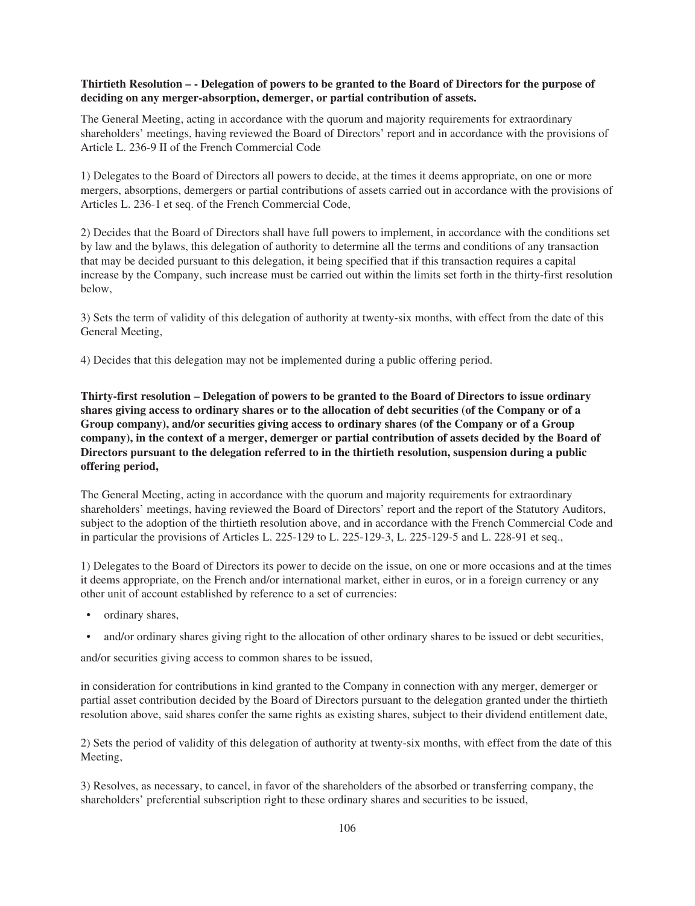**Thirtieth Resolution – - Delegation of powers to be granted to the Board of Directors for the purpose of deciding on any merger-absorption, demerger, or partial contribution of assets.**

The General Meeting, acting in accordance with the quorum and majority requirements for extraordinary shareholders' meetings, having reviewed the Board of Directors' report and in accordance with the provisions of Article L. 236-9 II of the French Commercial Code

1) Delegates to the Board of Directors all powers to decide, at the times it deems appropriate, on one or more mergers, absorptions, demergers or partial contributions of assets carried out in accordance with the provisions of Articles L. 236-1 et seq. of the French Commercial Code,

2) Decides that the Board of Directors shall have full powers to implement, in accordance with the conditions set by law and the bylaws, this delegation of authority to determine all the terms and conditions of any transaction that may be decided pursuant to this delegation, it being specified that if this transaction requires a capital increase by the Company, such increase must be carried out within the limits set forth in the thirty-first resolution below,

3) Sets the term of validity of this delegation of authority at twenty-six months, with effect from the date of this General Meeting,

4) Decides that this delegation may not be implemented during a public offering period.

**Thirty-first resolution – Delegation of powers to be granted to the Board of Directors to issue ordinary shares giving access to ordinary shares or to the allocation of debt securities (of the Company or of a Group company), and/or securities giving access to ordinary shares (of the Company or of a Group company), in the context of a merger, demerger or partial contribution of assets decided by the Board of Directors pursuant to the delegation referred to in the thirtieth resolution, suspension during a public offering period,**

The General Meeting, acting in accordance with the quorum and majority requirements for extraordinary shareholders' meetings, having reviewed the Board of Directors' report and the report of the Statutory Auditors, subject to the adoption of the thirtieth resolution above, and in accordance with the French Commercial Code and in particular the provisions of Articles L. 225-129 to L. 225-129-3, L. 225-129-5 and L. 228-91 et seq.,

1) Delegates to the Board of Directors its power to decide on the issue, on one or more occasions and at the times it deems appropriate, on the French and/or international market, either in euros, or in a foreign currency or any other unit of account established by reference to a set of currencies:

- ordinary shares,
- and/or ordinary shares giving right to the allocation of other ordinary shares to be issued or debt securities,

and/or securities giving access to common shares to be issued,

in consideration for contributions in kind granted to the Company in connection with any merger, demerger or partial asset contribution decided by the Board of Directors pursuant to the delegation granted under the thirtieth resolution above, said shares confer the same rights as existing shares, subject to their dividend entitlement date,

2) Sets the period of validity of this delegation of authority at twenty-six months, with effect from the date of this Meeting,

3) Resolves, as necessary, to cancel, in favor of the shareholders of the absorbed or transferring company, the shareholders' preferential subscription right to these ordinary shares and securities to be issued,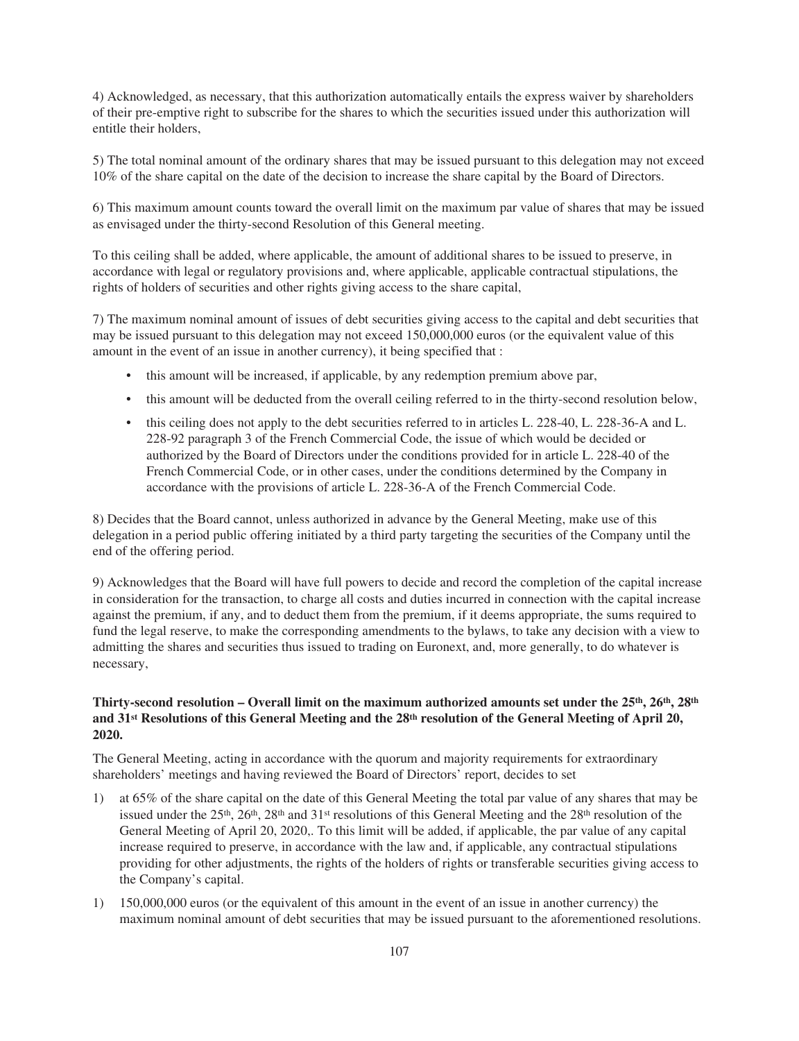4) Acknowledged, as necessary, that this authorization automatically entails the express waiver by shareholders of their pre-emptive right to subscribe for the shares to which the securities issued under this authorization will entitle their holders,

5) The total nominal amount of the ordinary shares that may be issued pursuant to this delegation may not exceed 10% of the share capital on the date of the decision to increase the share capital by the Board of Directors.

6) This maximum amount counts toward the overall limit on the maximum par value of shares that may be issued as envisaged under the thirty-second Resolution of this General meeting.

To this ceiling shall be added, where applicable, the amount of additional shares to be issued to preserve, in accordance with legal or regulatory provisions and, where applicable, applicable contractual stipulations, the rights of holders of securities and other rights giving access to the share capital,

7) The maximum nominal amount of issues of debt securities giving access to the capital and debt securities that may be issued pursuant to this delegation may not exceed 150,000,000 euros (or the equivalent value of this amount in the event of an issue in another currency), it being specified that :

- this amount will be increased, if applicable, by any redemption premium above par,
- this amount will be deducted from the overall ceiling referred to in the thirty-second resolution below,
- this ceiling does not apply to the debt securities referred to in articles L. 228-40, L. 228-36-A and L. 228-92 paragraph 3 of the French Commercial Code, the issue of which would be decided or authorized by the Board of Directors under the conditions provided for in article L. 228-40 of the French Commercial Code, or in other cases, under the conditions determined by the Company in accordance with the provisions of article L. 228-36-A of the French Commercial Code.

8) Decides that the Board cannot, unless authorized in advance by the General Meeting, make use of this delegation in a period public offering initiated by a third party targeting the securities of the Company until the end of the offering period.

9) Acknowledges that the Board will have full powers to decide and record the completion of the capital increase in consideration for the transaction, to charge all costs and duties incurred in connection with the capital increase against the premium, if any, and to deduct them from the premium, if it deems appropriate, the sums required to fund the legal reserve, to make the corresponding amendments to the bylaws, to take any decision with a view to admitting the shares and securities thus issued to trading on Euronext, and, more generally, to do whatever is necessary,

**Thirty-second resolution – Overall limit on the maximum authorized amounts set under the 25th, 26th, 28th and 31st Resolutions of this General Meeting and the 28th resolution of the General Meeting of April 20, 2020.**

The General Meeting, acting in accordance with the quorum and majority requirements for extraordinary shareholders' meetings and having reviewed the Board of Directors' report, decides to set

1) at 65% of the share capital on the date of this General Meeting the total par value of any shares that may be issued under the 25th, 26th, 28th and 31st resolutions of this General Meeting and the 28th resolution of the General Meeting of April 20, 2020,. To this limit will be added, if applicable, the par value of any capital increase required to preserve, in accordance with the law and, if applicable, any contractual stipulations providing for other adjustments, the rights of the holders of rights or transferable securities giving access to the Company's capital.

1) 150,000,000 euros (or the equivalent of this amount in the event of an issue in another currency) the maximum nominal amount of debt securities that may be issued pursuant to the aforementioned resolutions.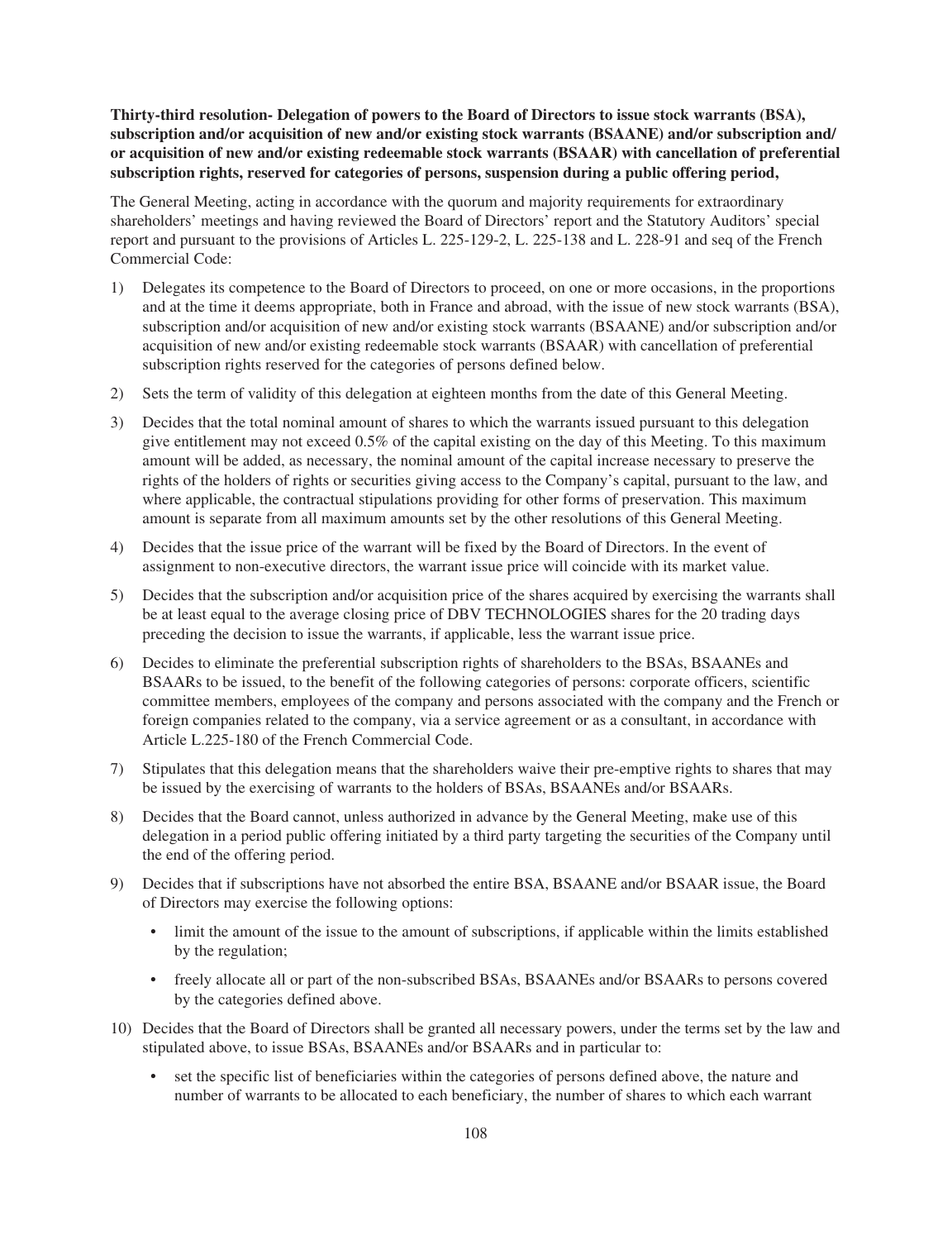**Thirty-third resolution- Delegation of powers to the Board of Directors to issue stock warrants (BSA), subscription and/or acquisition of new and/or existing stock warrants (BSAANE) and/or subscription and/or acquisition of new and/or existing redeemable stock warrants (BSAAR) with cancellation of preferential subscription rights, reserved for categories of persons, suspension during a public offering period,**

The General Meeting, acting in accordance with the quorum and majority requirements for extraordinary shareholders' meetings and having reviewed the Board of Directors' report and the Statutory Auditors' special report and pursuant to the provisions of Articles L. 225-129-2, L. 225-138 and L. 228-91 and seq of the French Commercial Code:

1) Delegates its competence to the Board of Directors to proceed, on one or more occasions, in the proportions and at the time it deems appropriate, both in France and abroad, with the issue of new stock warrants (BSA), subscription and/or acquisition of new and/or existing stock warrants (BSAANE) and/or subscription and/or acquisition of new and/or existing redeemable stock warrants (BSAAR) with cancellation of preferential subscription rights reserved for the categories of persons defined below.

2) Sets the term of validity of this delegation at eighteen months from the date of this General Meeting.

3) Decides that the total nominal amount of shares to which the warrants issued pursuant to this delegation give entitlement may not exceed 0.5% of the capital existing on the day of this Meeting. To this maximum amount will be added, as necessary, the nominal amount of the capital increase necessary to preserve the rights of the holders of rights or securities giving access to the Company's capital, pursuant to the law, and where applicable, the contractual stipulations providing for other forms of preservation. This maximum amount is separate from all maximum amounts set by the other resolutions of this General Meeting.

4) Decides that the issue price of the warrant will be fixed by the Board of Directors. In the event of assignment to non-executive directors, the warrant issue price will coincide with its market value.

5) Decides that the subscription and/or acquisition price of the shares acquired by exercising the warrants shall be at least equal to the average closing price of DBV TECHNOLOGIES shares for the 20 trading days preceding the decision to issue the warrants, if applicable, less the warrant issue price.

6) Decides to eliminate the preferential subscription rights of shareholders to the BSAs, BSAANEs and BSAARs to be issued, to the benefit of the following categories of persons: corporate officers, scientific committee members, employees of the company and persons associated with the company and the French or foreign companies related to the company, via a service agreement or as a consultant, in accordance with Article L.225-180 of the French Commercial Code.

7) Stipulates that this delegation means that the shareholders waive their pre-emptive rights to shares that may be issued by the exercising of warrants to the holders of BSAs, BSAANEs and/or BSAARs.

8) Decides that the Board cannot, unless authorized in advance by the General Meeting, make use of this delegation in a period public offering initiated by a third party targeting the securities of the Company until the end of the offering period.

9) Decides that if subscriptions have not absorbed the entire BSA, BSAANE and/or BSAAR issue, the Board of Directors may exercise the following options:

   - limit the amount of the issue to the amount of subscriptions, if applicable within the limits established by the regulation;
   - freely allocate all or part of the non-subscribed BSAs, BSAANEs and/or BSAARs to persons covered by the categories defined above.

10) Decides that the Board of Directors shall be granted all necessary powers, under the terms set by the law and stipulated above, to issue BSAs, BSAANEs and/or BSAARs and in particular to:

   - set the specific list of beneficiaries within the categories of persons defined above, the nature and number of warrants to be allocated to each beneficiary, the number of shares to which each warrant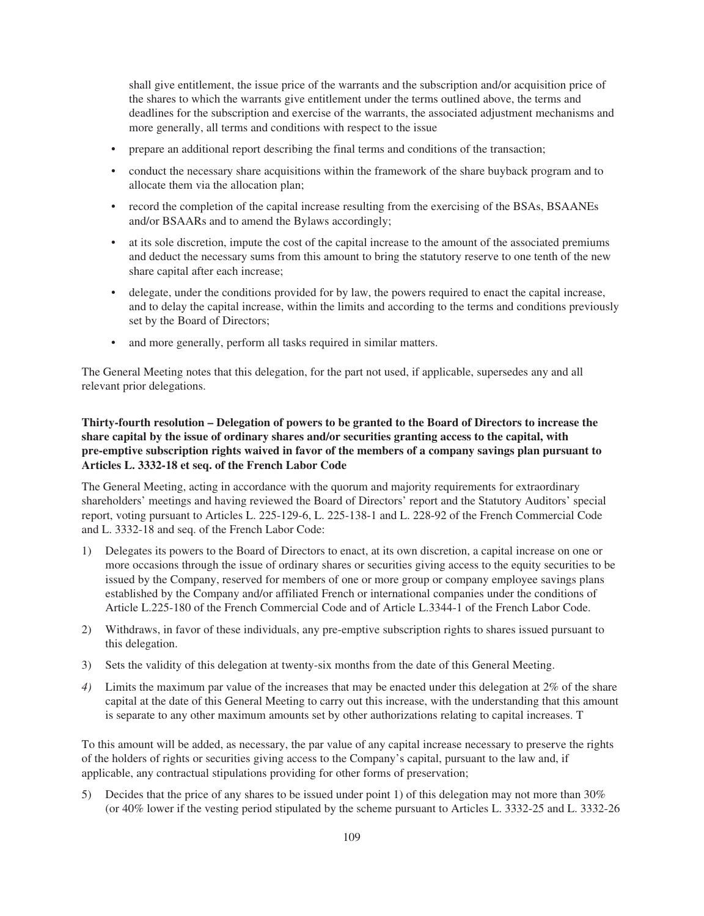shall give entitlement, the issue price of the warrants and the subscription and/or acquisition price of the shares to which the warrants give entitlement under the terms outlined above, the terms and deadlines for the subscription and exercise of the warrants, the associated adjustment mechanisms and more generally, all terms and conditions with respect to the issue

- prepare an additional report describing the final terms and conditions of the transaction;
- conduct the necessary share acquisitions within the framework of the share buyback program and to allocate them via the allocation plan;
- record the completion of the capital increase resulting from the exercising of the BSAs, BSAANEs and/or BSAARs and to amend the Bylaws accordingly;
- at its sole discretion, impute the cost of the capital increase to the amount of the associated premiums and deduct the necessary sums from this amount to bring the statutory reserve to one tenth of the new share capital after each increase;
- delegate, under the conditions provided for by law, the powers required to enact the capital increase, and to delay the capital increase, within the limits and according to the terms and conditions previously set by the Board of Directors;
- and more generally, perform all tasks required in similar matters.

The General Meeting notes that this delegation, for the part not used, if applicable, supersedes any and all relevant prior delegations.

**Thirty-fourth resolution – Delegation of powers to be granted to the Board of Directors to increase the share capital by the issue of ordinary shares and/or securities granting access to the capital, with pre-emptive subscription rights waived in favor of the members of a company savings plan pursuant to Articles L. 3332-18 et seq. of the French Labor Code**

The General Meeting, acting in accordance with the quorum and majority requirements for extraordinary shareholders' meetings and having reviewed the Board of Directors' report and the Statutory Auditors' special report, voting pursuant to Articles L. 225-129-6, L. 225-138-1 and L. 228-92 of the French Commercial Code and L. 3332-18 and seq. of the French Labor Code:

1) Delegates its powers to the Board of Directors to enact, at its own discretion, a capital increase on one or more occasions through the issue of ordinary shares or securities giving access to the equity securities to be issued by the Company, reserved for members of one or more group or company employee savings plans established by the Company and/or affiliated French or international companies under the conditions of Article L.225-180 of the French Commercial Code and of Article L.3344-1 of the French Labor Code.

2) Withdraws, in favor of these individuals, any pre-emptive subscription rights to shares issued pursuant to this delegation.

3) Sets the validity of this delegation at twenty-six months from the date of this General Meeting.

*4)* Limits the maximum par value of the increases that may be enacted under this delegation at 2% of the share capital at the date of this General Meeting to carry out this increase, with the understanding that this amount is separate to any other maximum amounts set by other authorizations relating to capital increases. T

To this amount will be added, as necessary, the par value of any capital increase necessary to preserve the rights of the holders of rights or securities giving access to the Company's capital, pursuant to the law and, if applicable, any contractual stipulations providing for other forms of preservation;

5) Decides that the price of any shares to be issued under point 1) of this delegation may not more than 30% (or 40% lower if the vesting period stipulated by the scheme pursuant to Articles L. 3332-25 and L. 3332-26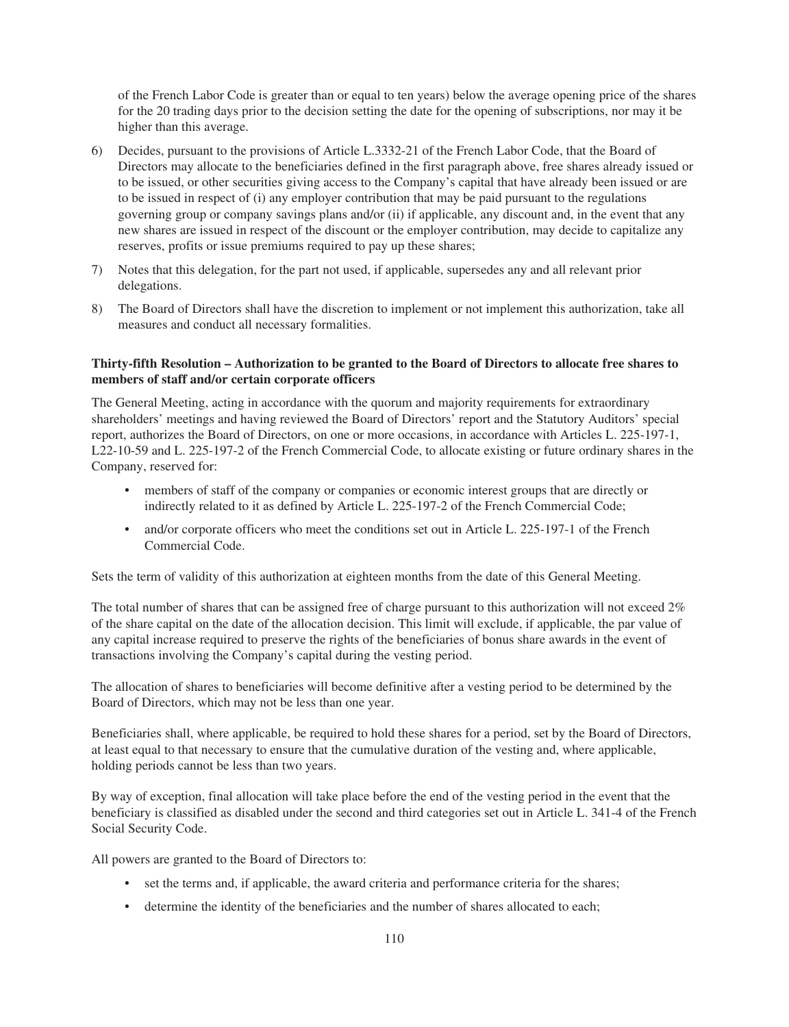of the French Labor Code is greater than or equal to ten years) below the average opening price of the shares for the 20 trading days prior to the decision setting the date for the opening of subscriptions, nor may it be higher than this average.

6) Decides, pursuant to the provisions of Article L.3332-21 of the French Labor Code, that the Board of Directors may allocate to the beneficiaries defined in the first paragraph above, free shares already issued or to be issued, or other securities giving access to the Company's capital that have already been issued or are to be issued in respect of (i) any employer contribution that may be paid pursuant to the regulations governing group or company savings plans and/or (ii) if applicable, any discount and, in the event that any new shares are issued in respect of the discount or the employer contribution, may decide to capitalize any reserves, profits or issue premiums required to pay up these shares;

7) Notes that this delegation, for the part not used, if applicable, supersedes any and all relevant prior delegations.

8) The Board of Directors shall have the discretion to implement or not implement this authorization, take all measures and conduct all necessary formalities.

**Thirty-fifth Resolution – Authorization to be granted to the Board of Directors to allocate free shares to members of staff and/or certain corporate officers**

The General Meeting, acting in accordance with the quorum and majority requirements for extraordinary shareholders' meetings and having reviewed the Board of Directors' report and the Statutory Auditors' special report, authorizes the Board of Directors, on one or more occasions, in accordance with Articles L. 225-197-1, L22-10-59 and L. 225-197-2 of the French Commercial Code, to allocate existing or future ordinary shares in the Company, reserved for:

- members of staff of the company or companies or economic interest groups that are directly or indirectly related to it as defined by Article L. 225-197-2 of the French Commercial Code;
- and/or corporate officers who meet the conditions set out in Article L. 225-197-1 of the French Commercial Code.

Sets the term of validity of this authorization at eighteen months from the date of this General Meeting.

The total number of shares that can be assigned free of charge pursuant to this authorization will not exceed 2% of the share capital on the date of the allocation decision. This limit will exclude, if applicable, the par value of any capital increase required to preserve the rights of the beneficiaries of bonus share awards in the event of transactions involving the Company's capital during the vesting period.

The allocation of shares to beneficiaries will become definitive after a vesting period to be determined by the Board of Directors, which may not be less than one year.

Beneficiaries shall, where applicable, be required to hold these shares for a period, set by the Board of Directors, at least equal to that necessary to ensure that the cumulative duration of the vesting and, where applicable, holding periods cannot be less than two years.

By way of exception, final allocation will take place before the end of the vesting period in the event that the beneficiary is classified as disabled under the second and third categories set out in Article L. 341-4 of the French Social Security Code.

All powers are granted to the Board of Directors to:

- set the terms and, if applicable, the award criteria and performance criteria for the shares;
- determine the identity of the beneficiaries and the number of shares allocated to each;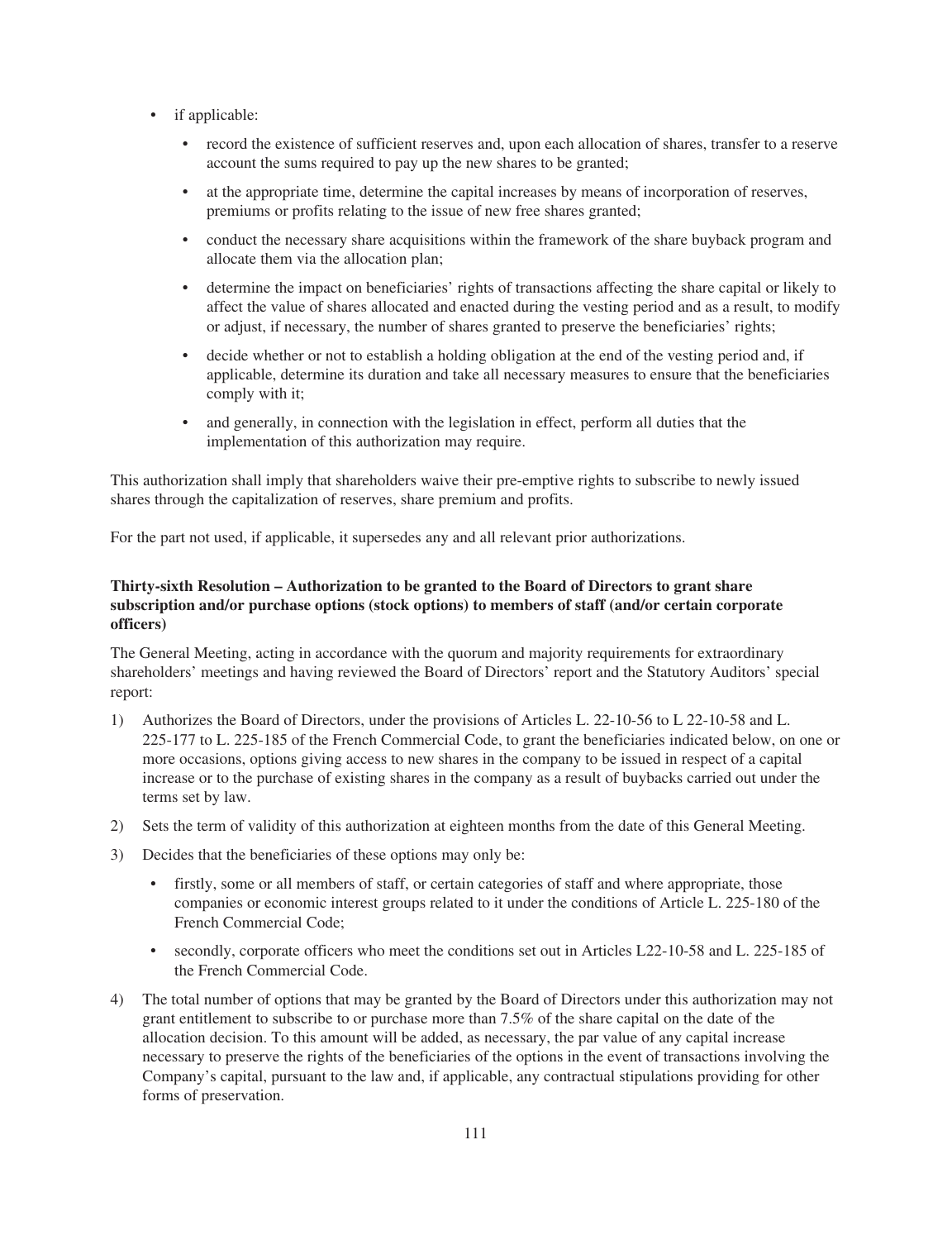- if applicable:
  - record the existence of sufficient reserves and, upon each allocation of shares, transfer to a reserve account the sums required to pay up the new shares to be granted;
  - at the appropriate time, determine the capital increases by means of incorporation of reserves, premiums or profits relating to the issue of new free shares granted;
  - conduct the necessary share acquisitions within the framework of the share buyback program and allocate them via the allocation plan;
  - determine the impact on beneficiaries' rights of transactions affecting the share capital or likely to affect the value of shares allocated and enacted during the vesting period and as a result, to modify or adjust, if necessary, the number of shares granted to preserve the beneficiaries' rights;
  - decide whether or not to establish a holding obligation at the end of the vesting period and, if applicable, determine its duration and take all necessary measures to ensure that the beneficiaries comply with it;
  - and generally, in connection with the legislation in effect, perform all duties that the implementation of this authorization may require.

This authorization shall imply that shareholders waive their pre-emptive rights to subscribe to newly issued shares through the capitalization of reserves, share premium and profits.

For the part not used, if applicable, it supersedes any and all relevant prior authorizations.

**Thirty-sixth Resolution – Authorization to be granted to the Board of Directors to grant share subscription and/or purchase options (stock options) to members of staff (and/or certain corporate officers)**

The General Meeting, acting in accordance with the quorum and majority requirements for extraordinary shareholders' meetings and having reviewed the Board of Directors' report and the Statutory Auditors' special report:

1) Authorizes the Board of Directors, under the provisions of Articles L. 22-10-56 to L 22-10-58 and L. 225-177 to L. 225-185 of the French Commercial Code, to grant the beneficiaries indicated below, on one or more occasions, options giving access to new shares in the company to be issued in respect of a capital increase or to the purchase of existing shares in the company as a result of buybacks carried out under the terms set by law.

2) Sets the term of validity of this authorization at eighteen months from the date of this General Meeting.

3) Decides that the beneficiaries of these options may only be:
   - firstly, some or all members of staff, or certain categories of staff and where appropriate, those companies or economic interest groups related to it under the conditions of Article L. 225-180 of the French Commercial Code;
   - secondly, corporate officers who meet the conditions set out in Articles L22-10-58 and L. 225-185 of the French Commercial Code.

4) The total number of options that may be granted by the Board of Directors under this authorization may not grant entitlement to subscribe to or purchase more than 7.5% of the share capital on the date of the allocation decision. To this amount will be added, as necessary, the par value of any capital increase necessary to preserve the rights of the beneficiaries of the options in the event of transactions involving the Company's capital, pursuant to the law and, if applicable, any contractual stipulations providing for other forms of preservation.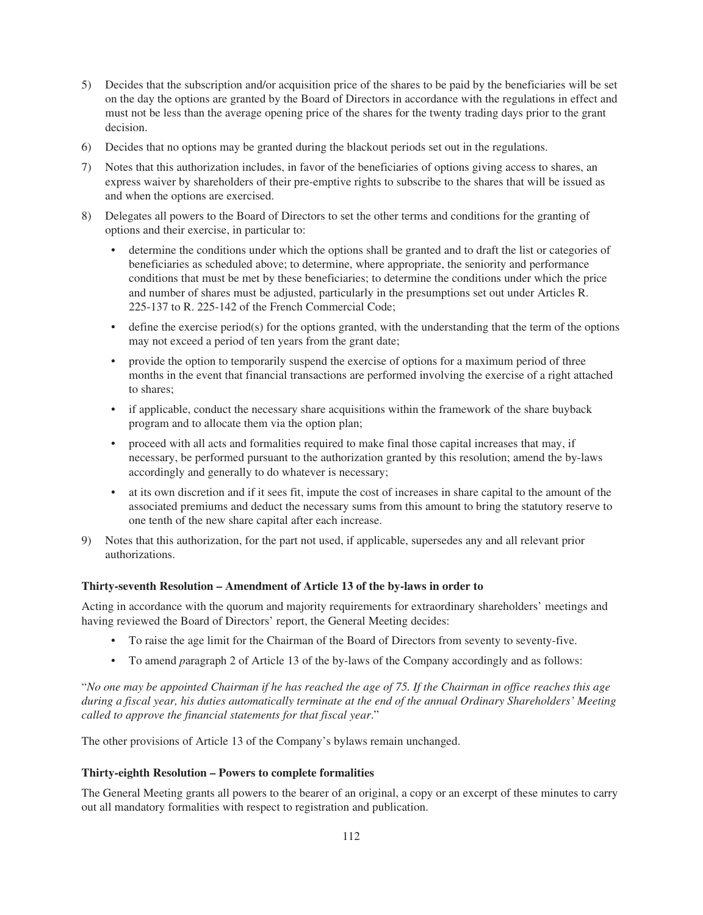5) Decides that the subscription and/or acquisition price of the shares to be paid by the beneficiaries will be set on the day the options are granted by the Board of Directors in accordance with the regulations in effect and must not be less than the average opening price of the shares for the twenty trading days prior to the grant decision.

6) Decides that no options may be granted during the blackout periods set out in the regulations.

7) Notes that this authorization includes, in favor of the beneficiaries of options giving access to shares, an express waiver by shareholders of their pre-emptive rights to subscribe to the shares that will be issued as and when the options are exercised.

8) Delegates all powers to the Board of Directors to set the other terms and conditions for the granting of options and their exercise, in particular to:

   - determine the conditions under which the options shall be granted and to draft the list or categories of beneficiaries as scheduled above; to determine, where appropriate, the seniority and performance conditions that must be met by these beneficiaries; to determine the conditions under which the price and number of shares must be adjusted, particularly in the presumptions set out under Articles R. 225-137 to R. 225-142 of the French Commercial Code;
   - define the exercise period(s) for the options granted, with the understanding that the term of the options may not exceed a period of ten years from the grant date;
   - provide the option to temporarily suspend the exercise of options for a maximum period of three months in the event that financial transactions are performed involving the exercise of a right attached to shares;
   - if applicable, conduct the necessary share acquisitions within the framework of the share buyback program and to allocate them via the option plan;
   - proceed with all acts and formalities required to make final those capital increases that may, if necessary, be performed pursuant to the authorization granted by this resolution; amend the by-laws accordingly and generally to do whatever is necessary;
   - at its own discretion and if it sees fit, impute the cost of increases in share capital to the amount of the associated premiums and deduct the necessary sums from this amount to bring the statutory reserve to one tenth of the new share capital after each increase.

9) Notes that this authorization, for the part not used, if applicable, supersedes any and all relevant prior authorizations.

**Thirty-seventh Resolution – Amendment of Article 13 of the by-laws in order to**

Acting in accordance with the quorum and majority requirements for extraordinary shareholders' meetings and having reviewed the Board of Directors' report, the General Meeting decides:

- To raise the age limit for the Chairman of the Board of Directors from seventy to seventy-five.
- To amend *p*aragraph 2 of Article 13 of the by-laws of the Company accordingly and as follows:

"*No one may be appointed Chairman if he has reached the age of 75. If the Chairman in office reaches this age during a fiscal year, his duties automatically terminate at the end of the annual Ordinary Shareholders' Meeting called to approve the financial statements for that fiscal year*."

The other provisions of Article 13 of the Company's bylaws remain unchanged.

**Thirty-eighth Resolution – Powers to complete formalities**

The General Meeting grants all powers to the bearer of an original, a copy or an excerpt of these minutes to carry out all mandatory formalities with respect to registration and publication.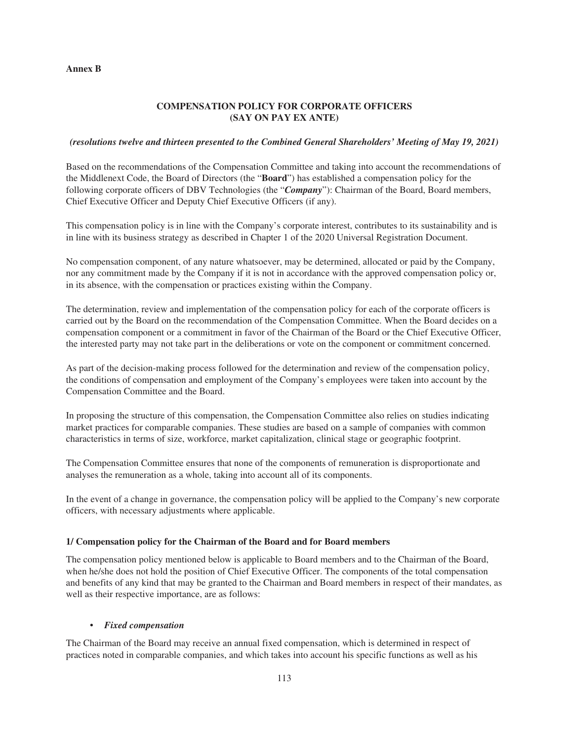**Annex B**

## COMPENSATION POLICY FOR CORPORATE OFFICERS (SAY ON PAY EX ANTE)

***(resolutions twelve and thirteen presented to the Combined General Shareholders' Meeting of May 19, 2021)***

Based on the recommendations of the Compensation Committee and taking into account the recommendations of the Middlenext Code, the Board of Directors (the "**Board**") has established a compensation policy for the following corporate officers of DBV Technologies (the "***Company***"): Chairman of the Board, Board members, Chief Executive Officer and Deputy Chief Executive Officers (if any).

This compensation policy is in line with the Company's corporate interest, contributes to its sustainability and is in line with its business strategy as described in Chapter 1 of the 2020 Universal Registration Document.

No compensation component, of any nature whatsoever, may be determined, allocated or paid by the Company, nor any commitment made by the Company if it is not in accordance with the approved compensation policy or, in its absence, with the compensation or practices existing within the Company.

The determination, review and implementation of the compensation policy for each of the corporate officers is carried out by the Board on the recommendation of the Compensation Committee. When the Board decides on a compensation component or a commitment in favor of the Chairman of the Board or the Chief Executive Officer, the interested party may not take part in the deliberations or vote on the component or commitment concerned.

As part of the decision-making process followed for the determination and review of the compensation policy, the conditions of compensation and employment of the Company's employees were taken into account by the Compensation Committee and the Board.

In proposing the structure of this compensation, the Compensation Committee also relies on studies indicating market practices for comparable companies. These studies are based on a sample of companies with common characteristics in terms of size, workforce, market capitalization, clinical stage or geographic footprint.

The Compensation Committee ensures that none of the components of remuneration is disproportionate and analyses the remuneration as a whole, taking into account all of its components.

In the event of a change in governance, the compensation policy will be applied to the Company's new corporate officers, with necessary adjustments where applicable.

### 1/ Compensation policy for the Chairman of the Board and for Board members

The compensation policy mentioned below is applicable to Board members and to the Chairman of the Board, when he/she does not hold the position of Chief Executive Officer. The components of the total compensation and benefits of any kind that may be granted to the Chairman and Board members in respect of their mandates, as well as their respective importance, are as follows:

- ***Fixed compensation***

The Chairman of the Board may receive an annual fixed compensation, which is determined in respect of practices noted in comparable companies, and which takes into account his specific functions as well as his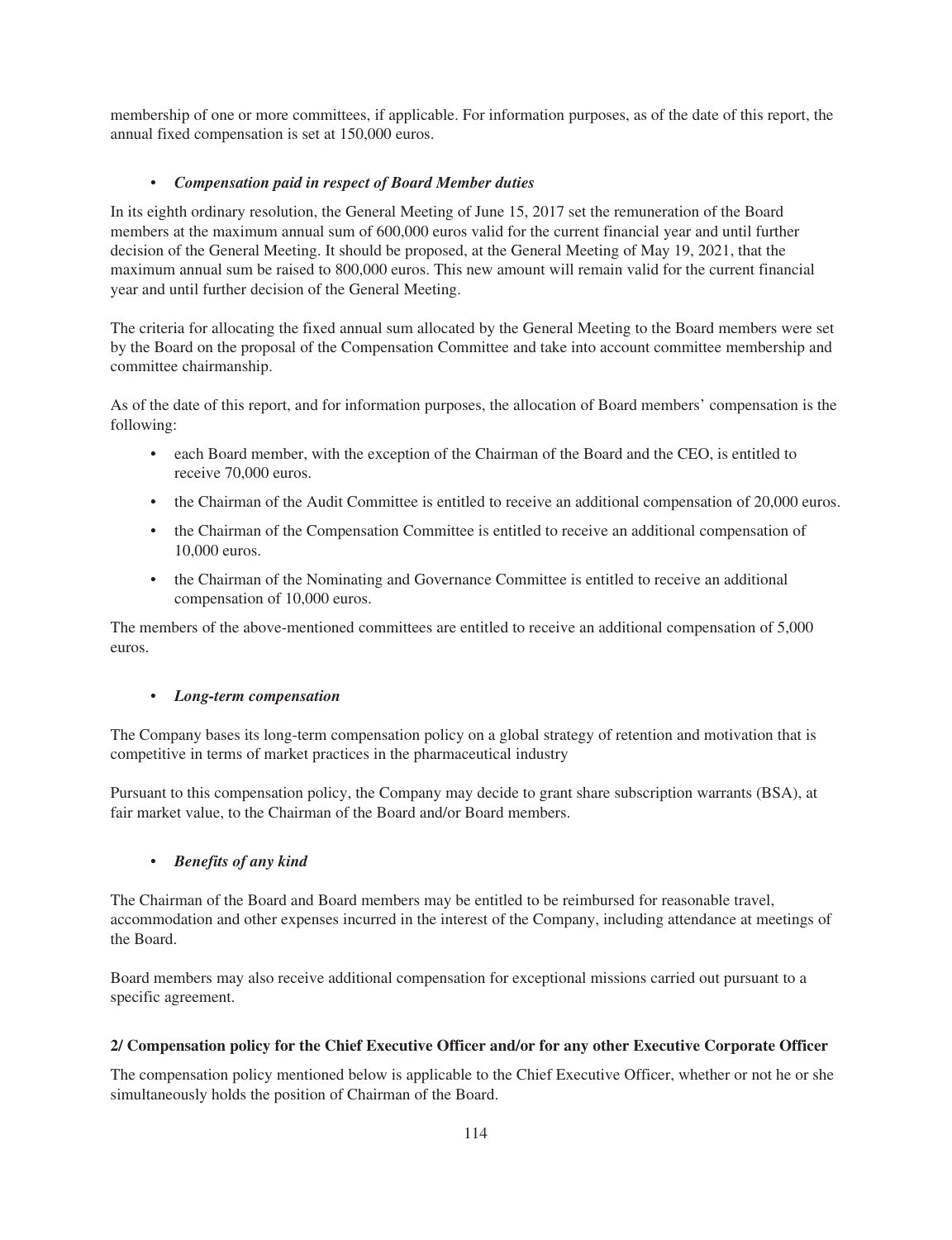membership of one or more committees, if applicable. For information purposes, as of the date of this report, the annual fixed compensation is set at 150,000 euros.

- ***Compensation paid in respect of Board Member duties***

In its eighth ordinary resolution, the General Meeting of June 15, 2017 set the remuneration of the Board members at the maximum annual sum of 600,000 euros valid for the current financial year and until further decision of the General Meeting. It should be proposed, at the General Meeting of May 19, 2021, that the maximum annual sum be raised to 800,000 euros. This new amount will remain valid for the current financial year and until further decision of the General Meeting.

The criteria for allocating the fixed annual sum allocated by the General Meeting to the Board members were set by the Board on the proposal of the Compensation Committee and take into account committee membership and committee chairmanship.

As of the date of this report, and for information purposes, the allocation of Board members' compensation is the following:

- each Board member, with the exception of the Chairman of the Board and the CEO, is entitled to receive 70,000 euros.
- the Chairman of the Audit Committee is entitled to receive an additional compensation of 20,000 euros.
- the Chairman of the Compensation Committee is entitled to receive an additional compensation of 10,000 euros.
- the Chairman of the Nominating and Governance Committee is entitled to receive an additional compensation of 10,000 euros.

The members of the above-mentioned committees are entitled to receive an additional compensation of 5,000 euros.

- ***Long-term compensation***

The Company bases its long-term compensation policy on a global strategy of retention and motivation that is competitive in terms of market practices in the pharmaceutical industry

Pursuant to this compensation policy, the Company may decide to grant share subscription warrants (BSA), at fair market value, to the Chairman of the Board and/or Board members.

- ***Benefits of any kind***

The Chairman of the Board and Board members may be entitled to be reimbursed for reasonable travel, accommodation and other expenses incurred in the interest of the Company, including attendance at meetings of the Board.

Board members may also receive additional compensation for exceptional missions carried out pursuant to a specific agreement.

**2/ Compensation policy for the Chief Executive Officer and/or for any other Executive Corporate Officer**

The compensation policy mentioned below is applicable to the Chief Executive Officer, whether or not he or she simultaneously holds the position of Chairman of the Board.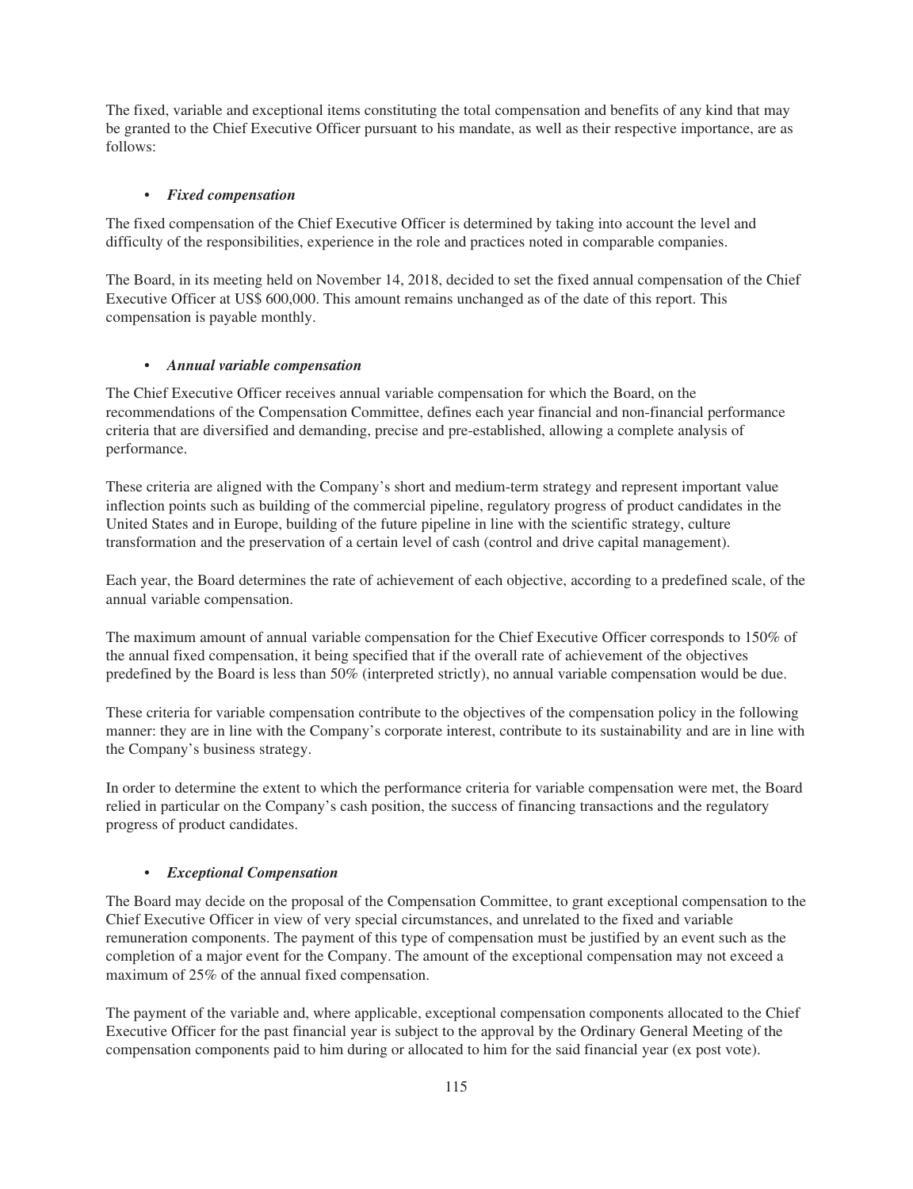The fixed, variable and exceptional items constituting the total compensation and benefits of any kind that may be granted to the Chief Executive Officer pursuant to his mandate, as well as their respective importance, are as follows:

- ***Fixed compensation***

The fixed compensation of the Chief Executive Officer is determined by taking into account the level and difficulty of the responsibilities, experience in the role and practices noted in comparable companies.

The Board, in its meeting held on November 14, 2018, decided to set the fixed annual compensation of the Chief Executive Officer at US$ 600,000. This amount remains unchanged as of the date of this report. This compensation is payable monthly.

- ***Annual variable compensation***

The Chief Executive Officer receives annual variable compensation for which the Board, on the recommendations of the Compensation Committee, defines each year financial and non-financial performance criteria that are diversified and demanding, precise and pre-established, allowing a complete analysis of performance.

These criteria are aligned with the Company's short and medium-term strategy and represent important value inflection points such as building of the commercial pipeline, regulatory progress of product candidates in the United States and in Europe, building of the future pipeline in line with the scientific strategy, culture transformation and the preservation of a certain level of cash (control and drive capital management).

Each year, the Board determines the rate of achievement of each objective, according to a predefined scale, of the annual variable compensation.

The maximum amount of annual variable compensation for the Chief Executive Officer corresponds to 150% of the annual fixed compensation, it being specified that if the overall rate of achievement of the objectives predefined by the Board is less than 50% (interpreted strictly), no annual variable compensation would be due.

These criteria for variable compensation contribute to the objectives of the compensation policy in the following manner: they are in line with the Company's corporate interest, contribute to its sustainability and are in line with the Company's business strategy.

In order to determine the extent to which the performance criteria for variable compensation were met, the Board relied in particular on the Company's cash position, the success of financing transactions and the regulatory progress of product candidates.

- ***Exceptional Compensation***

The Board may decide on the proposal of the Compensation Committee, to grant exceptional compensation to the Chief Executive Officer in view of very special circumstances, and unrelated to the fixed and variable remuneration components. The payment of this type of compensation must be justified by an event such as the completion of a major event for the Company. The amount of the exceptional compensation may not exceed a maximum of 25% of the annual fixed compensation.

The payment of the variable and, where applicable, exceptional compensation components allocated to the Chief Executive Officer for the past financial year is subject to the approval by the Ordinary General Meeting of the compensation components paid to him during or allocated to him for the said financial year (ex post vote).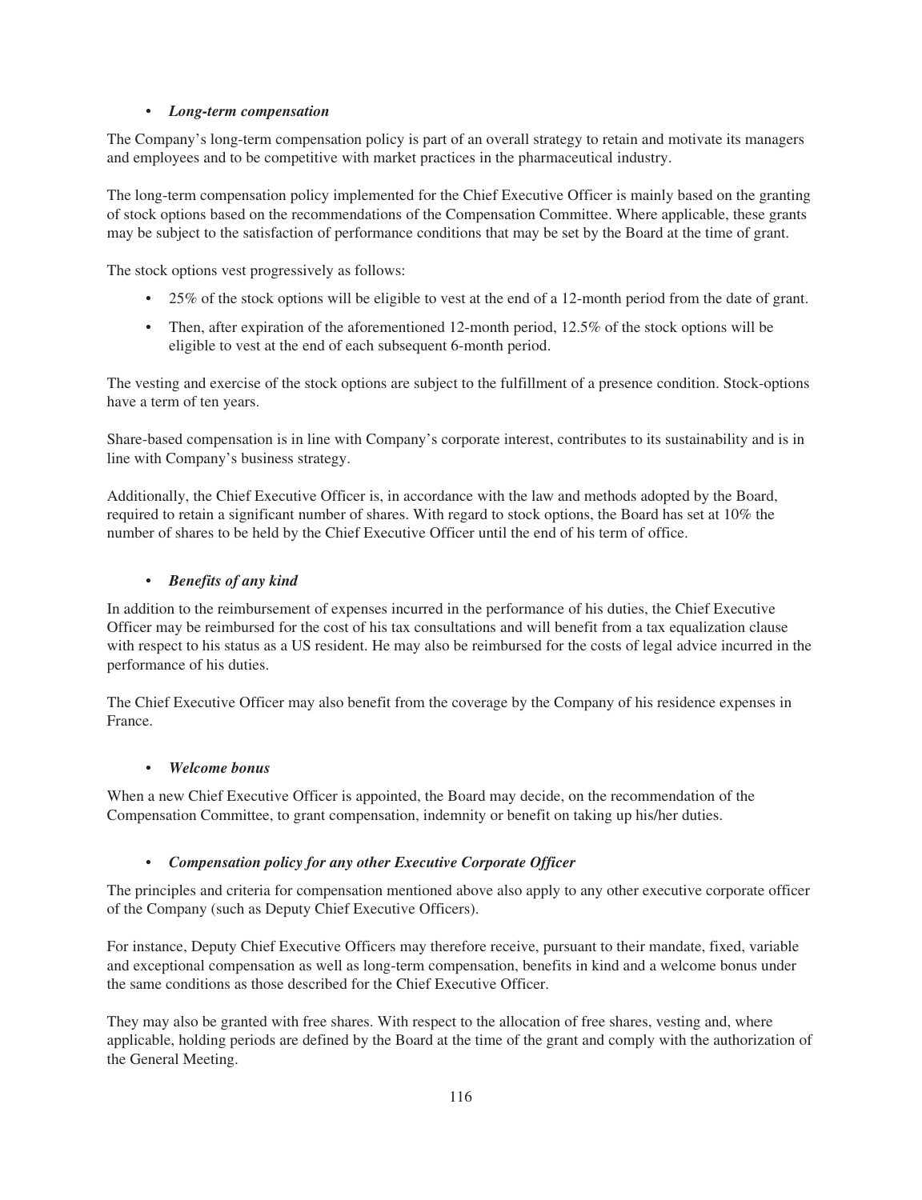- ***Long-term compensation***

The Company's long-term compensation policy is part of an overall strategy to retain and motivate its managers and employees and to be competitive with market practices in the pharmaceutical industry.

The long-term compensation policy implemented for the Chief Executive Officer is mainly based on the granting of stock options based on the recommendations of the Compensation Committee. Where applicable, these grants may be subject to the satisfaction of performance conditions that may be set by the Board at the time of grant.

The stock options vest progressively as follows:

- 25% of the stock options will be eligible to vest at the end of a 12-month period from the date of grant.
- Then, after expiration of the aforementioned 12-month period, 12.5% of the stock options will be eligible to vest at the end of each subsequent 6-month period.

The vesting and exercise of the stock options are subject to the fulfillment of a presence condition. Stock-options have a term of ten years.

Share-based compensation is in line with Company's corporate interest, contributes to its sustainability and is in line with Company's business strategy.

Additionally, the Chief Executive Officer is, in accordance with the law and methods adopted by the Board, required to retain a significant number of shares. With regard to stock options, the Board has set at 10% the number of shares to be held by the Chief Executive Officer until the end of his term of office.

- ***Benefits of any kind***

In addition to the reimbursement of expenses incurred in the performance of his duties, the Chief Executive Officer may be reimbursed for the cost of his tax consultations and will benefit from a tax equalization clause with respect to his status as a US resident. He may also be reimbursed for the costs of legal advice incurred in the performance of his duties.

The Chief Executive Officer may also benefit from the coverage by the Company of his residence expenses in France.

- ***Welcome bonus***

When a new Chief Executive Officer is appointed, the Board may decide, on the recommendation of the Compensation Committee, to grant compensation, indemnity or benefit on taking up his/her duties.

- ***Compensation policy for any other Executive Corporate Officer***

The principles and criteria for compensation mentioned above also apply to any other executive corporate officer of the Company (such as Deputy Chief Executive Officers).

For instance, Deputy Chief Executive Officers may therefore receive, pursuant to their mandate, fixed, variable and exceptional compensation as well as long-term compensation, benefits in kind and a welcome bonus under the same conditions as those described for the Chief Executive Officer.

They may also be granted with free shares. With respect to the allocation of free shares, vesting and, where applicable, holding periods are defined by the Board at the time of the grant and comply with the authorization of the General Meeting.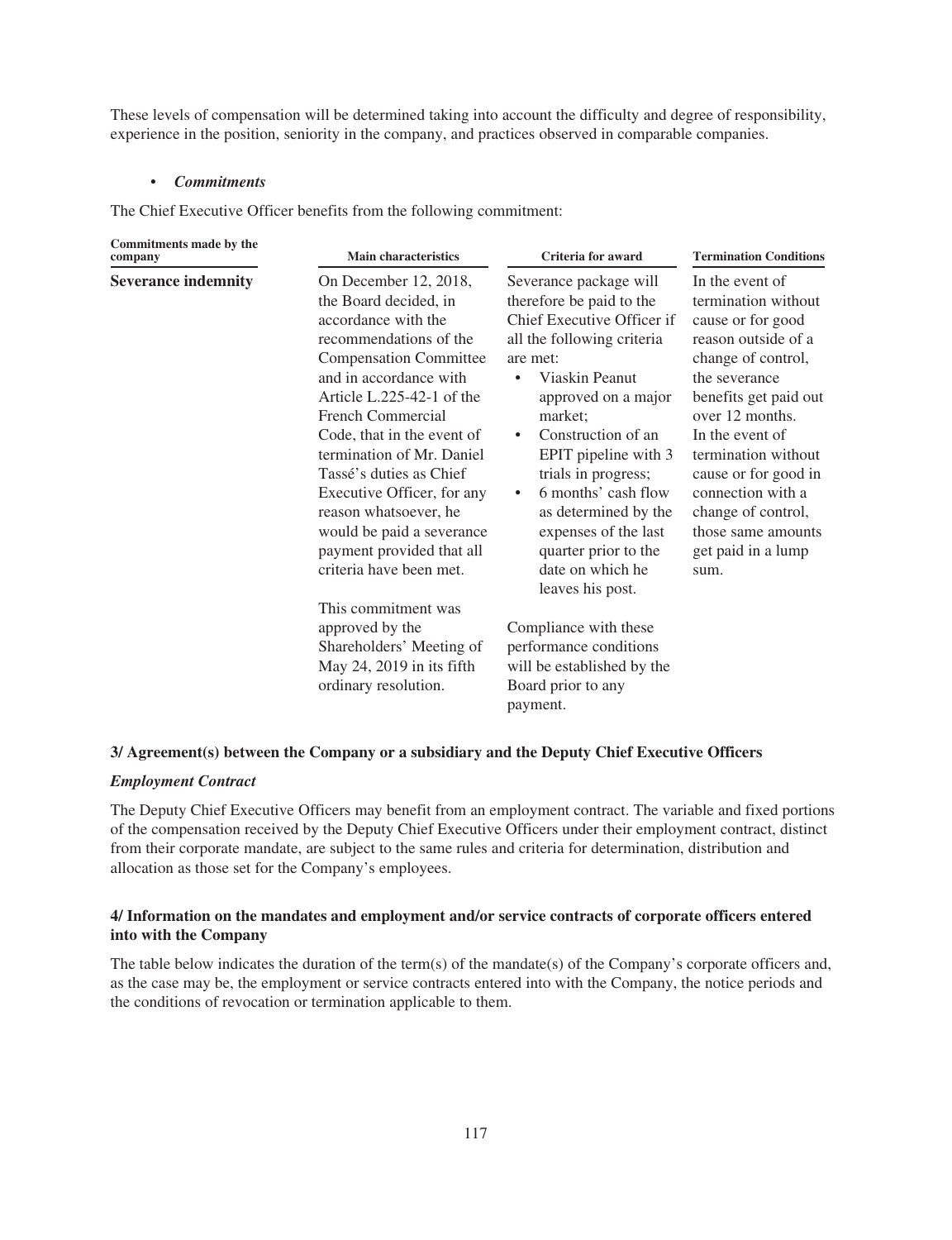These levels of compensation will be determined taking into account the difficulty and degree of responsibility, experience in the position, seniority in the company, and practices observed in comparable companies.

- ***Commitments***

The Chief Executive Officer benefits from the following commitment:

| Commitments made by the company | Main characteristics | Criteria for award | Termination Conditions |
|---|---|---|---|
| **Severance indemnity** | On December 12, 2018, the Board decided, in accordance with the recommendations of the Compensation Committee and in accordance with Article L.225-42-1 of the French Commercial Code, that in the event of termination of Mr. Daniel Tassé's duties as Chief Executive Officer, for any reason whatsoever, he would be paid a severance payment provided that all criteria have been met.<br><br>This commitment was approved by the Shareholders' Meeting of May 24, 2019 in its fifth ordinary resolution. | Severance package will therefore be paid to the Chief Executive Officer if all the following criteria are met:<br>• Viaskin Peanut approved on a major market;<br>• Construction of an EPIT pipeline with 3 trials in progress;<br>• 6 months' cash flow as determined by the expenses of the last quarter prior to the date on which he leaves his post.<br><br>Compliance with these performance conditions will be established by the Board prior to any payment. | In the event of termination without cause or for good reason outside of a change of control, the severance benefits get paid out over 12 months.<br>In the event of termination without cause or for good in connection with a change of control, those same amounts get paid in a lump sum. |

### 3/ Agreement(s) between the Company or a subsidiary and the Deputy Chief Executive Officers

***Employment Contract***

The Deputy Chief Executive Officers may benefit from an employment contract. The variable and fixed portions of the compensation received by the Deputy Chief Executive Officers under their employment contract, distinct from their corporate mandate, are subject to the same rules and criteria for determination, distribution and allocation as those set for the Company's employees.

### 4/ Information on the mandates and employment and/or service contracts of corporate officers entered into with the Company

The table below indicates the duration of the term(s) of the mandate(s) of the Company's corporate officers and, as the case may be, the employment or service contracts entered into with the Company, the notice periods and the conditions of revocation or termination applicable to them.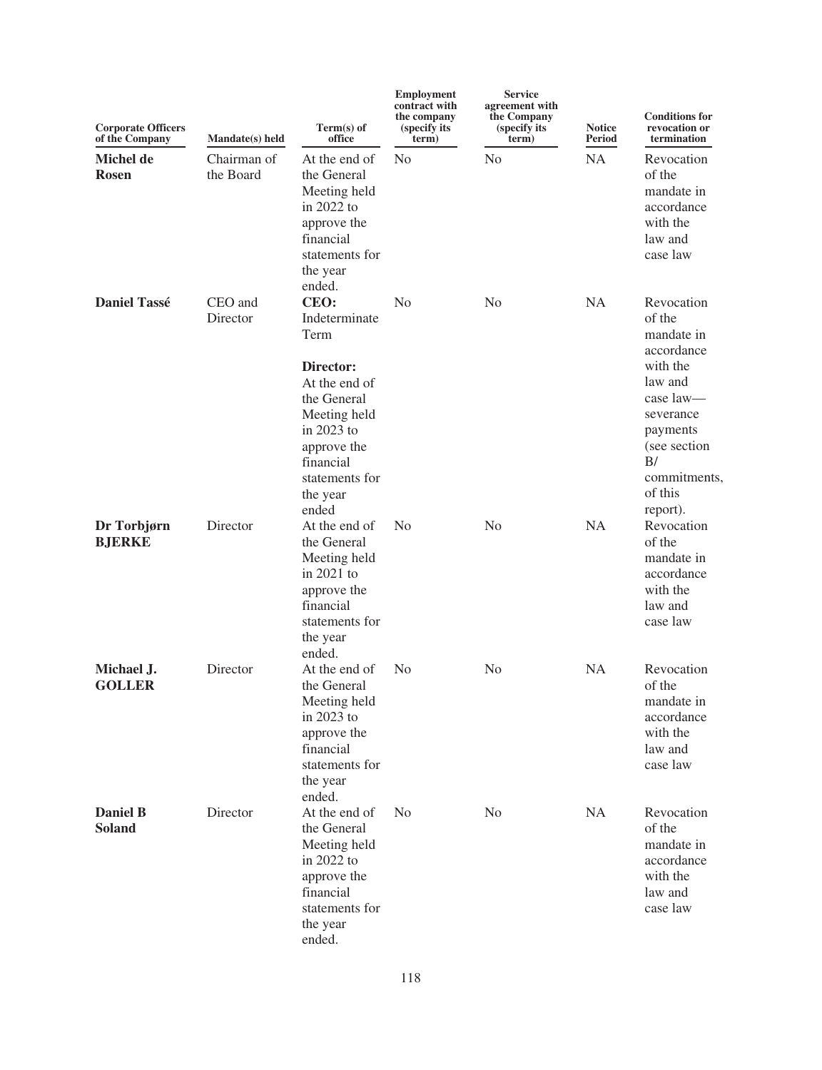| Corporate Officers of the Company | Mandate(s) held | Term(s) of office | Employment contract with the company (specify its term) | Service agreement with the Company (specify its term) | Notice Period | Conditions for revocation or termination |
|---|---|---|---|---|---|---|
| **Michel de Rosen** | Chairman of the Board | At the end of the General Meeting held in 2022 to approve the financial statements for the year ended. | No | No | NA | Revocation of the mandate in accordance with the law and case law |
| **Daniel Tassé** | CEO and Director | **CEO:** Indeterminate Term<br><br>**Director:** At the end of the General Meeting held in 2023 to approve the financial statements for the year ended | No | No | NA | Revocation of the mandate in accordance with the law and case law—severance payments (see section B/ commitments, of this report). |
| **Dr Torbjørn BJERKE** | Director | At the end of the General Meeting held in 2021 to approve the financial statements for the year ended. | No | No | NA | Revocation of the mandate in accordance with the law and case law |
| **Michael J. GOLLER** | Director | At the end of the General Meeting held in 2023 to approve the financial statements for the year ended. | No | No | NA | Revocation of the mandate in accordance with the law and case law |
| **Daniel B Soland** | Director | At the end of the General Meeting held in 2022 to approve the financial statements for the year ended. | No | No | NA | Revocation of the mandate in accordance with the law and case law |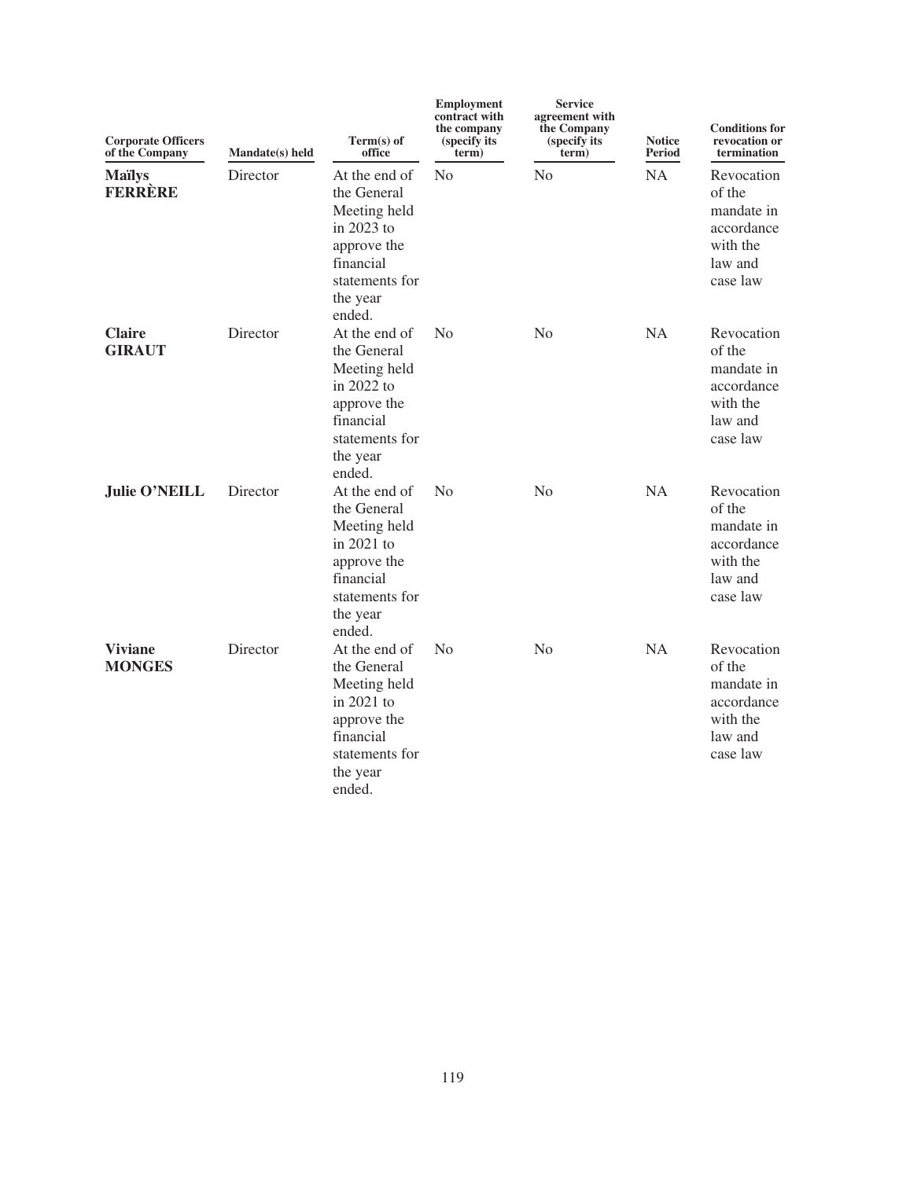| Corporate Officers of the Company | Mandate(s) held | Term(s) of office | Employment contract with the company (specify its term) | Service agreement with the Company (specify its term) | Notice Period | Conditions for revocation or termination |
|---|---|---|---|---|---|---|
| **Maïlys FERRÈRE** | Director | At the end of the General Meeting held in 2023 to approve the financial statements for the year ended. | No | No | NA | Revocation of the mandate in accordance with the law and case law |
| **Claire GIRAUT** | Director | At the end of the General Meeting held in 2022 to approve the financial statements for the year ended. | No | No | NA | Revocation of the mandate in accordance with the law and case law |
| **Julie O'NEILL** | Director | At the end of the General Meeting held in 2021 to approve the financial statements for the year ended. | No | No | NA | Revocation of the mandate in accordance with the law and case law |
| **Viviane MONGES** | Director | At the end of the General Meeting held in 2021 to approve the financial statements for the year ended. | No | No | NA | Revocation of the mandate in accordance with the law and case law |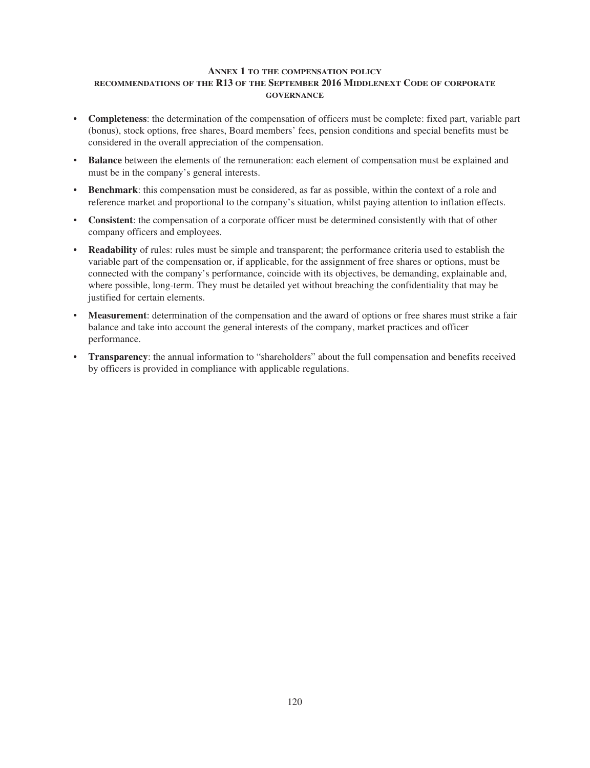## Annex 1 to the compensation policy
### recommendations of the R13 of the September 2016 Middlenext Code of corporate governance

- **Completeness**: the determination of the compensation of officers must be complete: fixed part, variable part (bonus), stock options, free shares, Board members' fees, pension conditions and special benefits must be considered in the overall appreciation of the compensation.
- **Balance** between the elements of the remuneration: each element of compensation must be explained and must be in the company's general interests.
- **Benchmark**: this compensation must be considered, as far as possible, within the context of a role and reference market and proportional to the company's situation, whilst paying attention to inflation effects.
- **Consistent**: the compensation of a corporate officer must be determined consistently with that of other company officers and employees.
- **Readability** of rules: rules must be simple and transparent; the performance criteria used to establish the variable part of the compensation or, if applicable, for the assignment of free shares or options, must be connected with the company's performance, coincide with its objectives, be demanding, explainable and, where possible, long-term. They must be detailed yet without breaching the confidentiality that may be justified for certain elements.
- **Measurement**: determination of the compensation and the award of options or free shares must strike a fair balance and take into account the general interests of the company, market practices and officer performance.
- **Transparency**: the annual information to "shareholders" about the full compensation and benefits received by officers is provided in compliance with applicable regulations.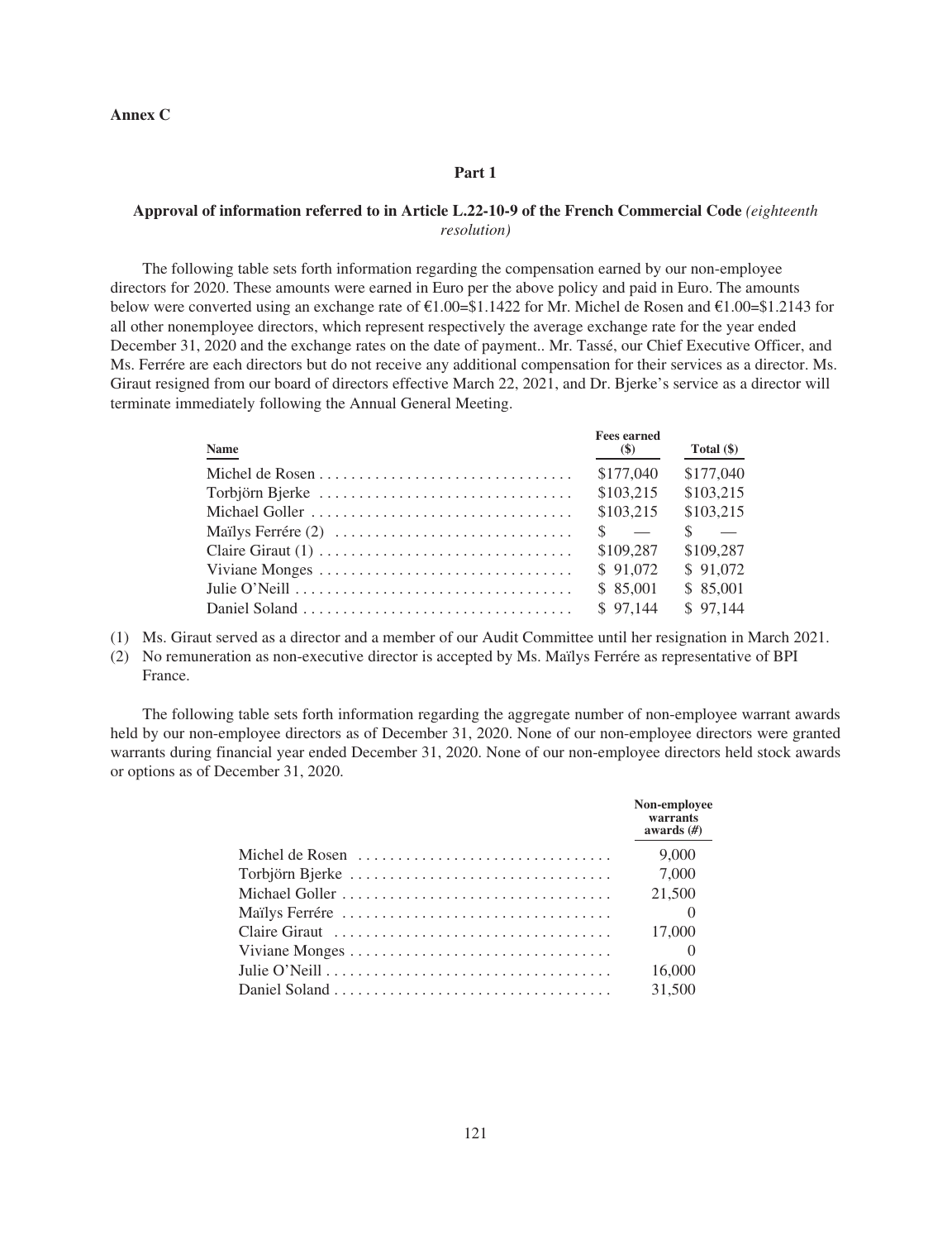**Annex C**

## Part 1

### Approval of information referred to in Article L.22-10-9 of the French Commercial Code *(eighteenth resolution)*

The following table sets forth information regarding the compensation earned by our non-employee directors for 2020. These amounts were earned in Euro per the above policy and paid in Euro. The amounts below were converted using an exchange rate of €1.00=$1.1422 for Mr. Michel de Rosen and €1.00=$1.2143 for all other nonemployee directors, which represent respectively the average exchange rate for the year ended December 31, 2020 and the exchange rates on the date of payment.. Mr. Tassé, our Chief Executive Officer, and Ms. Ferrére are each directors but do not receive any additional compensation for their services as a director. Ms. Giraut resigned from our board of directors effective March 22, 2021, and Dr. Bjerke's service as a director will terminate immediately following the Annual General Meeting.

| Name | Fees earned ($) | Total ($) |
|---|---|---|
| Michel de Rosen | $177,040 | $177,040 |
| Torbjörn Bjerke | $103,215 | $103,215 |
| Michael Goller | $103,215 | $103,215 |
| Maïlys Ferrére (2) | $ — | $ — |
| Claire Giraut (1) | $109,287 | $109,287 |
| Viviane Monges | $ 91,072 | $ 91,072 |
| Julie O'Neill | $ 85,001 | $ 85,001 |
| Daniel Soland | $ 97,144 | $ 97,144 |

(1) Ms. Giraut served as a director and a member of our Audit Committee until her resignation in March 2021.

(2) No remuneration as non-executive director is accepted by Ms. Maïlys Ferrére as representative of BPI France.

The following table sets forth information regarding the aggregate number of non-employee warrant awards held by our non-employee directors as of December 31, 2020. None of our non-employee directors were granted warrants during financial year ended December 31, 2020. None of our non-employee directors held stock awards or options as of December 31, 2020.

| | Non-employee warrants awards (#) |
|---|---|
| Michel de Rosen | 9,000 |
| Torbjörn Bjerke | 7,000 |
| Michael Goller | 21,500 |
| Maïlys Ferrére | 0 |
| Claire Giraut | 17,000 |
| Viviane Monges | 0 |
| Julie O'Neill | 16,000 |
| Daniel Soland | 31,500 |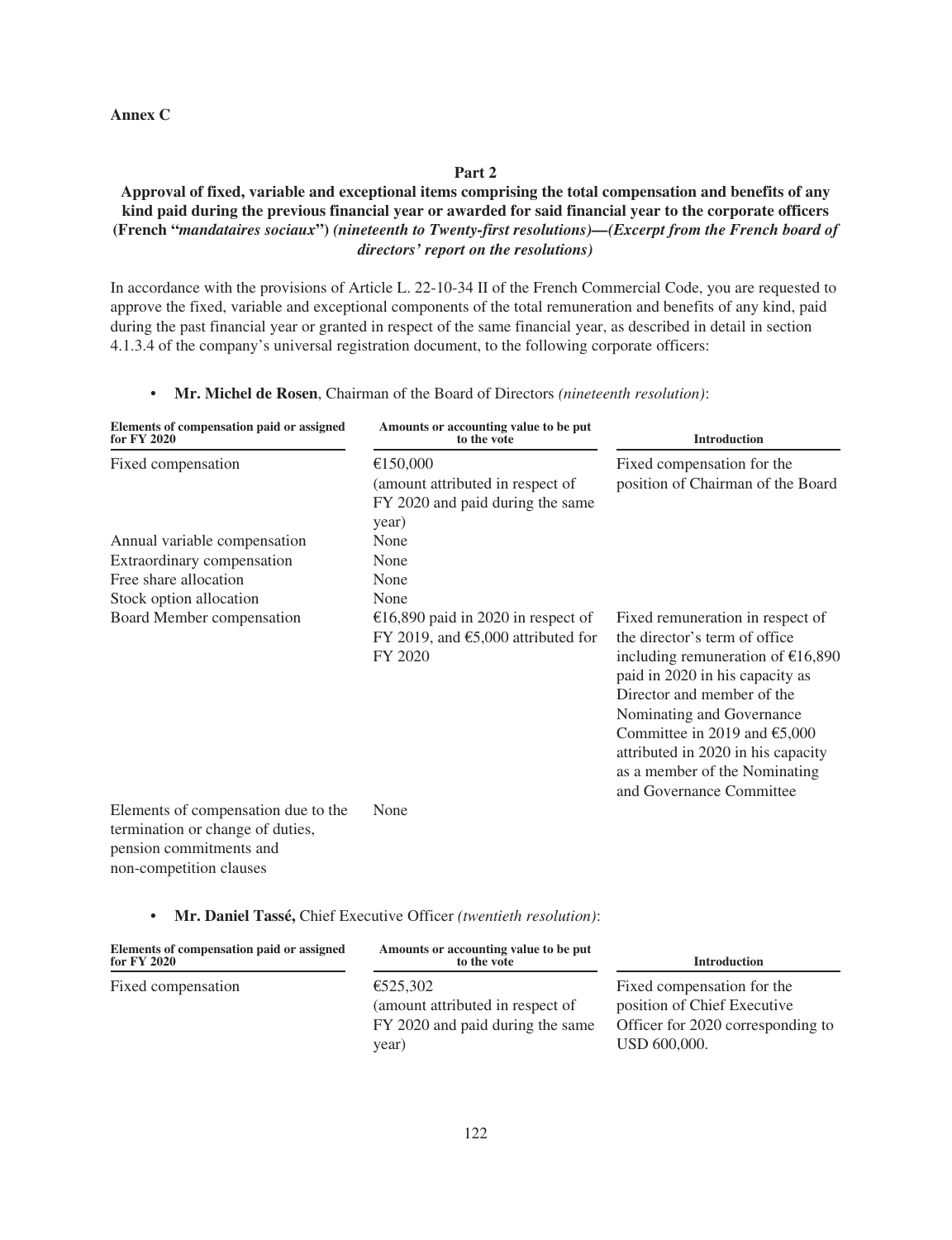**Annex C**

## Part 2

### Approval of fixed, variable and exceptional items comprising the total compensation and benefits of any kind paid during the previous financial year or awarded for said financial year to the corporate officers (French "*mandataires sociaux*") *(nineteenth to Twenty-first resolutions)—(Excerpt from the French board of directors' report on the resolutions)*

In accordance with the provisions of Article L. 22-10-34 II of the French Commercial Code, you are requested to approve the fixed, variable and exceptional components of the total remuneration and benefits of any kind, paid during the past financial year or granted in respect of the same financial year, as described in detail in section 4.1.3.4 of the company's universal registration document, to the following corporate officers:

- **Mr. Michel de Rosen**, Chairman of the Board of Directors *(nineteenth resolution)*:

| Elements of compensation paid or assigned for FY 2020 | Amounts or accounting value to be put to the vote | Introduction |
|---|---|---|
| Fixed compensation | €150,000 (amount attributed in respect of FY 2020 and paid during the same year) | Fixed compensation for the position of Chairman of the Board |
| Annual variable compensation | None | |
| Extraordinary compensation | None | |
| Free share allocation | None | |
| Stock option allocation | None | |
| Board Member compensation | €16,890 paid in 2020 in respect of FY 2019, and €5,000 attributed for FY 2020 | Fixed remuneration in respect of the director's term of office including remuneration of €16,890 paid in 2020 in his capacity as Director and member of the Nominating and Governance Committee in 2019 and €5,000 attributed in 2020 in his capacity as a member of the Nominating and Governance Committee |
| Elements of compensation due to the termination or change of duties, pension commitments and non-competition clauses | None | |

- **Mr. Daniel Tassé,** Chief Executive Officer *(twentieth resolution)*:

| Elements of compensation paid or assigned for FY 2020 | Amounts or accounting value to be put to the vote | Introduction |
|---|---|---|
| Fixed compensation | €525,302 (amount attributed in respect of FY 2020 and paid during the same year) | Fixed compensation for the position of Chief Executive Officer for 2020 corresponding to USD 600,000. |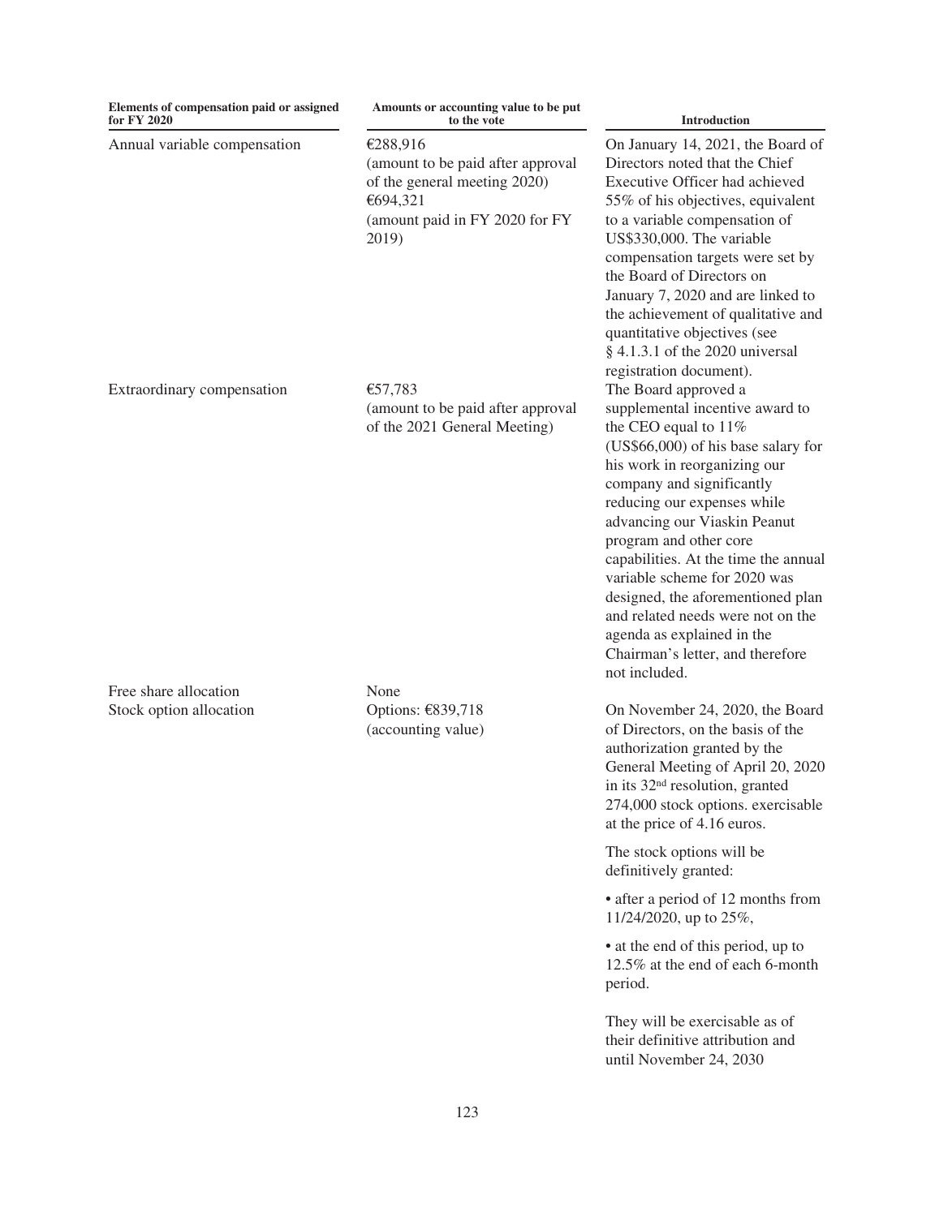| Elements of compensation paid or assigned for FY 2020 | Amounts or accounting value to be put to the vote | Introduction |
|---|---|---|
| Annual variable compensation | €288,916 (amount to be paid after approval of the general meeting 2020) €694,321 (amount paid in FY 2020 for FY 2019) | On January 14, 2021, the Board of Directors noted that the Chief Executive Officer had achieved 55% of his objectives, equivalent to a variable compensation of US$330,000. The variable compensation targets were set by the Board of Directors on January 7, 2020 and are linked to the achievement of qualitative and quantitative objectives (see § 4.1.3.1 of the 2020 universal registration document). |
| Extraordinary compensation | €57,783 (amount to be paid after approval of the 2021 General Meeting) | The Board approved a supplemental incentive award to the CEO equal to 11% (US$66,000) of his base salary for his work in reorganizing our company and significantly reducing our expenses while advancing our Viaskin Peanut program and other core capabilities. At the time the annual variable scheme for 2020 was designed, the aforementioned plan and related needs were not on the agenda as explained in the Chairman's letter, and therefore not included. |
| Free share allocation | None | |
| Stock option allocation | Options: €839,718 (accounting value) | On November 24, 2020, the Board of Directors, on the basis of the authorization granted by the General Meeting of April 20, 2020 in its 32nd resolution, granted 274,000 stock options. exercisable at the price of 4.16 euros.<br><br>The stock options will be definitively granted:<br><br>• after a period of 12 months from 11/24/2020, up to 25%,<br><br>• at the end of this period, up to 12.5% at the end of each 6-month period.<br><br>They will be exercisable as of their definitive attribution and until November 24, 2030 |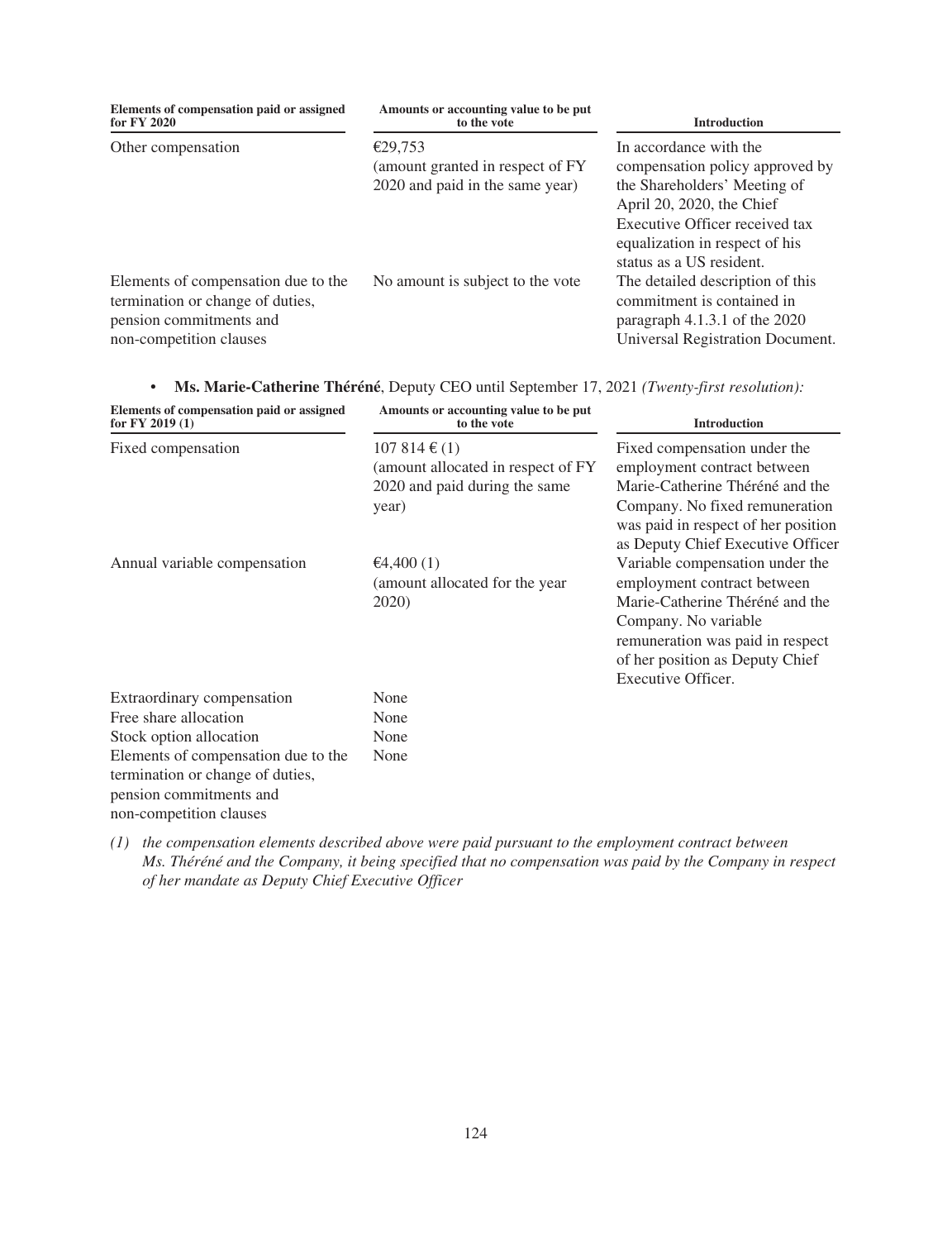| Elements of compensation paid or assigned for FY 2020 | Amounts or accounting value to be put to the vote | Introduction |
| --- | --- | --- |
| Other compensation | €29,753 (amount granted in respect of FY 2020 and paid in the same year) | In accordance with the compensation policy approved by the Shareholders' Meeting of April 20, 2020, the Chief Executive Officer received tax equalization in respect of his status as a US resident. |
| Elements of compensation due to the termination or change of duties, pension commitments and non-competition clauses | No amount is subject to the vote | The detailed description of this commitment is contained in paragraph 4.1.3.1 of the 2020 Universal Registration Document. |

- **Ms. Marie-Catherine Théréné**, Deputy CEO until September 17, 2021 *(Twenty-first resolution):*

| Elements of compensation paid or assigned for FY 2019 (1) | Amounts or accounting value to be put to the vote | Introduction |
| --- | --- | --- |
| Fixed compensation | 107 814 € (1) (amount allocated in respect of FY 2020 and paid during the same year) | Fixed compensation under the employment contract between Marie-Catherine Théréné and the Company. No fixed remuneration was paid in respect of her position as Deputy Chief Executive Officer |
| Annual variable compensation | €4,400 (1) (amount allocated for the year 2020) | Variable compensation under the employment contract between Marie-Catherine Théréné and the Company. No variable remuneration was paid in respect of her position as Deputy Chief Executive Officer. |
| Extraordinary compensation | None | |
| Free share allocation | None | |
| Stock option allocation | None | |
| Elements of compensation due to the termination or change of duties, pension commitments and non-competition clauses | None | |

*(1) the compensation elements described above were paid pursuant to the employment contract between Ms. Théréné and the Company, it being specified that no compensation was paid by the Company in respect of her mandate as Deputy Chief Executive Officer*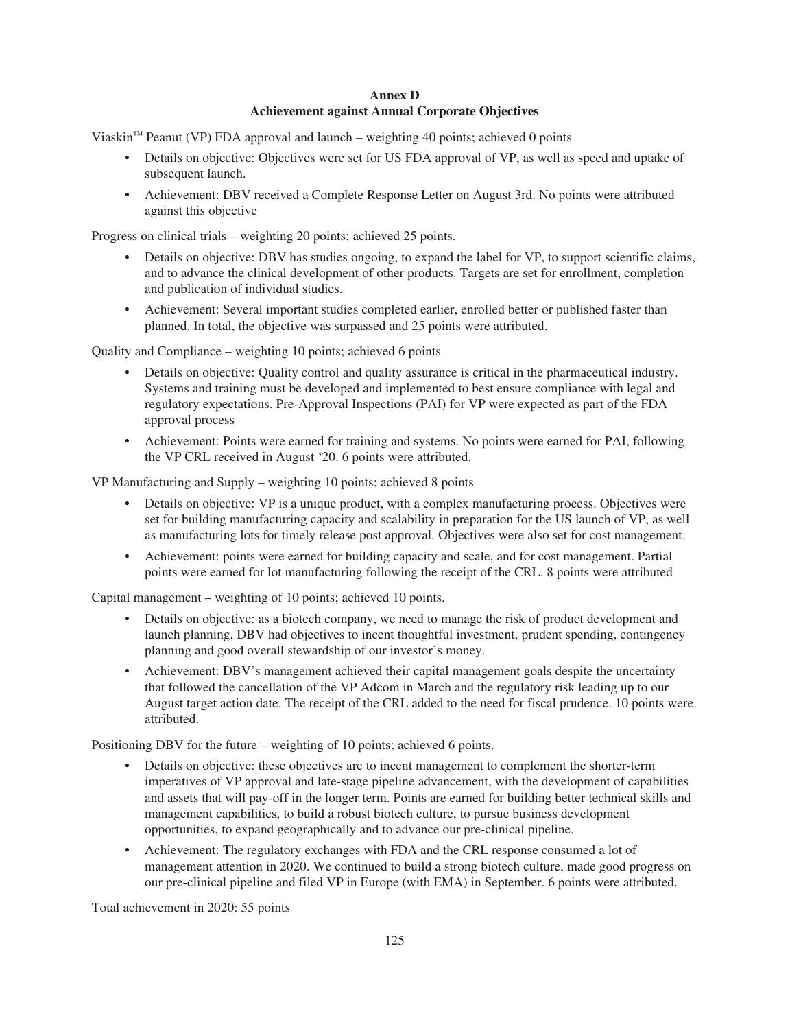# Annex D
## Achievement against Annual Corporate Objectives

Viaskin™ Peanut (VP) FDA approval and launch – weighting 40 points; achieved 0 points

- Details on objective: Objectives were set for US FDA approval of VP, as well as speed and uptake of subsequent launch.
- Achievement: DBV received a Complete Response Letter on August 3rd. No points were attributed against this objective

Progress on clinical trials – weighting 20 points; achieved 25 points.

- Details on objective: DBV has studies ongoing, to expand the label for VP, to support scientific claims, and to advance the clinical development of other products. Targets are set for enrollment, completion and publication of individual studies.
- Achievement: Several important studies completed earlier, enrolled better or published faster than planned. In total, the objective was surpassed and 25 points were attributed.

Quality and Compliance – weighting 10 points; achieved 6 points

- Details on objective: Quality control and quality assurance is critical in the pharmaceutical industry. Systems and training must be developed and implemented to best ensure compliance with legal and regulatory expectations. Pre-Approval Inspections (PAI) for VP were expected as part of the FDA approval process
- Achievement: Points were earned for training and systems. No points were earned for PAI, following the VP CRL received in August '20. 6 points were attributed.

VP Manufacturing and Supply – weighting 10 points; achieved 8 points

- Details on objective: VP is a unique product, with a complex manufacturing process. Objectives were set for building manufacturing capacity and scalability in preparation for the US launch of VP, as well as manufacturing lots for timely release post approval. Objectives were also set for cost management.
- Achievement: points were earned for building capacity and scale, and for cost management. Partial points were earned for lot manufacturing following the receipt of the CRL. 8 points were attributed

Capital management – weighting of 10 points; achieved 10 points.

- Details on objective: as a biotech company, we need to manage the risk of product development and launch planning, DBV had objectives to incent thoughtful investment, prudent spending, contingency planning and good overall stewardship of our investor's money.
- Achievement: DBV's management achieved their capital management goals despite the uncertainty that followed the cancellation of the VP Adcom in March and the regulatory risk leading up to our August target action date. The receipt of the CRL added to the need for fiscal prudence. 10 points were attributed.

Positioning DBV for the future – weighting of 10 points; achieved 6 points.

- Details on objective: these objectives are to incent management to complement the shorter-term imperatives of VP approval and late-stage pipeline advancement, with the development of capabilities and assets that will pay-off in the longer term. Points are earned for building better technical skills and management capabilities, to build a robust biotech culture, to pursue business development opportunities, to expand geographically and to advance our pre-clinical pipeline.
- Achievement: The regulatory exchanges with FDA and the CRL response consumed a lot of management attention in 2020. We continued to build a strong biotech culture, made good progress on our pre-clinical pipeline and filed VP in Europe (with EMA) in September. 6 points were attributed.

Total achievement in 2020: 55 points